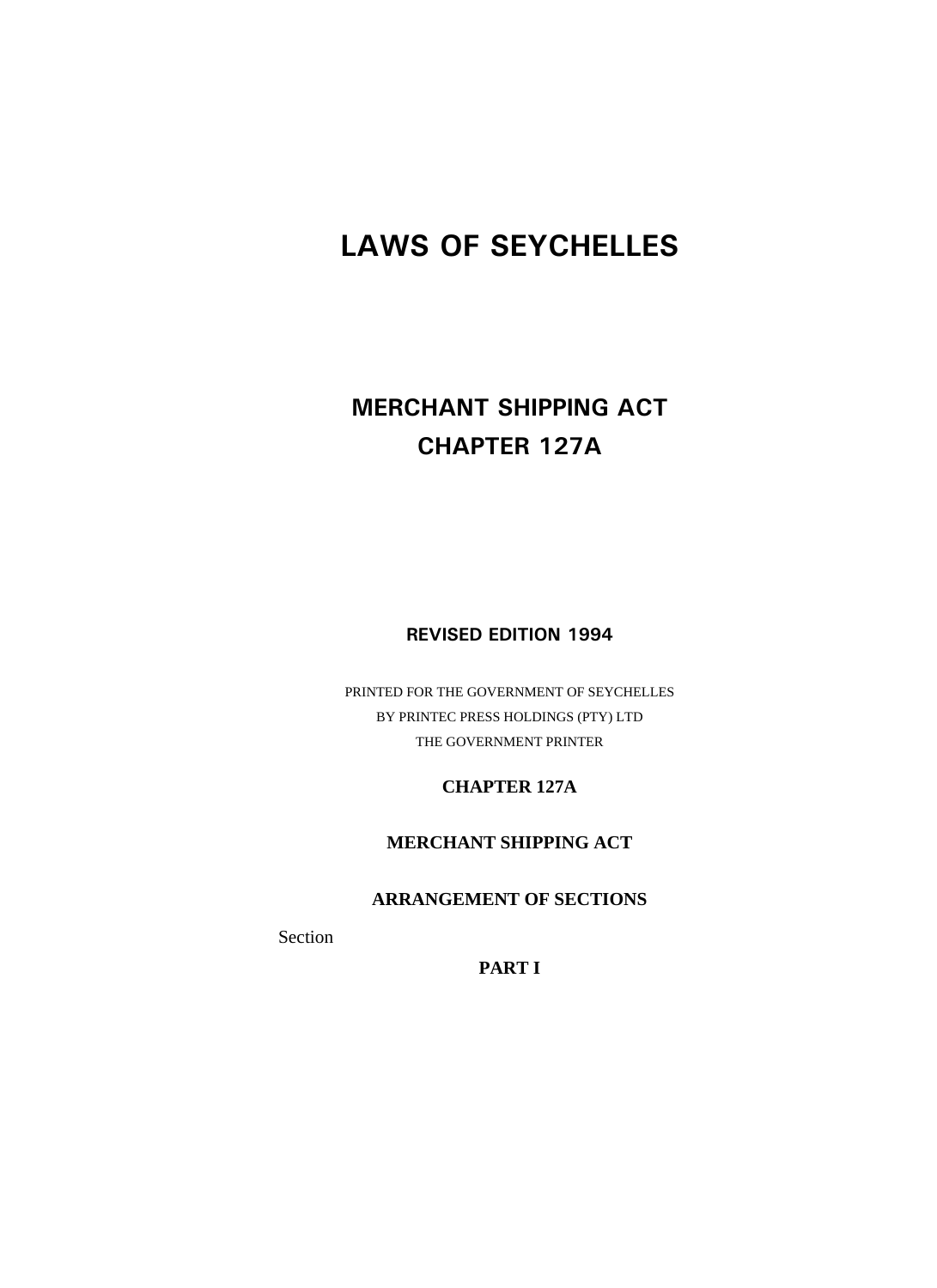# LAWS OF SEYCHELLES

## MERCHANT SHIPPING ACT
## CHAPTER 127A

**REVISED EDITION 1994**

PRINTED FOR THE GOVERNMENT OF SEYCHELLES
BY PRINTEC PRESS HOLDINGS (PTY) LTD
THE GOVERNMENT PRINTER

**CHAPTER 127A**

**MERCHANT SHIPPING ACT**

**ARRANGEMENT OF SECTIONS**

Section

**PART I**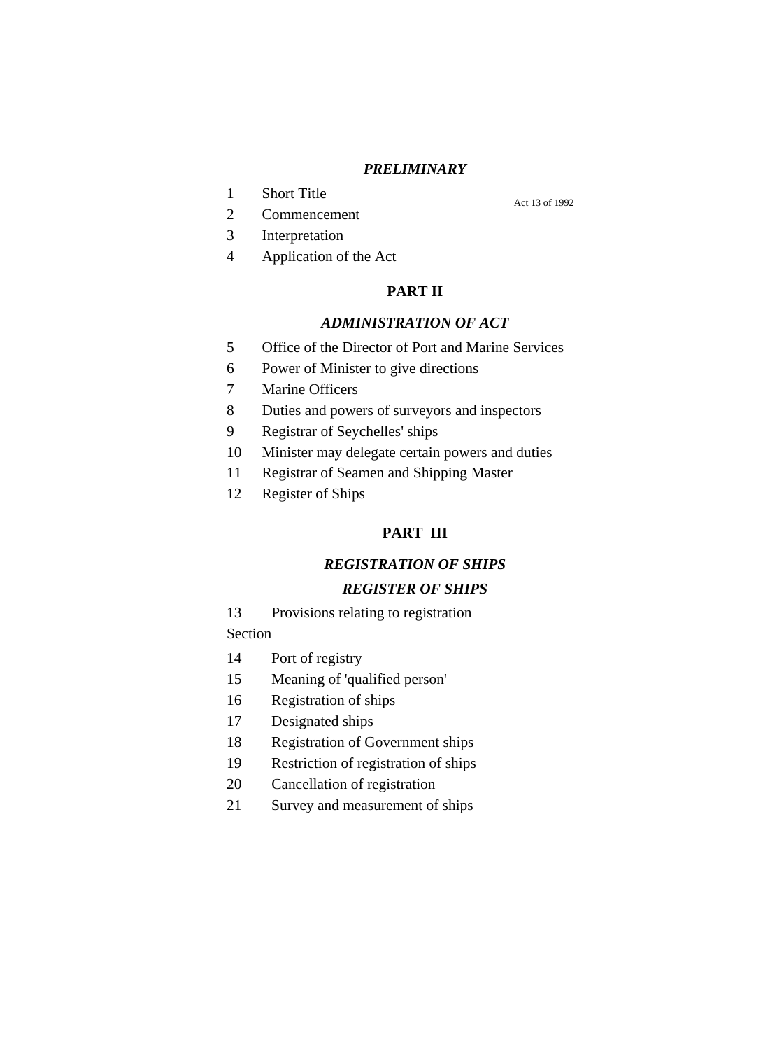### *PRELIMINARY*

1 Short Title

Act 13 of 1992

2 Commencement

3 Interpretation

4 Application of the Act

## PART II

### *ADMINISTRATION OF ACT*

5 Office of the Director of Port and Marine Services

6 Power of Minister to give directions

7 Marine Officers

8 Duties and powers of surveyors and inspectors

9 Registrar of Seychelles' ships

10 Minister may delegate certain powers and duties

11 Registrar of Seamen and Shipping Master

12 Register of Ships

## PART III

### *REGISTRATION OF SHIPS*

### *REGISTER OF SHIPS*

13 Provisions relating to registration

Section

14 Port of registry

15 Meaning of 'qualified person'

16 Registration of ships

17 Designated ships

18 Registration of Government ships

19 Restriction of registration of ships

20 Cancellation of registration

21 Survey and measurement of ships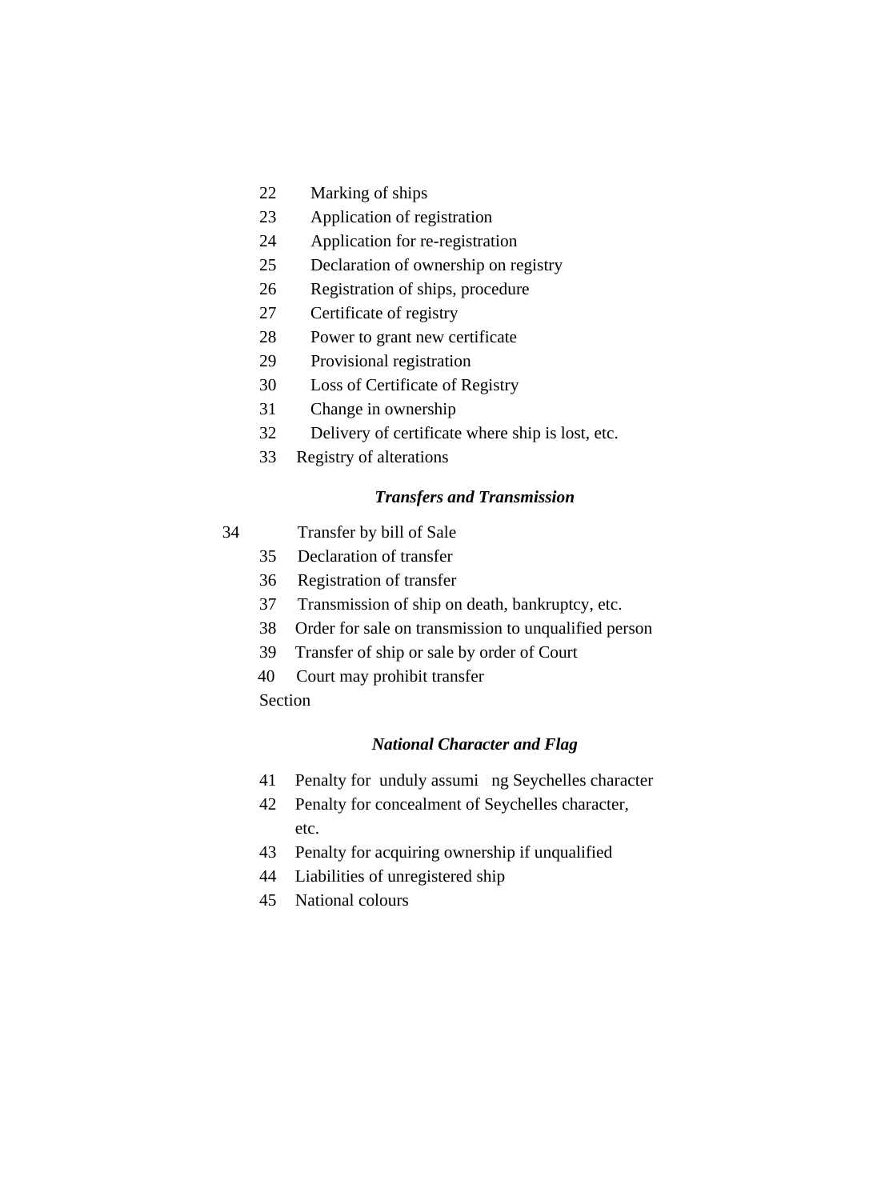22 Marking of ships
23 Application of registration
24 Application for re-registration
25 Declaration of ownership on registry
26 Registration of ships, procedure
27 Certificate of registry
28 Power to grant new certificate
29 Provisional registration
30 Loss of Certificate of Registry
31 Change in ownership
32 Delivery of certificate where ship is lost, etc.
33 Registry of alterations

### *Transfers and Transmission*

34 Transfer by bill of Sale
35 Declaration of transfer
36 Registration of transfer
37 Transmission of ship on death, bankruptcy, etc.
38 Order for sale on transmission to unqualified person
39 Transfer of ship or sale by order of Court
40 Court may prohibit transfer

Section

### *National Character and Flag*

41 Penalty for unduly assumi ng Seychelles character
42 Penalty for concealment of Seychelles character, etc.
43 Penalty for acquiring ownership if unqualified
44 Liabilities of unregistered ship
45 National colours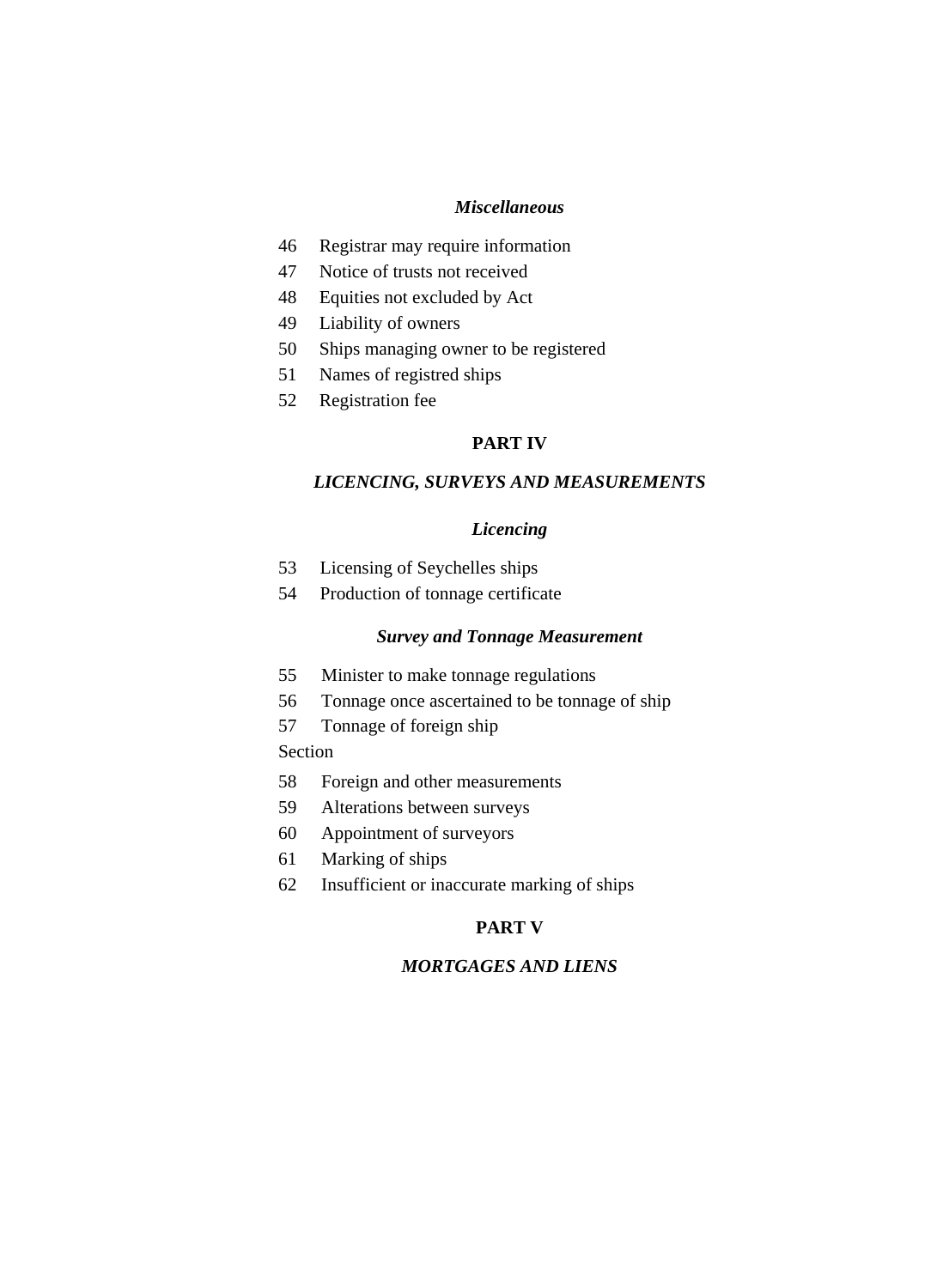*Miscellaneous*

46 Registrar may require information
47 Notice of trusts not received
48 Equities not excluded by Act
49 Liability of owners
50 Ships managing owner to be registered
51 Names of registred ships
52 Registration fee

**PART IV**

***LICENCING, SURVEYS AND MEASUREMENTS***

***Licencing***

53 Licensing of Seychelles ships
54 Production of tonnage certificate

***Survey and Tonnage Measurement***

55 Minister to make tonnage regulations
56 Tonnage once ascertained to be tonnage of ship
57 Tonnage of foreign ship

Section

58 Foreign and other measurements
59 Alterations between surveys
60 Appointment of surveyors
61 Marking of ships
62 Insufficient or inaccurate marking of ships

**PART V**

***MORTGAGES AND LIENS***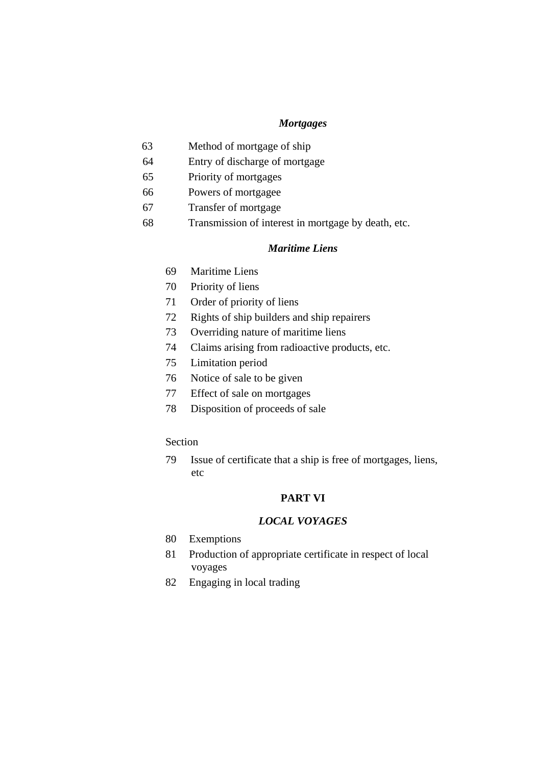### *Mortgages*

63 Method of mortgage of ship

64 Entry of discharge of mortgage

65 Priority of mortgages

66 Powers of mortgagee

67 Transfer of mortgage

68 Transmission of interest in mortgage by death, etc.

### *Maritime Liens*

69 Maritime Liens

70 Priority of liens

71 Order of priority of liens

72 Rights of ship builders and ship repairers

73 Overriding nature of maritime liens

74 Claims arising from radioactive products, etc.

75 Limitation period

76 Notice of sale to be given

77 Effect of sale on mortgages

78 Disposition of proceeds of sale

Section

79 Issue of certificate that a ship is free of mortgages, liens, etc

## PART VI

### *LOCAL VOYAGES*

80 Exemptions

81 Production of appropriate certificate in respect of local voyages

82 Engaging in local trading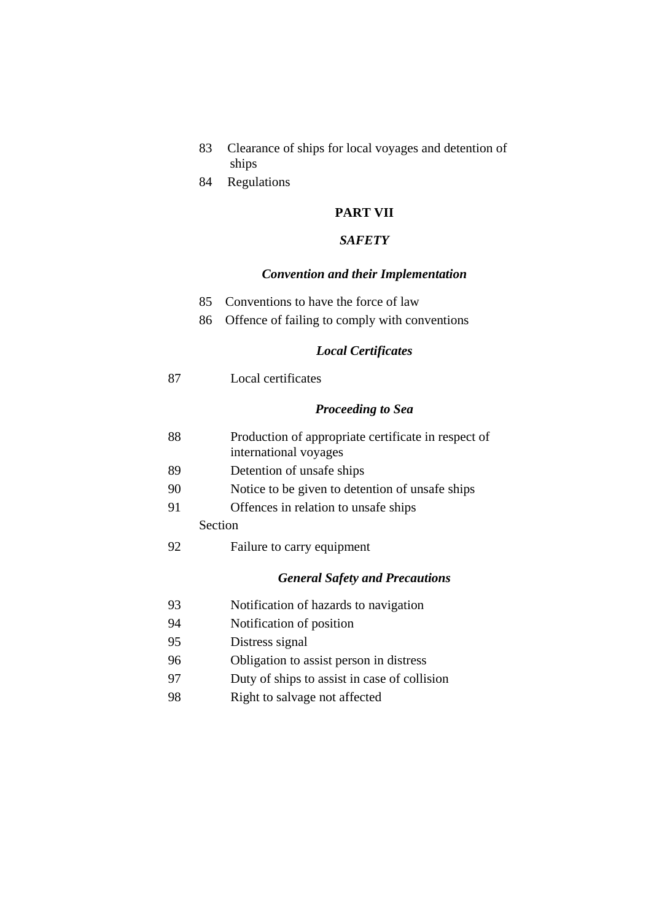83 Clearance of ships for local voyages and detention of ships

84 Regulations

## PART VII

### *SAFETY*

#### *Convention and their Implementation*

85 Conventions to have the force of law

86 Offence of failing to comply with conventions

#### *Local Certificates*

87 Local certificates

#### *Proceeding to Sea*

88 Production of appropriate certificate in respect of international voyages

89 Detention of unsafe ships

90 Notice to be given to detention of unsafe ships

91 Offences in relation to unsafe ships

Section

92 Failure to carry equipment

#### *General Safety and Precautions*

93 Notification of hazards to navigation

94 Notification of position

95 Distress signal

96 Obligation to assist person in distress

97 Duty of ships to assist in case of collision

98 Right to salvage not affected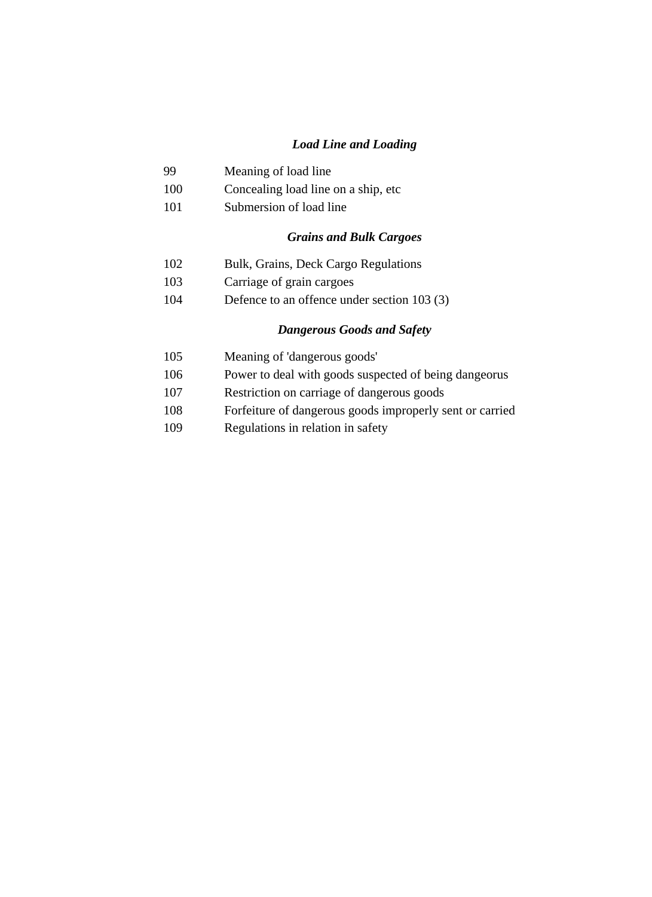***Load Line and Loading***

| | |
|---|---|
| 99 | Meaning of load line |
| 100 | Concealing load line on a ship, etc |
| 101 | Submersion of load line |

***Grains and Bulk Cargoes***

| | |
|---|---|
| 102 | Bulk, Grains, Deck Cargo Regulations |
| 103 | Carriage of grain cargoes |
| 104 | Defence to an offence under section 103 (3) |

***Dangerous Goods and Safety***

| | |
|---|---|
| 105 | Meaning of 'dangerous goods' |
| 106 | Power to deal with goods suspected of being dangeorus |
| 107 | Restriction on carriage of dangerous goods |
| 108 | Forfeiture of dangerous goods improperly sent or carried |
| 109 | Regulations in relation in safety |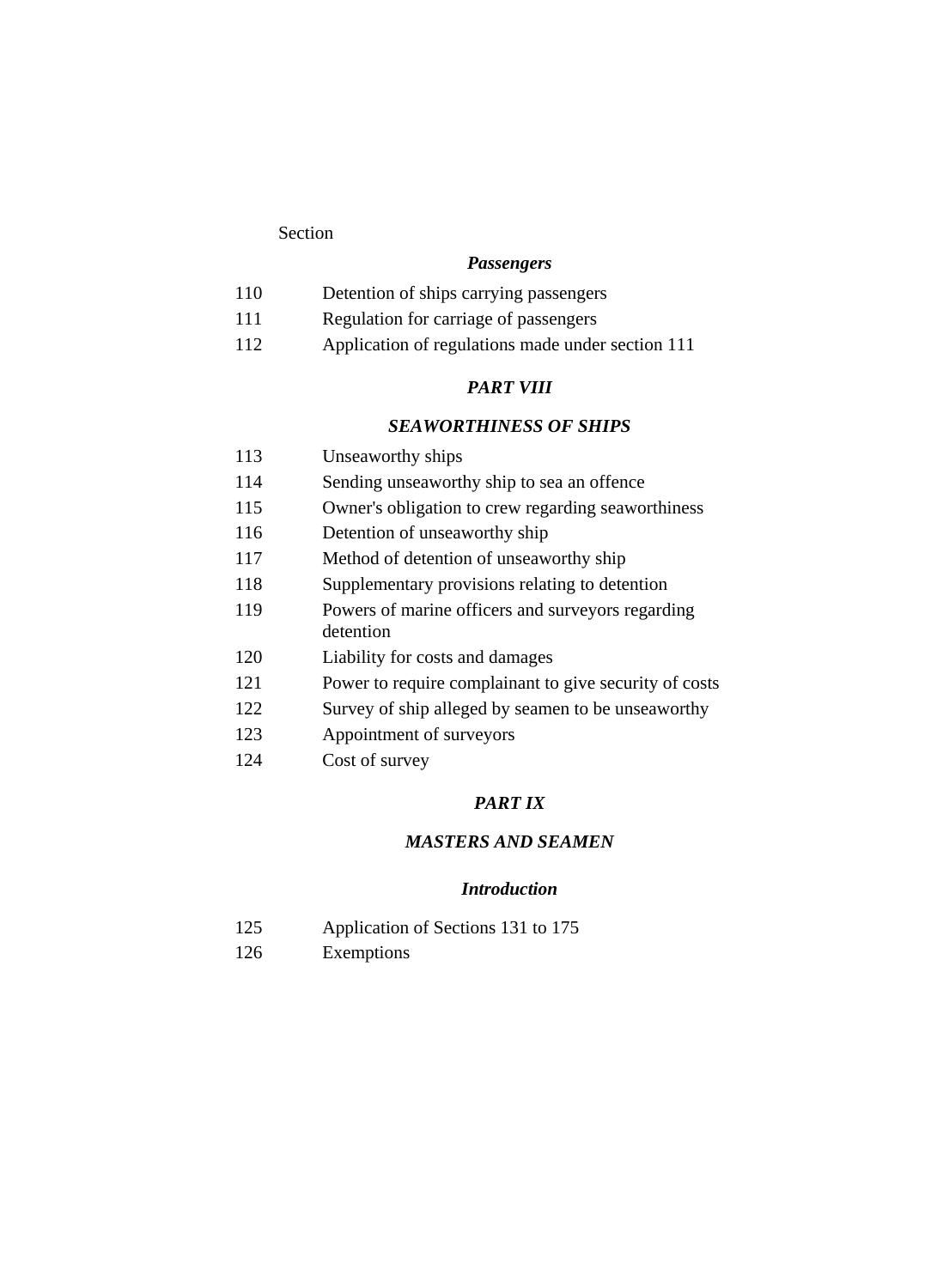Section

***Passengers***

| | |
|---|---|
| 110 | Detention of ships carrying passengers |
| 111 | Regulation for carriage of passengers |
| 112 | Application of regulations made under section 111 |

## *PART VIII*

## *SEAWORTHINESS OF SHIPS*

| | |
|---|---|
| 113 | Unseaworthy ships |
| 114 | Sending unseaworthy ship to sea an offence |
| 115 | Owner's obligation to crew regarding seaworthiness |
| 116 | Detention of unseaworthy ship |
| 117 | Method of detention of unseaworthy ship |
| 118 | Supplementary provisions relating to detention |
| 119 | Powers of marine officers and surveyors regarding detention |
| 120 | Liability for costs and damages |
| 121 | Power to require complainant to give security of costs |
| 122 | Survey of ship alleged by seamen to be unseaworthy |
| 123 | Appointment of surveyors |
| 124 | Cost of survey |

## *PART IX*

## *MASTERS AND SEAMEN*

***Introduction***

| | |
|---|---|
| 125 | Application of Sections 131 to 175 |
| 126 | Exemptions |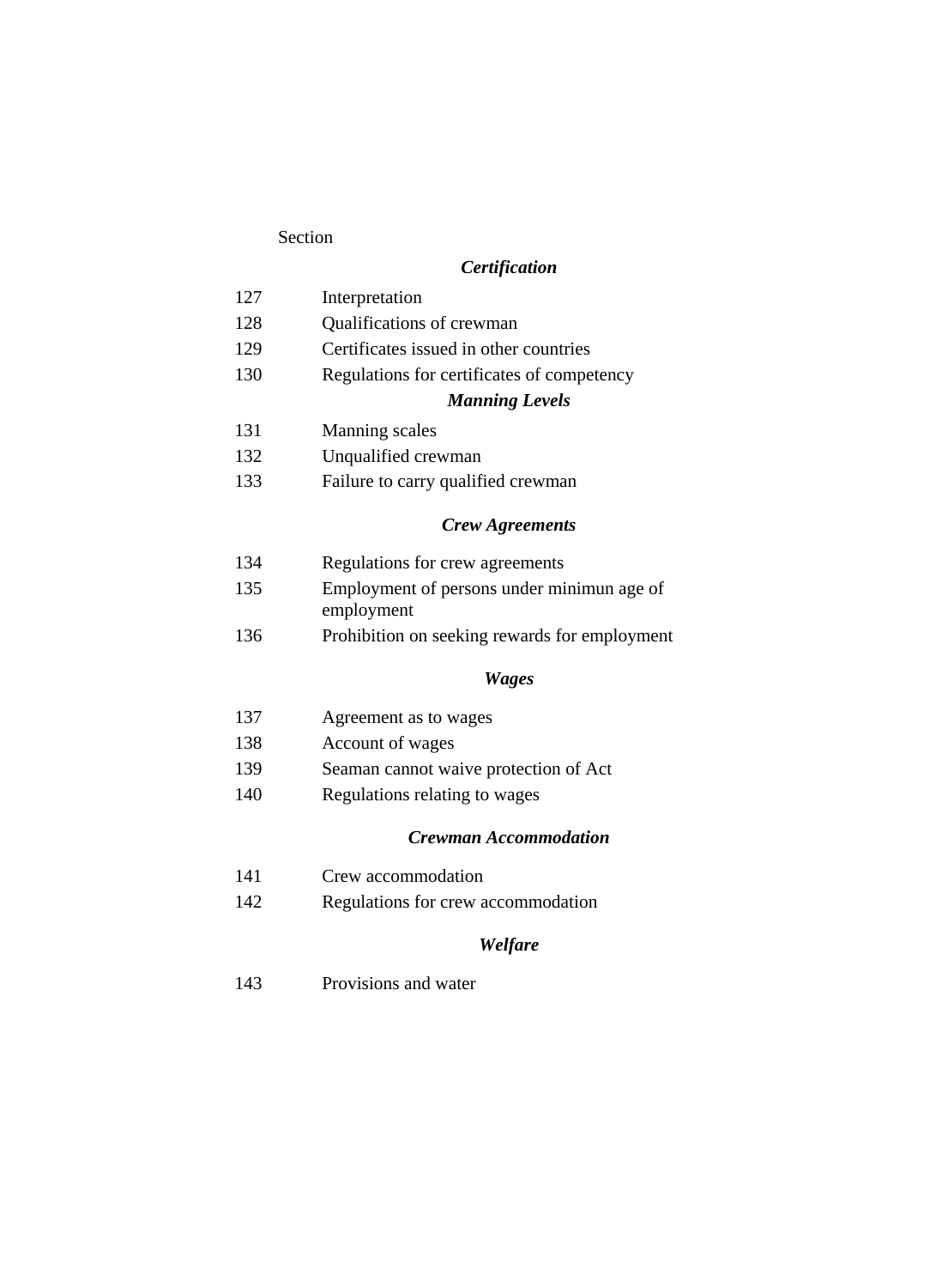Section

***Certification***

| | |
|---|---|
| 127 | Interpretation |
| 128 | Qualifications of crewman |
| 129 | Certificates issued in other countries |
| 130 | Regulations for certificates of competency |

***Manning Levels***

| | |
|---|---|
| 131 | Manning scales |
| 132 | Unqualified crewman |
| 133 | Failure to carry qualified crewman |

***Crew Agreements***

| | |
|---|---|
| 134 | Regulations for crew agreements |
| 135 | Employment of persons under minimun age of employment |
| 136 | Prohibition on seeking rewards for employment |

***Wages***

| | |
|---|---|
| 137 | Agreement as to wages |
| 138 | Account of wages |
| 139 | Seaman cannot waive protection of Act |
| 140 | Regulations relating to wages |

***Crewman Accommodation***

| | |
|---|---|
| 141 | Crew accommodation |
| 142 | Regulations for crew accommodation |

***Welfare***

| | |
|---|---|
| 143 | Provisions and water |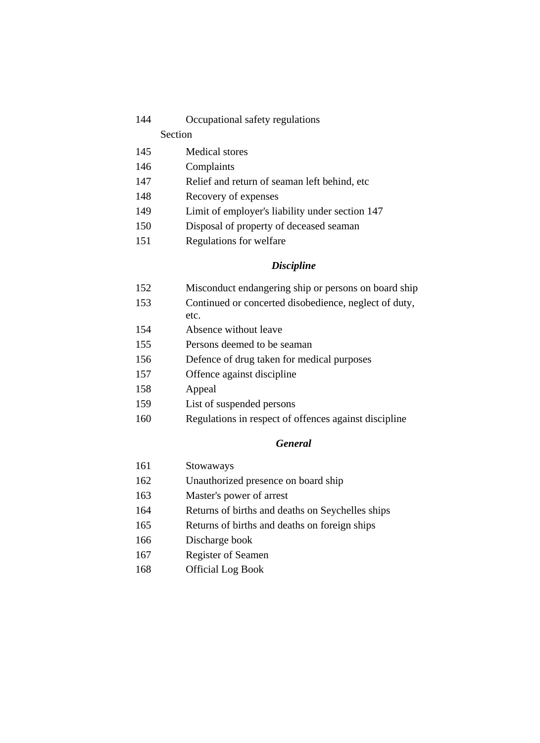144 Occupational safety regulations

Section

145 Medical stores

146 Complaints

147 Relief and return of seaman left behind, etc

148 Recovery of expenses

149 Limit of employer's liability under section 147

150 Disposal of property of deceased seaman

151 Regulations for welfare

***Discipline***

152 Misconduct endangering ship or persons on board ship

153 Continued or concerted disobedience, neglect of duty, etc.

154 Absence without leave

155 Persons deemed to be seaman

156 Defence of drug taken for medical purposes

157 Offence against discipline

158 Appeal

159 List of suspended persons

160 Regulations in respect of offences against discipline

***General***

161 Stowaways

162 Unauthorized presence on board ship

163 Master's power of arrest

164 Returns of births and deaths on Seychelles ships

165 Returns of births and deaths on foreign ships

166 Discharge book

167 Register of Seamen

168 Official Log Book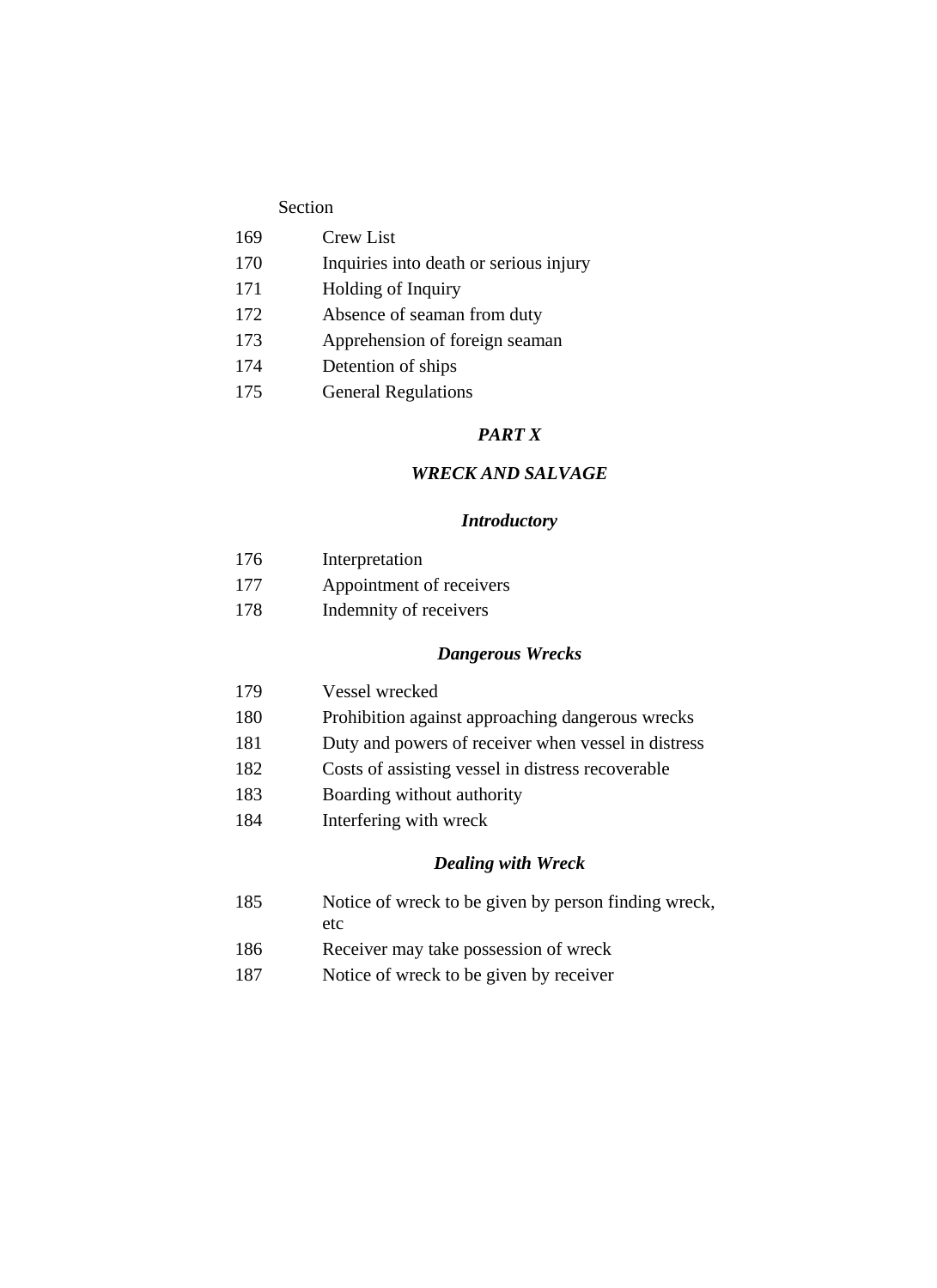Section

| | |
|---|---|
| 169 | Crew List |
| 170 | Inquiries into death or serious injury |
| 171 | Holding of Inquiry |
| 172 | Absence of seaman from duty |
| 173 | Apprehension of foreign seaman |
| 174 | Detention of ships |
| 175 | General Regulations |

## *PART X*

## *WRECK AND SALVAGE*

### *Introductory*

| | |
|---|---|
| 176 | Interpretation |
| 177 | Appointment of receivers |
| 178 | Indemnity of receivers |

### *Dangerous Wrecks*

| | |
|---|---|
| 179 | Vessel wrecked |
| 180 | Prohibition against approaching dangerous wrecks |
| 181 | Duty and powers of receiver when vessel in distress |
| 182 | Costs of assisting vessel in distress recoverable |
| 183 | Boarding without authority |
| 184 | Interfering with wreck |

### *Dealing with Wreck*

| | |
|---|---|
| 185 | Notice of wreck to be given by person finding wreck, etc |
| 186 | Receiver may take possession of wreck |
| 187 | Notice of wreck to be given by receiver |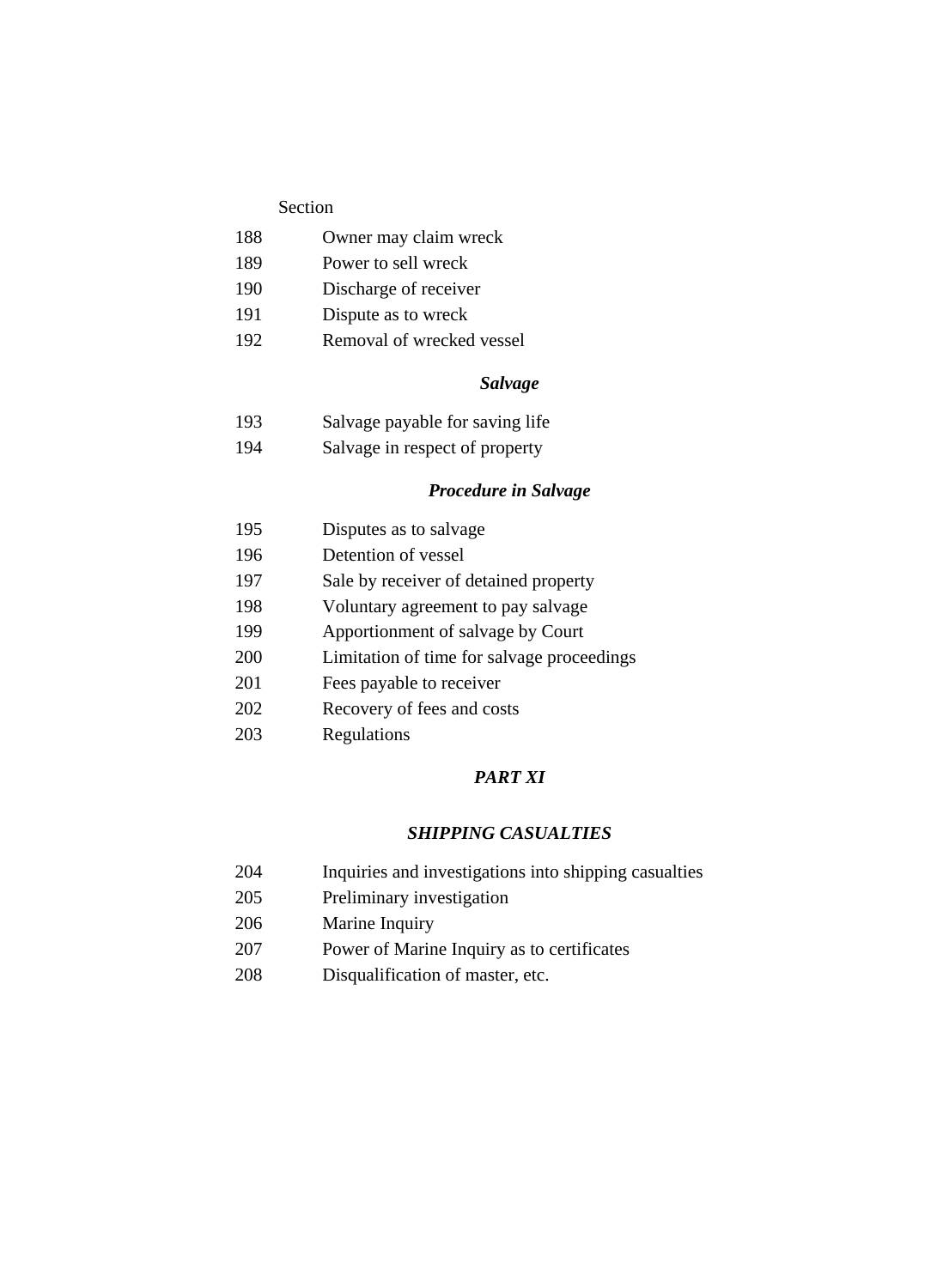Section

| | |
|---|---|
| 188 | Owner may claim wreck |
| 189 | Power to sell wreck |
| 190 | Discharge of receiver |
| 191 | Dispute as to wreck |
| 192 | Removal of wrecked vessel |

***Salvage***

| | |
|---|---|
| 193 | Salvage payable for saving life |
| 194 | Salvage in respect of property |

***Procedure in Salvage***

| | |
|---|---|
| 195 | Disputes as to salvage |
| 196 | Detention of vessel |
| 197 | Sale by receiver of detained property |
| 198 | Voluntary agreement to pay salvage |
| 199 | Apportionment of salvage by Court |
| 200 | Limitation of time for salvage proceedings |
| 201 | Fees payable to receiver |
| 202 | Recovery of fees and costs |
| 203 | Regulations |

***PART XI***

***SHIPPING CASUALTIES***

| | |
|---|---|
| 204 | Inquiries and investigations into shipping casualties |
| 205 | Preliminary investigation |
| 206 | Marine Inquiry |
| 207 | Power of Marine Inquiry as to certificates |
| 208 | Disqualification of master, etc. |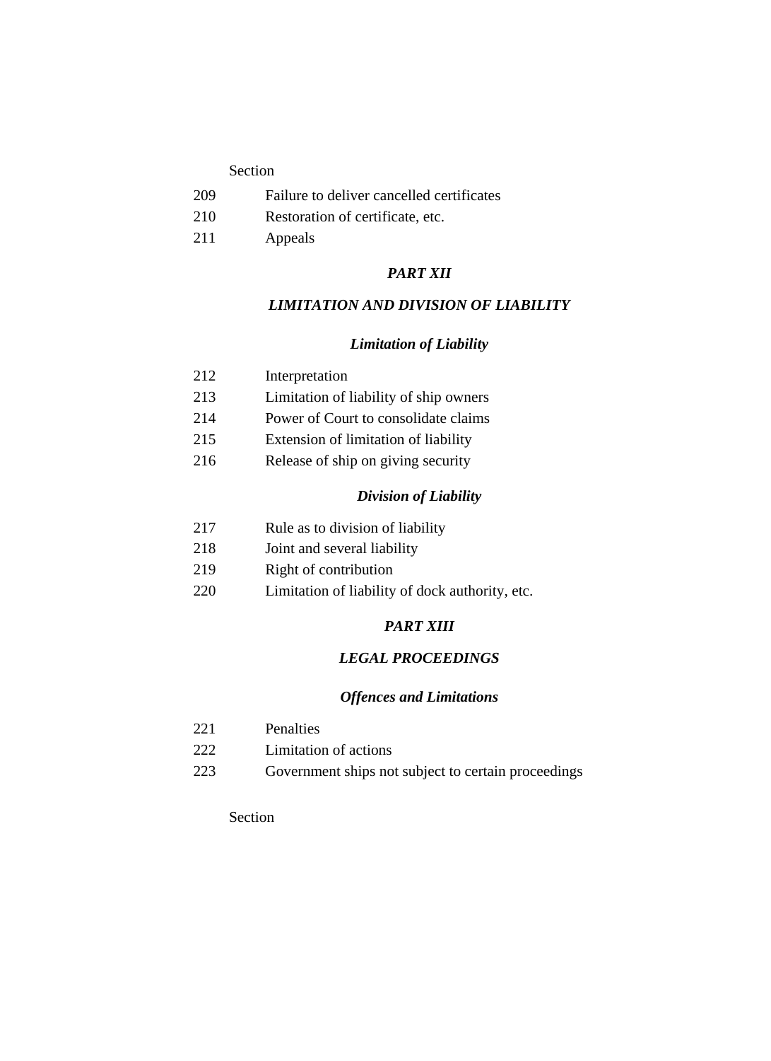Section

209 Failure to deliver cancelled certificates

210 Restoration of certificate, etc.

211 Appeals

## *PART XII*

## *LIMITATION AND DIVISION OF LIABILITY*

### *Limitation of Liability*

212 Interpretation

213 Limitation of liability of ship owners

214 Power of Court to consolidate claims

215 Extension of limitation of liability

216 Release of ship on giving security

### *Division of Liability*

217 Rule as to division of liability

218 Joint and several liability

219 Right of contribution

220 Limitation of liability of dock authority, etc.

## *PART XIII*

## *LEGAL PROCEEDINGS*

### *Offences and Limitations*

221 Penalties

222 Limitation of actions

223 Government ships not subject to certain proceedings

Section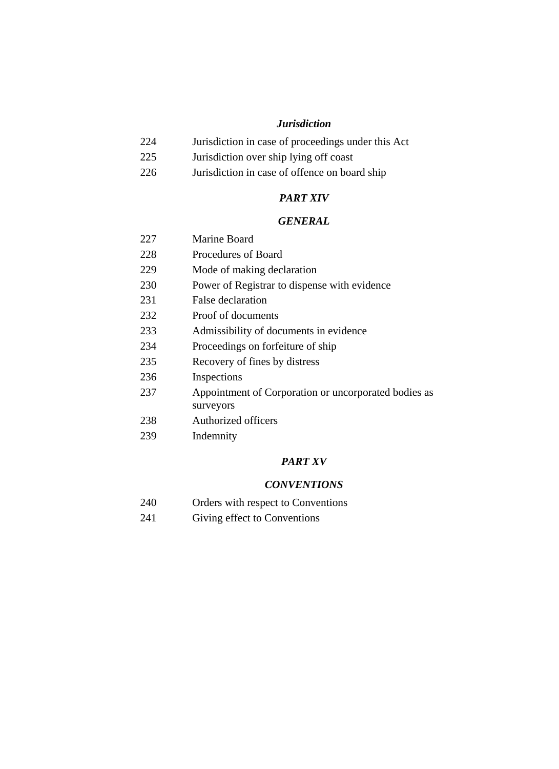***Jurisdiction***

224 Jurisdiction in case of proceedings under this Act

225 Jurisdiction over ship lying off coast

226 Jurisdiction in case of offence on board ship

***PART XIV***

***GENERAL***

227 Marine Board

228 Procedures of Board

229 Mode of making declaration

230 Power of Registrar to dispense with evidence

231 False declaration

232 Proof of documents

233 Admissibility of documents in evidence

234 Proceedings on forfeiture of ship

235 Recovery of fines by distress

236 Inspections

237 Appointment of Corporation or uncorporated bodies as surveyors

238 Authorized officers

239 Indemnity

***PART XV***

***CONVENTIONS***

240 Orders with respect to Conventions

241 Giving effect to Conventions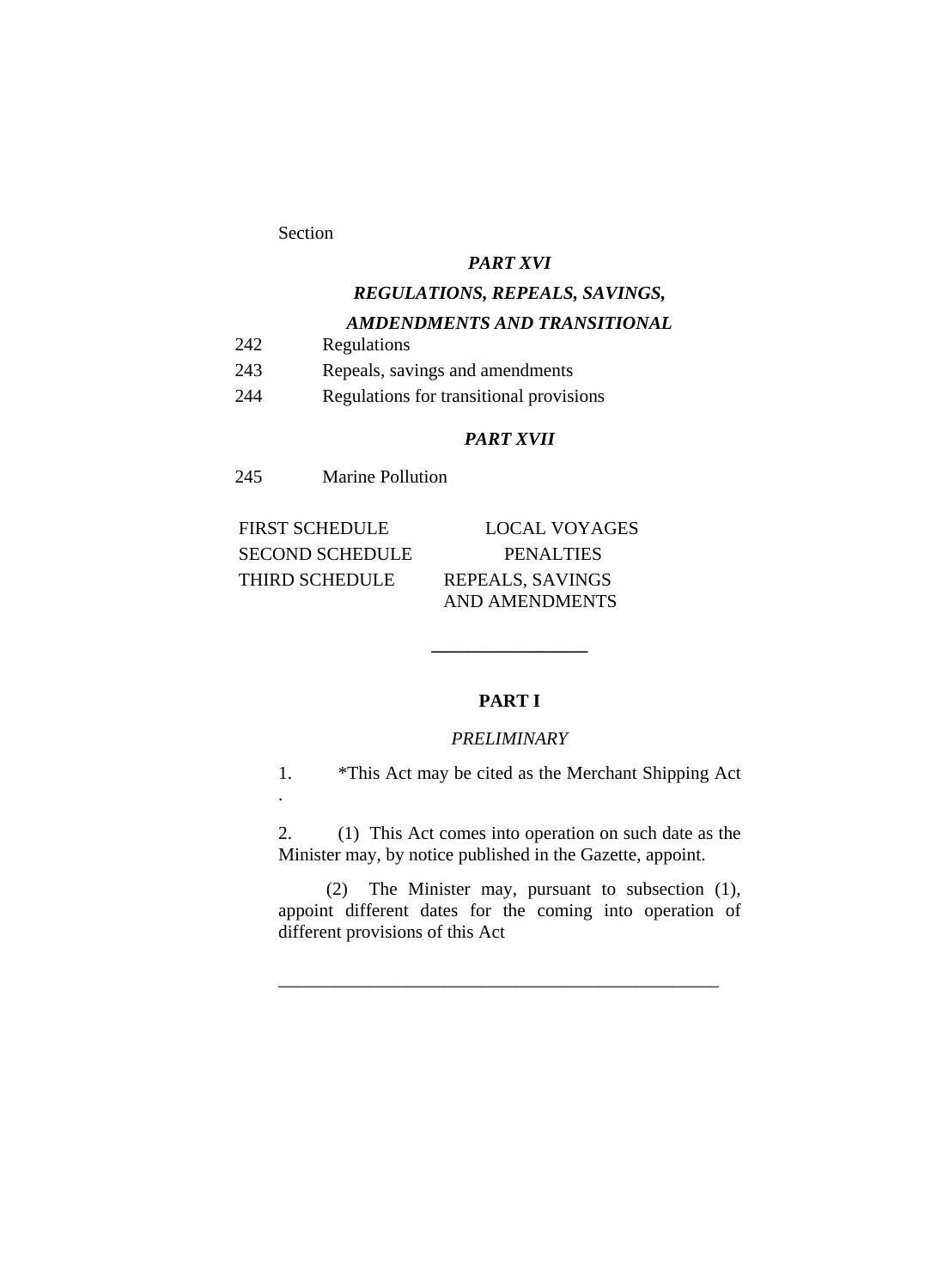Section

***PART XVI***

***REGULATIONS, REPEALS, SAVINGS, AMDENDMENTS AND TRANSITIONAL***

| | |
|---|---|
| 242 | Regulations |
| 243 | Repeals, savings and amendments |
| 244 | Regulations for transitional provisions |

***PART XVII***

| | |
|---|---|
| 245 | Marine Pollution |

| | |
|---|---|
| FIRST SCHEDULE | LOCAL VOYAGES |
| SECOND SCHEDULE | PENALTIES |
| THIRD SCHEDULE | REPEALS, SAVINGS AND AMENDMENTS |

---

## PART I

*PRELIMINARY*

1. *This Act may be cited as the Merchant Shipping Act .

2. (1) This Act comes into operation on such date as the Minister may, by notice published in the Gazette, appoint.

(2) The Minister may, pursuant to subsection (1), appoint different dates for the coming into operation of different provisions of this Act

---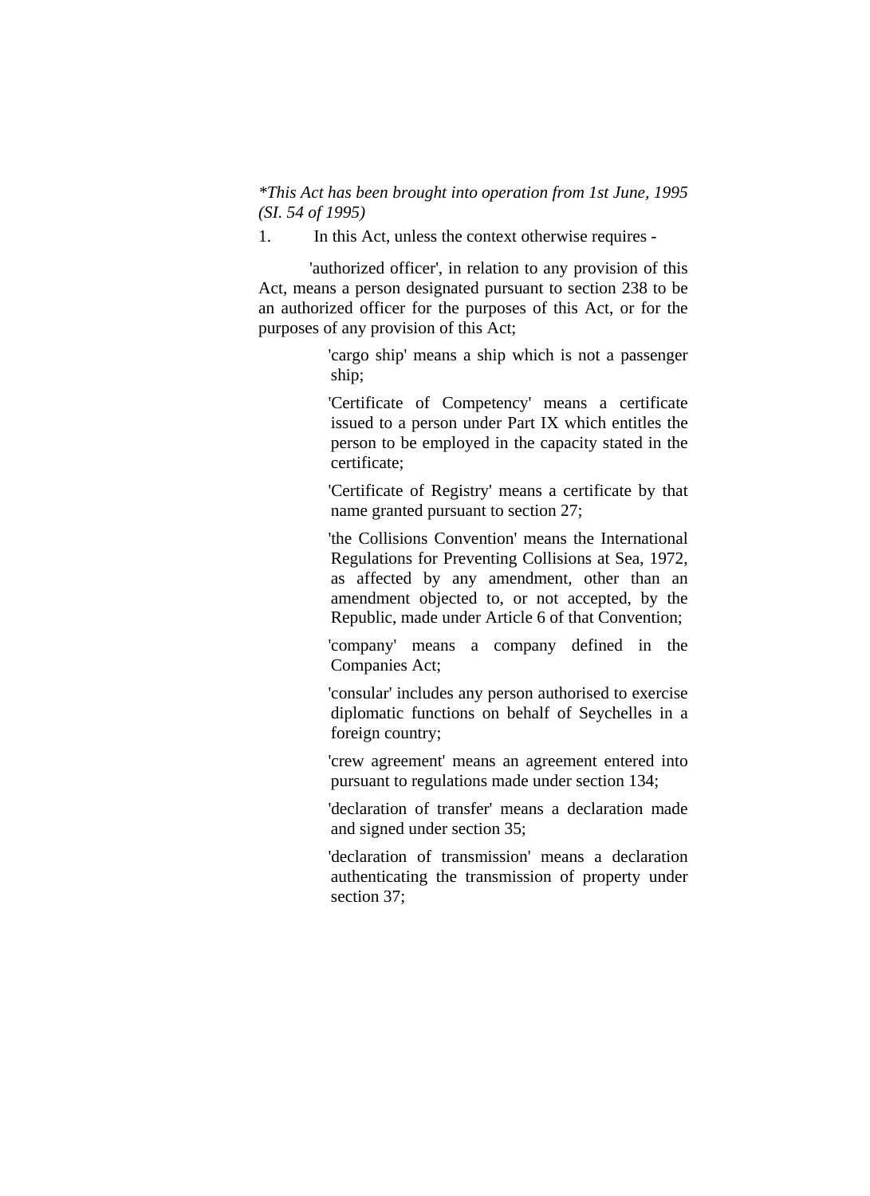*\*This Act has been brought into operation from 1st June, 1995 (SI. 54 of 1995)*

1. In this Act, unless the context otherwise requires -

'authorized officer', in relation to any provision of this Act, means a person designated pursuant to section 238 to be an authorized officer for the purposes of this Act, or for the purposes of any provision of this Act;

'cargo ship' means a ship which is not a passenger ship;

'Certificate of Competency' means a certificate issued to a person under Part IX which entitles the person to be employed in the capacity stated in the certificate;

'Certificate of Registry' means a certificate by that name granted pursuant to section 27;

'the Collisions Convention' means the International Regulations for Preventing Collisions at Sea, 1972, as affected by any amendment, other than an amendment objected to, or not accepted, by the Republic, made under Article 6 of that Convention;

'company' means a company defined in the Companies Act;

'consular' includes any person authorised to exercise diplomatic functions on behalf of Seychelles in a foreign country;

'crew agreement' means an agreement entered into pursuant to regulations made under section 134;

'declaration of transfer' means a declaration made and signed under section 35;

'declaration of transmission' means a declaration authenticating the transmission of property under section 37;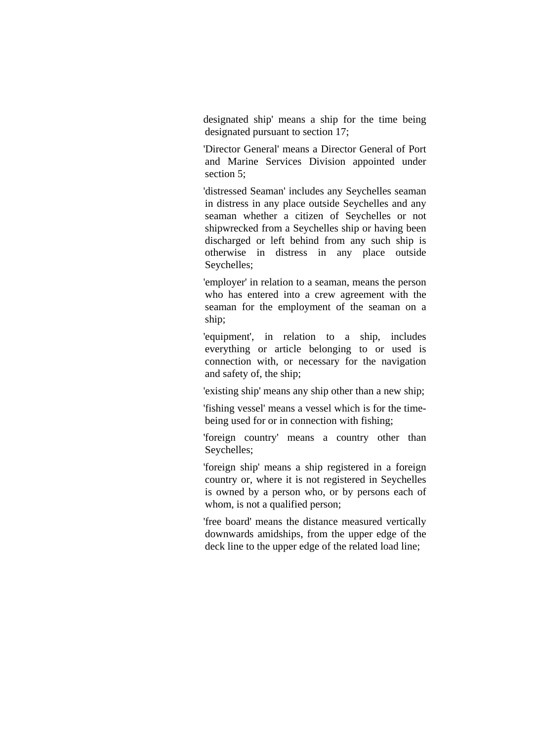designated ship' means a ship for the time being designated pursuant to section 17;

'Director General' means a Director General of Port and Marine Services Division appointed under section 5;

'distressed Seaman' includes any Seychelles seaman in distress in any place outside Seychelles and any seaman whether a citizen of Seychelles or not shipwrecked from a Seychelles ship or having been discharged or left behind from any such ship is otherwise in distress in any place outside Seychelles;

'employer' in relation to a seaman, means the person who has entered into a crew agreement with the seaman for the employment of the seaman on a ship;

'equipment', in relation to a ship, includes everything or article belonging to or used is connection with, or necessary for the navigation and safety of, the ship;

'existing ship' means any ship other than a new ship;

'fishing vessel' means a vessel which is for the time-being used for or in connection with fishing;

'foreign country' means a country other than Seychelles;

'foreign ship' means a ship registered in a foreign country or, where it is not registered in Seychelles is owned by a person who, or by persons each of whom, is not a qualified person;

'free board' means the distance measured vertically downwards amidships, from the upper edge of the deck line to the upper edge of the related load line;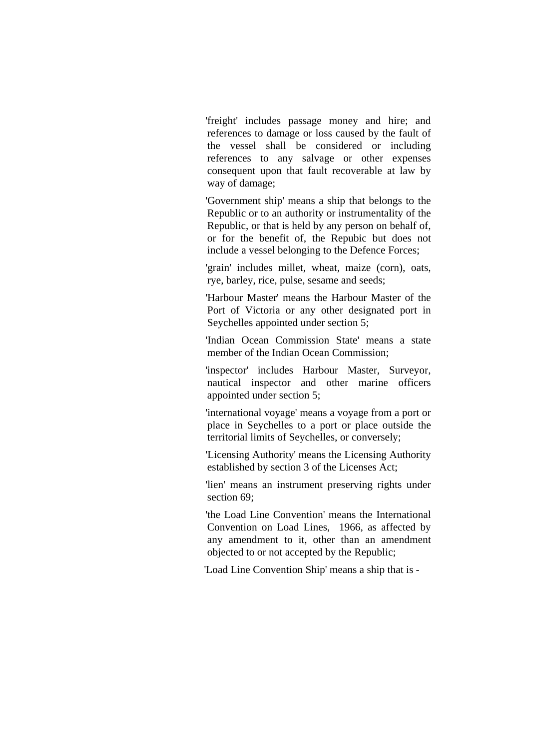'freight' includes passage money and hire; and references to damage or loss caused by the fault of the vessel shall be considered or including references to any salvage or other expenses consequent upon that fault recoverable at law by way of damage;

'Government ship' means a ship that belongs to the Republic or to an authority or instrumentality of the Republic, or that is held by any person on behalf of, or for the benefit of, the Repubic but does not include a vessel belonging to the Defence Forces;

'grain' includes millet, wheat, maize (corn), oats, rye, barley, rice, pulse, sesame and seeds;

'Harbour Master' means the Harbour Master of the Port of Victoria or any other designated port in Seychelles appointed under section 5;

'Indian Ocean Commission State' means a state member of the Indian Ocean Commission;

'inspector' includes Harbour Master, Surveyor, nautical inspector and other marine officers appointed under section 5;

'international voyage' means a voyage from a port or place in Seychelles to a port or place outside the territorial limits of Seychelles, or conversely;

'Licensing Authority' means the Licensing Authority established by section 3 of the Licenses Act;

'lien' means an instrument preserving rights under section 69;

'the Load Line Convention' means the International Convention on Load Lines, 1966, as affected by any amendment to it, other than an amendment objected to or not accepted by the Republic;

'Load Line Convention Ship' means a ship that is -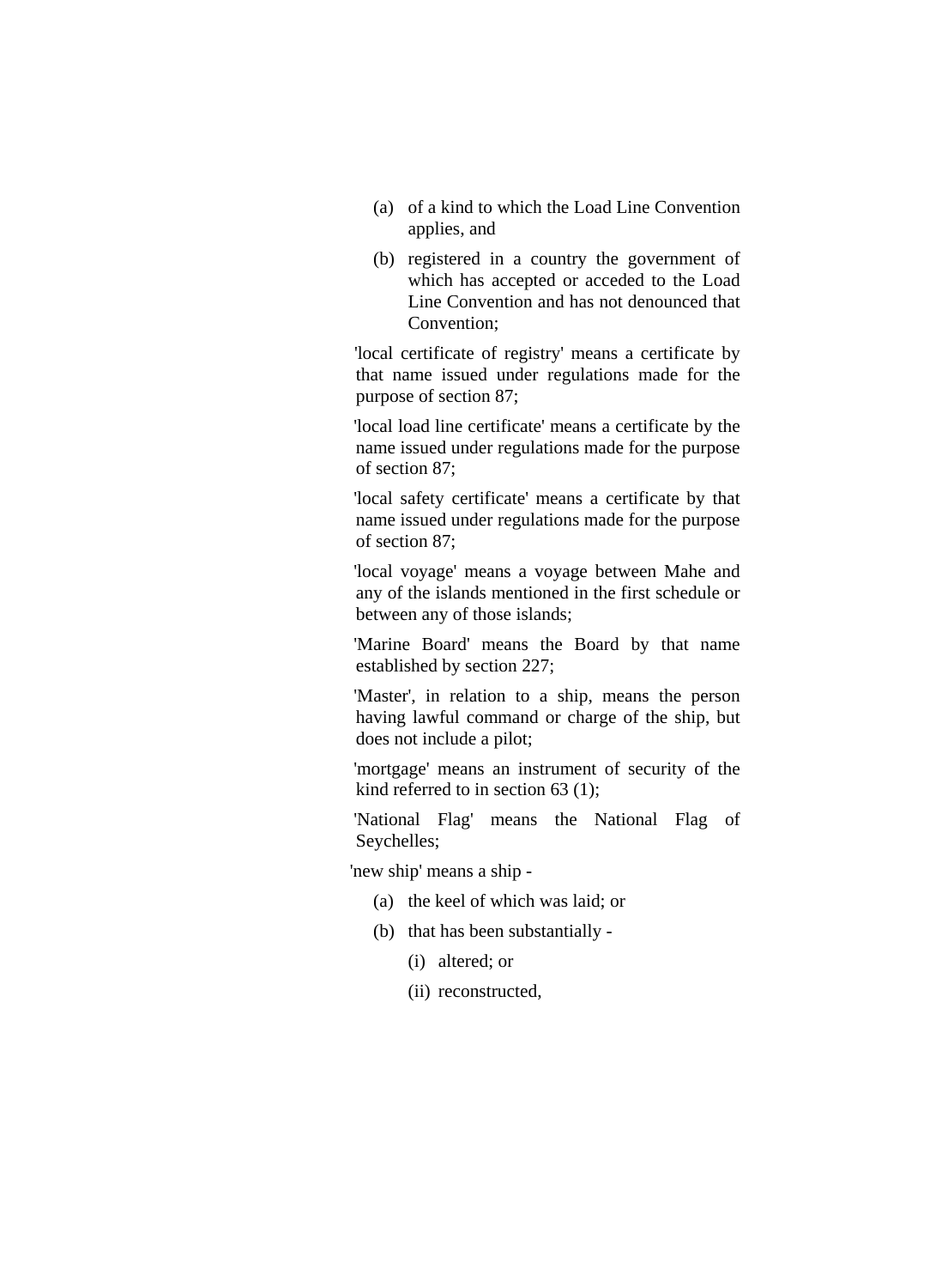(a) of a kind to which the Load Line Convention applies, and

(b) registered in a country the government of which has accepted or acceded to the Load Line Convention and has not denounced that Convention;

'local certificate of registry' means a certificate by that name issued under regulations made for the purpose of section 87;

'local load line certificate' means a certificate by the name issued under regulations made for the purpose of section 87;

'local safety certificate' means a certificate by that name issued under regulations made for the purpose of section 87;

'local voyage' means a voyage between Mahe and any of the islands mentioned in the first schedule or between any of those islands;

'Marine Board' means the Board by that name established by section 227;

'Master', in relation to a ship, means the person having lawful command or charge of the ship, but does not include a pilot;

'mortgage' means an instrument of security of the kind referred to in section 63 (1);

'National Flag' means the National Flag of Seychelles;

'new ship' means a ship -

(a) the keel of which was laid; or

(b) that has been substantially -

  (i) altered; or

  (ii) reconstructed,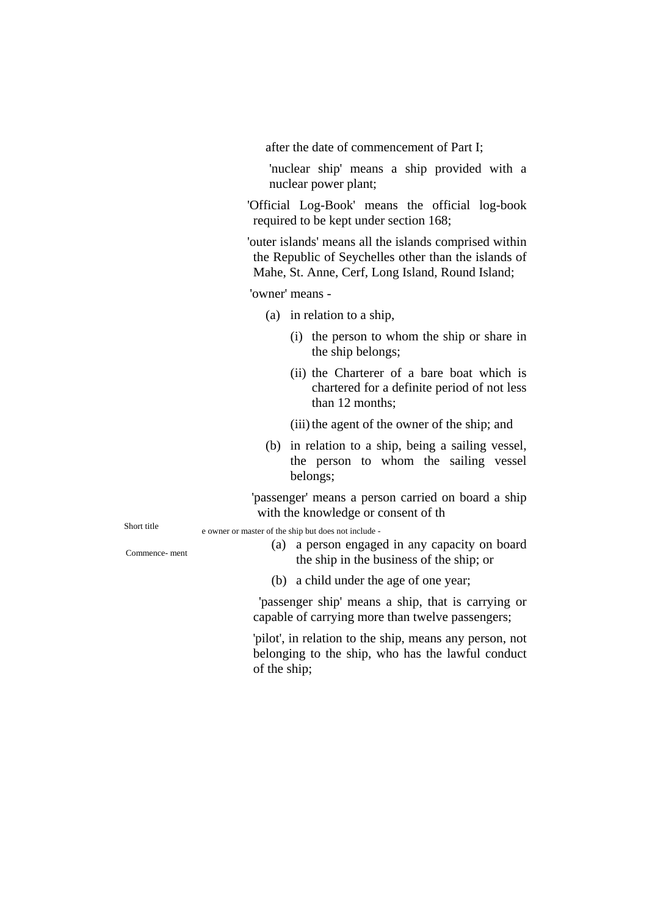after the date of commencement of Part I;

'nuclear ship' means a ship provided with a nuclear power plant;

'Official Log-Book' means the official log-book required to be kept under section 168;

'outer islands' means all the islands comprised within the Republic of Seychelles other than the islands of Mahe, St. Anne, Cerf, Long Island, Round Island;

'owner' means -

(a) in relation to a ship,

(i) the person to whom the ship or share in the ship belongs;

(ii) the Charterer of a bare boat which is chartered for a definite period of not less than 12 months;

(iii) the agent of the owner of the ship; and

(b) in relation to a ship, being a sailing vessel, the person to whom the sailing vessel belongs;

'passenger' means a person carried on board a ship with the knowledge or consent of the owner or master of the ship but does not include -

Short title

Commence- ment

(a) a person engaged in any capacity on board the ship in the business of the ship; or

(b) a child under the age of one year;

'passenger ship' means a ship, that is carrying or capable of carrying more than twelve passengers;

'pilot', in relation to the ship, means any person, not belonging to the ship, who has the lawful conduct of the ship;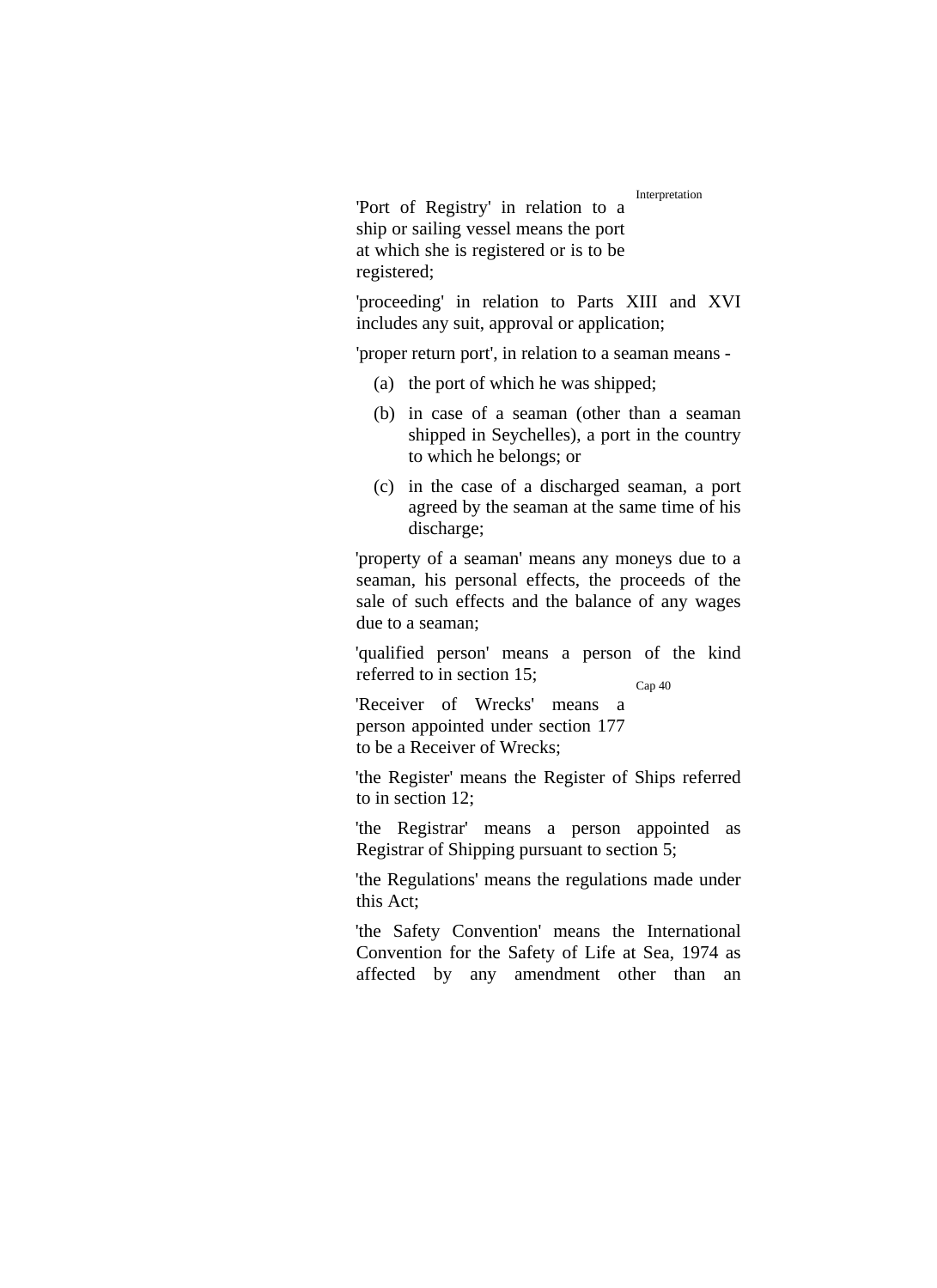Interpretation

'Port of Registry' in relation to a ship or sailing vessel means the port at which she is registered or is to be registered;

'proceeding' in relation to Parts XIII and XVI includes any suit, approval or application;

'proper return port', in relation to a seaman means -

(a) the port of which he was shipped;

(b) in case of a seaman (other than a seaman shipped in Seychelles), a port in the country to which he belongs; or

(c) in the case of a discharged seaman, a port agreed by the seaman at the same time of his discharge;

'property of a seaman' means any moneys due to a seaman, his personal effects, the proceeds of the sale of such effects and the balance of any wages due to a seaman;

'qualified person' means a person of the kind referred to in section 15;

Cap 40

'Receiver of Wrecks' means a person appointed under section 177 to be a Receiver of Wrecks;

'the Register' means the Register of Ships referred to in section 12;

'the Registrar' means a person appointed as Registrar of Shipping pursuant to section 5;

'the Regulations' means the regulations made under this Act;

'the Safety Convention' means the International Convention for the Safety of Life at Sea, 1974 as affected by any amendment other than an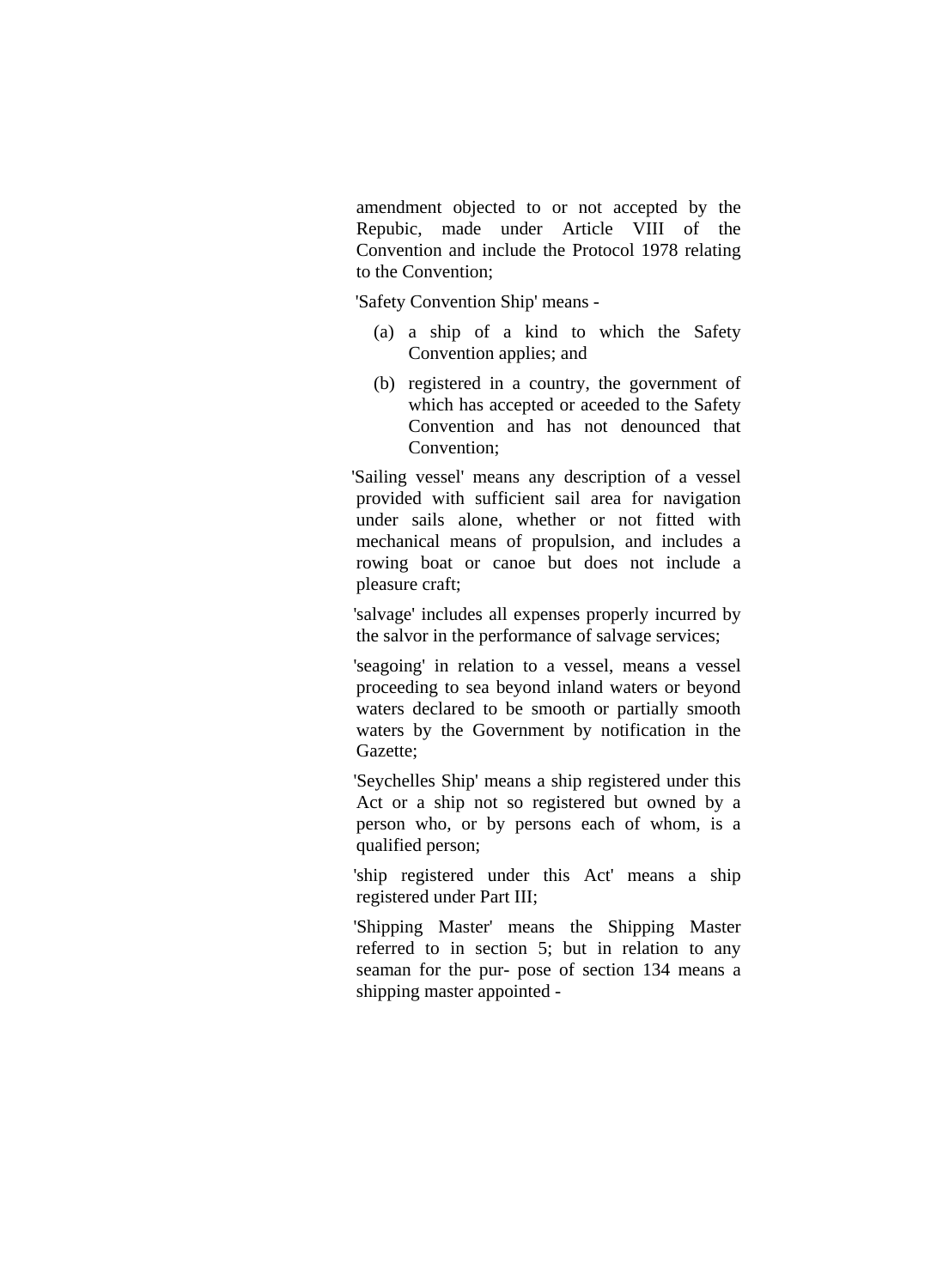amendment objected to or not accepted by the Repubic, made under Article VIII of the Convention and include the Protocol 1978 relating to the Convention;

'Safety Convention Ship' means -

(a) a ship of a kind to which the Safety Convention applies; and

(b) registered in a country, the government of which has accepted or aceeded to the Safety Convention and has not denounced that Convention;

'Sailing vessel' means any description of a vessel provided with sufficient sail area for navigation under sails alone, whether or not fitted with mechanical means of propulsion, and includes a rowing boat or canoe but does not include a pleasure craft;

'salvage' includes all expenses properly incurred by the salvor in the performance of salvage services;

'seagoing' in relation to a vessel, means a vessel proceeding to sea beyond inland waters or beyond waters declared to be smooth or partially smooth waters by the Government by notification in the Gazette;

'Seychelles Ship' means a ship registered under this Act or a ship not so registered but owned by a person who, or by persons each of whom, is a qualified person;

'ship registered under this Act' means a ship registered under Part III;

'Shipping Master' means the Shipping Master referred to in section 5; but in relation to any seaman for the pur- pose of section 134 means a shipping master appointed -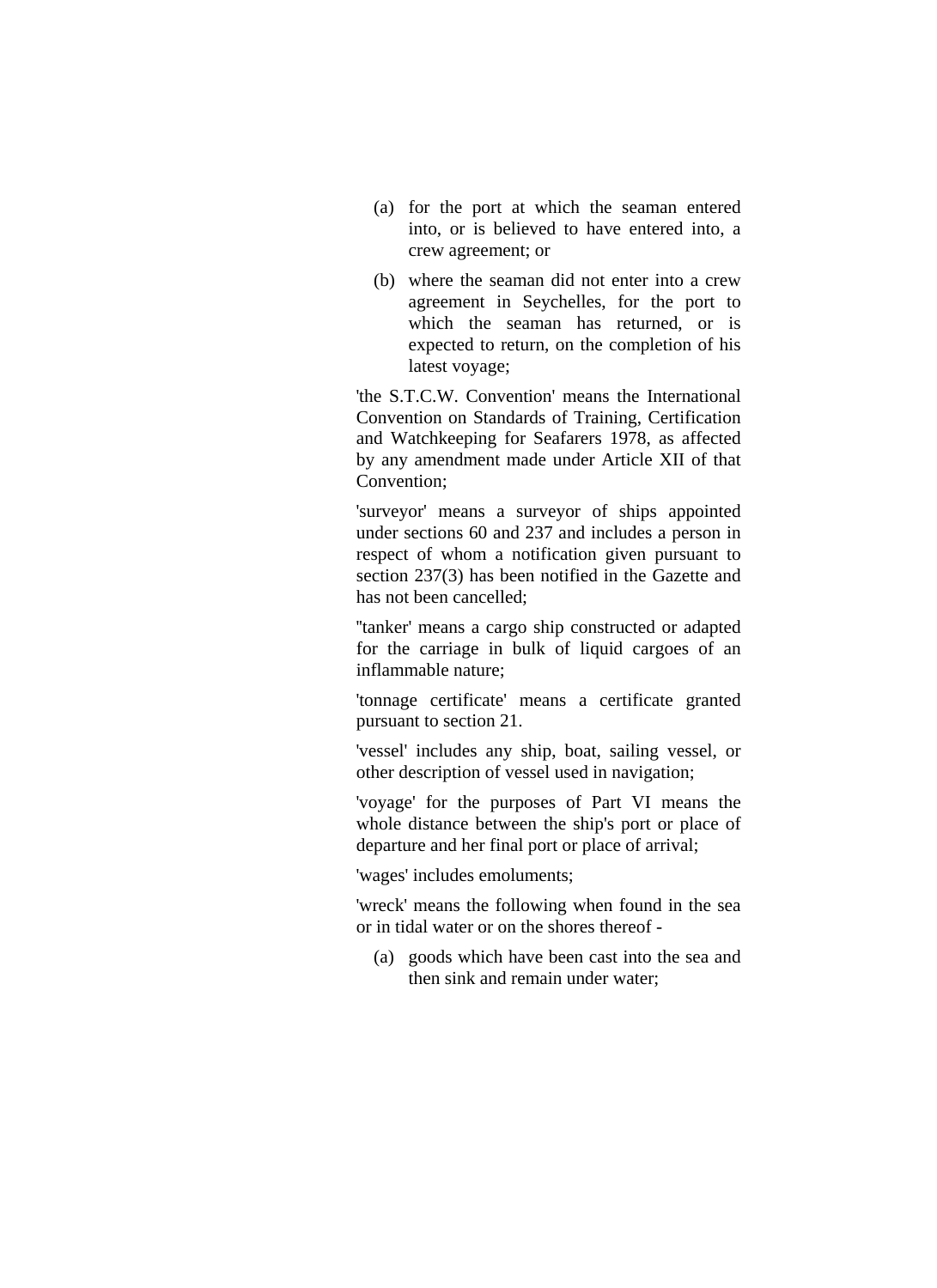(a) for the port at which the seaman entered into, or is believed to have entered into, a crew agreement; or

(b) where the seaman did not enter into a crew agreement in Seychelles, for the port to which the seaman has returned, or is expected to return, on the completion of his latest voyage;

'the S.T.C.W. Convention' means the International Convention on Standards of Training, Certification and Watchkeeping for Seafarers 1978, as affected by any amendment made under Article XII of that Convention;

'surveyor' means a surveyor of ships appointed under sections 60 and 237 and includes a person in respect of whom a notification given pursuant to section 237(3) has been notified in the Gazette and has not been cancelled;

''tanker' means a cargo ship constructed or adapted for the carriage in bulk of liquid cargoes of an inflammable nature;

'tonnage certificate' means a certificate granted pursuant to section 21.

'vessel' includes any ship, boat, sailing vessel, or other description of vessel used in navigation;

'voyage' for the purposes of Part VI means the whole distance between the ship's port or place of departure and her final port or place of arrival;

'wages' includes emoluments;

'wreck' means the following when found in the sea or in tidal water or on the shores thereof -

(a) goods which have been cast into the sea and then sink and remain under water;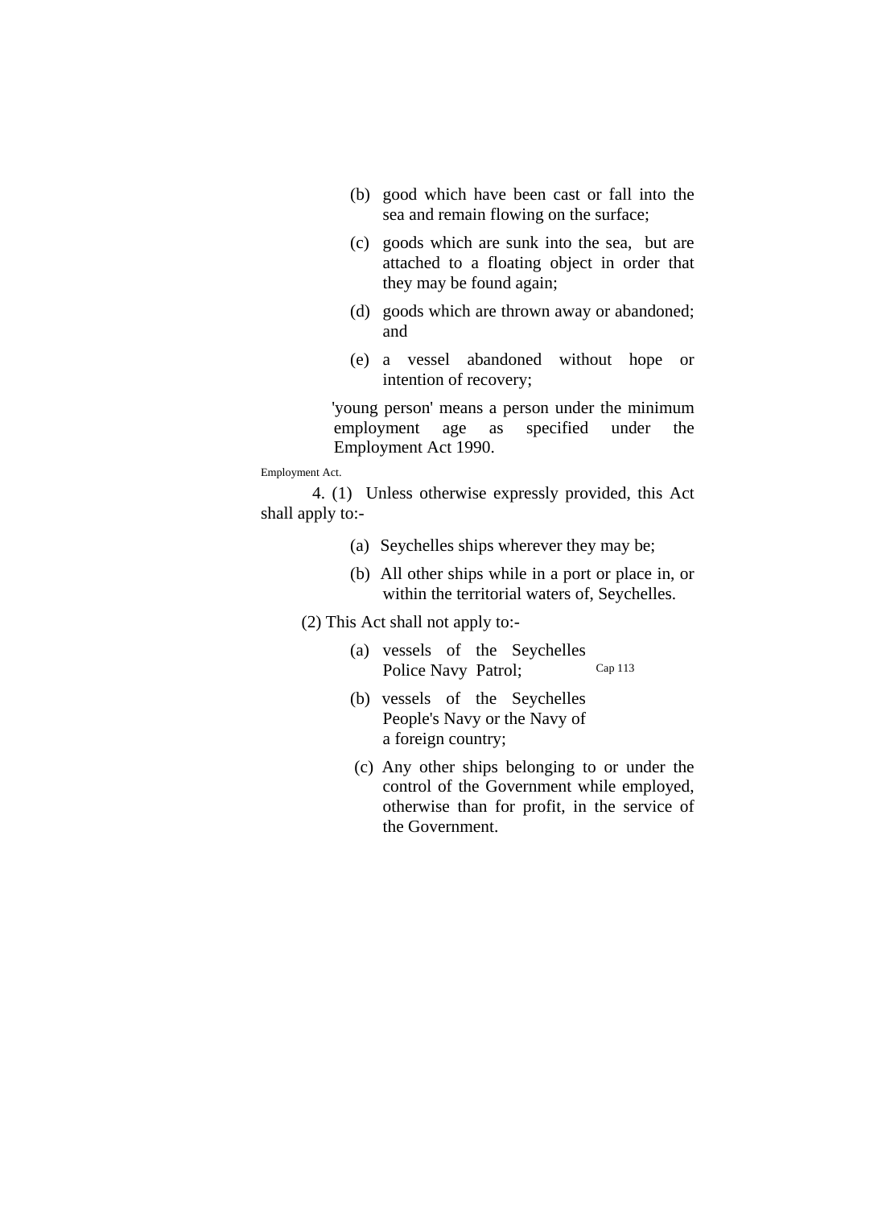(b) good which have been cast or fall into the sea and remain flowing on the surface;

(c) goods which are sunk into the sea, but are attached to a floating object in order that they may be found again;

(d) goods which are thrown away or abandoned; and

(e) a vessel abandoned without hope or intention of recovery;

'young person' means a person under the minimum employment age as specified under the Employment Act 1990.

Employment Act.

4. (1) Unless otherwise expressly provided, this Act shall apply to:-

(a) Seychelles ships wherever they may be;

(b) All other ships while in a port or place in, or within the territorial waters of, Seychelles.

(2) This Act shall not apply to:-

(a) vessels of the Seychelles Police Navy Patrol; Cap 113

(b) vessels of the Seychelles People's Navy or the Navy of a foreign country;

(c) Any other ships belonging to or under the control of the Government while employed, otherwise than for profit, in the service of the Government.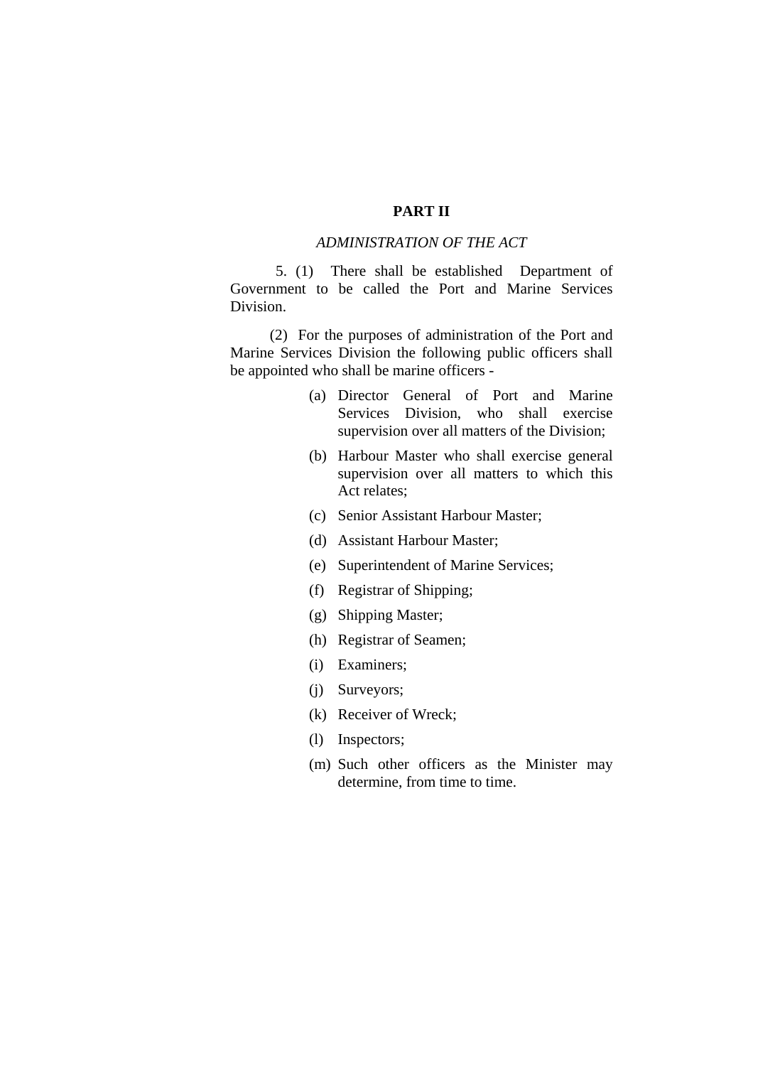## PART II

*ADMINISTRATION OF THE ACT*

5. (1) There shall be established Department of Government to be called the Port and Marine Services Division.

(2) For the purposes of administration of the Port and Marine Services Division the following public officers shall be appointed who shall be marine officers -

(a) Director General of Port and Marine Services Division, who shall exercise supervision over all matters of the Division;

(b) Harbour Master who shall exercise general supervision over all matters to which this Act relates;

(c) Senior Assistant Harbour Master;

(d) Assistant Harbour Master;

(e) Superintendent of Marine Services;

(f) Registrar of Shipping;

(g) Shipping Master;

(h) Registrar of Seamen;

(i) Examiners;

(j) Surveyors;

(k) Receiver of Wreck;

(l) Inspectors;

(m) Such other officers as the Minister may determine, from time to time.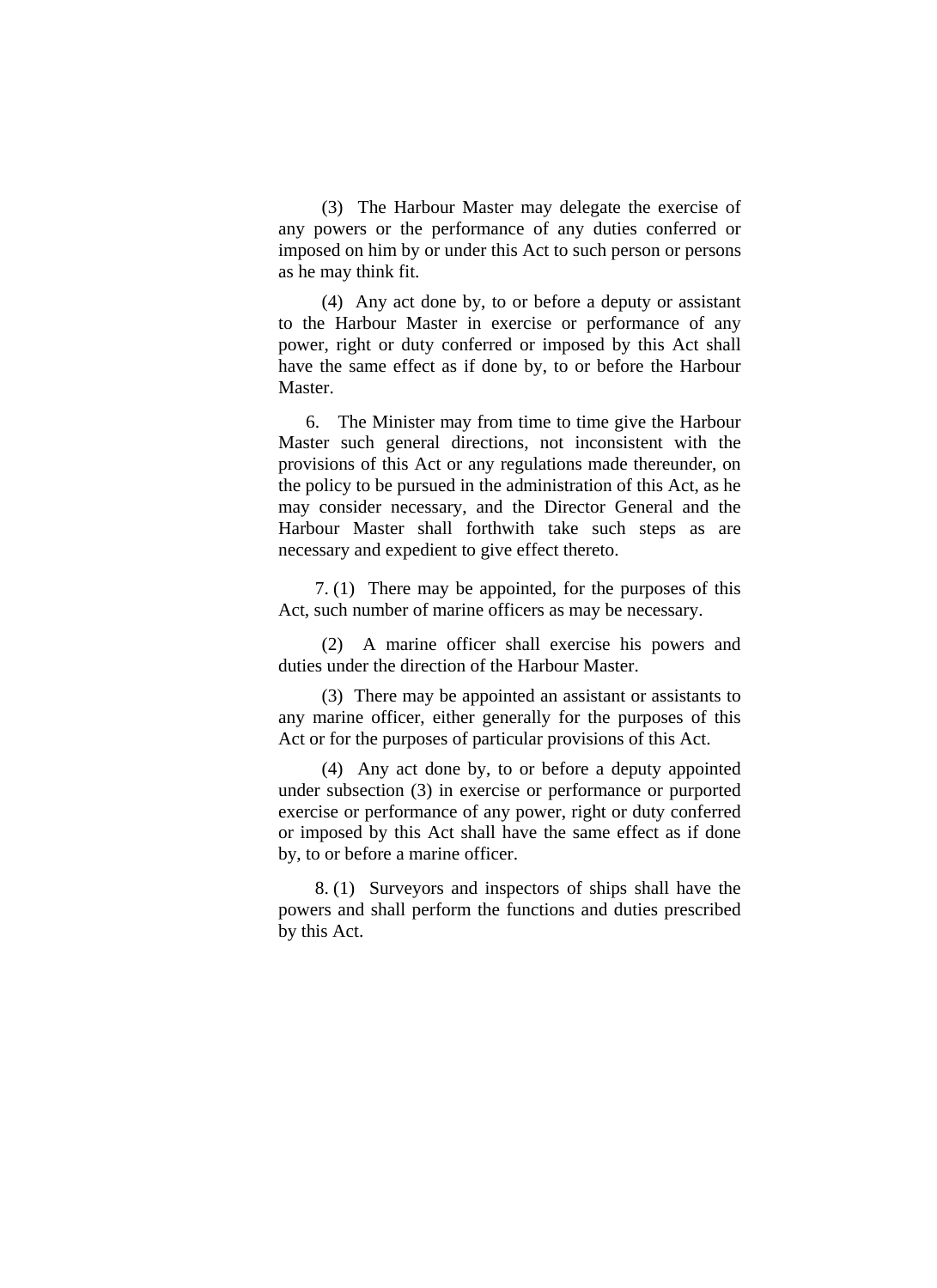(3) The Harbour Master may delegate the exercise of any powers or the performance of any duties conferred or imposed on him by or under this Act to such person or persons as he may think fit.

(4) Any act done by, to or before a deputy or assistant to the Harbour Master in exercise or performance of any power, right or duty conferred or imposed by this Act shall have the same effect as if done by, to or before the Harbour Master.

6. The Minister may from time to time give the Harbour Master such general directions, not inconsistent with the provisions of this Act or any regulations made thereunder, on the policy to be pursued in the administration of this Act, as he may consider necessary, and the Director General and the Harbour Master shall forthwith take such steps as are necessary and expedient to give effect thereto.

7. (1) There may be appointed, for the purposes of this Act, such number of marine officers as may be necessary.

(2) A marine officer shall exercise his powers and duties under the direction of the Harbour Master.

(3) There may be appointed an assistant or assistants to any marine officer, either generally for the purposes of this Act or for the purposes of particular provisions of this Act.

(4) Any act done by, to or before a deputy appointed under subsection (3) in exercise or performance or purported exercise or performance of any power, right or duty conferred or imposed by this Act shall have the same effect as if done by, to or before a marine officer.

8. (1) Surveyors and inspectors of ships shall have the powers and shall perform the functions and duties prescribed by this Act.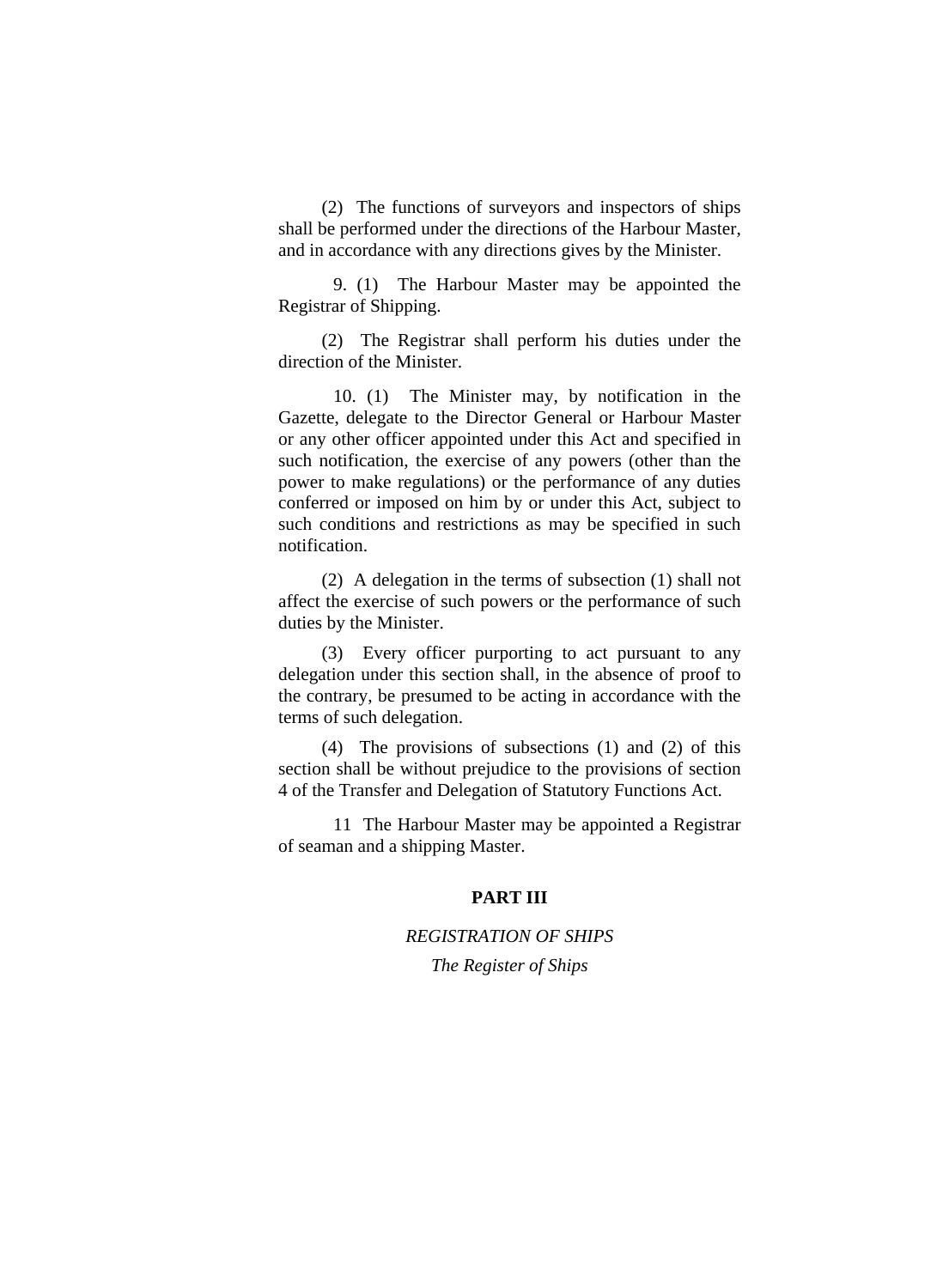(2) The functions of surveyors and inspectors of ships shall be performed under the directions of the Harbour Master, and in accordance with any directions gives by the Minister.

9. (1) The Harbour Master may be appointed the Registrar of Shipping.

(2) The Registrar shall perform his duties under the direction of the Minister.

10. (1) The Minister may, by notification in the Gazette, delegate to the Director General or Harbour Master or any other officer appointed under this Act and specified in such notification, the exercise of any powers (other than the power to make regulations) or the performance of any duties conferred or imposed on him by or under this Act, subject to such conditions and restrictions as may be specified in such notification.

(2) A delegation in the terms of subsection (1) shall not affect the exercise of such powers or the performance of such duties by the Minister.

(3) Every officer purporting to act pursuant to any delegation under this section shall, in the absence of proof to the contrary, be presumed to be acting in accordance with the terms of such delegation.

(4) The provisions of subsections (1) and (2) of this section shall be without prejudice to the provisions of section 4 of the Transfer and Delegation of Statutory Functions Act.

11 The Harbour Master may be appointed a Registrar of seaman and a shipping Master.

## PART III

*REGISTRATION OF SHIPS*

*The Register of Ships*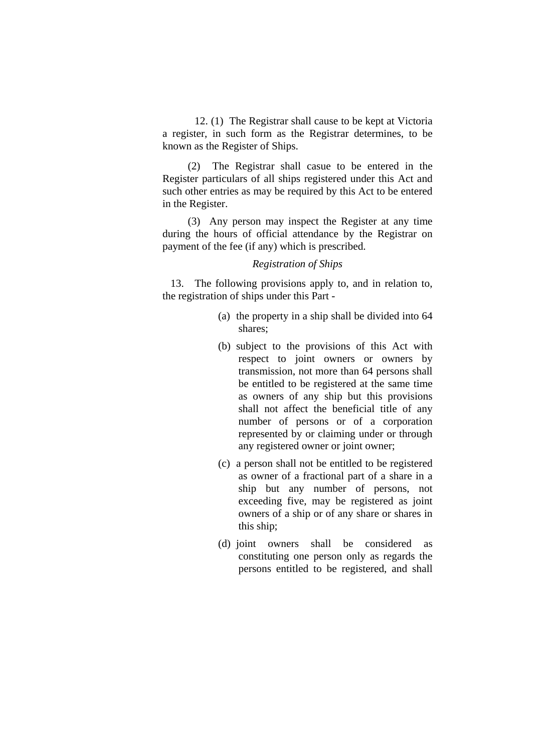12. (1) The Registrar shall cause to be kept at Victoria a register, in such form as the Registrar determines, to be known as the Register of Ships.

(2) The Registrar shall casue to be entered in the Register particulars of all ships registered under this Act and such other entries as may be required by this Act to be entered in the Register.

(3) Any person may inspect the Register at any time during the hours of official attendance by the Registrar on payment of the fee (if any) which is prescribed.

*Registration of Ships*

13. The following provisions apply to, and in relation to, the registration of ships under this Part -

(a) the property in a ship shall be divided into 64 shares;

(b) subject to the provisions of this Act with respect to joint owners or owners by transmission, not more than 64 persons shall be entitled to be registered at the same time as owners of any ship but this provisions shall not affect the beneficial title of any number of persons or of a corporation represented by or claiming under or through any registered owner or joint owner;

(c) a person shall not be entitled to be registered as owner of a fractional part of a share in a ship but any number of persons, not exceeding five, may be registered as joint owners of a ship or of any share or shares in this ship;

(d) joint owners shall be considered as constituting one person only as regards the persons entitled to be registered, and shall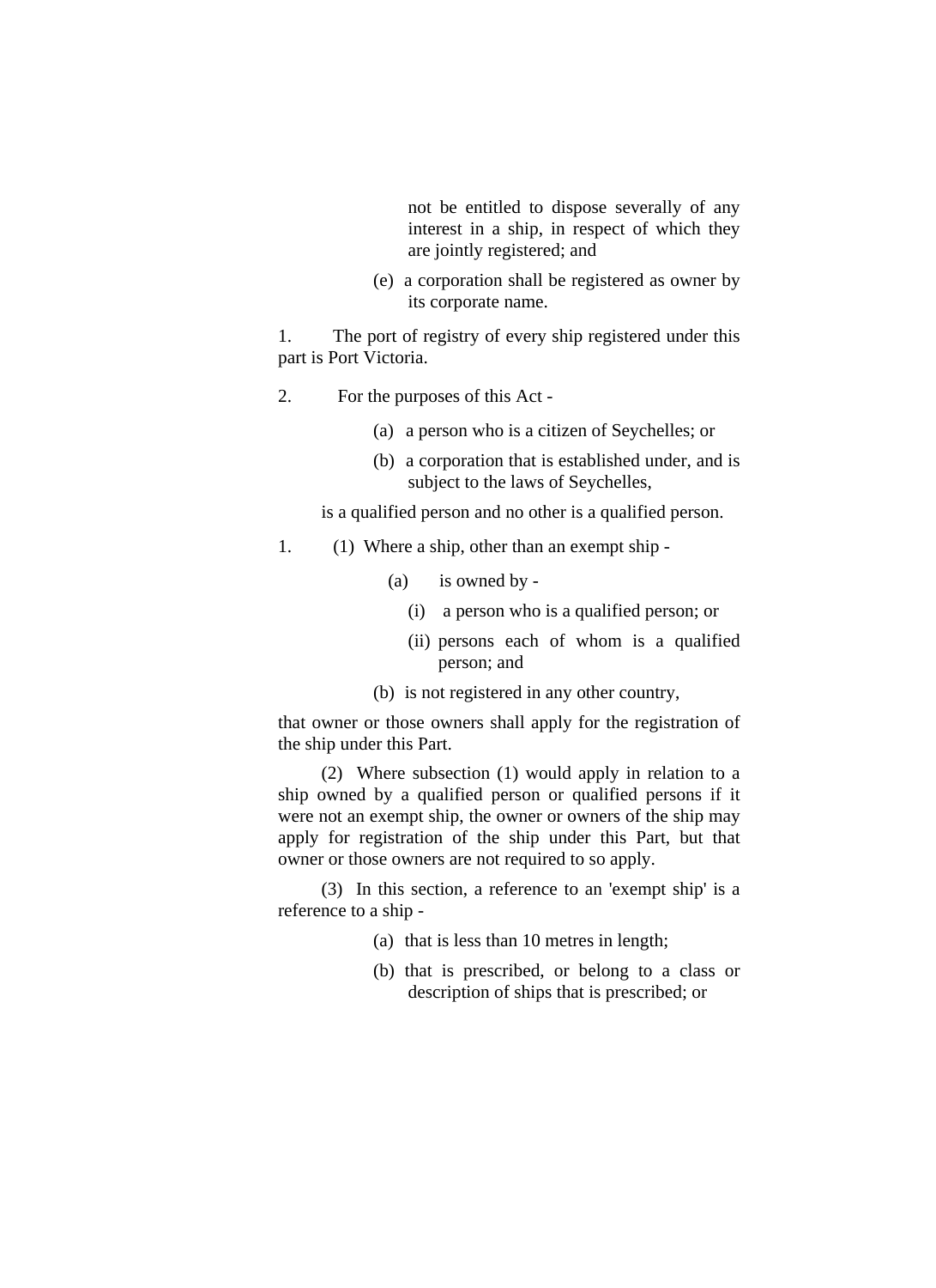not be entitled to dispose severally of any interest in a ship, in respect of which they are jointly registered; and

(e) a corporation shall be registered as owner by its corporate name.

1. The port of registry of every ship registered under this part is Port Victoria.

2. For the purposes of this Act -

(a) a person who is a citizen of Seychelles; or

(b) a corporation that is established under, and is subject to the laws of Seychelles,

is a qualified person and no other is a qualified person.

1. (1) Where a ship, other than an exempt ship -

(a) is owned by -

(i) a person who is a qualified person; or

(ii) persons each of whom is a qualified person; and

(b) is not registered in any other country,

that owner or those owners shall apply for the registration of the ship under this Part.

(2) Where subsection (1) would apply in relation to a ship owned by a qualified person or qualified persons if it were not an exempt ship, the owner or owners of the ship may apply for registration of the ship under this Part, but that owner or those owners are not required to so apply.

(3) In this section, a reference to an 'exempt ship' is a reference to a ship -

(a) that is less than 10 metres in length;

(b) that is prescribed, or belong to a class or description of ships that is prescribed; or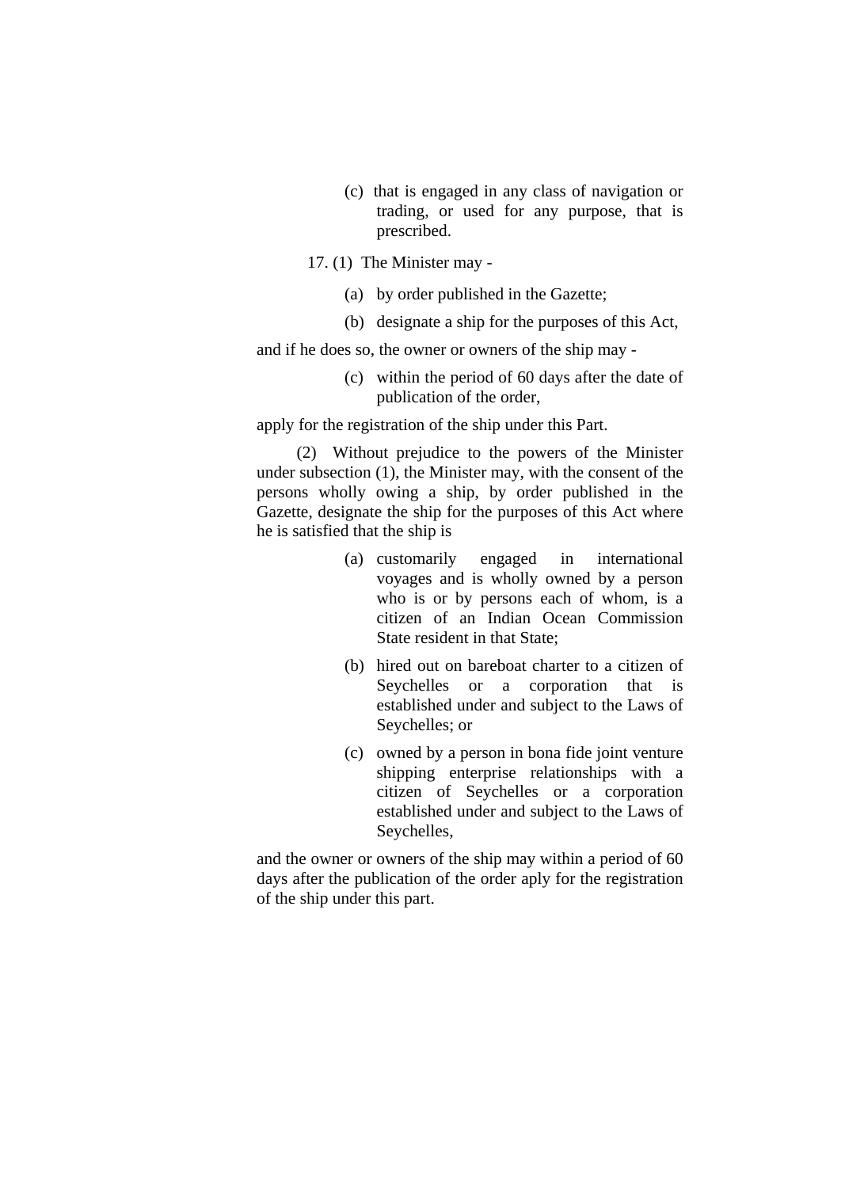(c) that is engaged in any class of navigation or trading, or used for any purpose, that is prescribed.

17. (1) The Minister may -

(a) by order published in the Gazette;

(b) designate a ship for the purposes of this Act,

and if he does so, the owner or owners of the ship may -

(c) within the period of 60 days after the date of publication of the order,

apply for the registration of the ship under this Part.

(2) Without prejudice to the powers of the Minister under subsection (1), the Minister may, with the consent of the persons wholly owing a ship, by order published in the Gazette, designate the ship for the purposes of this Act where he is satisfied that the ship is

(a) customarily engaged in international voyages and is wholly owned by a person who is or by persons each of whom, is a citizen of an Indian Ocean Commission State resident in that State;

(b) hired out on bareboat charter to a citizen of Seychelles or a corporation that is established under and subject to the Laws of Seychelles; or

(c) owned by a person in bona fide joint venture shipping enterprise relationships with a citizen of Seychelles or a corporation established under and subject to the Laws of Seychelles,

and the owner or owners of the ship may within a period of 60 days after the publication of the order aply for the registration of the ship under this part.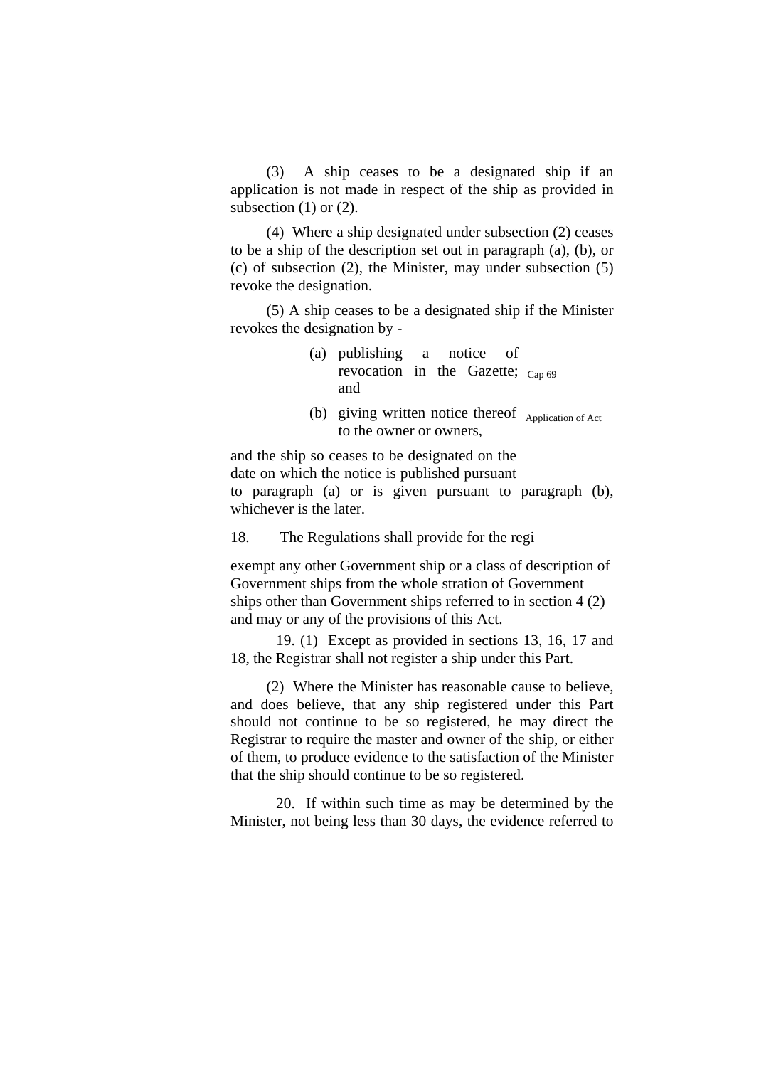(3) A ship ceases to be a designated ship if an application is not made in respect of the ship as provided in subsection (1) or (2).

(4) Where a ship designated under subsection (2) ceases to be a ship of the description set out in paragraph (a), (b), or (c) of subsection (2), the Minister, may under subsection (5) revoke the designation.

(5) A ship ceases to be a designated ship if the Minister revokes the designation by -

(a) publishing a notice of revocation in the Gazette; and

Cap 69

(b) giving written notice thereof to the owner or owners,

Application of Act

and the ship so ceases to be designated on the date on which the notice is published pursuant to paragraph (a) or is given pursuant to paragraph (b), whichever is the later.

18. The Regulations shall provide for the regi

exempt any other Government ship or a class of description of Government ships from the whole stration of Government ships other than Government ships referred to in section 4 (2) and may or any of the provisions of this Act.

19. (1) Except as provided in sections 13, 16, 17 and 18, the Registrar shall not register a ship under this Part.

(2) Where the Minister has reasonable cause to believe, and does believe, that any ship registered under this Part should not continue to be so registered, he may direct the Registrar to require the master and owner of the ship, or either of them, to produce evidence to the satisfaction of the Minister that the ship should continue to be so registered.

20. If within such time as may be determined by the Minister, not being less than 30 days, the evidence referred to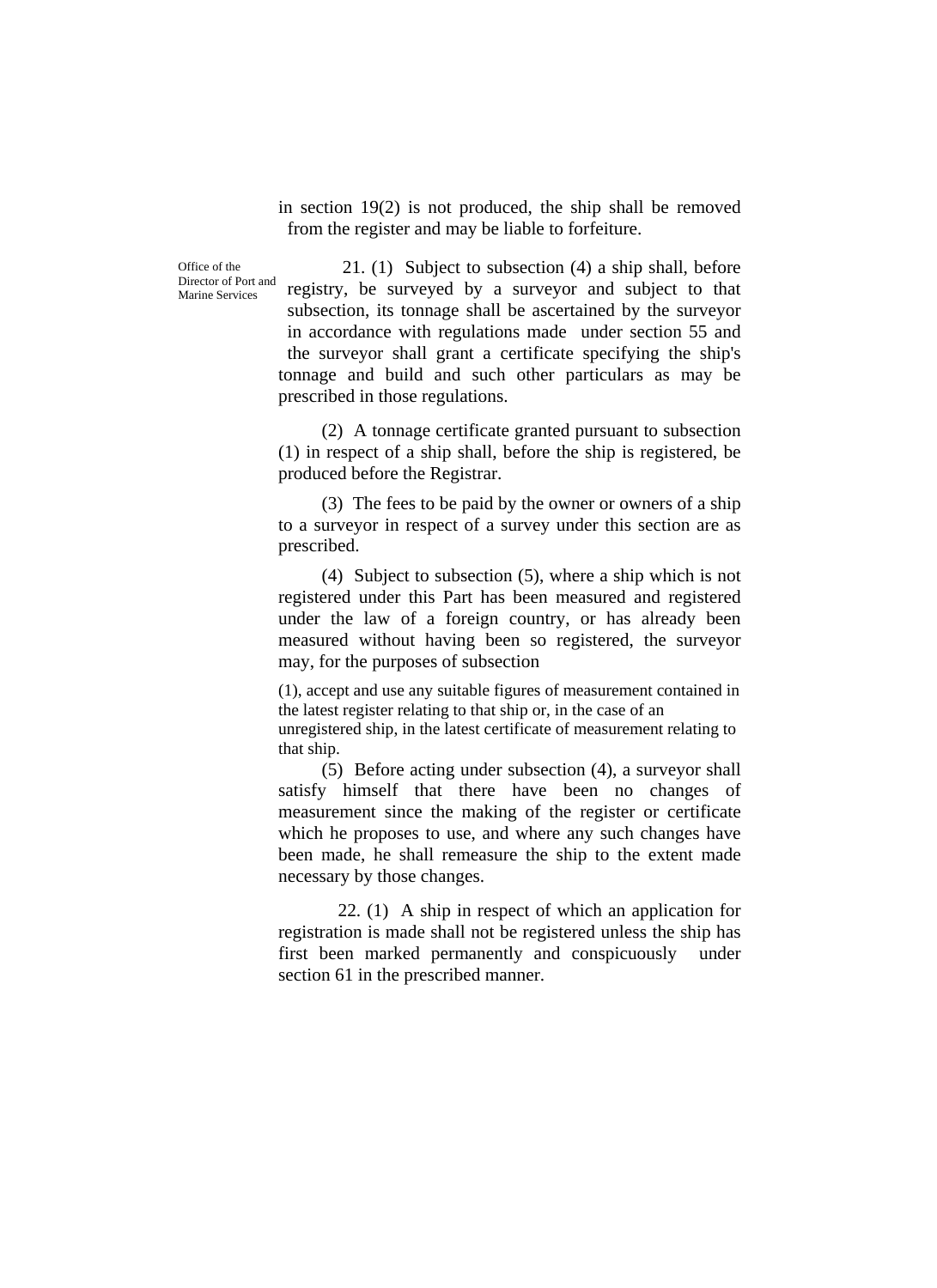in section 19(2) is not produced, the ship shall be removed from the register and may be liable to forfeiture.

Office of the Director of Port and Marine Services

21. (1) Subject to subsection (4) a ship shall, before registry, be surveyed by a surveyor and subject to that subsection, its tonnage shall be ascertained by the surveyor in accordance with regulations made under section 55 and the surveyor shall grant a certificate specifying the ship's tonnage and build and such other particulars as may be prescribed in those regulations.

(2) A tonnage certificate granted pursuant to subsection (1) in respect of a ship shall, before the ship is registered, be produced before the Registrar.

(3) The fees to be paid by the owner or owners of a ship to a surveyor in respect of a survey under this section are as prescribed.

(4) Subject to subsection (5), where a ship which is not registered under this Part has been measured and registered under the law of a foreign country, or has already been measured without having been so registered, the surveyor may, for the purposes of subsection (1), accept and use any suitable figures of measurement contained in the latest register relating to that ship or, in the case of an unregistered ship, in the latest certificate of measurement relating to that ship.

(5) Before acting under subsection (4), a surveyor shall satisfy himself that there have been no changes of measurement since the making of the register or certificate which he proposes to use, and where any such changes have been made, he shall remeasure the ship to the extent made necessary by those changes.

22. (1) A ship in respect of which an application for registration is made shall not be registered unless the ship has first been marked permanently and conspicuously under section 61 in the prescribed manner.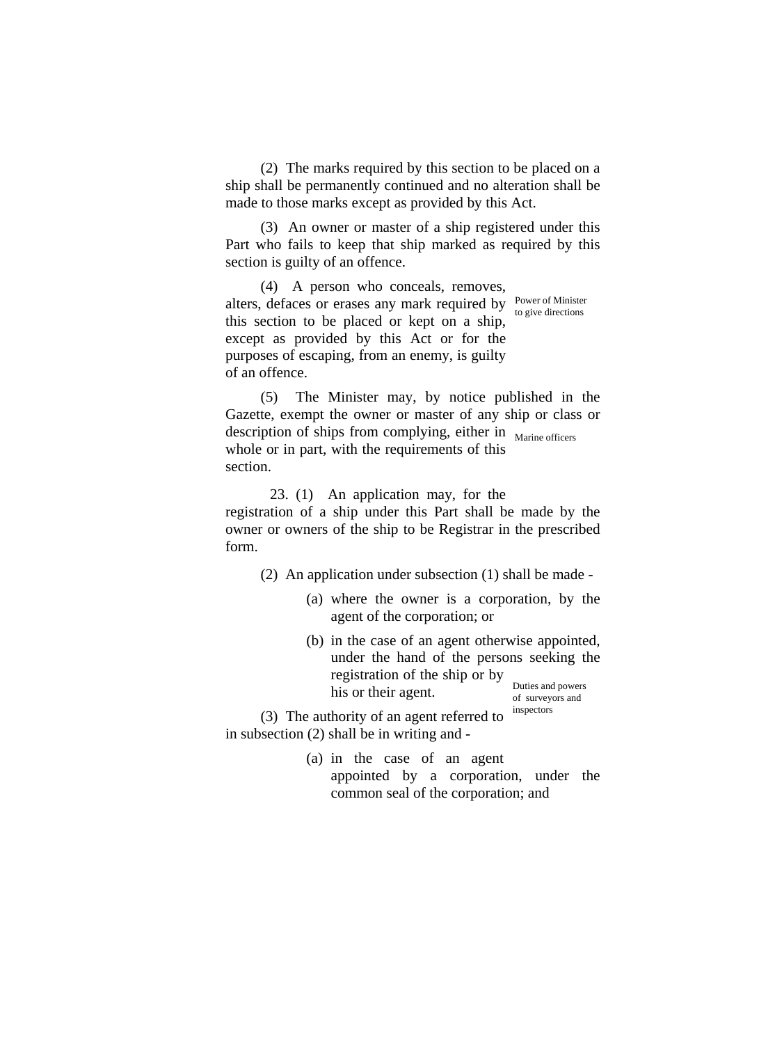(2) The marks required by this section to be placed on a ship shall be permanently continued and no alteration shall be made to those marks except as provided by this Act.

(3) An owner or master of a ship registered under this Part who fails to keep that ship marked as required by this section is guilty of an offence.

(4) A person who conceals, removes, alters, defaces or erases any mark required by this section to be placed or kept on a ship, except as provided by this Act or for the purposes of escaping, from an enemy, is guilty of an offence.

Power of Minister to give directions

(5) The Minister may, by notice published in the Gazette, exempt the owner or master of any ship or class or description of ships from complying, either in whole or in part, with the requirements of this section.

Marine officers

23. (1) An application may, for the registration of a ship under this Part shall be made by the owner or owners of the ship to be Registrar in the prescribed form.

(2) An application under subsection (1) shall be made -

(a) where the owner is a corporation, by the agent of the corporation; or

(b) in the case of an agent otherwise appointed, under the hand of the persons seeking the registration of the ship or by his or their agent.

Duties and powers of surveyors and inspectors

(3) The authority of an agent referred to in subsection (2) shall be in writing and -

(a) in the case of an agent appointed by a corporation, under the common seal of the corporation; and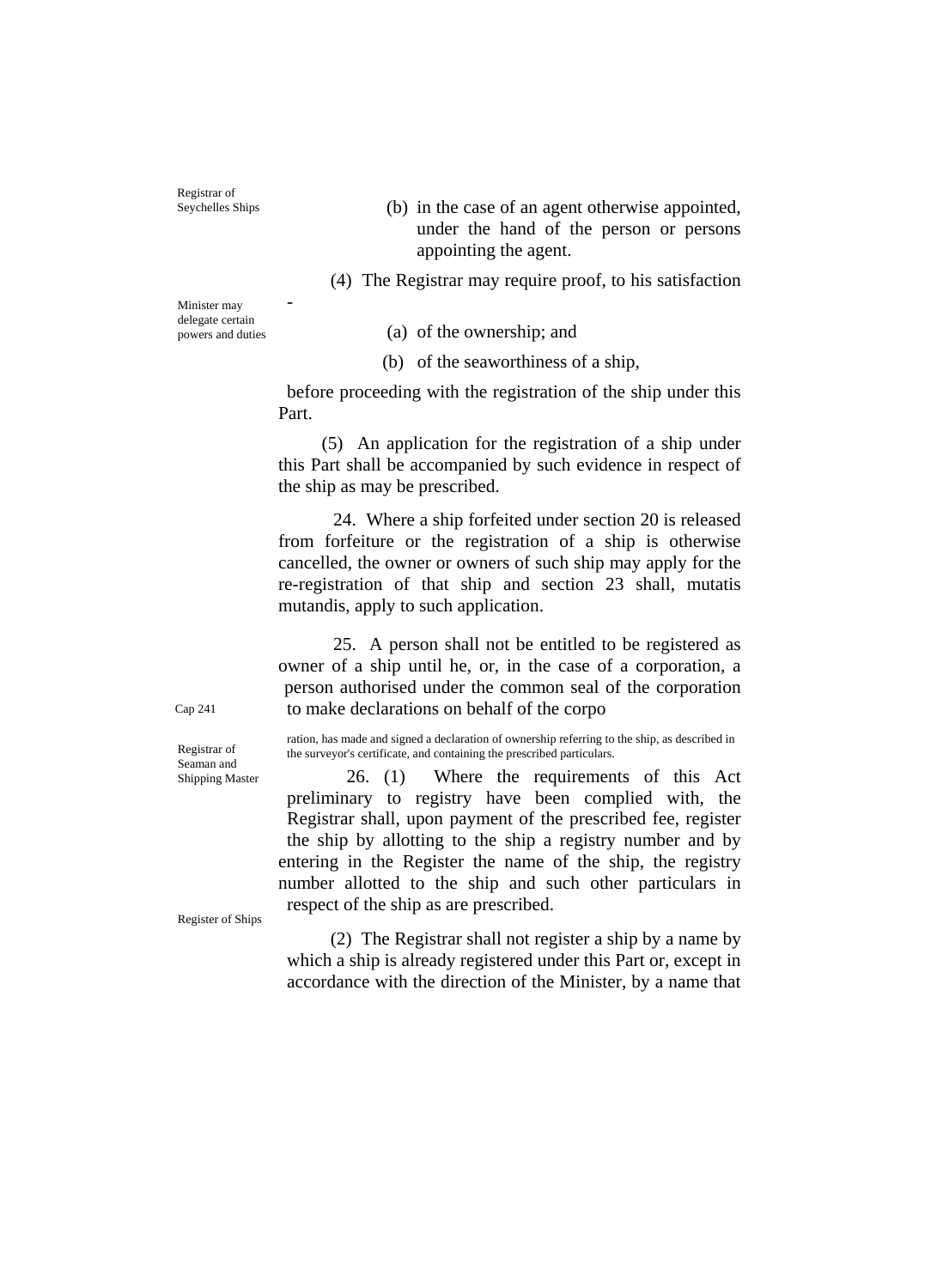Registrar of Seychelles Ships

(b) in the case of an agent otherwise appointed, under the hand of the person or persons appointing the agent.

(4) The Registrar may require proof, to his satisfaction -

Minister may delegate certain powers and duties

(a) of the ownership; and

(b) of the seaworthiness of a ship,

before proceeding with the registration of the ship under this Part.

(5) An application for the registration of a ship under this Part shall be accompanied by such evidence in respect of the ship as may be prescribed.

24. Where a ship forfeited under section 20 is released from forfeiture or the registration of a ship is otherwise cancelled, the owner or owners of such ship may apply for the re-registration of that ship and section 23 shall, mutatis mutandis, apply to such application.

25. A person shall not be entitled to be registered as owner of a ship until he, or, in the case of a corporation, a person authorised under the common seal of the corporation to make declarations on behalf of the corpo

Cap 241

ration, has made and signed a declaration of ownership referring to the ship, as described in the surveyor's certificate, and containing the prescribed particulars.

Registrar of Seaman and Shipping Master

26. (1) Where the requirements of this Act preliminary to registry have been complied with, the Registrar shall, upon payment of the prescribed fee, register the ship by allotting to the ship a registry number and by entering in the Register the name of the ship, the registry number allotted to the ship and such other particulars in respect of the ship as are prescribed.

Register of Ships

(2) The Registrar shall not register a ship by a name by which a ship is already registered under this Part or, except in accordance with the direction of the Minister, by a name that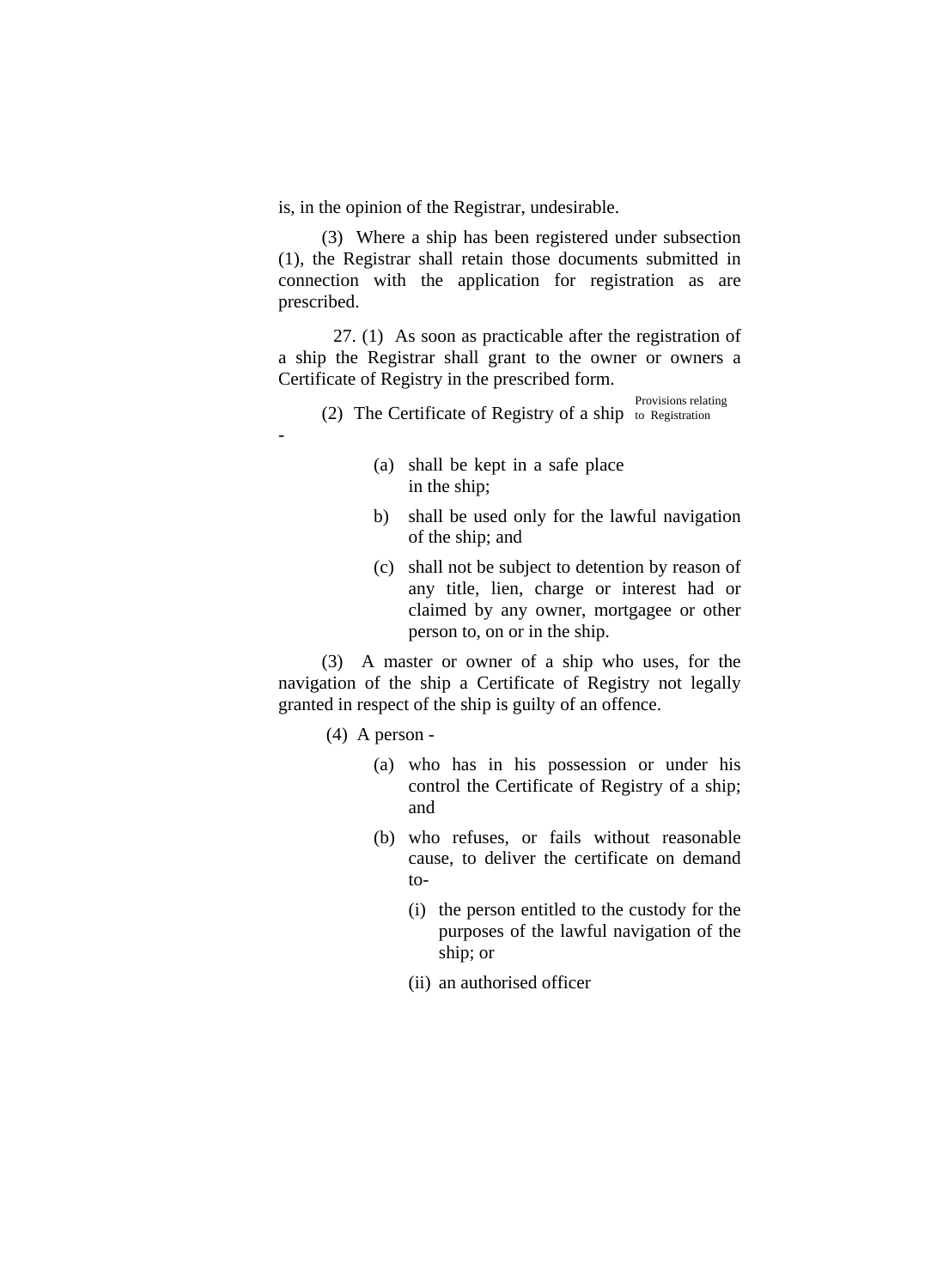is, in the opinion of the Registrar, undesirable.

(3) Where a ship has been registered under subsection (1), the Registrar shall retain those documents submitted in connection with the application for registration as are prescribed.

Provisions relating to Registration

27. (1) As soon as practicable after the registration of a ship the Registrar shall grant to the owner or owners a Certificate of Registry in the prescribed form.

(2) The Certificate of Registry of a ship -

(a) shall be kept in a safe place in the ship;

b) shall be used only for the lawful navigation of the ship; and

(c) shall not be subject to detention by reason of any title, lien, charge or interest had or claimed by any owner, mortgagee or other person to, on or in the ship.

(3) A master or owner of a ship who uses, for the navigation of the ship a Certificate of Registry not legally granted in respect of the ship is guilty of an offence.

(4) A person -

(a) who has in his possession or under his control the Certificate of Registry of a ship; and

(b) who refuses, or fails without reasonable cause, to deliver the certificate on demand to-

(i) the person entitled to the custody for the purposes of the lawful navigation of the ship; or

(ii) an authorised officer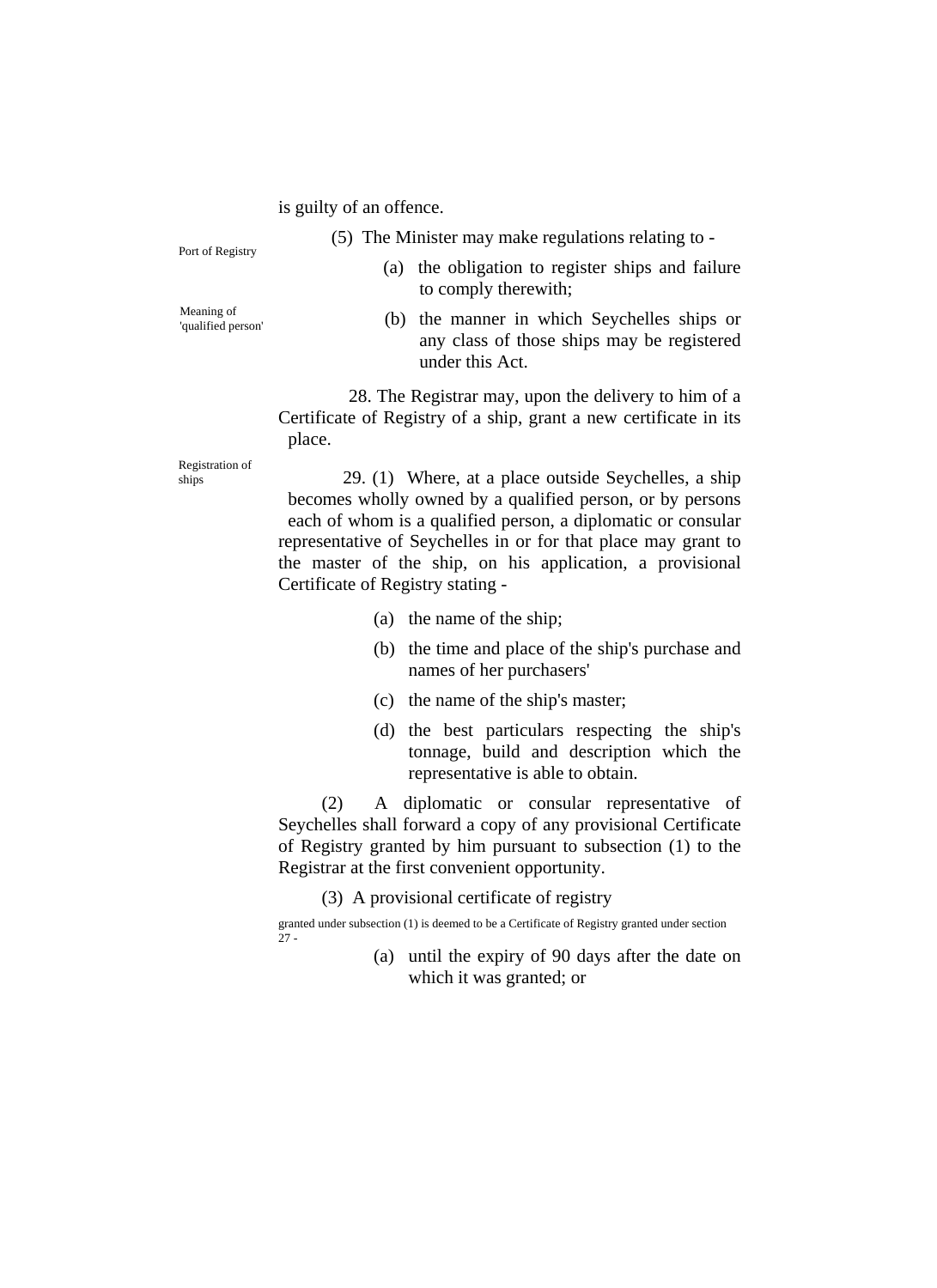is guilty of an offence.

Port of Registry

(5) The Minister may make regulations relating to -

(a) the obligation to register ships and failure to comply therewith;

Meaning of 'qualified person'

(b) the manner in which Seychelles ships or any class of those ships may be registered under this Act.

28. The Registrar may, upon the delivery to him of a Certificate of Registry of a ship, grant a new certificate in its place.

Registration of ships

29. (1) Where, at a place outside Seychelles, a ship becomes wholly owned by a qualified person, or by persons each of whom is a qualified person, a diplomatic or consular representative of Seychelles in or for that place may grant to the master of the ship, on his application, a provisional Certificate of Registry stating -

(a) the name of the ship;

(b) the time and place of the ship's purchase and names of her purchasers'

(c) the name of the ship's master;

(d) the best particulars respecting the ship's tonnage, build and description which the representative is able to obtain.

(2) A diplomatic or consular representative of Seychelles shall forward a copy of any provisional Certificate of Registry granted by him pursuant to subsection (1) to the Registrar at the first convenient opportunity.

(3) A provisional certificate of registry granted under subsection (1) is deemed to be a Certificate of Registry granted under section 27 -

(a) until the expiry of 90 days after the date on which it was granted; or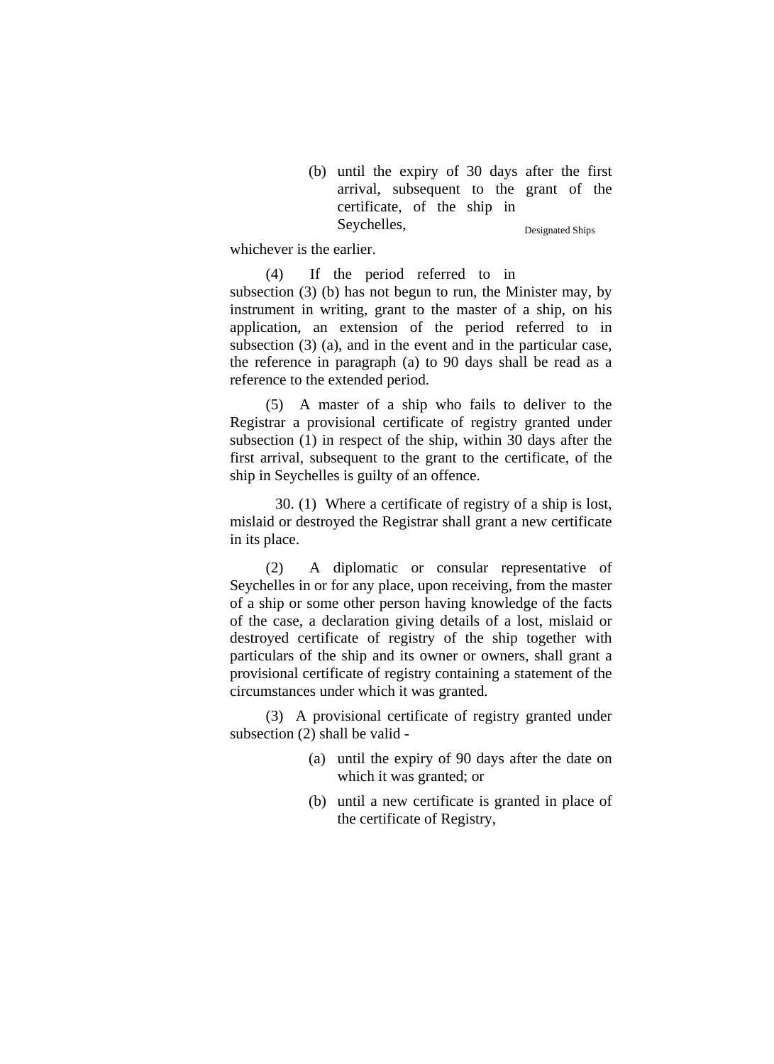(b) until the expiry of 30 days after the first arrival, subsequent to the grant of the certificate, of the ship in Seychelles,

Designated Ships

whichever is the earlier.

(4) If the period referred to in subsection (3) (b) has not begun to run, the Minister may, by instrument in writing, grant to the master of a ship, on his application, an extension of the period referred to in subsection (3) (a), and in the event and in the particular case, the reference in paragraph (a) to 90 days shall be read as a reference to the extended period.

(5) A master of a ship who fails to deliver to the Registrar a provisional certificate of registry granted under subsection (1) in respect of the ship, within 30 days after the first arrival, subsequent to the grant to the certificate, of the ship in Seychelles is guilty of an offence.

30. (1) Where a certificate of registry of a ship is lost, mislaid or destroyed the Registrar shall grant a new certificate in its place.

(2) A diplomatic or consular representative of Seychelles in or for any place, upon receiving, from the master of a ship or some other person having knowledge of the facts of the case, a declaration giving details of a lost, mislaid or destroyed certificate of registry of the ship together with particulars of the ship and its owner or owners, shall grant a provisional certificate of registry containing a statement of the circumstances under which it was granted.

(3) A provisional certificate of registry granted under subsection (2) shall be valid -

(a) until the expiry of 90 days after the date on which it was granted; or

(b) until a new certificate is granted in place of the certificate of Registry,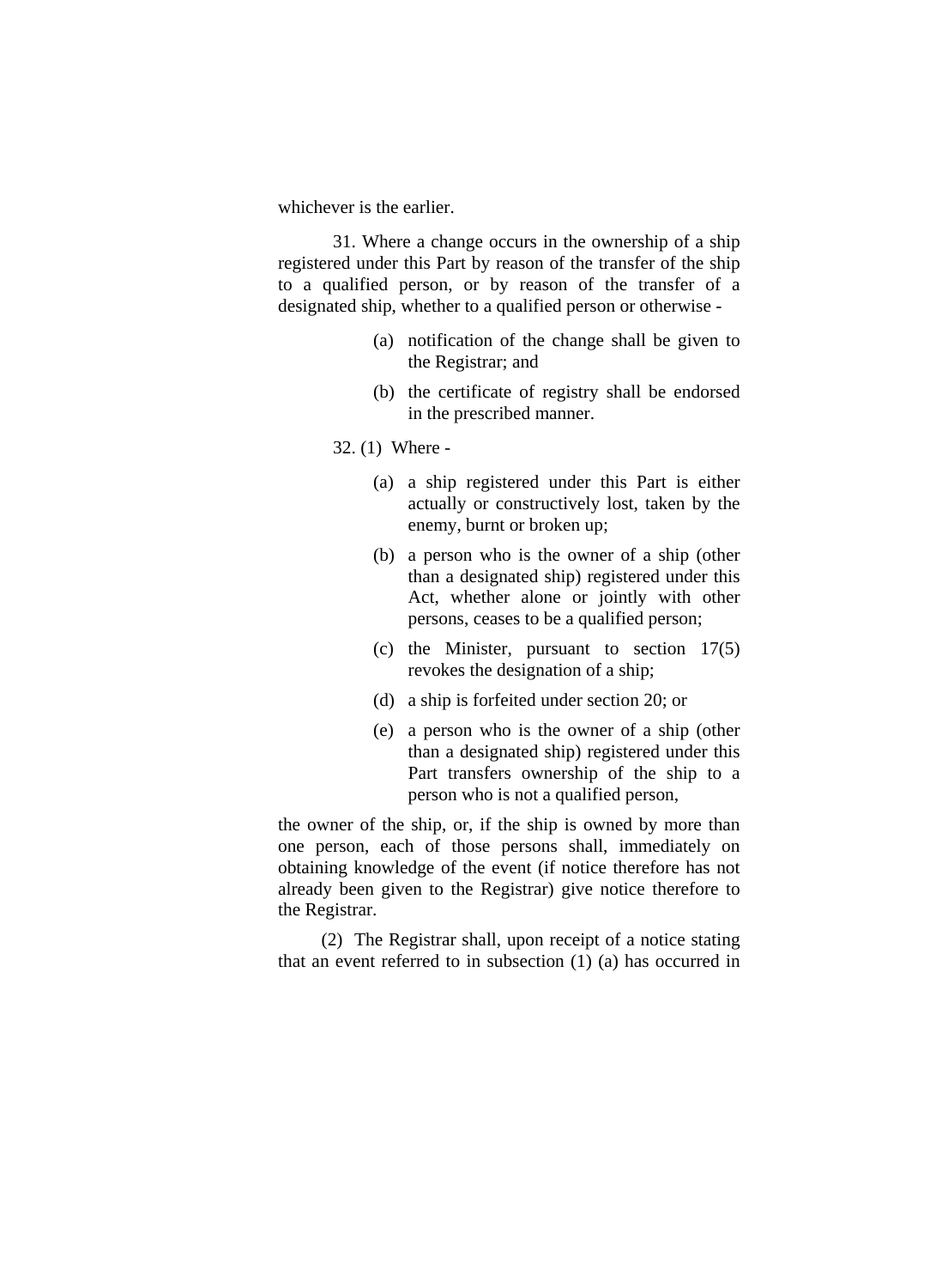whichever is the earlier.

31. Where a change occurs in the ownership of a ship registered under this Part by reason of the transfer of the ship to a qualified person, or by reason of the transfer of a designated ship, whether to a qualified person or otherwise -

(a) notification of the change shall be given to the Registrar; and

(b) the certificate of registry shall be endorsed in the prescribed manner.

32. (1) Where -

(a) a ship registered under this Part is either actually or constructively lost, taken by the enemy, burnt or broken up;

(b) a person who is the owner of a ship (other than a designated ship) registered under this Act, whether alone or jointly with other persons, ceases to be a qualified person;

(c) the Minister, pursuant to section 17(5) revokes the designation of a ship;

(d) a ship is forfeited under section 20; or

(e) a person who is the owner of a ship (other than a designated ship) registered under this Part transfers ownership of the ship to a person who is not a qualified person,

the owner of the ship, or, if the ship is owned by more than one person, each of those persons shall, immediately on obtaining knowledge of the event (if notice therefore has not already been given to the Registrar) give notice therefore to the Registrar.

(2) The Registrar shall, upon receipt of a notice stating that an event referred to in subsection (1) (a) has occurred in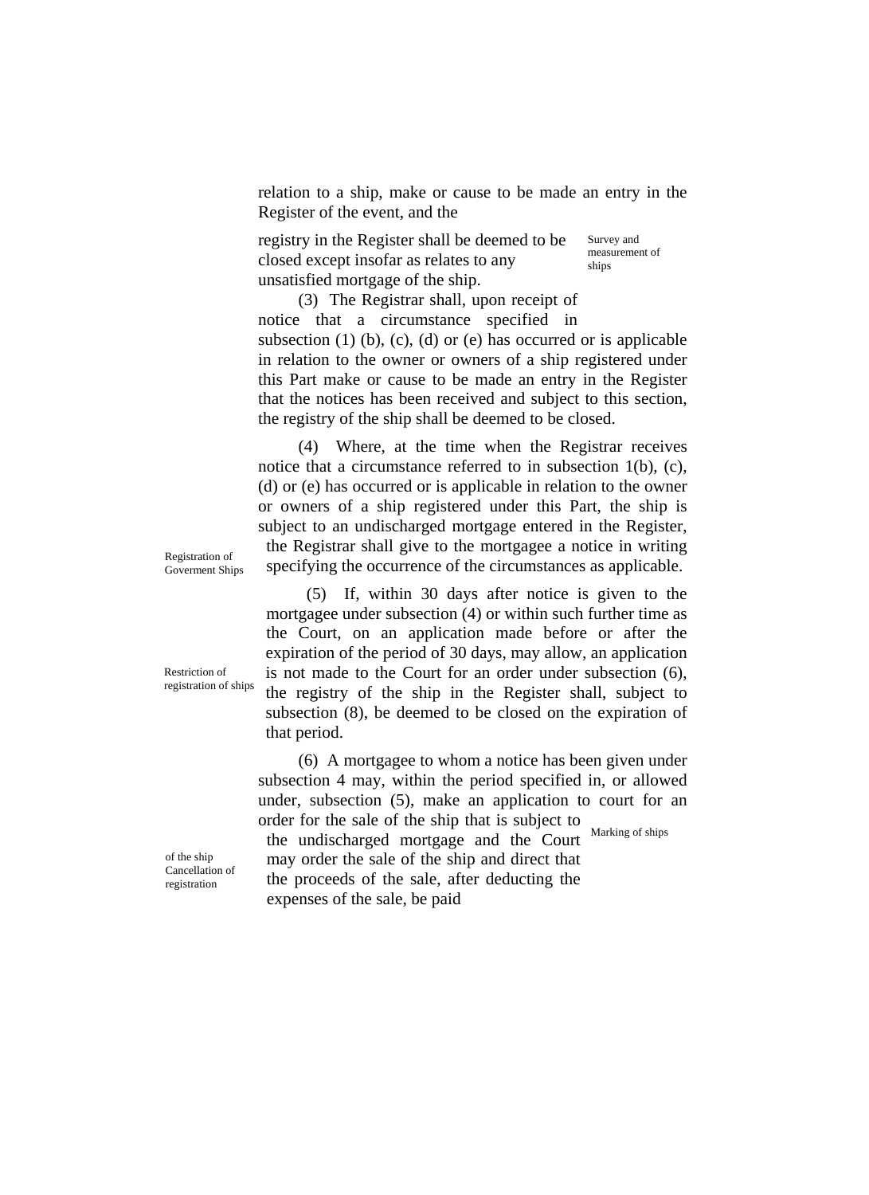relation to a ship, make or cause to be made an entry in the Register of the event, and the registry in the Register shall be deemed to be closed except insofar as relates to any unsatisfied mortgage of the ship.

Survey and measurement of ships

(3) The Registrar shall, upon receipt of notice that a circumstance specified in subsection (1) (b), (c), (d) or (e) has occurred or is applicable in relation to the owner or owners of a ship registered under this Part make or cause to be made an entry in the Register that the notices has been received and subject to this section, the registry of the ship shall be deemed to be closed.

(4) Where, at the time when the Registrar receives notice that a circumstance referred to in subsection 1(b), (c), (d) or (e) has occurred or is applicable in relation to the owner or owners of a ship registered under this Part, the ship is subject to an undischarged mortgage entered in the Register, the Registrar shall give to the mortgagee a notice in writing specifying the occurrence of the circumstances as applicable.

Registration of Goverment Ships

(5) If, within 30 days after notice is given to the mortgagee under subsection (4) or within such further time as the Court, on an application made before or after the expiration of the period of 30 days, may allow, an application is not made to the Court for an order under subsection (6), the registry of the ship in the Register shall, subject to subsection (8), be deemed to be closed on the expiration of that period.

Restriction of registration of ships

(6) A mortgagee to whom a notice has been given under subsection 4 may, within the period specified in, or allowed under, subsection (5), make an application to court for an order for the sale of the ship that is subject to the undischarged mortgage and the Court may order the sale of the ship and direct that the proceeds of the sale, after deducting the expenses of the sale, be paid

Marking of ships

of the ship Cancellation of registration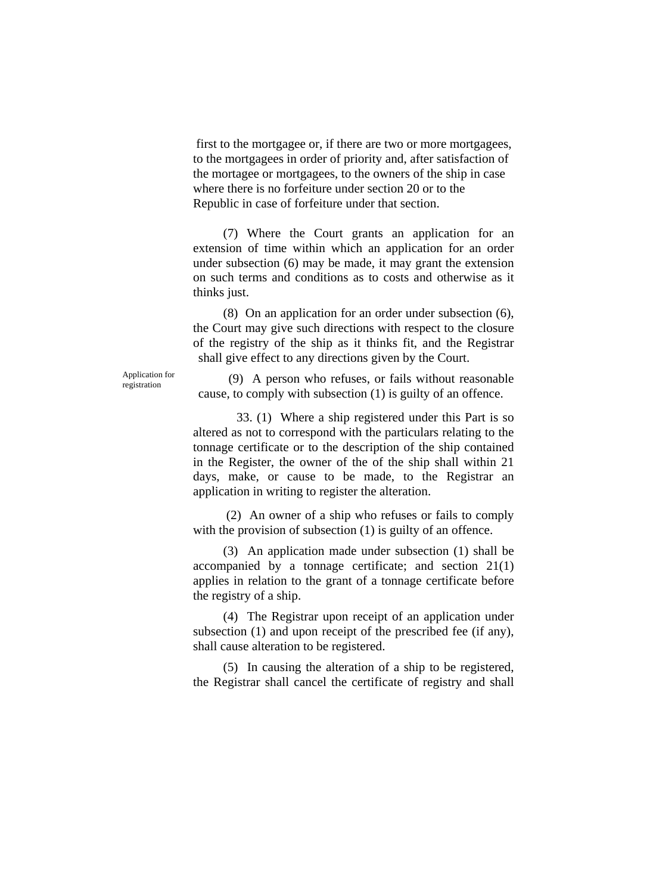first to the mortgagee or, if there are two or more mortgagees, to the mortgagees in order of priority and, after satisfaction of the mortagee or mortgagees, to the owners of the ship in case where there is no forfeiture under section 20 or to the Republic in case of forfeiture under that section.

(7) Where the Court grants an application for an extension of time within which an application for an order under subsection (6) may be made, it may grant the extension on such terms and conditions as to costs and otherwise as it thinks just.

(8) On an application for an order under subsection (6), the Court may give such directions with respect to the closure of the registry of the ship as it thinks fit, and the Registrar shall give effect to any directions given by the Court.

(9) A person who refuses, or fails without reasonable cause, to comply with subsection (1) is guilty of an offence.

Application for registration

33. (1) Where a ship registered under this Part is so altered as not to correspond with the particulars relating to the tonnage certificate or to the description of the ship contained in the Register, the owner of the of the ship shall within 21 days, make, or cause to be made, to the Registrar an application in writing to register the alteration.

(2) An owner of a ship who refuses or fails to comply with the provision of subsection (1) is guilty of an offence.

(3) An application made under subsection (1) shall be accompanied by a tonnage certificate; and section 21(1) applies in relation to the grant of a tonnage certificate before the registry of a ship.

(4) The Registrar upon receipt of an application under subsection (1) and upon receipt of the prescribed fee (if any), shall cause alteration to be registered.

(5) In causing the alteration of a ship to be registered, the Registrar shall cancel the certificate of registry and shall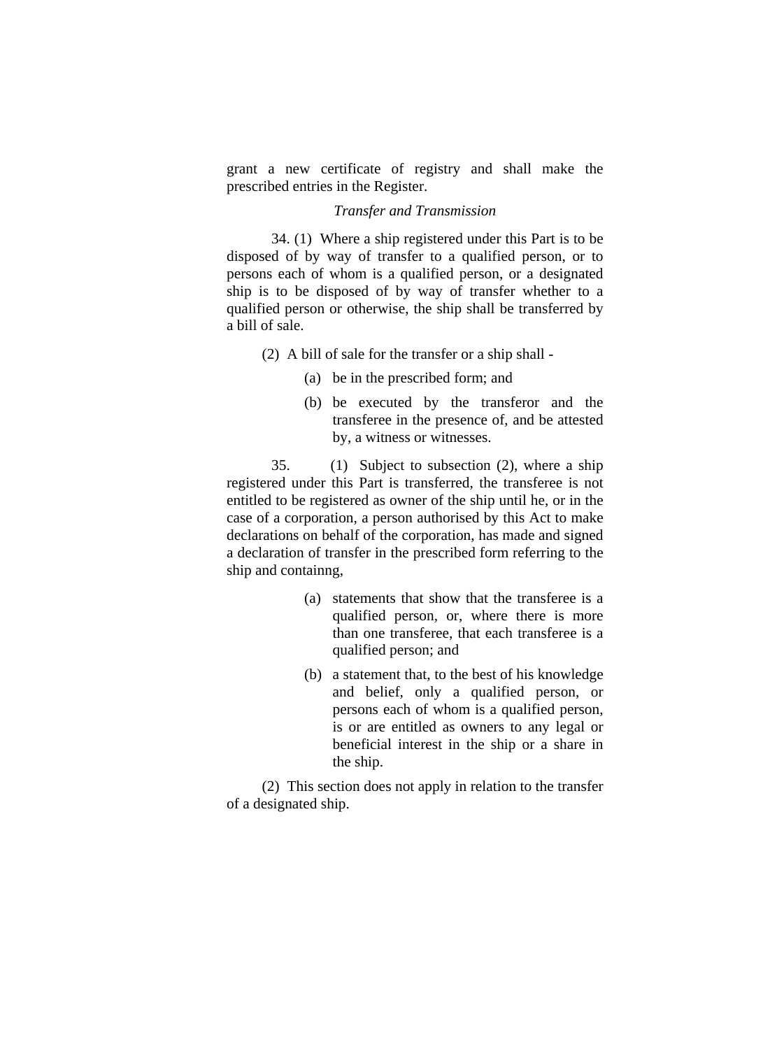grant a new certificate of registry and shall make the prescribed entries in the Register.

*Transfer and Transmission*

34. (1) Where a ship registered under this Part is to be disposed of by way of transfer to a qualified person, or to persons each of whom is a qualified person, or a designated ship is to be disposed of by way of transfer whether to a qualified person or otherwise, the ship shall be transferred by a bill of sale.

(2) A bill of sale for the transfer or a ship shall -

(a) be in the prescribed form; and

(b) be executed by the transferor and the transferee in the presence of, and be attested by, a witness or witnesses.

35. (1) Subject to subsection (2), where a ship registered under this Part is transferred, the transferee is not entitled to be registered as owner of the ship until he, or in the case of a corporation, a person authorised by this Act to make declarations on behalf of the corporation, has made and signed a declaration of transfer in the prescribed form referring to the ship and containng,

(a) statements that show that the transferee is a qualified person, or, where there is more than one transferee, that each transferee is a qualified person; and

(b) a statement that, to the best of his knowledge and belief, only a qualified person, or persons each of whom is a qualified person, is or are entitled as owners to any legal or beneficial interest in the ship or a share in the ship.

(2) This section does not apply in relation to the transfer of a designated ship.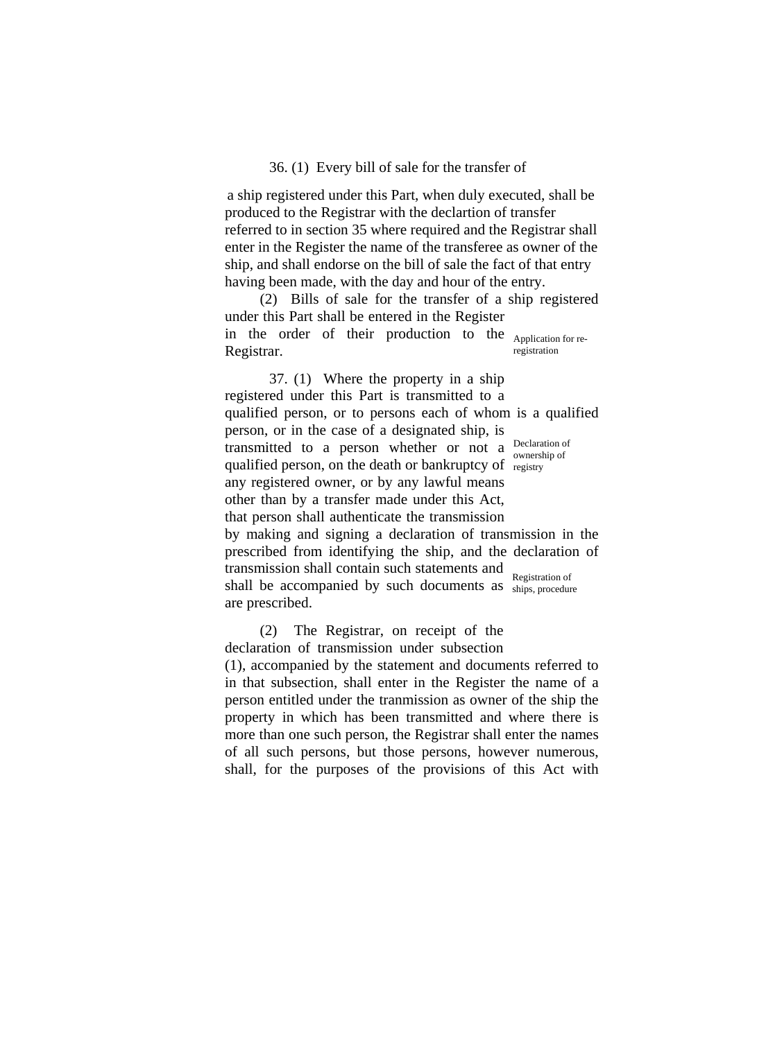36. (1) Every bill of sale for the transfer of a ship registered under this Part, when duly executed, shall be produced to the Registrar with the declartion of transfer referred to in section 35 where required and the Registrar shall enter in the Register the name of the transferee as owner of the ship, and shall endorse on the bill of sale the fact of that entry having been made, with the day and hour of the entry.

(2) Bills of sale for the transfer of a ship registered under this Part shall be entered in the Register in the order of their production to the Registrar.

Application for re-registration

37. (1) Where the property in a ship registered under this Part is transmitted to a qualified person, or to persons each of whom is a qualified person, or in the case of a designated ship, is transmitted to a person whether or not a qualified person, on the death or bankruptcy of any registered owner, or by any lawful means other than by a transfer made under this Act, that person shall authenticate the transmission by making and signing a declaration of transmission in the prescribed from identifying the ship, and the declaration of transmission shall contain such statements and shall be accompanied by such documents as are prescribed.

Declaration of ownership of registry

Registration of ships, procedure

(2) The Registrar, on receipt of the declaration of transmission under subsection (1), accompanied by the statement and documents referred to in that subsection, shall enter in the Register the name of a person entitled under the tranmission as owner of the ship the property in which has been transmitted and where there is more than one such person, the Registrar shall enter the names of all such persons, but those persons, however numerous, shall, for the purposes of the provisions of this Act with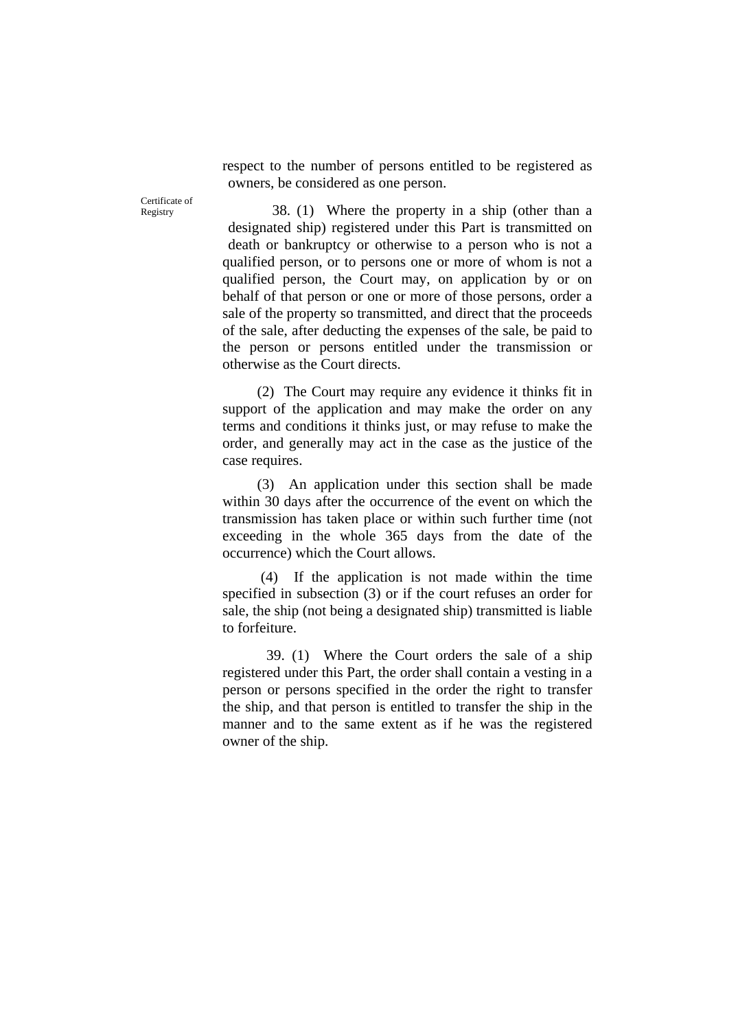respect to the number of persons entitled to be registered as owners, be considered as one person.

Certificate of Registry

38. (1) Where the property in a ship (other than a designated ship) registered under this Part is transmitted on death or bankruptcy or otherwise to a person who is not a qualified person, or to persons one or more of whom is not a qualified person, the Court may, on application by or on behalf of that person or one or more of those persons, order a sale of the property so transmitted, and direct that the proceeds of the sale, after deducting the expenses of the sale, be paid to the person or persons entitled under the transmission or otherwise as the Court directs.

(2) The Court may require any evidence it thinks fit in support of the application and may make the order on any terms and conditions it thinks just, or may refuse to make the order, and generally may act in the case as the justice of the case requires.

(3) An application under this section shall be made within 30 days after the occurrence of the event on which the transmission has taken place or within such further time (not exceeding in the whole 365 days from the date of the occurrence) which the Court allows.

(4) If the application is not made within the time specified in subsection (3) or if the court refuses an order for sale, the ship (not being a designated ship) transmitted is liable to forfeiture.

39. (1) Where the Court orders the sale of a ship registered under this Part, the order shall contain a vesting in a person or persons specified in the order the right to transfer the ship, and that person is entitled to transfer the ship in the manner and to the same extent as if he was the registered owner of the ship.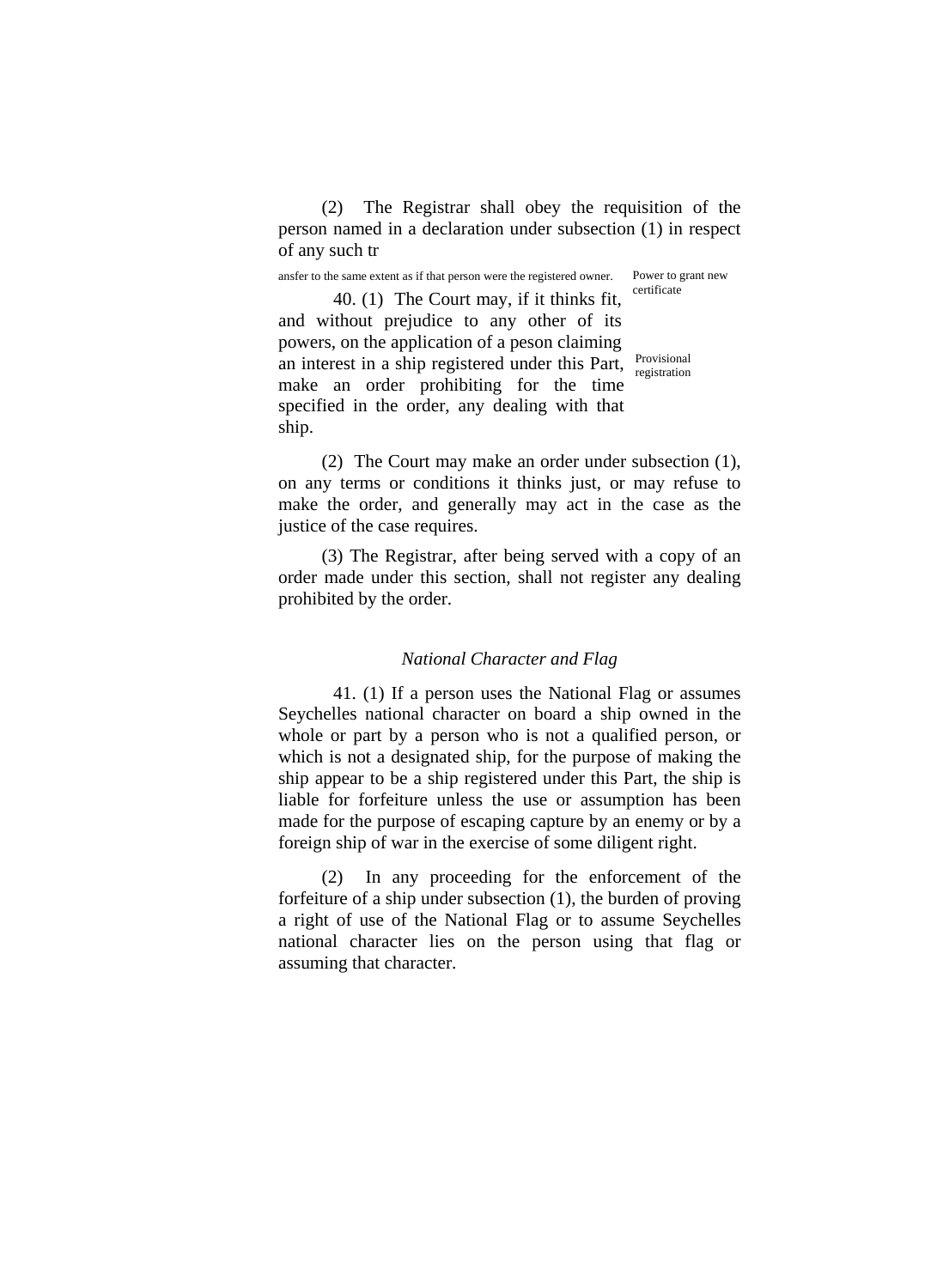(2) The Registrar shall obey the requisition of the person named in a declaration under subsection (1) in respect of any such tr

ansfer to the same extent as if that person were the registered owner.

Power to grant new certificate

Provisional registration

40. (1) The Court may, if it thinks fit, and without prejudice to any other of its powers, on the application of a peson claiming an interest in a ship registered under this Part, make an order prohibiting for the time specified in the order, any dealing with that ship.

(2) The Court may make an order under subsection (1), on any terms or conditions it thinks just, or may refuse to make the order, and generally may act in the case as the justice of the case requires.

(3) The Registrar, after being served with a copy of an order made under this section, shall not register any dealing prohibited by the order.

*National Character and Flag*

41. (1) If a person uses the National Flag or assumes Seychelles national character on board a ship owned in the whole or part by a person who is not a qualified person, or which is not a designated ship, for the purpose of making the ship appear to be a ship registered under this Part, the ship is liable for forfeiture unless the use or assumption has been made for the purpose of escaping capture by an enemy or by a foreign ship of war in the exercise of some diligent right.

(2) In any proceeding for the enforcement of the forfeiture of a ship under subsection (1), the burden of proving a right of use of the National Flag or to assume Seychelles national character lies on the person using that flag or assuming that character.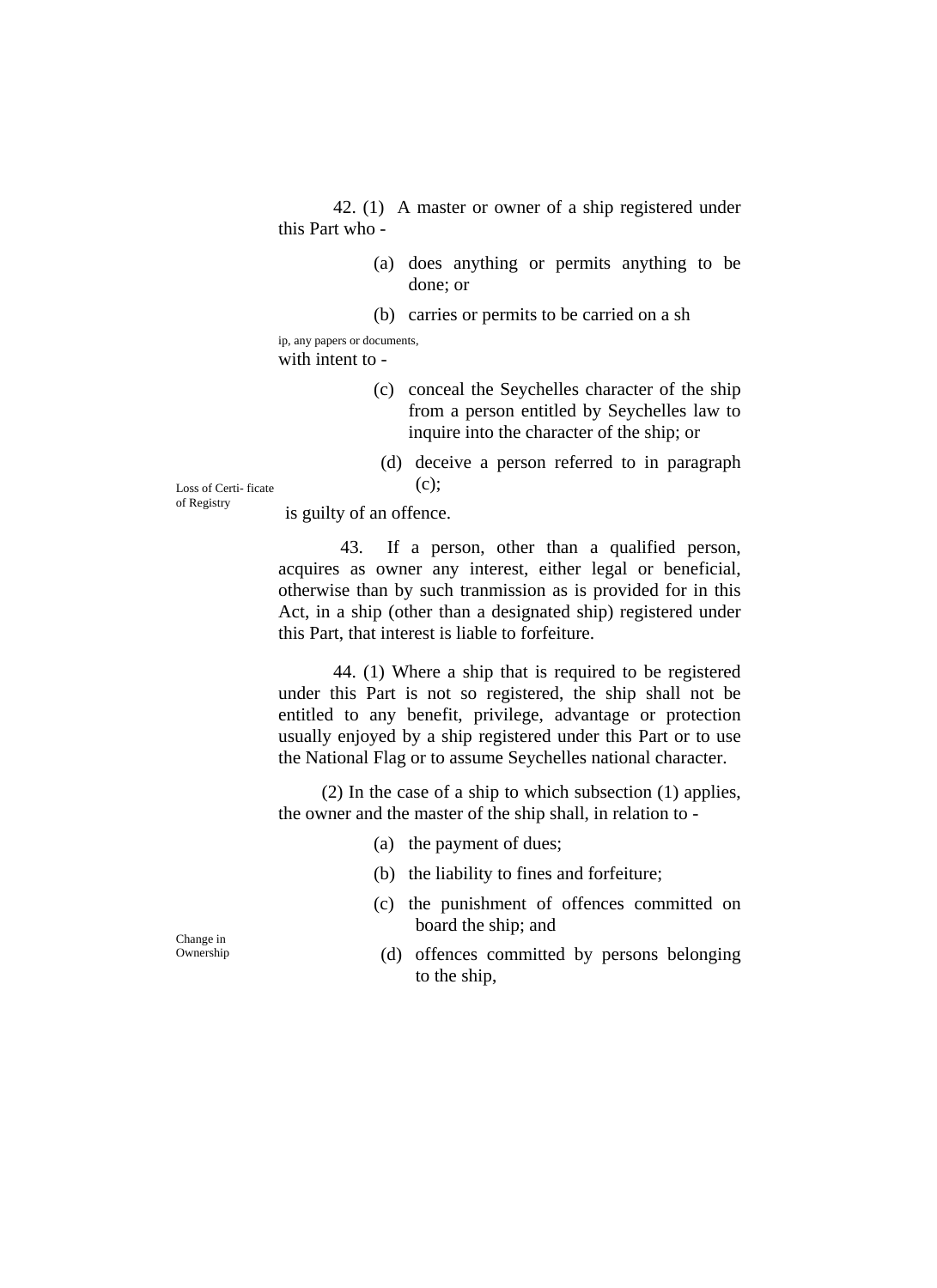42. (1) A master or owner of a ship registered under this Part who -

(a) does anything or permits anything to be done; or

(b) carries or permits to be carried on a sh

ip, any papers or documents,

with intent to -

(c) conceal the Seychelles character of the ship from a person entitled by Seychelles law to inquire into the character of the ship; or

(d) deceive a person referred to in paragraph (c);

is guilty of an offence.

Loss of Certi- ficate of Registry

43. If a person, other than a qualified person, acquires as owner any interest, either legal or beneficial, otherwise than by such tranmission as is provided for in this Act, in a ship (other than a designated ship) registered under this Part, that interest is liable to forfeiture.

44. (1) Where a ship that is required to be registered under this Part is not so registered, the ship shall not be entitled to any benefit, privilege, advantage or protection usually enjoyed by a ship registered under this Part or to use the National Flag or to assume Seychelles national character.

(2) In the case of a ship to which subsection (1) applies, the owner and the master of the ship shall, in relation to -

(a) the payment of dues;

(b) the liability to fines and forfeiture;

(c) the punishment of offences committed on board the ship; and

Change in Ownership

(d) offences committed by persons belonging to the ship,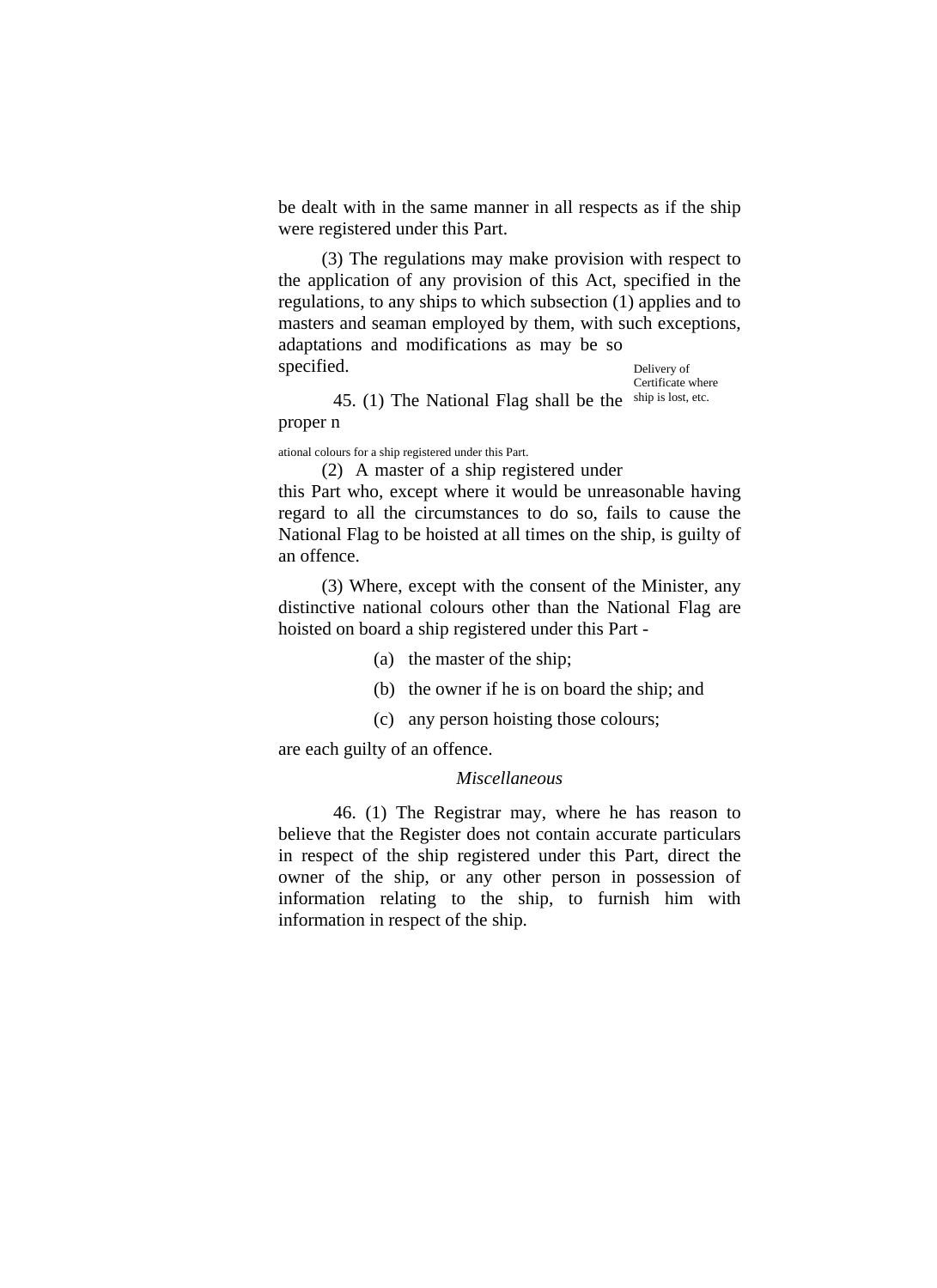be dealt with in the same manner in all respects as if the ship were registered under this Part.

(3) The regulations may make provision with respect to the application of any provision of this Act, specified in the regulations, to any ships to which subsection (1) applies and to masters and seaman employed by them, with such exceptions, adaptations and modifications as may be so specified.

Delivery of Certificate where ship is lost, etc.

45. (1) The National Flag shall be the proper national colours for a ship registered under this Part.

(2) A master of a ship registered under this Part who, except where it would be unreasonable having regard to all the circumstances to do so, fails to cause the National Flag to be hoisted at all times on the ship, is guilty of an offence.

(3) Where, except with the consent of the Minister, any distinctive national colours other than the National Flag are hoisted on board a ship registered under this Part -

(a) the master of the ship;

(b) the owner if he is on board the ship; and

(c) any person hoisting those colours;

are each guilty of an offence.

*Miscellaneous*

46. (1) The Registrar may, where he has reason to believe that the Register does not contain accurate particulars in respect of the ship registered under this Part, direct the owner of the ship, or any other person in possession of information relating to the ship, to furnish him with information in respect of the ship.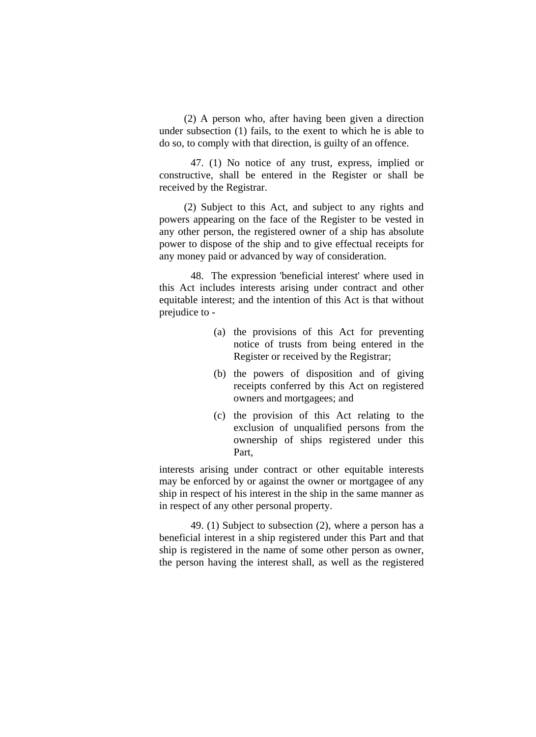(2) A person who, after having been given a direction under subsection (1) fails, to the exent to which he is able to do so, to comply with that direction, is guilty of an offence.

47. (1) No notice of any trust, express, implied or constructive, shall be entered in the Register or shall be received by the Registrar.

(2) Subject to this Act, and subject to any rights and powers appearing on the face of the Register to be vested in any other person, the registered owner of a ship has absolute power to dispose of the ship and to give effectual receipts for any money paid or advanced by way of consideration.

48. The expression 'beneficial interest' where used in this Act includes interests arising under contract and other equitable interest; and the intention of this Act is that without prejudice to -

(a) the provisions of this Act for preventing notice of trusts from being entered in the Register or received by the Registrar;

(b) the powers of disposition and of giving receipts conferred by this Act on registered owners and mortgagees; and

(c) the provision of this Act relating to the exclusion of unqualified persons from the ownership of ships registered under this Part,

interests arising under contract or other equitable interests may be enforced by or against the owner or mortgagee of any ship in respect of his interest in the ship in the same manner as in respect of any other personal property.

49. (1) Subject to subsection (2), where a person has a beneficial interest in a ship registered under this Part and that ship is registered in the name of some other person as owner, the person having the interest shall, as well as the registered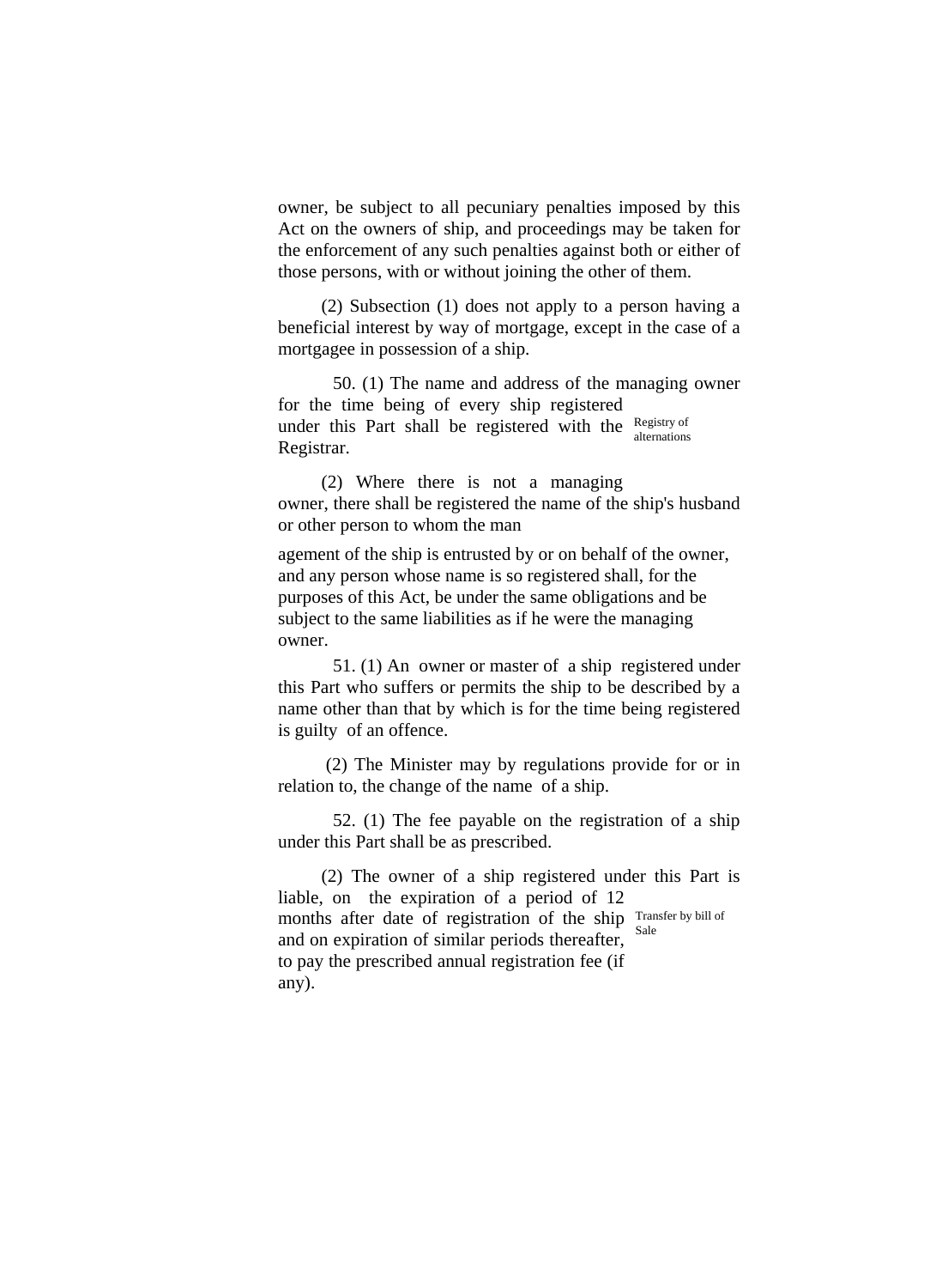owner, be subject to all pecuniary penalties imposed by this Act on the owners of ship, and proceedings may be taken for the enforcement of any such penalties against both or either of those persons, with or without joining the other of them.

(2) Subsection (1) does not apply to a person having a beneficial interest by way of mortgage, except in the case of a mortgagee in possession of a ship.

Registry of alternations

50. (1) The name and address of the managing owner for the time being of every ship registered under this Part shall be registered with the Registrar.

(2) Where there is not a managing owner, there shall be registered the name of the ship's husband or other person to whom the man

agement of the ship is entrusted by or on behalf of the owner, and any person whose name is so registered shall, for the purposes of this Act, be under the same obligations and be subject to the same liabilities as if he were the managing owner.

51. (1) An owner or master of a ship registered under this Part who suffers or permits the ship to be described by a name other than that by which is for the time being registered is guilty of an offence.

(2) The Minister may by regulations provide for or in relation to, the change of the name of a ship.

52. (1) The fee payable on the registration of a ship under this Part shall be as prescribed.

Transfer by bill of Sale

(2) The owner of a ship registered under this Part is liable, on the expiration of a period of 12 months after date of registration of the ship and on expiration of similar periods thereafter, to pay the prescribed annual registration fee (if any).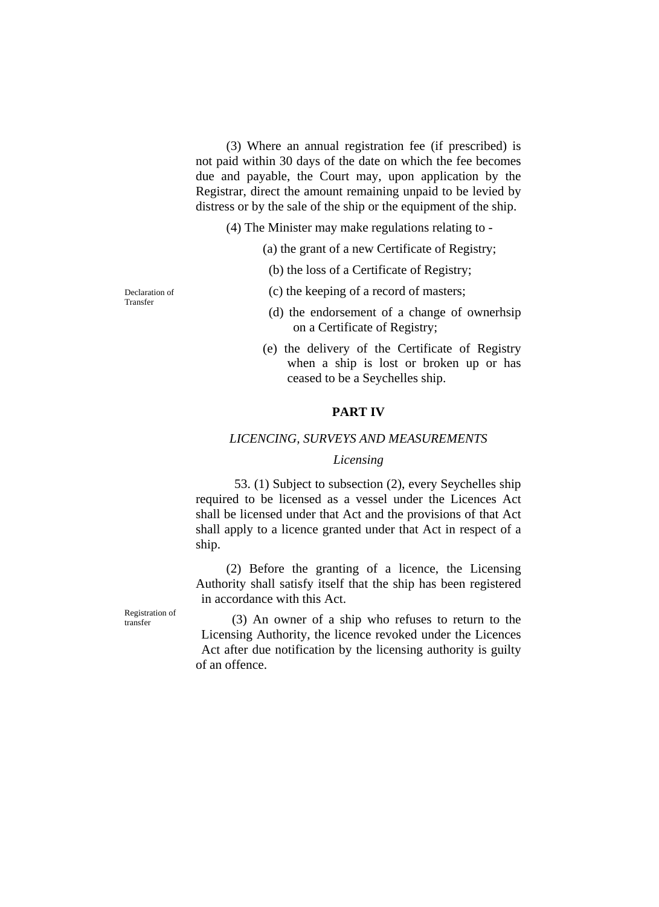(3) Where an annual registration fee (if prescribed) is not paid within 30 days of the date on which the fee becomes due and payable, the Court may, upon application by the Registrar, direct the amount remaining unpaid to be levied by distress or by the sale of the ship or the equipment of the ship.

(4) The Minister may make regulations relating to -

(a) the grant of a new Certificate of Registry;

(b) the loss of a Certificate of Registry;

Declaration of Transfer

(c) the keeping of a record of masters;

(d) the endorsement of a change of ownerhsip on a Certificate of Registry;

(e) the delivery of the Certificate of Registry when a ship is lost or broken up or has ceased to be a Seychelles ship.

## PART IV

*LICENCING, SURVEYS AND MEASUREMENTS*

*Licensing*

53. (1) Subject to subsection (2), every Seychelles ship required to be licensed as a vessel under the Licences Act shall be licensed under that Act and the provisions of that Act shall apply to a licence granted under that Act in respect of a ship.

(2) Before the granting of a licence, the Licensing Authority shall satisfy itself that the ship has been registered in accordance with this Act.

Registration of transfer

(3) An owner of a ship who refuses to return to the Licensing Authority, the licence revoked under the Licences Act after due notification by the licensing authority is guilty of an offence.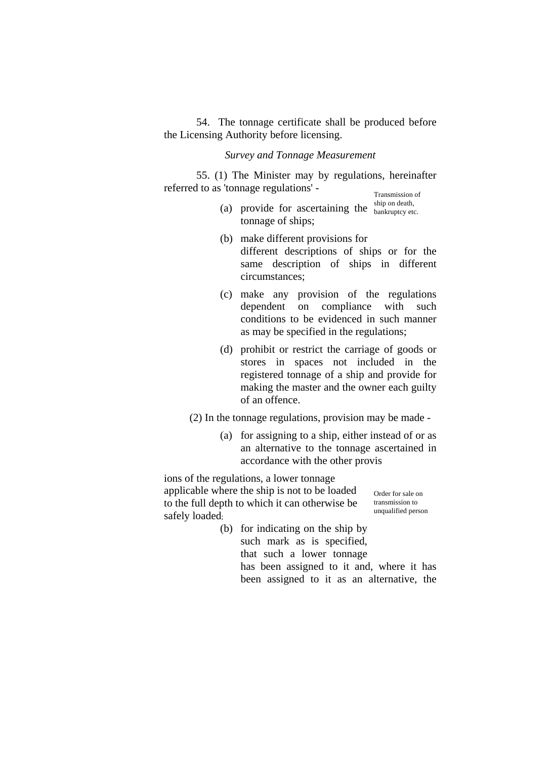54. The tonnage certificate shall be produced before the Licensing Authority before licensing.

*Survey and Tonnage Measurement*

55. (1) The Minister may by regulations, hereinafter referred to as 'tonnage regulations' -

Transmission of ship on death, bankruptcy etc.

(a) provide for ascertaining the tonnage of ships;

(b) make different provisions for different descriptions of ships or for the same description of ships in different circumstances;

(c) make any provision of the regulations dependent on compliance with such conditions to be evidenced in such manner as may be specified in the regulations;

(d) prohibit or restrict the carriage of goods or stores in spaces not included in the registered tonnage of a ship and provide for making the master and the owner each guilty of an offence.

(2) In the tonnage regulations, provision may be made -

(a) for assigning to a ship, either instead of or as an alternative to the tonnage ascertained in accordance with the other provisions of the regulations, a lower tonnage applicable where the ship is not to be loaded to the full depth to which it can otherwise be safely loaded;

Order for sale on transmission to unqualified person

(b) for indicating on the ship by such mark as is specified, that such a lower tonnage has been assigned to it and, where it has been assigned to it as an alternative, the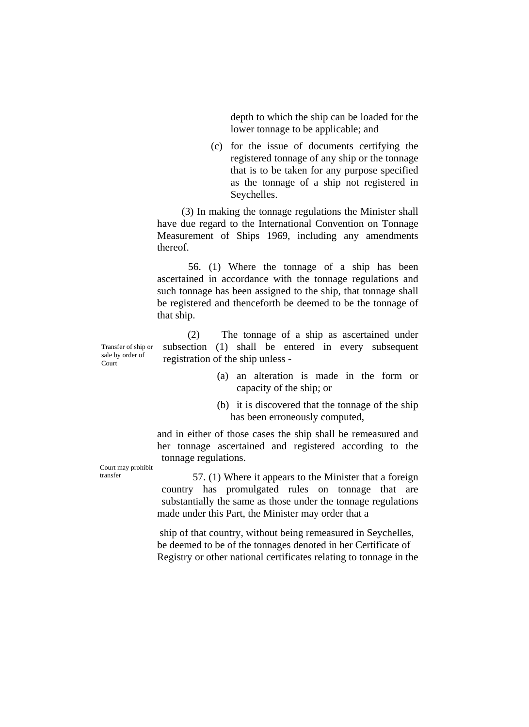depth to which the ship can be loaded for the lower tonnage to be applicable; and

(c) for the issue of documents certifying the registered tonnage of any ship or the tonnage that is to be taken for any purpose specified as the tonnage of a ship not registered in Seychelles.

(3) In making the tonnage regulations the Minister shall have due regard to the International Convention on Tonnage Measurement of Ships 1969, including any amendments thereof.

56. (1) Where the tonnage of a ship has been ascertained in accordance with the tonnage regulations and such tonnage has been assigned to the ship, that tonnage shall be registered and thenceforth be deemed to be the tonnage of that ship.

Transfer of ship or sale by order of Court

(2) The tonnage of a ship as ascertained under subsection (1) shall be entered in every subsequent registration of the ship unless -

(a) an alteration is made in the form or capacity of the ship; or

(b) it is discovered that the tonnage of the ship has been erroneously computed,

and in either of those cases the ship shall be remeasured and her tonnage ascertained and registered according to the tonnage regulations.

Court may prohibit transfer

57. (1) Where it appears to the Minister that a foreign country has promulgated rules on tonnage that are substantially the same as those under the tonnage regulations made under this Part, the Minister may order that a

ship of that country, without being remeasured in Seychelles, be deemed to be of the tonnages denoted in her Certificate of Registry or other national certificates relating to tonnage in the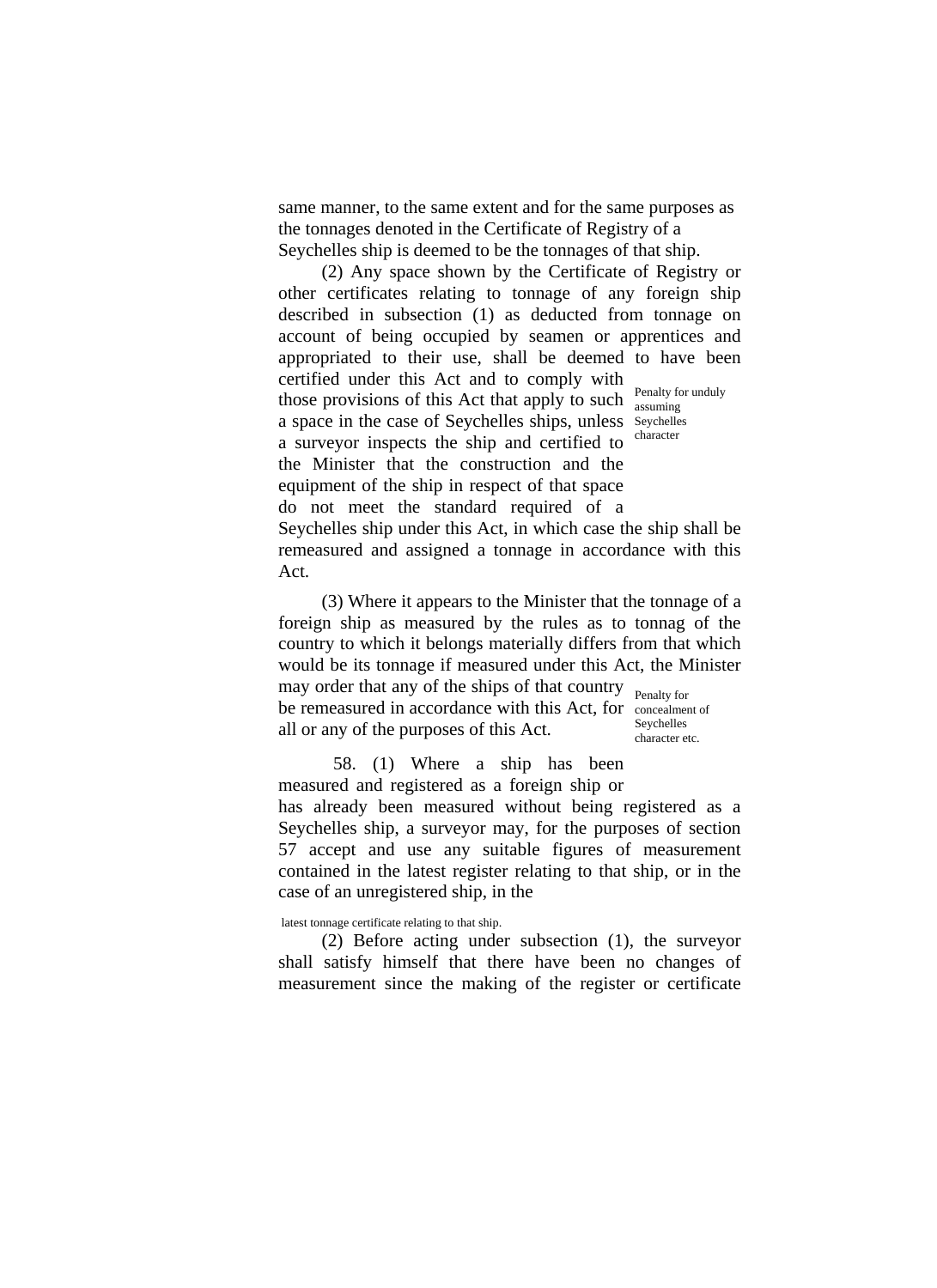same manner, to the same extent and for the same purposes as the tonnages denoted in the Certificate of Registry of a Seychelles ship is deemed to be the tonnages of that ship.

(2) Any space shown by the Certificate of Registry or other certificates relating to tonnage of any foreign ship described in subsection (1) as deducted from tonnage on account of being occupied by seamen or apprentices and appropriated to their use, shall be deemed to have been certified under this Act and to comply with those provisions of this Act that apply to such a space in the case of Seychelles ships, unless a surveyor inspects the ship and certified to the Minister that the construction and the equipment of the ship in respect of that space do not meet the standard required of a Seychelles ship under this Act, in which case the ship shall be remeasured and assigned a tonnage in accordance with this Act.

Penalty for unduly assuming Seychelles character

(3) Where it appears to the Minister that the tonnage of a foreign ship as measured by the rules as to tonnag of the country to which it belongs materially differs from that which would be its tonnage if measured under this Act, the Minister may order that any of the ships of that country be remeasured in accordance with this Act, for all or any of the purposes of this Act.

Penalty for concealment of Seychelles character etc.

58. (1) Where a ship has been measured and registered as a foreign ship or has already been measured without being registered as a Seychelles ship, a surveyor may, for the purposes of section 57 accept and use any suitable figures of measurement contained in the latest register relating to that ship, or in the case of an unregistered ship, in the

latest tonnage certificate relating to that ship.

(2) Before acting under subsection (1), the surveyor shall satisfy himself that there have been no changes of measurement since the making of the register or certificate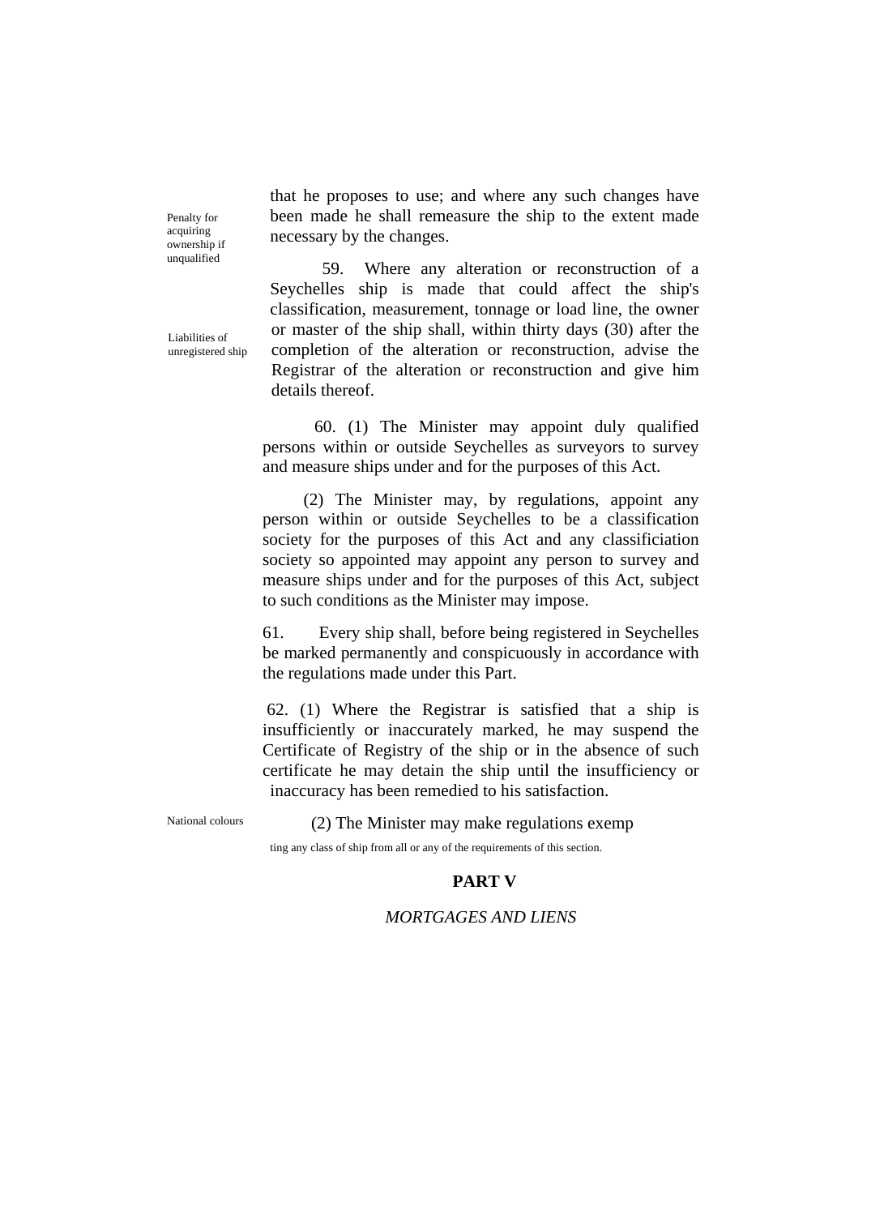that he proposes to use; and where any such changes have been made he shall remeasure the ship to the extent made necessary by the changes.

Penalty for acquiring ownership if unqualified

59. Where any alteration or reconstruction of a Seychelles ship is made that could affect the ship's classification, measurement, tonnage or load line, the owner or master of the ship shall, within thirty days (30) after the completion of the alteration or reconstruction, advise the Registrar of the alteration or reconstruction and give him details thereof.

Liabilities of unregistered ship

60. (1) The Minister may appoint duly qualified persons within or outside Seychelles as surveyors to survey and measure ships under and for the purposes of this Act.

(2) The Minister may, by regulations, appoint any person within or outside Seychelles to be a classification society for the purposes of this Act and any classificiation society so appointed may appoint any person to survey and measure ships under and for the purposes of this Act, subject to such conditions as the Minister may impose.

61. Every ship shall, before being registered in Seychelles be marked permanently and conspicuously in accordance with the regulations made under this Part.

62. (1) Where the Registrar is satisfied that a ship is insufficiently or inaccurately marked, he may suspend the Certificate of Registry of the ship or in the absence of such certificate he may detain the ship until the insufficiency or inaccuracy has been remedied to his satisfaction.

National colours

(2) The Minister may make regulations exemp ting any class of ship from all or any of the requirements of this section.

## PART V

*MORTGAGES AND LIENS*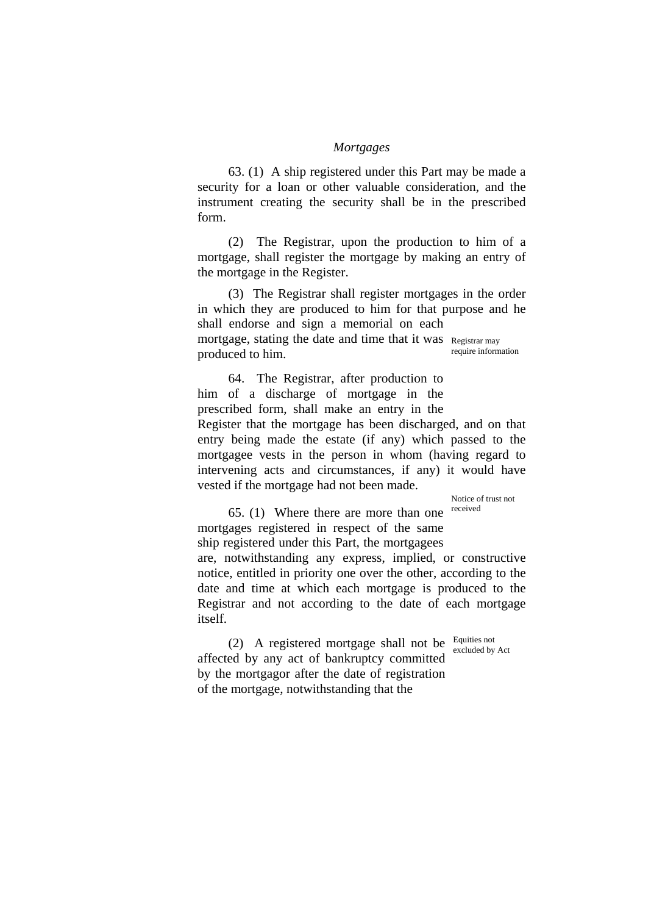*Mortgages*

63. (1) A ship registered under this Part may be made a security for a loan or other valuable consideration, and the instrument creating the security shall be in the prescribed form.

(2) The Registrar, upon the production to him of a mortgage, shall register the mortgage by making an entry of the mortgage in the Register.

(3) The Registrar shall register mortgages in the order in which they are produced to him for that purpose and he shall endorse and sign a memorial on each mortgage, stating the date and time that it was produced to him.

Registrar may require information

64. The Registrar, after production to him of a discharge of mortgage in the prescribed form, shall make an entry in the Register that the mortgage has been discharged, and on that entry being made the estate (if any) which passed to the mortgagee vests in the person in whom (having regard to intervening acts and circumstances, if any) it would have vested if the mortgage had not been made.

Notice of trust not received

65. (1) Where there are more than one mortgages registered in respect of the same ship registered under this Part, the mortgagees are, notwithstanding any express, implied, or constructive notice, entitled in priority one over the other, according to the date and time at which each mortgage is produced to the Registrar and not according to the date of each mortgage itself.

Equities not excluded by Act

(2) A registered mortgage shall not be affected by any act of bankruptcy committed by the mortgagor after the date of registration of the mortgage, notwithstanding that the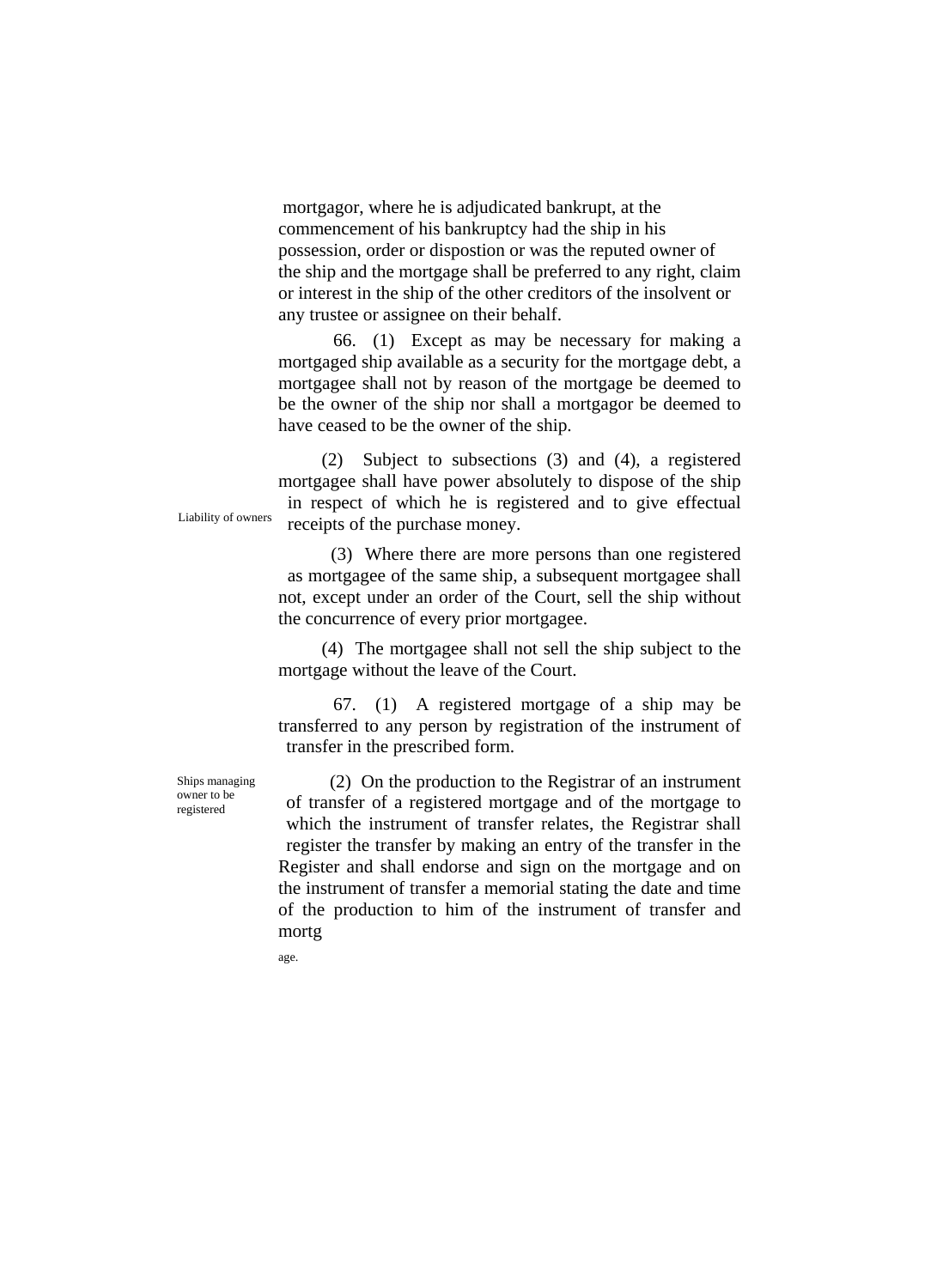mortgagor, where he is adjudicated bankrupt, at the commencement of his bankruptcy had the ship in his possession, order or dispostion or was the reputed owner of the ship and the mortgage shall be preferred to any right, claim or interest in the ship of the other creditors of the insolvent or any trustee or assignee on their behalf.

66. (1) Except as may be necessary for making a mortgaged ship available as a security for the mortgage debt, a mortgagee shall not by reason of the mortgage be deemed to be the owner of the ship nor shall a mortgagor be deemed to have ceased to be the owner of the ship.

Liability of owners

(2) Subject to subsections (3) and (4), a registered mortgagee shall have power absolutely to dispose of the ship in respect of which he is registered and to give effectual receipts of the purchase money.

(3) Where there are more persons than one registered as mortgagee of the same ship, a subsequent mortgagee shall not, except under an order of the Court, sell the ship without the concurrence of every prior mortgagee.

(4) The mortgagee shall not sell the ship subject to the mortgage without the leave of the Court.

67. (1) A registered mortgage of a ship may be transferred to any person by registration of the instrument of transfer in the prescribed form.

Ships managing owner to be registered

(2) On the production to the Registrar of an instrument of transfer of a registered mortgage and of the mortgage to which the instrument of transfer relates, the Registrar shall register the transfer by making an entry of the transfer in the Register and shall endorse and sign on the mortgage and on the instrument of transfer a memorial stating the date and time of the production to him of the instrument of transfer and mortgage.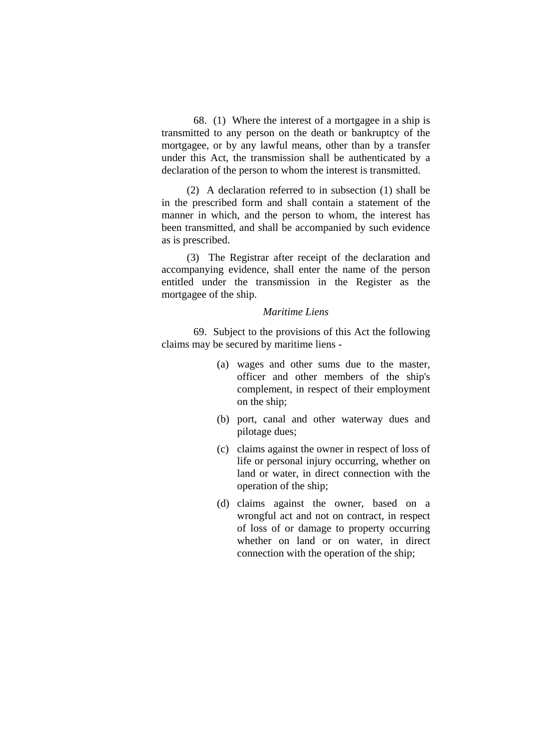68. (1) Where the interest of a mortgagee in a ship is transmitted to any person on the death or bankruptcy of the mortgagee, or by any lawful means, other than by a transfer under this Act, the transmission shall be authenticated by a declaration of the person to whom the interest is transmitted.

(2) A declaration referred to in subsection (1) shall be in the prescribed form and shall contain a statement of the manner in which, and the person to whom, the interest has been transmitted, and shall be accompanied by such evidence as is prescribed.

(3) The Registrar after receipt of the declaration and accompanying evidence, shall enter the name of the person entitled under the transmission in the Register as the mortgagee of the ship.

*Maritime Liens*

69. Subject to the provisions of this Act the following claims may be secured by maritime liens -

(a) wages and other sums due to the master, officer and other members of the ship's complement, in respect of their employment on the ship;

(b) port, canal and other waterway dues and pilotage dues;

(c) claims against the owner in respect of loss of life or personal injury occurring, whether on land or water, in direct connection with the operation of the ship;

(d) claims against the owner, based on a wrongful act and not on contract, in respect of loss of or damage to property occurring whether on land or on water, in direct connection with the operation of the ship;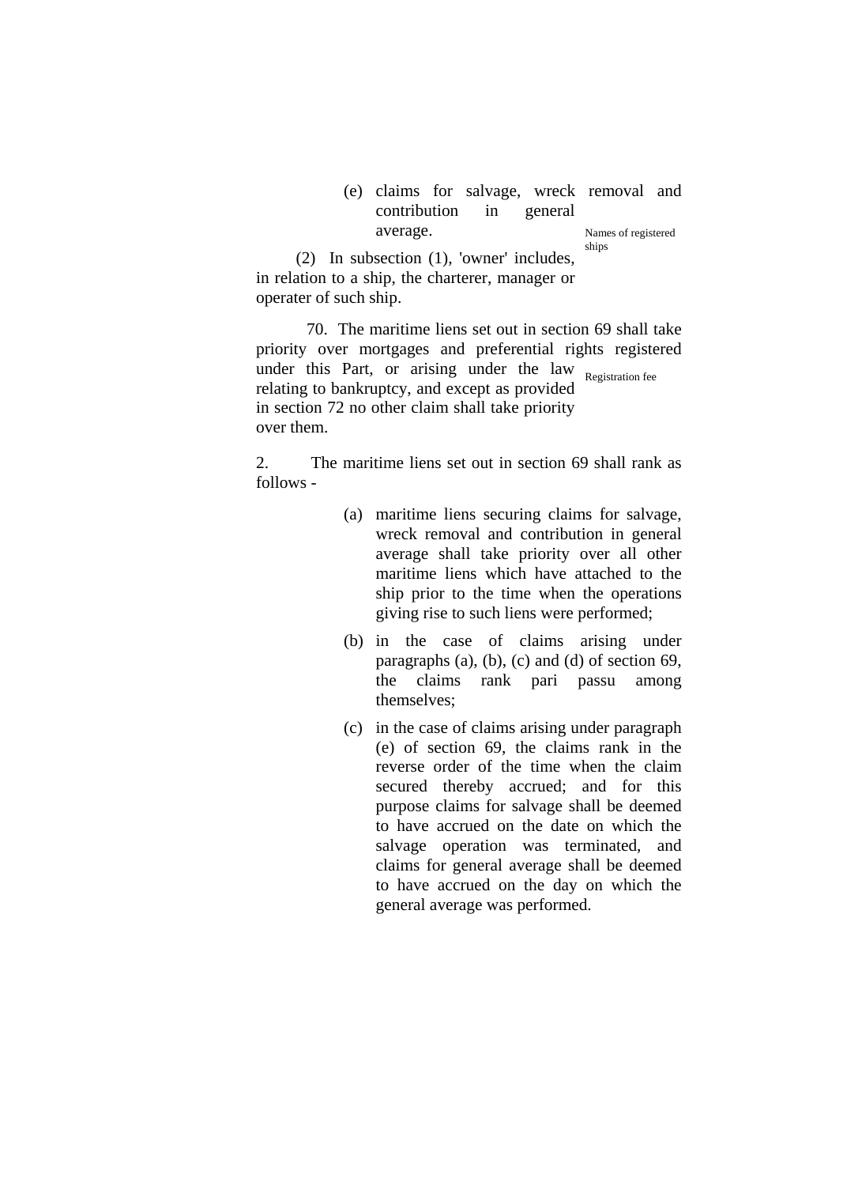(e) claims for salvage, wreck removal and contribution in general average.

Names of registered ships

(2) In subsection (1), 'owner' includes, in relation to a ship, the charterer, manager or operater of such ship.

70. The maritime liens set out in section 69 shall take priority over mortgages and preferential rights registered under this Part, or arising under the law relating to bankruptcy, and except as provided in section 72 no other claim shall take priority over them.

Registration fee

2. The maritime liens set out in section 69 shall rank as follows -

(a) maritime liens securing claims for salvage, wreck removal and contribution in general average shall take priority over all other maritime liens which have attached to the ship prior to the time when the operations giving rise to such liens were performed;

(b) in the case of claims arising under paragraphs (a), (b), (c) and (d) of section 69, the claims rank pari passu among themselves;

(c) in the case of claims arising under paragraph (e) of section 69, the claims rank in the reverse order of the time when the claim secured thereby accrued; and for this purpose claims for salvage shall be deemed to have accrued on the date on which the salvage operation was terminated, and claims for general average shall be deemed to have accrued on the day on which the general average was performed.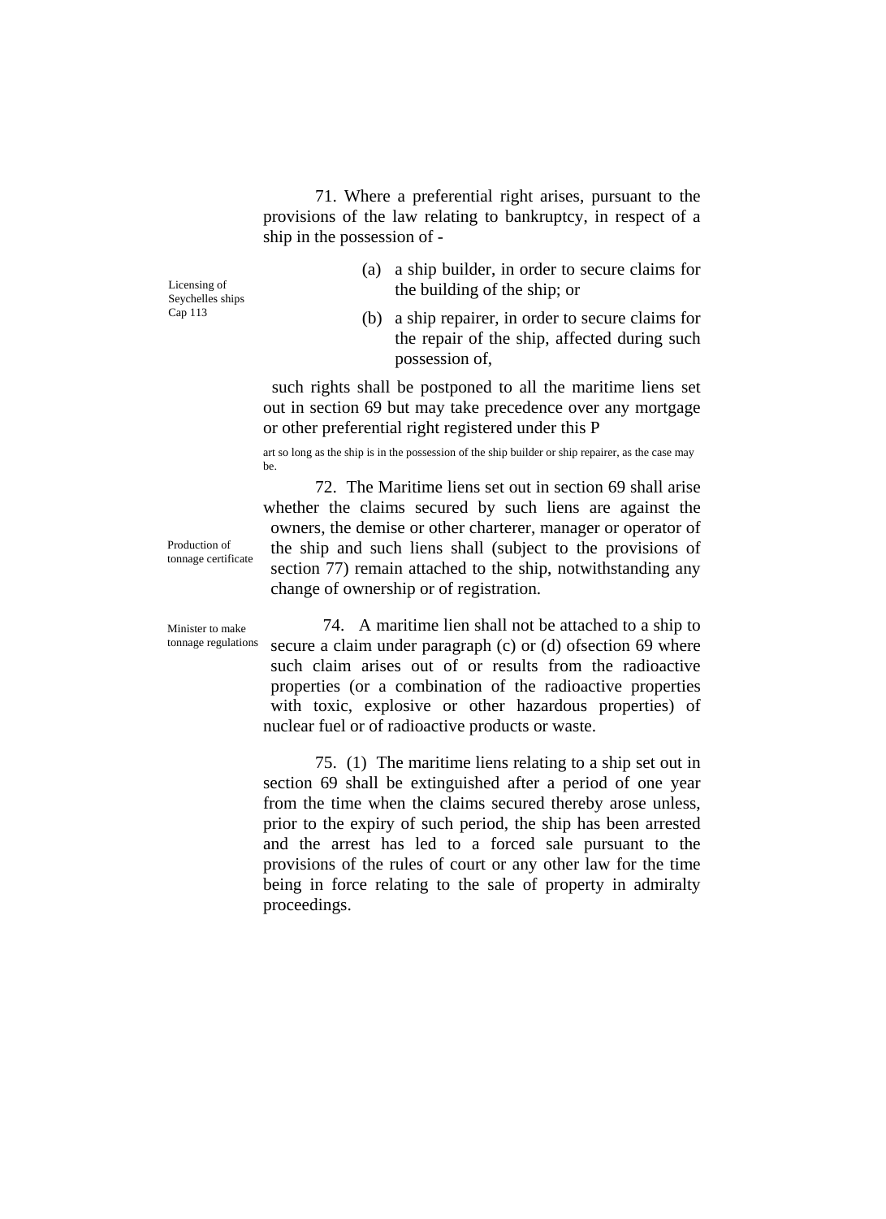71. Where a preferential right arises, pursuant to the provisions of the law relating to bankruptcy, in respect of a ship in the possession of -

Licensing of Seychelles ships Cap 113

(a) a ship builder, in order to secure claims for the building of the ship; or

(b) a ship repairer, in order to secure claims for the repair of the ship, affected during such possession of,

such rights shall be postponed to all the maritime liens set out in section 69 but may take precedence over any mortgage or other preferential right registered under this P

art so long as the ship is in the possession of the ship builder or ship repairer, as the case may be.

72. The Maritime liens set out in section 69 shall arise whether the claims secured by such liens are against the owners, the demise or other charterer, manager or operator of the ship and such liens shall (subject to the provisions of section 77) remain attached to the ship, notwithstanding any change of ownership or of registration.

Production of tonnage certificate

Minister to make tonnage regulations

74. A maritime lien shall not be attached to a ship to secure a claim under paragraph (c) or (d) ofsection 69 where such claim arises out of or results from the radioactive properties (or a combination of the radioactive properties with toxic, explosive or other hazardous properties) of nuclear fuel or of radioactive products or waste.

75. (1) The maritime liens relating to a ship set out in section 69 shall be extinguished after a period of one year from the time when the claims secured thereby arose unless, prior to the expiry of such period, the ship has been arrested and the arrest has led to a forced sale pursuant to the provisions of the rules of court or any other law for the time being in force relating to the sale of property in admiralty proceedings.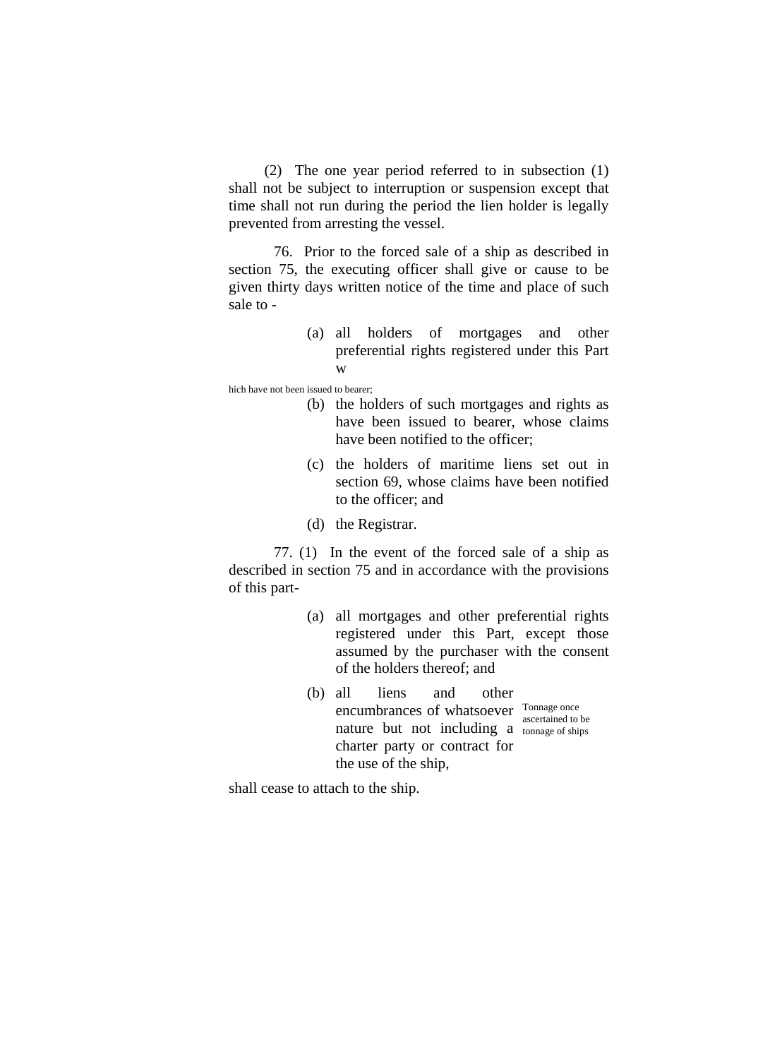(2) The one year period referred to in subsection (1) shall not be subject to interruption or suspension except that time shall not run during the period the lien holder is legally prevented from arresting the vessel.

76. Prior to the forced sale of a ship as described in section 75, the executing officer shall give or cause to be given thirty days written notice of the time and place of such sale to -

(a) all holders of mortgages and other preferential rights registered under this Part which have not been issued to bearer;

(b) the holders of such mortgages and rights as have been issued to bearer, whose claims have been notified to the officer;

(c) the holders of maritime liens set out in section 69, whose claims have been notified to the officer; and

(d) the Registrar.

77. (1) In the event of the forced sale of a ship as described in section 75 and in accordance with the provisions of this part-

(a) all mortgages and other preferential rights registered under this Part, except those assumed by the purchaser with the consent of the holders thereof; and

(b) all liens and other encumbrances of whatsoever nature but not including a charter party or contract for the use of the ship,

shall cease to attach to the ship.

Tonnage once ascertained to be tonnage of ships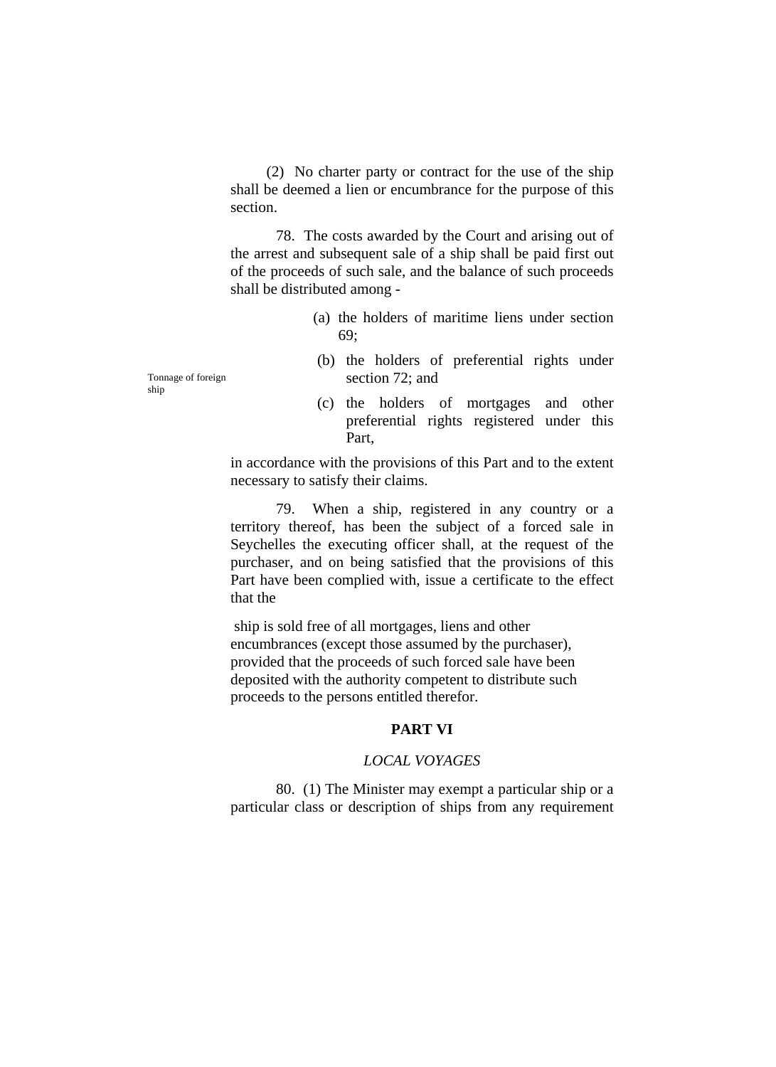(2) No charter party or contract for the use of the ship shall be deemed a lien or encumbrance for the purpose of this section.

78. The costs awarded by the Court and arising out of the arrest and subsequent sale of a ship shall be paid first out of the proceeds of such sale, and the balance of such proceeds shall be distributed among -

(a) the holders of maritime liens under section 69;

(b) the holders of preferential rights under section 72; and

(c) the holders of mortgages and other preferential rights registered under this Part,

in accordance with the provisions of this Part and to the extent necessary to satisfy their claims.

Tonnage of foreign ship

79. When a ship, registered in any country or a territory thereof, has been the subject of a forced sale in Seychelles the executing officer shall, at the request of the purchaser, and on being satisfied that the provisions of this Part have been complied with, issue a certificate to the effect that the

ship is sold free of all mortgages, liens and other encumbrances (except those assumed by the purchaser), provided that the proceeds of such forced sale have been deposited with the authority competent to distribute such proceeds to the persons entitled therefor.

## PART VI

*LOCAL VOYAGES*

80. (1) The Minister may exempt a particular ship or a particular class or description of ships from any requirement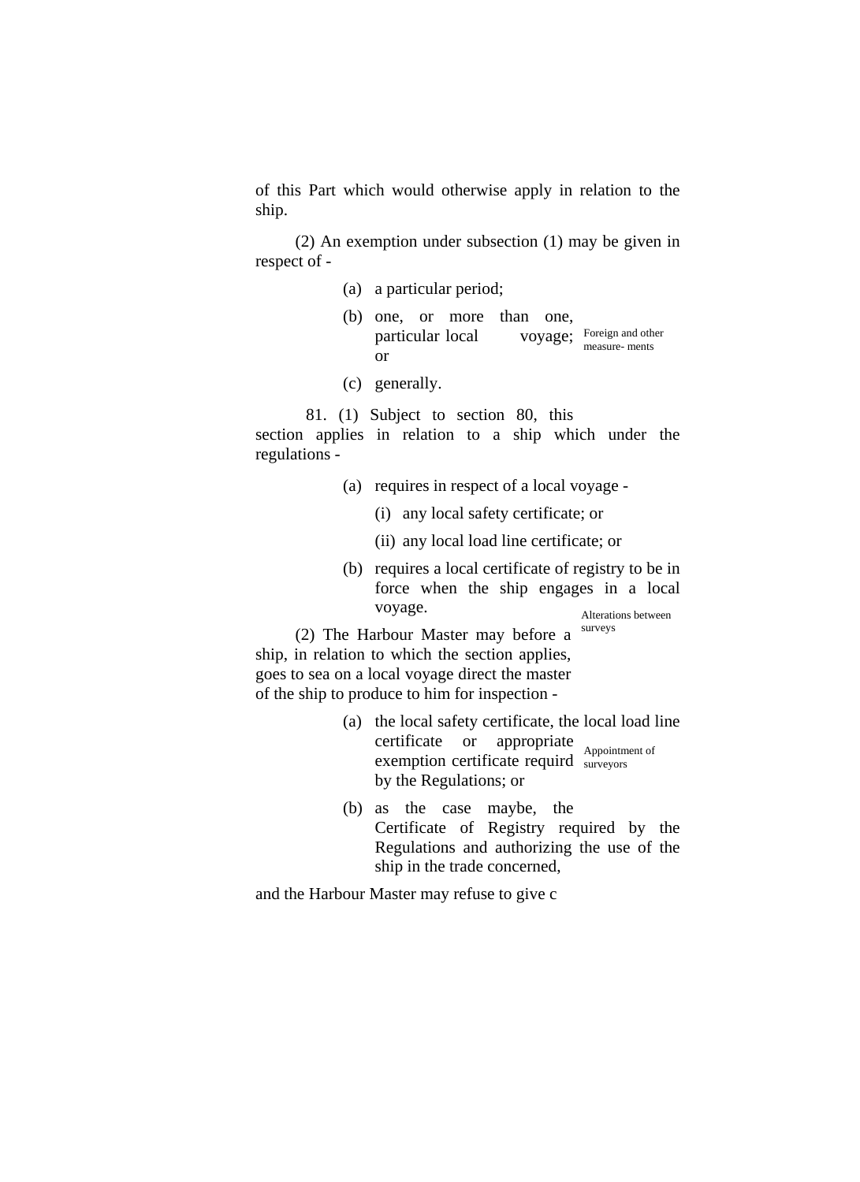of this Part which would otherwise apply in relation to the ship.

(2) An exemption under subsection (1) may be given in respect of -

(a) a particular period;

(b) one, or more than one, particular local voyage; or

(c) generally.

Foreign and other measure- ments

81. (1) Subject to section 80, this section applies in relation to a ship which under the regulations -

(a) requires in respect of a local voyage -

(i) any local safety certificate; or

(ii) any local load line certificate; or

(b) requires a local certificate of registry to be in force when the ship engages in a local voyage.

Alterations between surveys

(2) The Harbour Master may before a ship, in relation to which the section applies, goes to sea on a local voyage direct the master of the ship to produce to him for inspection -

(a) the local safety certificate, the local load line certificate or appropriate exemption certificate requird by the Regulations; or

Appointment of surveyors

(b) as the case maybe, the Certificate of Registry required by the Regulations and authorizing the use of the ship in the trade concerned,

and the Harbour Master may refuse to give c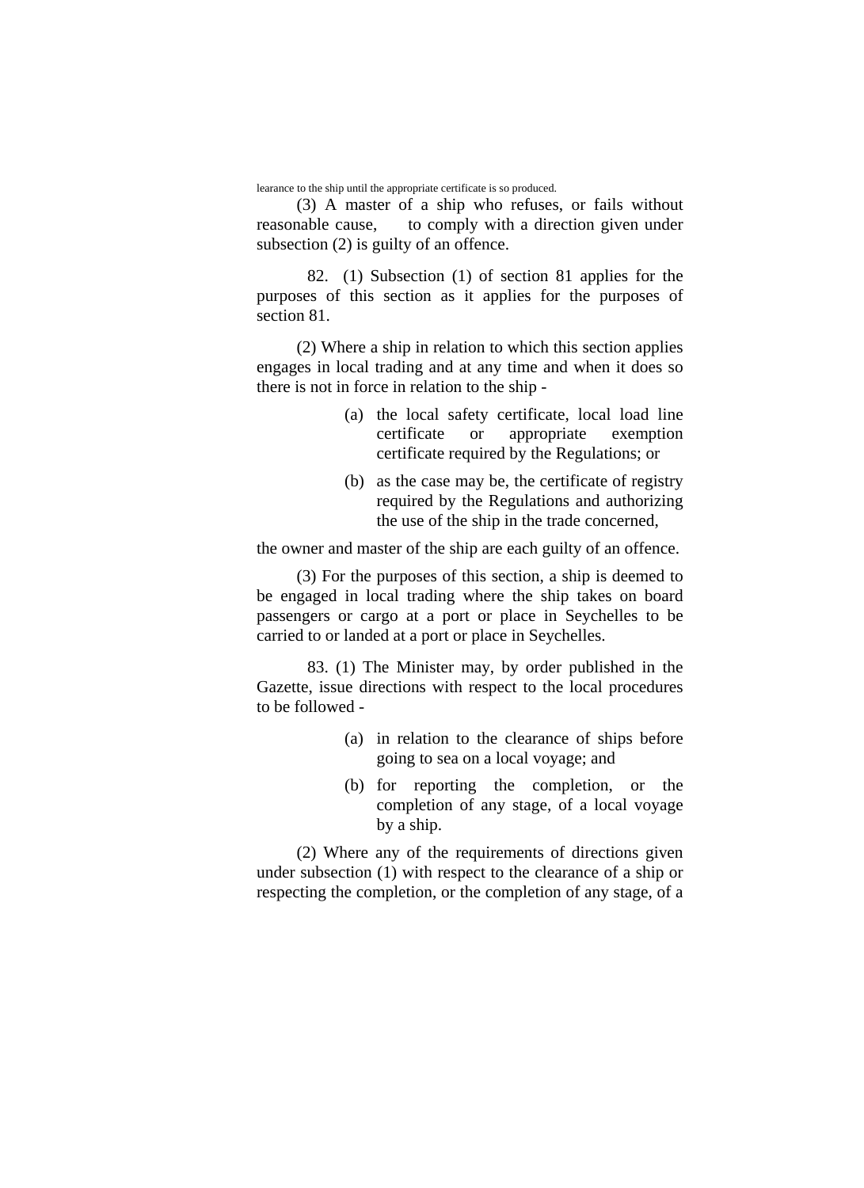learance to the ship until the appropriate certificate is so produced.

(3) A master of a ship who refuses, or fails without reasonable cause, to comply with a direction given under subsection (2) is guilty of an offence.

82. (1) Subsection (1) of section 81 applies for the purposes of this section as it applies for the purposes of section 81.

(2) Where a ship in relation to which this section applies engages in local trading and at any time and when it does so there is not in force in relation to the ship -

(a) the local safety certificate, local load line certificate or appropriate exemption certificate required by the Regulations; or

(b) as the case may be, the certificate of registry required by the Regulations and authorizing the use of the ship in the trade concerned,

the owner and master of the ship are each guilty of an offence.

(3) For the purposes of this section, a ship is deemed to be engaged in local trading where the ship takes on board passengers or cargo at a port or place in Seychelles to be carried to or landed at a port or place in Seychelles.

83. (1) The Minister may, by order published in the Gazette, issue directions with respect to the local procedures to be followed -

(a) in relation to the clearance of ships before going to sea on a local voyage; and

(b) for reporting the completion, or the completion of any stage, of a local voyage by a ship.

(2) Where any of the requirements of directions given under subsection (1) with respect to the clearance of a ship or respecting the completion, or the completion of any stage, of a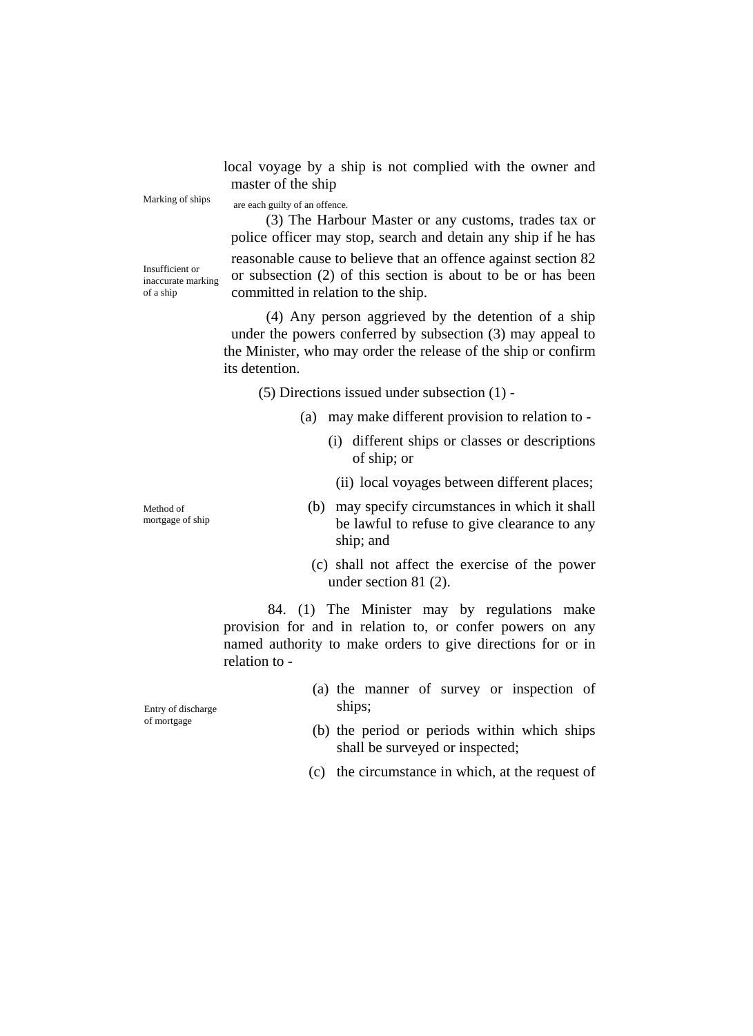local voyage by a ship is not complied with the owner and master of the ship

Marking of ships

are each guilty of an offence.

(3) The Harbour Master or any customs, trades tax or police officer may stop, search and detain any ship if he has reasonable cause to believe that an offence against section 82 or subsection (2) of this section is about to be or has been committed in relation to the ship.

Insufficient or inaccurate marking of a ship

(4) Any person aggrieved by the detention of a ship under the powers conferred by subsection (3) may appeal to the Minister, who may order the release of the ship or confirm its detention.

(5) Directions issued under subsection (1) -

(a) may make different provision to relation to -

(i) different ships or classes or descriptions of ship; or

(ii) local voyages between different places;

Method of mortgage of ship

(b) may specify circumstances in which it shall be lawful to refuse to give clearance to any ship; and

(c) shall not affect the exercise of the power under section 81 (2).

84. (1) The Minister may by regulations make provision for and in relation to, or confer powers on any named authority to make orders to give directions for or in relation to -

(a) the manner of survey or inspection of ships;

Entry of discharge of mortgage

(b) the period or periods within which ships shall be surveyed or inspected;

(c) the circumstance in which, at the request of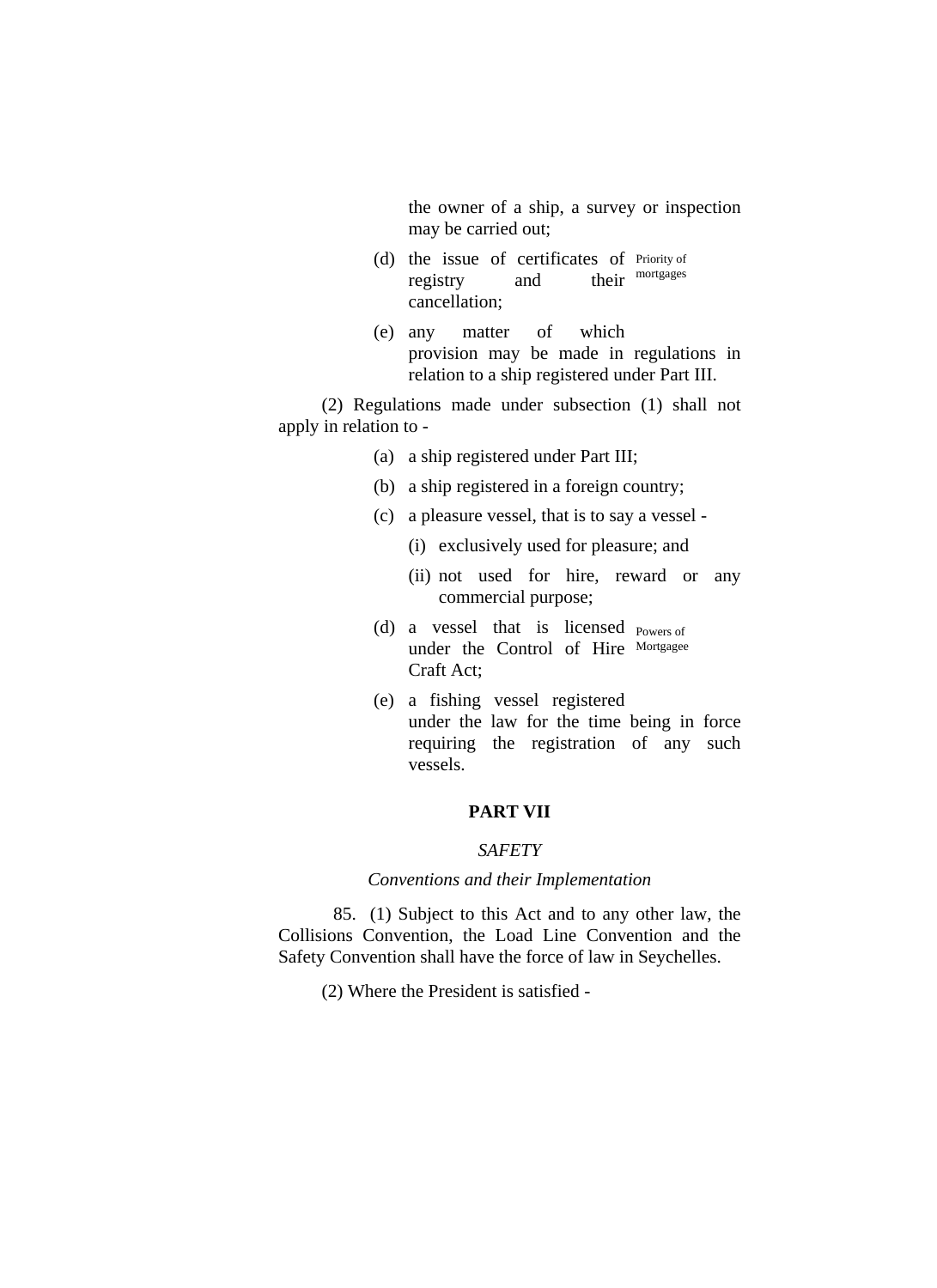the owner of a ship, a survey or inspection may be carried out;

(d) the issue of certificates of registry and their cancellation;

Priority of mortgages

(e) any matter of which provision may be made in regulations in relation to a ship registered under Part III.

(2) Regulations made under subsection (1) shall not apply in relation to -

(a) a ship registered under Part III;

(b) a ship registered in a foreign country;

(c) a pleasure vessel, that is to say a vessel -

(i) exclusively used for pleasure; and

(ii) not used for hire, reward or any commercial purpose;

(d) a vessel that is licensed under the Control of Hire Craft Act;

Powers of Mortgagee

(e) a fishing vessel registered under the law for the time being in force requiring the registration of any such vessels.

## PART VII

*SAFETY*

*Conventions and their Implementation*

85. (1) Subject to this Act and to any other law, the Collisions Convention, the Load Line Convention and the Safety Convention shall have the force of law in Seychelles.

(2) Where the President is satisfied -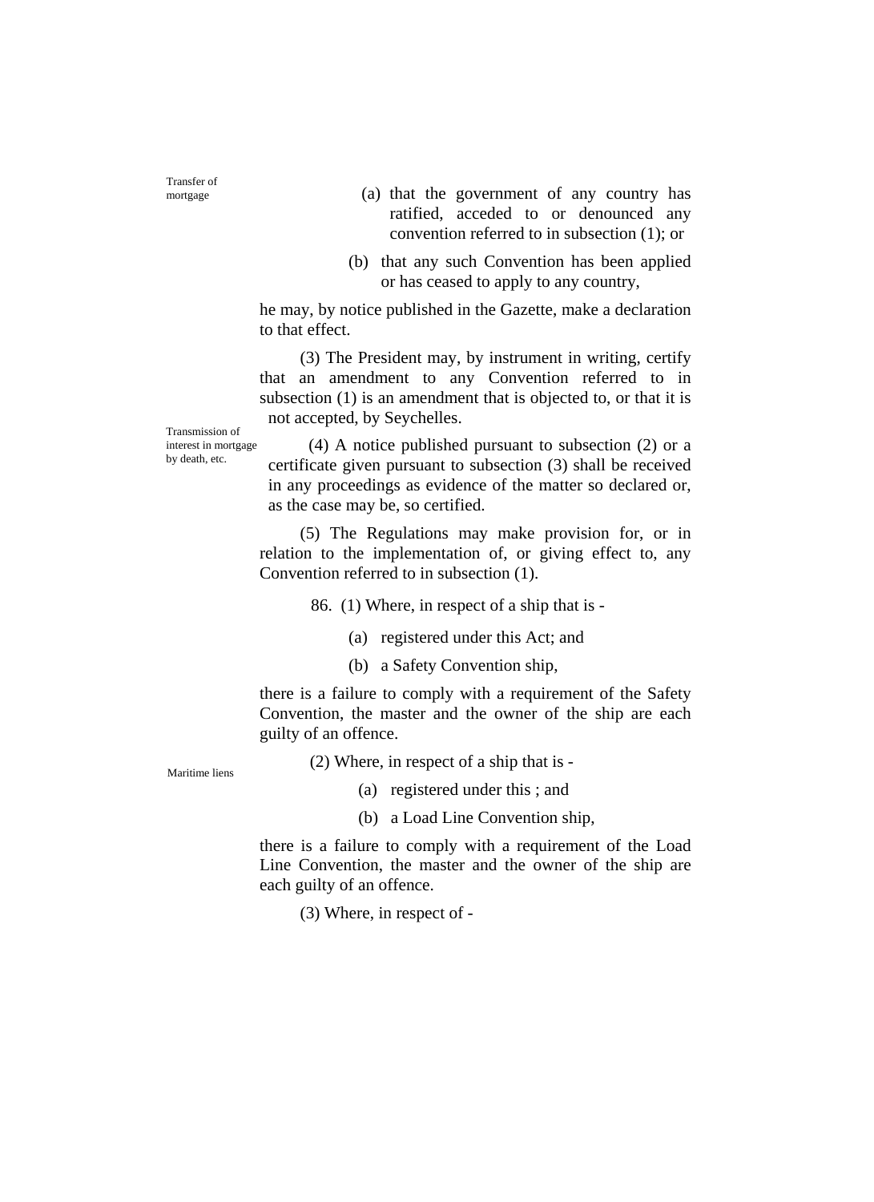Transfer of mortgage

(a) that the government of any country has ratified, acceded to or denounced any convention referred to in subsection (1); or

(b) that any such Convention has been applied or has ceased to apply to any country,

he may, by notice published in the Gazette, make a declaration to that effect.

(3) The President may, by instrument in writing, certify that an amendment to any Convention referred to in subsection (1) is an amendment that is objected to, or that it is not accepted, by Seychelles.

Transmission of interest in mortgage by death, etc.

(4) A notice published pursuant to subsection (2) or a certificate given pursuant to subsection (3) shall be received in any proceedings as evidence of the matter so declared or, as the case may be, so certified.

(5) The Regulations may make provision for, or in relation to the implementation of, or giving effect to, any Convention referred to in subsection (1).

86. (1) Where, in respect of a ship that is -

(a) registered under this Act; and

(b) a Safety Convention ship,

there is a failure to comply with a requirement of the Safety Convention, the master and the owner of the ship are each guilty of an offence.

Maritime liens

(2) Where, in respect of a ship that is -

(a) registered under this ; and

(b) a Load Line Convention ship,

there is a failure to comply with a requirement of the Load Line Convention, the master and the owner of the ship are each guilty of an offence.

(3) Where, in respect of -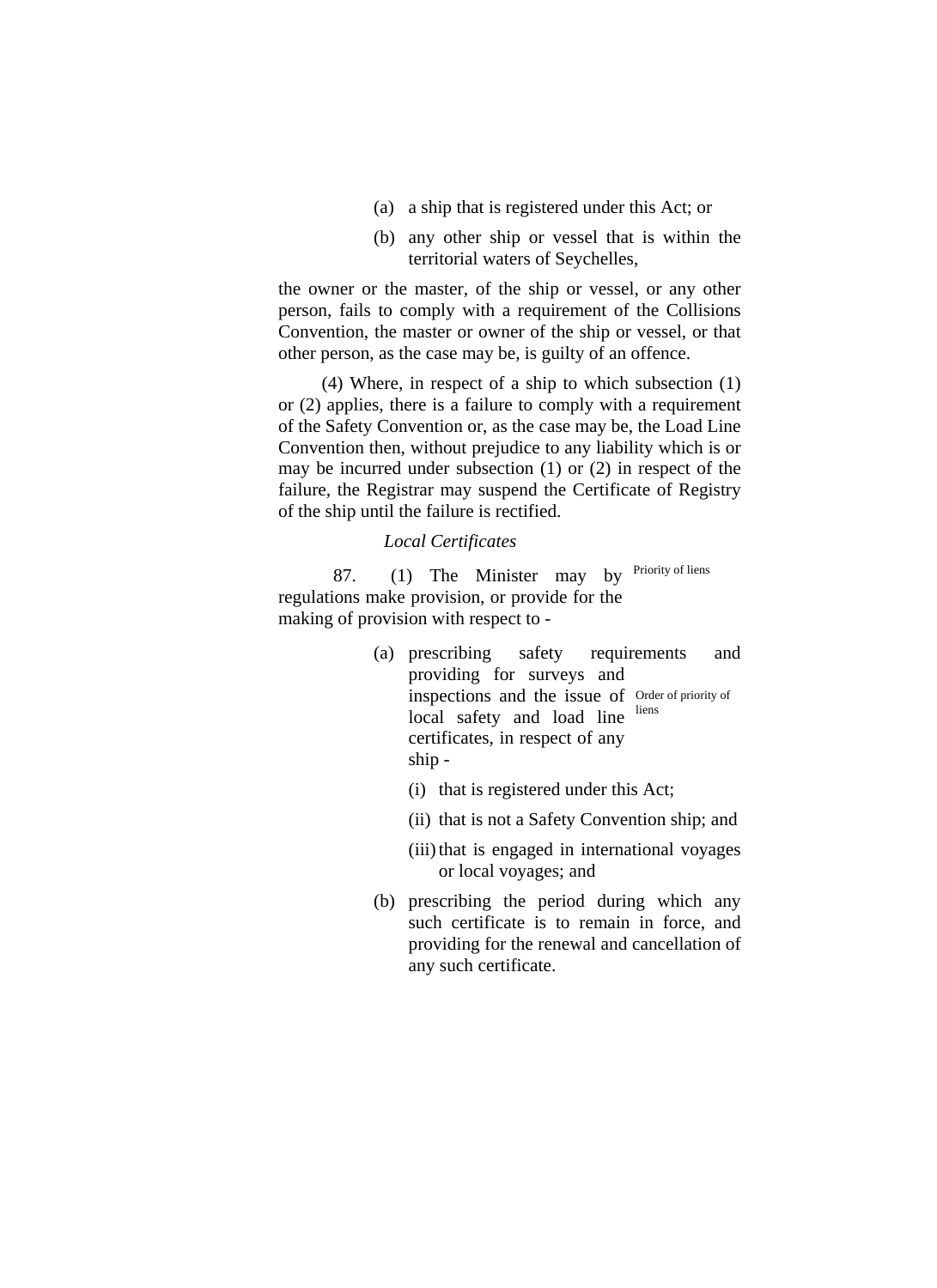(a) a ship that is registered under this Act; or

(b) any other ship or vessel that is within the territorial waters of Seychelles,

the owner or the master, of the ship or vessel, or any other person, fails to comply with a requirement of the Collisions Convention, the master or owner of the ship or vessel, or that other person, as the case may be, is guilty of an offence.

(4) Where, in respect of a ship to which subsection (1) or (2) applies, there is a failure to comply with a requirement of the Safety Convention or, as the case may be, the Load Line Convention then, without prejudice to any liability which is or may be incurred under subsection (1) or (2) in respect of the failure, the Registrar may suspend the Certificate of Registry of the ship until the failure is rectified.

*Local Certificates*

Priority of liens

87. (1) The Minister may by regulations make provision, or provide for the making of provision with respect to -

Order of priority of liens

(a) prescribing safety requirements and providing for surveys and inspections and the issue of local safety and load line certificates, in respect of any ship -

(i) that is registered under this Act;

(ii) that is not a Safety Convention ship; and

(iii) that is engaged in international voyages or local voyages; and

(b) prescribing the period during which any such certificate is to remain in force, and providing for the renewal and cancellation of any such certificate.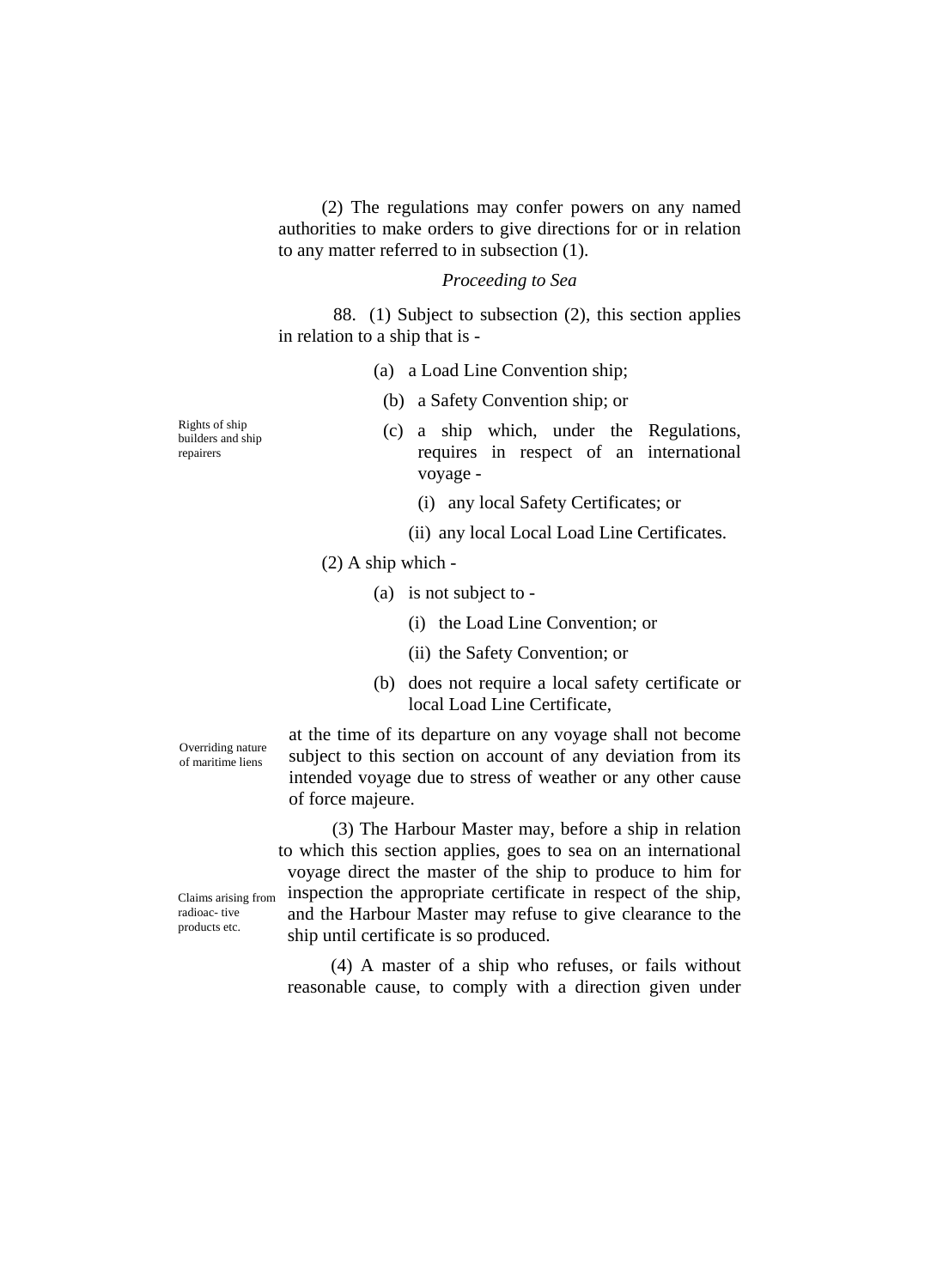(2) The regulations may confer powers on any named authorities to make orders to give directions for or in relation to any matter referred to in subsection (1).

*Proceeding to Sea*

88. (1) Subject to subsection (2), this section applies in relation to a ship that is -

(a) a Load Line Convention ship;

(b) a Safety Convention ship; or

(c) a ship which, under the Regulations, requires in respect of an international voyage -

(i) any local Safety Certificates; or

(ii) any local Local Load Line Certificates.

Rights of ship builders and ship repairers

(2) A ship which -

(a) is not subject to -

(i) the Load Line Convention; or

(ii) the Safety Convention; or

(b) does not require a local safety certificate or local Load Line Certificate,

at the time of its departure on any voyage shall not become subject to this section on account of any deviation from its intended voyage due to stress of weather or any other cause of force majeure.

Overriding nature of maritime liens

(3) The Harbour Master may, before a ship in relation to which this section applies, goes to sea on an international voyage direct the master of the ship to produce to him for inspection the appropriate certificate in respect of the ship, and the Harbour Master may refuse to give clearance to the ship until certificate is so produced.

Claims arising from radioac- tive products etc.

(4) A master of a ship who refuses, or fails without reasonable cause, to comply with a direction given under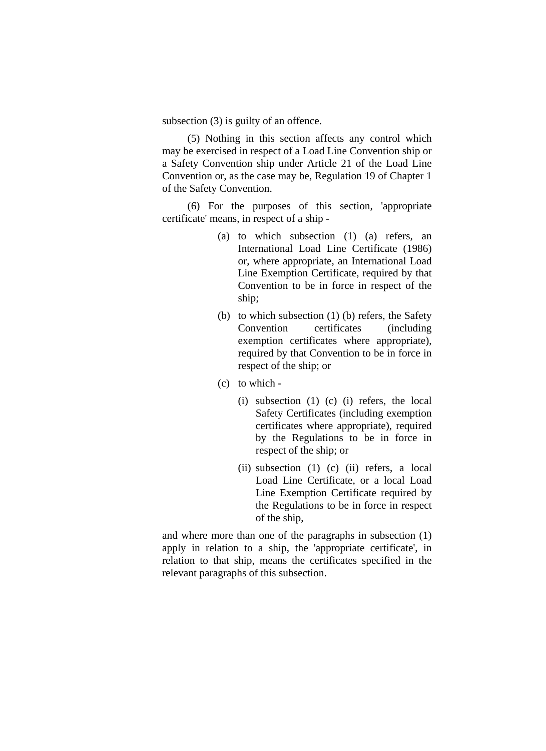subsection (3) is guilty of an offence.

(5) Nothing in this section affects any control which may be exercised in respect of a Load Line Convention ship or a Safety Convention ship under Article 21 of the Load Line Convention or, as the case may be, Regulation 19 of Chapter 1 of the Safety Convention.

(6) For the purposes of this section, 'appropriate certificate' means, in respect of a ship -

(a) to which subsection (1) (a) refers, an International Load Line Certificate (1986) or, where appropriate, an International Load Line Exemption Certificate, required by that Convention to be in force in respect of the ship;

(b) to which subsection (1) (b) refers, the Safety Convention certificates (including exemption certificates where appropriate), required by that Convention to be in force in respect of the ship; or

(c) to which -

(i) subsection (1) (c) (i) refers, the local Safety Certificates (including exemption certificates where appropriate), required by the Regulations to be in force in respect of the ship; or

(ii) subsection (1) (c) (ii) refers, a local Load Line Certificate, or a local Load Line Exemption Certificate required by the Regulations to be in force in respect of the ship,

and where more than one of the paragraphs in subsection (1) apply in relation to a ship, the 'appropriate certificate', in relation to that ship, means the certificates specified in the relevant paragraphs of this subsection.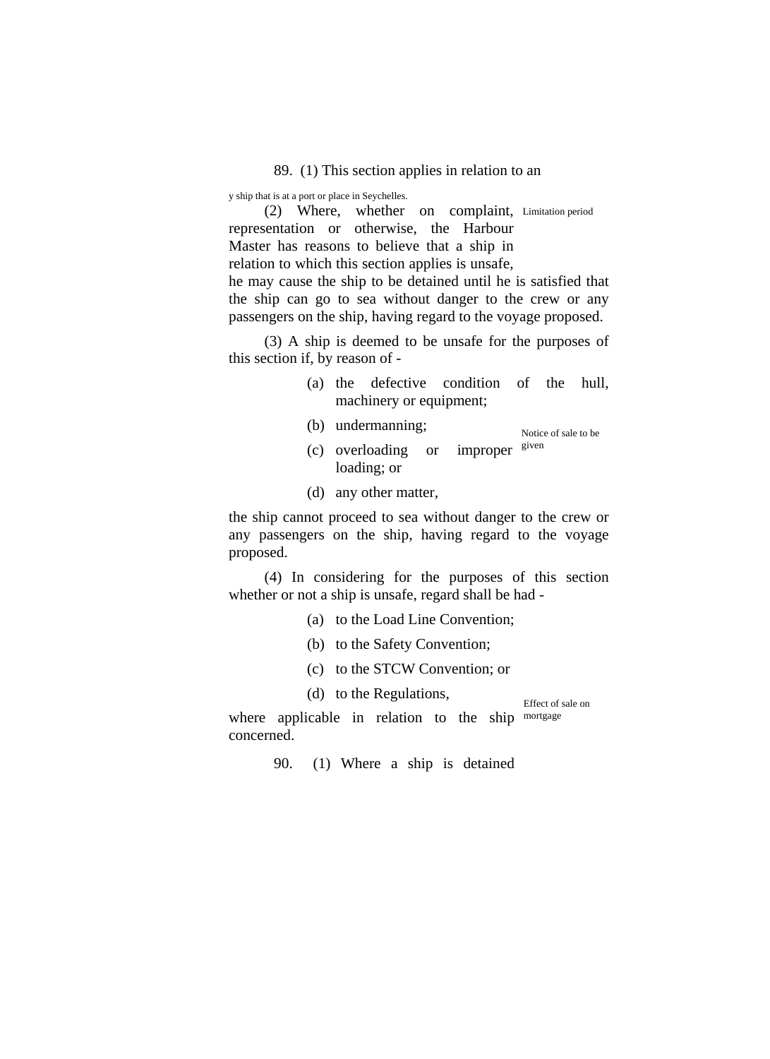89. (1) This section applies in relation to an

y ship that is at a port or place in Seychelles.

Limitation period

(2) Where, whether on complaint, representation or otherwise, the Harbour Master has reasons to believe that a ship in relation to which this section applies is unsafe, he may cause the ship to be detained until he is satisfied that the ship can go to sea without danger to the crew or any passengers on the ship, having regard to the voyage proposed.

(3) A ship is deemed to be unsafe for the purposes of this section if, by reason of -

(a) the defective condition of the hull, machinery or equipment;

(b) undermanning;

Notice of sale to be given

(c) overloading or improper loading; or

(d) any other matter,

the ship cannot proceed to sea without danger to the crew or any passengers on the ship, having regard to the voyage proposed.

(4) In considering for the purposes of this section whether or not a ship is unsafe, regard shall be had -

(a) to the Load Line Convention;

(b) to the Safety Convention;

(c) to the STCW Convention; or

(d) to the Regulations,

Effect of sale on mortgage

where applicable in relation to the ship concerned.

90. (1) Where a ship is detained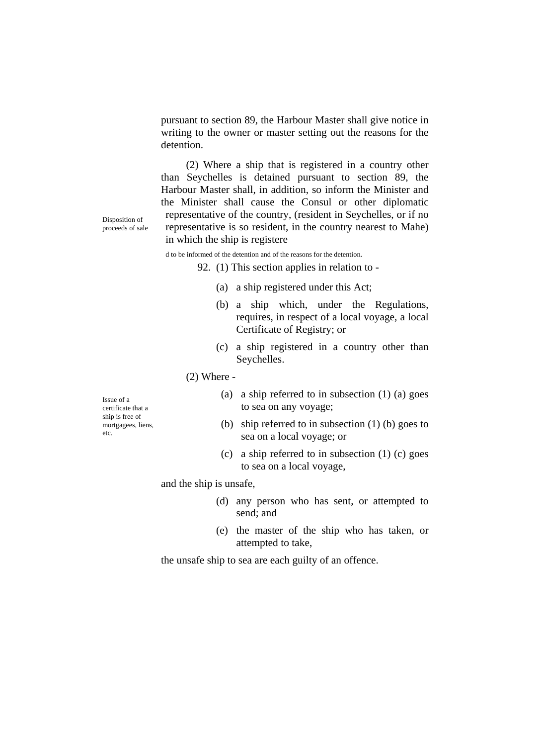pursuant to section 89, the Harbour Master shall give notice in writing to the owner or master setting out the reasons for the detention.

(2) Where a ship that is registered in a country other than Seychelles is detained pursuant to section 89, the Harbour Master shall, in addition, so inform the Minister and the Minister shall cause the Consul or other diplomatic representative of the country, (resident in Seychelles, or if no representative is so resident, in the country nearest to Mahe) in which the ship is registere

Disposition of proceeds of sale

d to be informed of the detention and of the reasons for the detention.

92. (1) This section applies in relation to -

(a) a ship registered under this Act;

(b) a ship which, under the Regulations, requires, in respect of a local voyage, a local Certificate of Registry; or

(c) a ship registered in a country other than Seychelles.

(2) Where -

Issue of a certificate that a ship is free of mortgagees, liens, etc.

(a) a ship referred to in subsection (1) (a) goes to sea on any voyage;

(b) ship referred to in subsection (1) (b) goes to sea on a local voyage; or

(c) a ship referred to in subsection (1) (c) goes to sea on a local voyage,

and the ship is unsafe,

(d) any person who has sent, or attempted to send; and

(e) the master of the ship who has taken, or attempted to take,

the unsafe ship to sea are each guilty of an offence.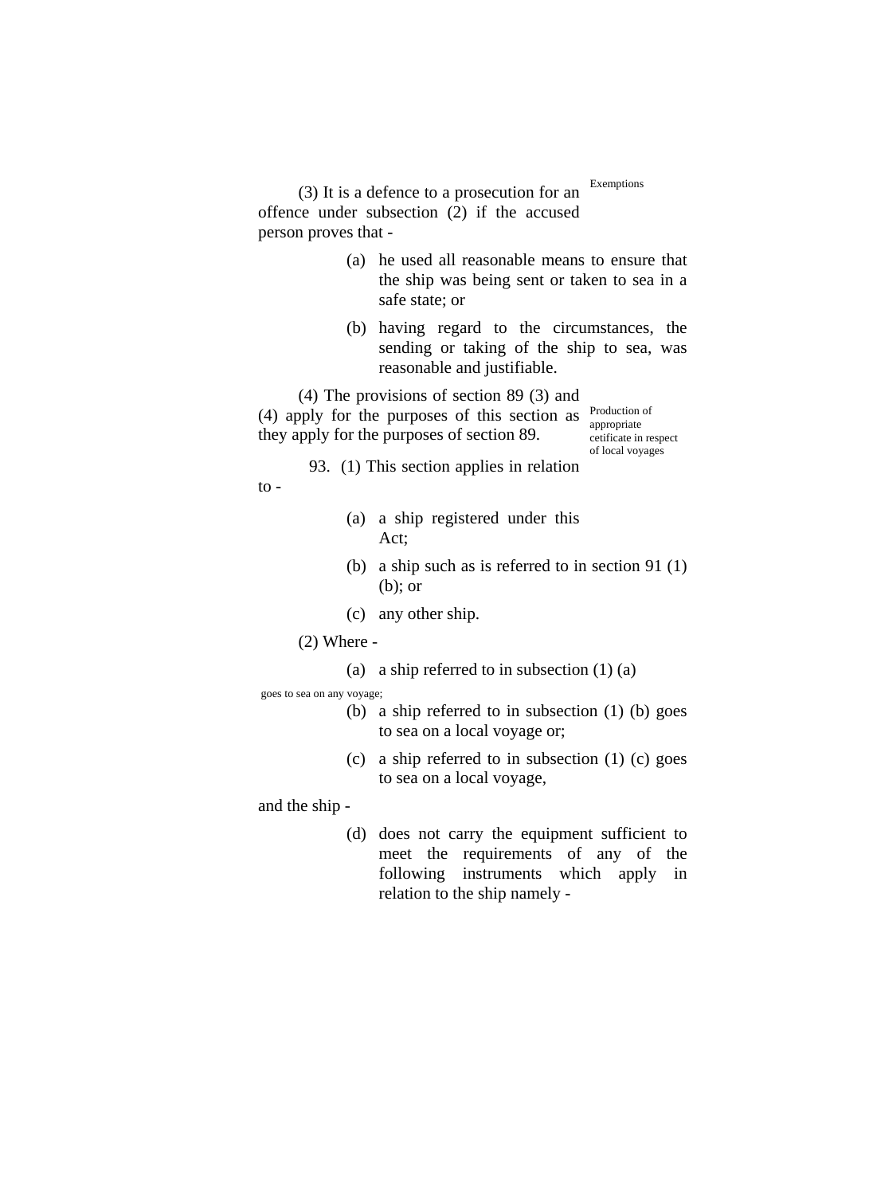Exemptions

(3) It is a defence to a prosecution for an offence under subsection (2) if the accused person proves that -

(a) he used all reasonable means to ensure that the ship was being sent or taken to sea in a safe state; or

(b) having regard to the circumstances, the sending or taking of the ship to sea, was reasonable and justifiable.

(4) The provisions of section 89 (3) and (4) apply for the purposes of this section as they apply for the purposes of section 89.

Production of appropriate cetificate in respect of local voyages

93. (1) This section applies in relation to -

(a) a ship registered under this Act;

(b) a ship such as is referred to in section 91 (1) (b); or

(c) any other ship.

(2) Where -

(a) a ship referred to in subsection (1) (a) goes to sea on any voyage;

(b) a ship referred to in subsection (1) (b) goes to sea on a local voyage or;

(c) a ship referred to in subsection (1) (c) goes to sea on a local voyage,

and the ship -

(d) does not carry the equipment sufficient to meet the requirements of any of the following instruments which apply in relation to the ship namely -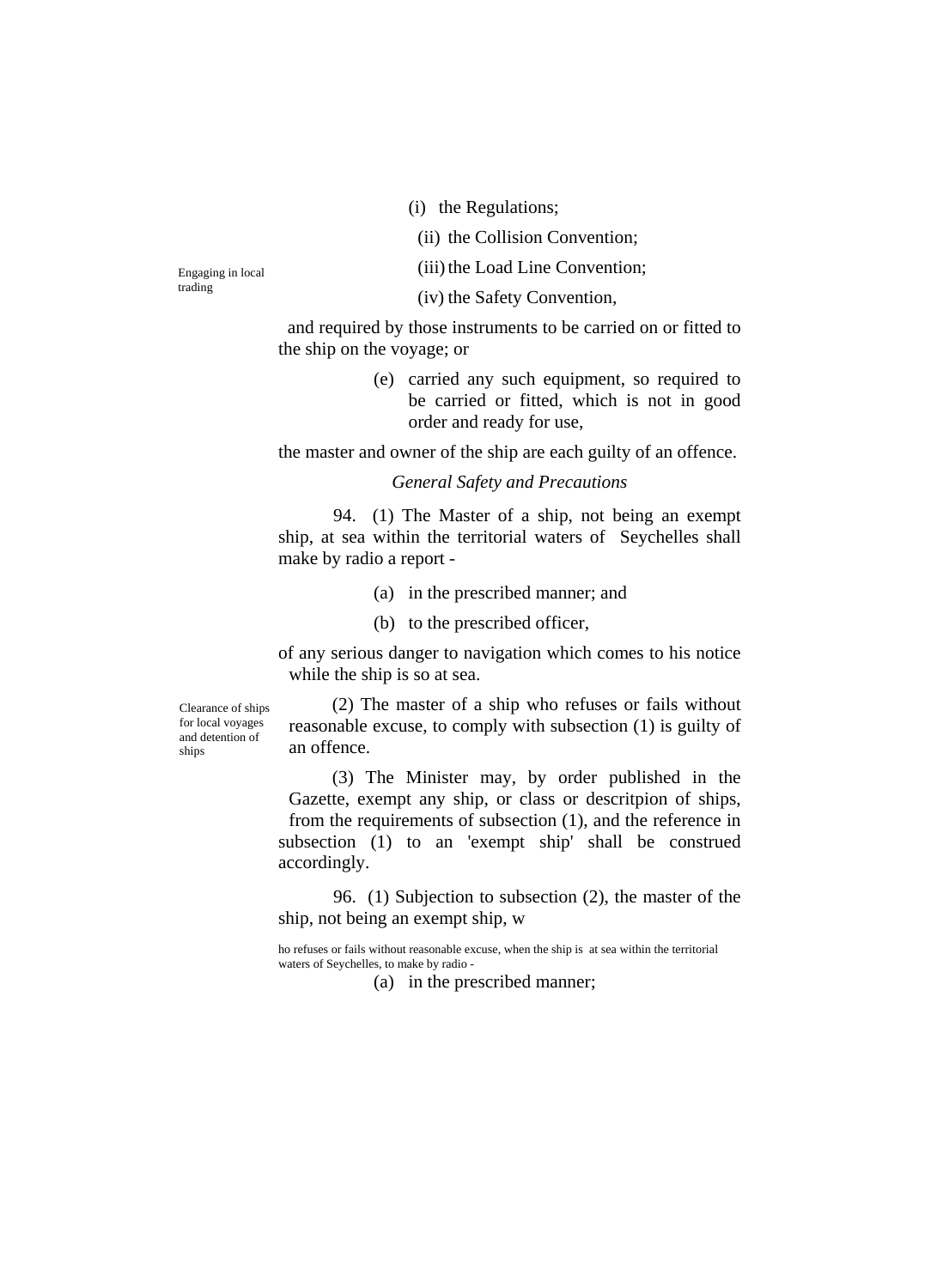(i) the Regulations;

(ii) the Collision Convention;

(iii) the Load Line Convention;

(iv) the Safety Convention,

Engaging in local trading

and required by those instruments to be carried on or fitted to the ship on the voyage; or

(e) carried any such equipment, so required to be carried or fitted, which is not in good order and ready for use,

the master and owner of the ship are each guilty of an offence.

*General Safety and Precautions*

94. (1) The Master of a ship, not being an exempt ship, at sea within the territorial waters of Seychelles shall make by radio a report -

(a) in the prescribed manner; and

(b) to the prescribed officer,

of any serious danger to navigation which comes to his notice while the ship is so at sea.

Clearance of ships for local voyages and detention of ships

(2) The master of a ship who refuses or fails without reasonable excuse, to comply with subsection (1) is guilty of an offence.

(3) The Minister may, by order published in the Gazette, exempt any ship, or class or descritpion of ships, from the requirements of subsection (1), and the reference in subsection (1) to an 'exempt ship' shall be construed accordingly.

96. (1) Subjection to subsection (2), the master of the ship, not being an exempt ship, w

ho refuses or fails without reasonable excuse, when the ship is at sea within the territorial waters of Seychelles, to make by radio -

(a) in the prescribed manner;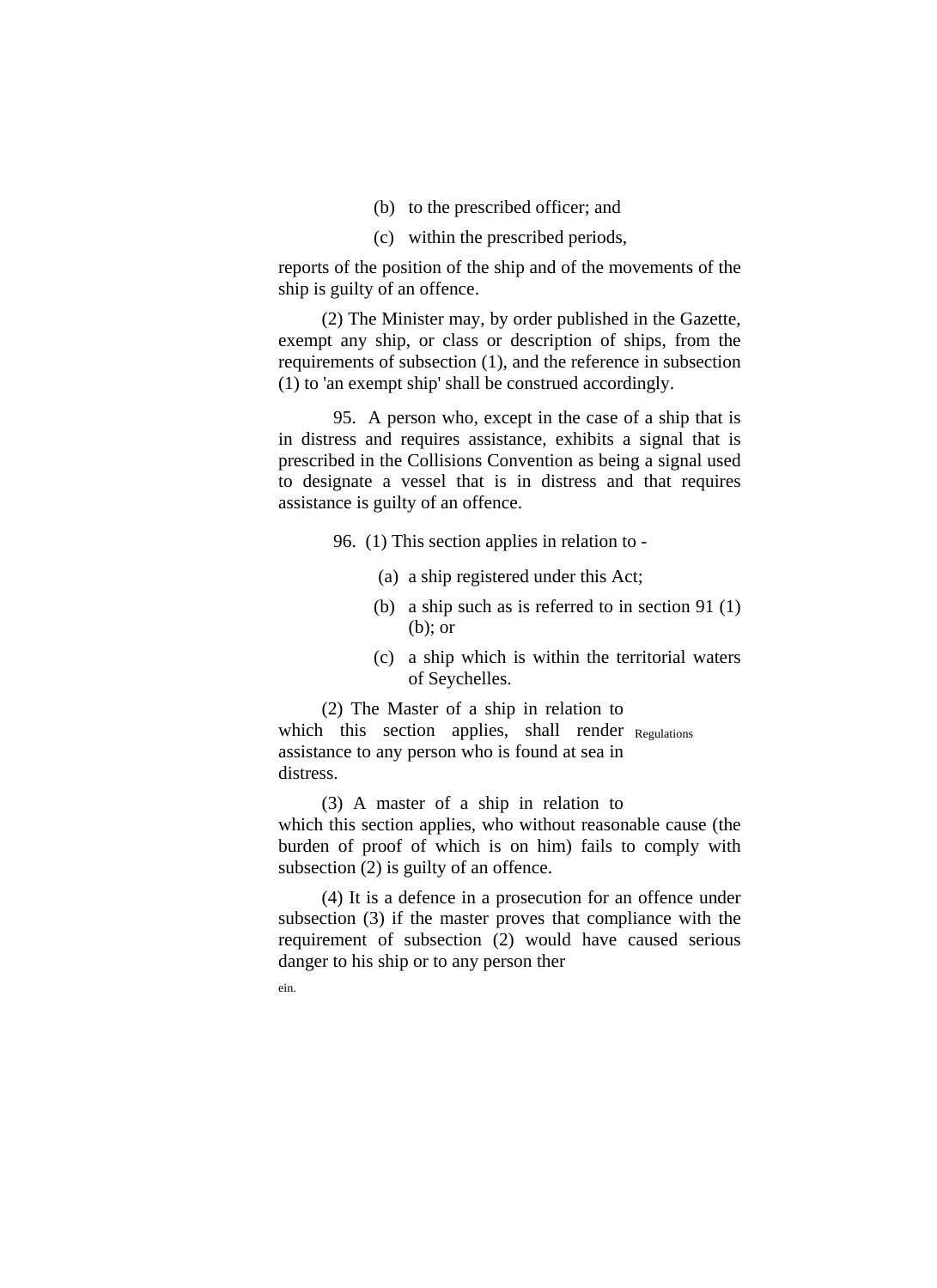(b) to the prescribed officer; and

(c) within the prescribed periods,

reports of the position of the ship and of the movements of the ship is guilty of an offence.

(2) The Minister may, by order published in the Gazette, exempt any ship, or class or description of ships, from the requirements of subsection (1), and the reference in subsection (1) to 'an exempt ship' shall be construed accordingly.

95. A person who, except in the case of a ship that is in distress and requires assistance, exhibits a signal that is prescribed in the Collisions Convention as being a signal used to designate a vessel that is in distress and that requires assistance is guilty of an offence.

96. (1) This section applies in relation to -

(a) a ship registered under this Act;

(b) a ship such as is referred to in section 91 (1) (b); or

(c) a ship which is within the territorial waters of Seychelles.

(2) The Master of a ship in relation to which this section applies, shall render assistance to any person who is found at sea in distress.

Regulations

(3) A master of a ship in relation to which this section applies, who without reasonable cause (the burden of proof of which is on him) fails to comply with subsection (2) is guilty of an offence.

(4) It is a defence in a prosecution for an offence under subsection (3) if the master proves that compliance with the requirement of subsection (2) would have caused serious danger to his ship or to any person ther

ein.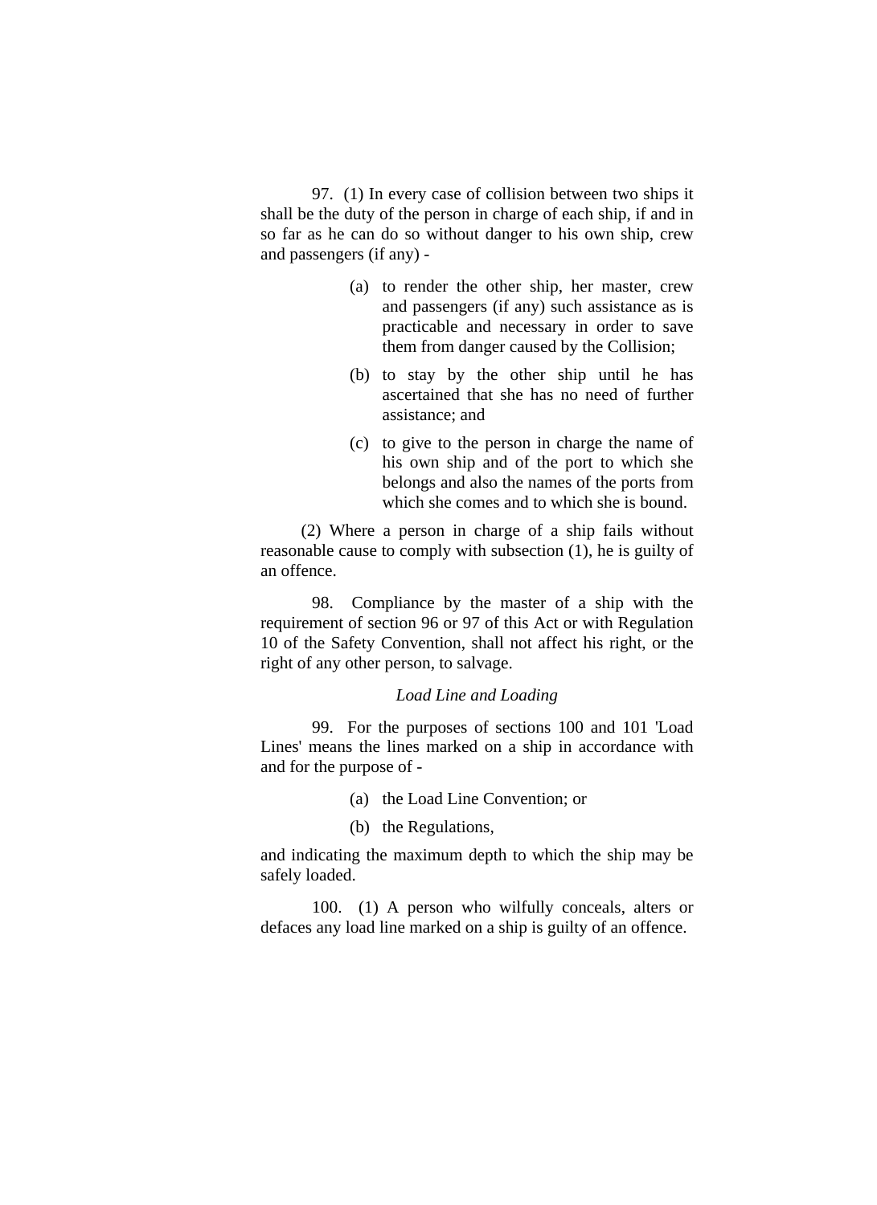97. (1) In every case of collision between two ships it shall be the duty of the person in charge of each ship, if and in so far as he can do so without danger to his own ship, crew and passengers (if any) -

(a) to render the other ship, her master, crew and passengers (if any) such assistance as is practicable and necessary in order to save them from danger caused by the Collision;

(b) to stay by the other ship until he has ascertained that she has no need of further assistance; and

(c) to give to the person in charge the name of his own ship and of the port to which she belongs and also the names of the ports from which she comes and to which she is bound.

(2) Where a person in charge of a ship fails without reasonable cause to comply with subsection (1), he is guilty of an offence.

98. Compliance by the master of a ship with the requirement of section 96 or 97 of this Act or with Regulation 10 of the Safety Convention, shall not affect his right, or the right of any other person, to salvage.

*Load Line and Loading*

99. For the purposes of sections 100 and 101 'Load Lines' means the lines marked on a ship in accordance with and for the purpose of -

(a) the Load Line Convention; or

(b) the Regulations,

and indicating the maximum depth to which the ship may be safely loaded.

100. (1) A person who wilfully conceals, alters or defaces any load line marked on a ship is guilty of an offence.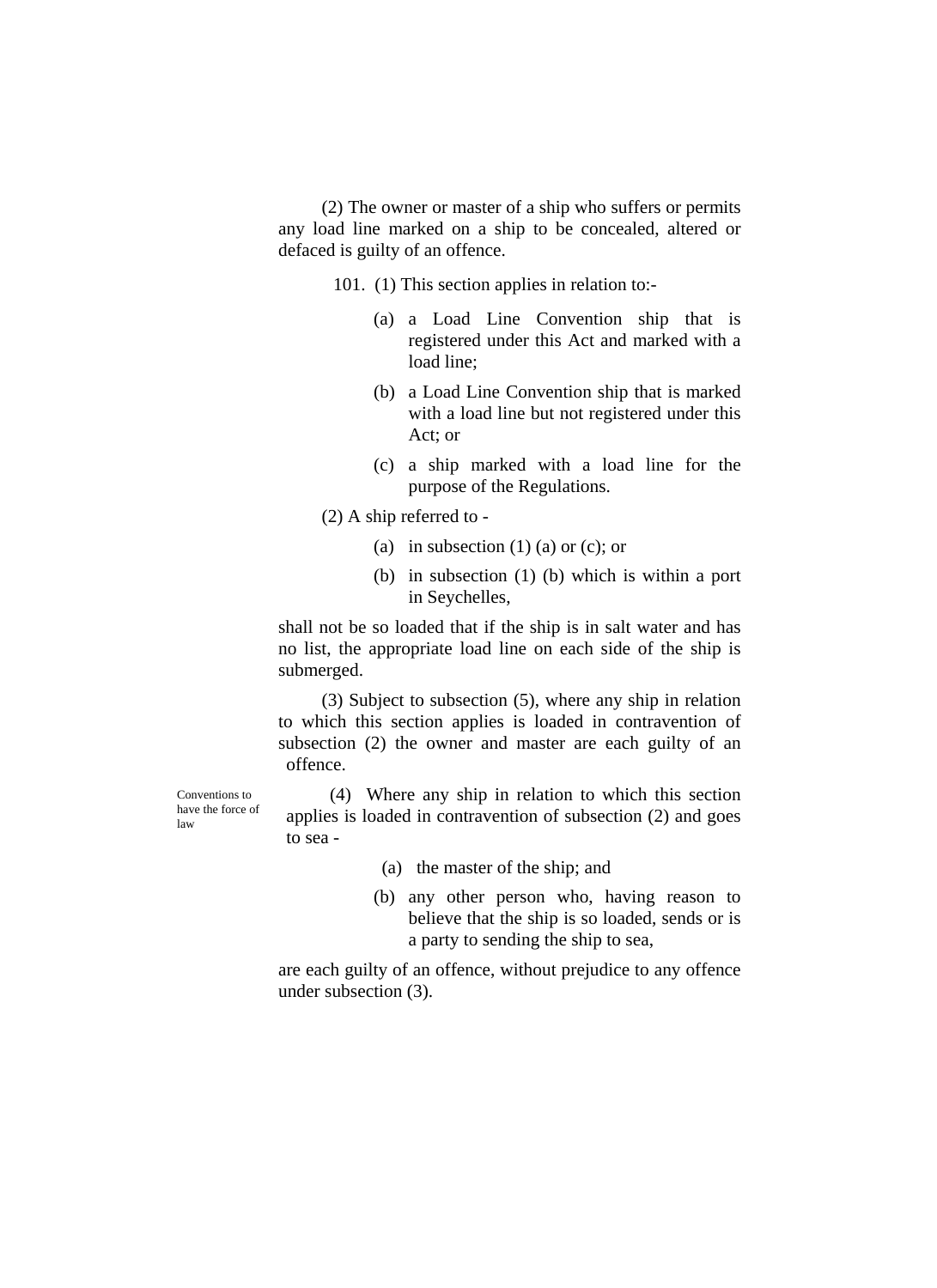(2) The owner or master of a ship who suffers or permits any load line marked on a ship to be concealed, altered or defaced is guilty of an offence.

101. (1) This section applies in relation to:-

(a) a Load Line Convention ship that is registered under this Act and marked with a load line;

(b) a Load Line Convention ship that is marked with a load line but not registered under this Act; or

(c) a ship marked with a load line for the purpose of the Regulations.

(2) A ship referred to -

(a) in subsection (1) (a) or (c); or

(b) in subsection (1) (b) which is within a port in Seychelles,

shall not be so loaded that if the ship is in salt water and has no list, the appropriate load line on each side of the ship is submerged.

(3) Subject to subsection (5), where any ship in relation to which this section applies is loaded in contravention of subsection (2) the owner and master are each guilty of an offence.

Conventions to have the force of law

(4) Where any ship in relation to which this section applies is loaded in contravention of subsection (2) and goes to sea -

(a) the master of the ship; and

(b) any other person who, having reason to believe that the ship is so loaded, sends or is a party to sending the ship to sea,

are each guilty of an offence, without prejudice to any offence under subsection (3).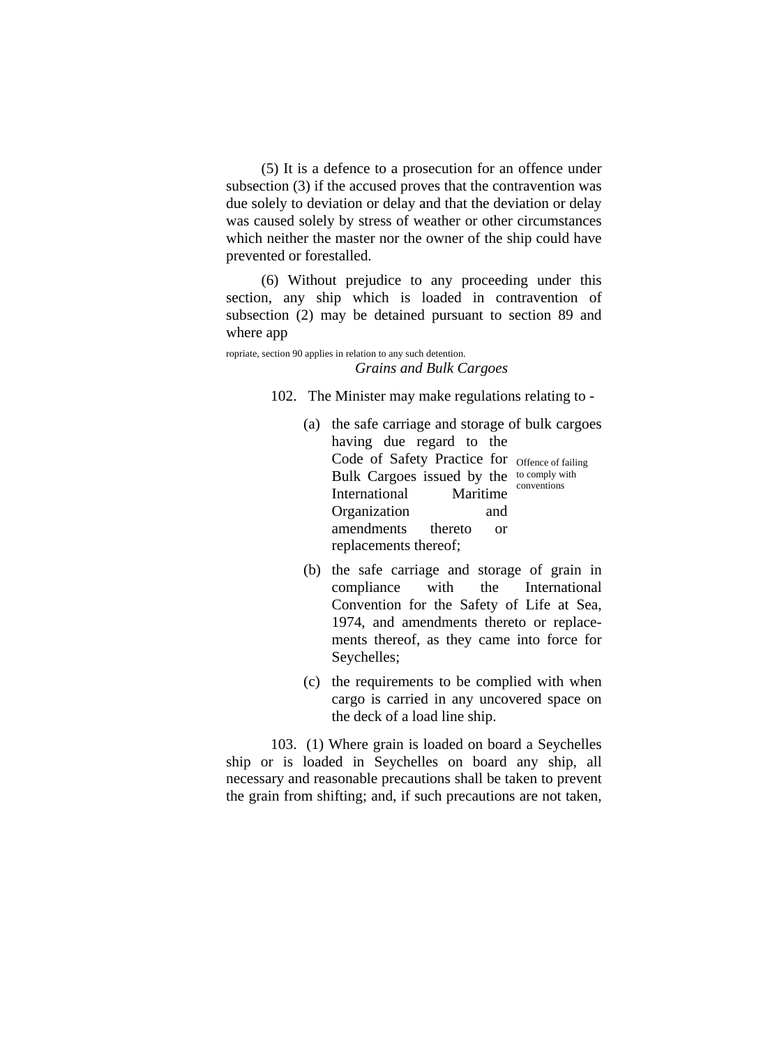(5) It is a defence to a prosecution for an offence under subsection (3) if the accused proves that the contravention was due solely to deviation or delay and that the deviation or delay was caused solely by stress of weather or other circumstances which neither the master nor the owner of the ship could have prevented or forestalled.

(6) Without prejudice to any proceeding under this section, any ship which is loaded in contravention of subsection (2) may be detained pursuant to section 89 and where appropriate, section 90 applies in relation to any such detention.

*Grains and Bulk Cargoes*

102. The Minister may make regulations relating to -

(a) the safe carriage and storage of bulk cargoes having due regard to the Code of Safety Practice for Bulk Cargoes issued by the International Maritime Organization and amendments thereto or replacements thereof;

(b) the safe carriage and storage of grain in compliance with the International Convention for the Safety of Life at Sea, 1974, and amendments thereto or replacements thereof, as they came into force for Seychelles;

(c) the requirements to be complied with when cargo is carried in any uncovered space on the deck of a load line ship.

Offence of failing to comply with conventions

103. (1) Where grain is loaded on board a Seychelles ship or is loaded in Seychelles on board any ship, all necessary and reasonable precautions shall be taken to prevent the grain from shifting; and, if such precautions are not taken,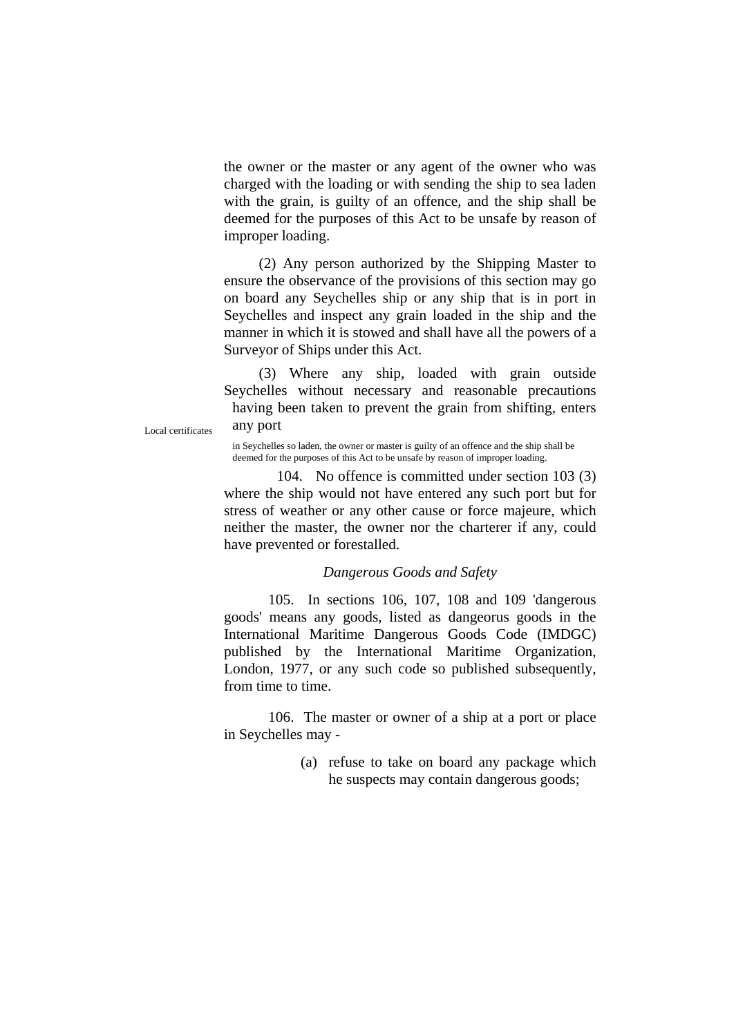the owner or the master or any agent of the owner who was charged with the loading or with sending the ship to sea laden with the grain, is guilty of an offence, and the ship shall be deemed for the purposes of this Act to be unsafe by reason of improper loading.

(2) Any person authorized by the Shipping Master to ensure the observance of the provisions of this section may go on board any Seychelles ship or any ship that is in port in Seychelles and inspect any grain loaded in the ship and the manner in which it is stowed and shall have all the powers of a Surveyor of Ships under this Act.

(3) Where any ship, loaded with grain outside Seychelles without necessary and reasonable precautions having been taken to prevent the grain from shifting, enters any port in Seychelles so laden, the owner or master is guilty of an offence and the ship shall be deemed for the purposes of this Act to be unsafe by reason of improper loading.

Local certificates

104. No offence is committed under section 103 (3) where the ship would not have entered any such port but for stress of weather or any other cause or force majeure, which neither the master, the owner nor the charterer if any, could have prevented or forestalled.

*Dangerous Goods and Safety*

105. In sections 106, 107, 108 and 109 'dangerous goods' means any goods, listed as dangeorus goods in the International Maritime Dangerous Goods Code (IMDGC) published by the International Maritime Organization, London, 1977, or any such code so published subsequently, from time to time.

106. The master or owner of a ship at a port or place in Seychelles may -

(a) refuse to take on board any package which he suspects may contain dangerous goods;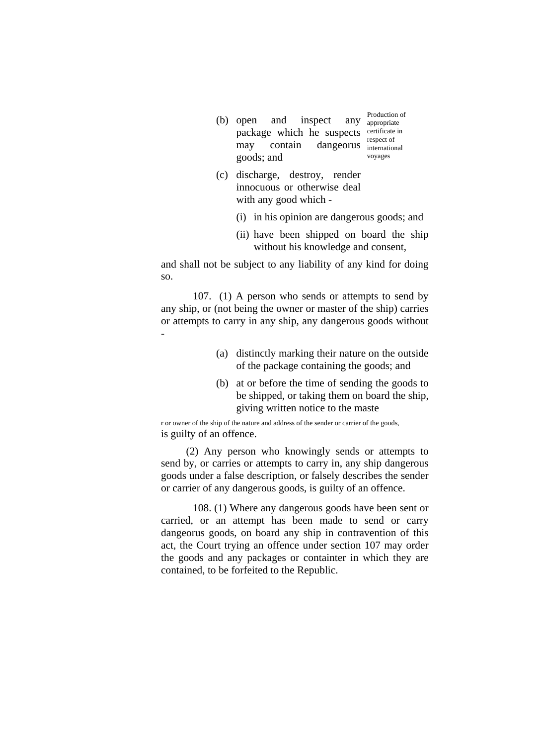(b) open and inspect any package which he suspects may contain dangeorus goods; and

Production of appropriate certificate in respect of international voyages

(c) discharge, destroy, render innocuous or otherwise deal with any good which -

(i) in his opinion are dangerous goods; and

(ii) have been shipped on board the ship without his knowledge and consent,

and shall not be subject to any liability of any kind for doing so.

107. (1) A person who sends or attempts to send by any ship, or (not being the owner or master of the ship) carries or attempts to carry in any ship, any dangerous goods without -

(a) distinctly marking their nature on the outside of the package containing the goods; and

(b) at or before the time of sending the goods to be shipped, or taking them on board the ship, giving written notice to the maste

r or owner of the ship of the nature and address of the sender or carrier of the goods,

is guilty of an offence.

(2) Any person who knowingly sends or attempts to send by, or carries or attempts to carry in, any ship dangerous goods under a false description, or falsely describes the sender or carrier of any dangerous goods, is guilty of an offence.

108. (1) Where any dangerous goods have been sent or carried, or an attempt has been made to send or carry dangeorus goods, on board any ship in contravention of this act, the Court trying an offence under section 107 may order the goods and any packages or containter in which they are contained, to be forfeited to the Republic.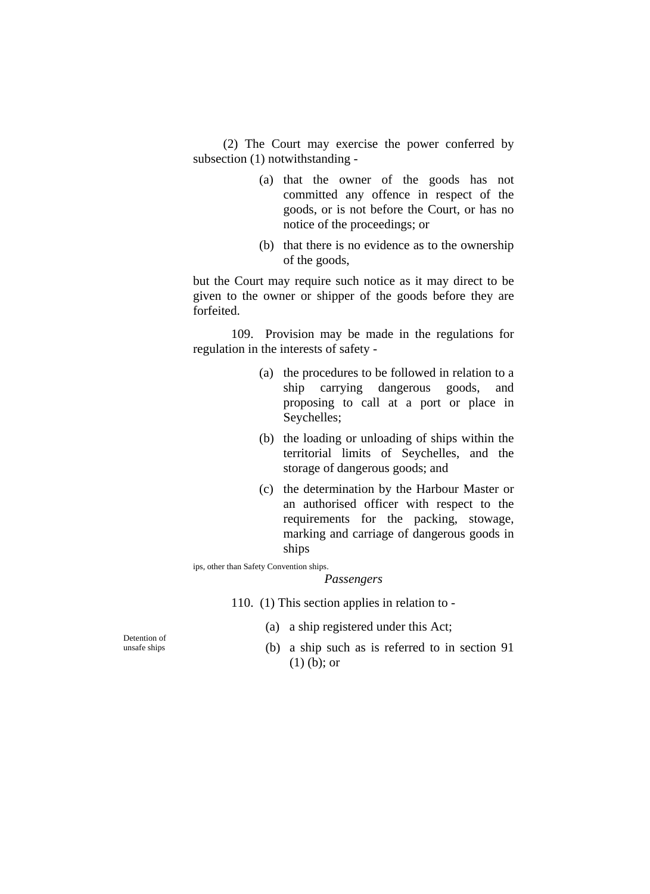(2) The Court may exercise the power conferred by subsection (1) notwithstanding -

(a) that the owner of the goods has not committed any offence in respect of the goods, or is not before the Court, or has no notice of the proceedings; or

(b) that there is no evidence as to the ownership of the goods,

but the Court may require such notice as it may direct to be given to the owner or shipper of the goods before they are forfeited.

109. Provision may be made in the regulations for regulation in the interests of safety -

(a) the procedures to be followed in relation to a ship carrying dangerous goods, and proposing to call at a port or place in Seychelles;

(b) the loading or unloading of ships within the territorial limits of Seychelles, and the storage of dangerous goods; and

(c) the determination by the Harbour Master or an authorised officer with respect to the requirements for the packing, stowage, marking and carriage of dangerous goods in ships

ips, other than Safety Convention ships.

*Passengers*

Detention of unsafe ships

110. (1) This section applies in relation to -

(a) a ship registered under this Act;

(b) a ship such as is referred to in section 91 (1) (b); or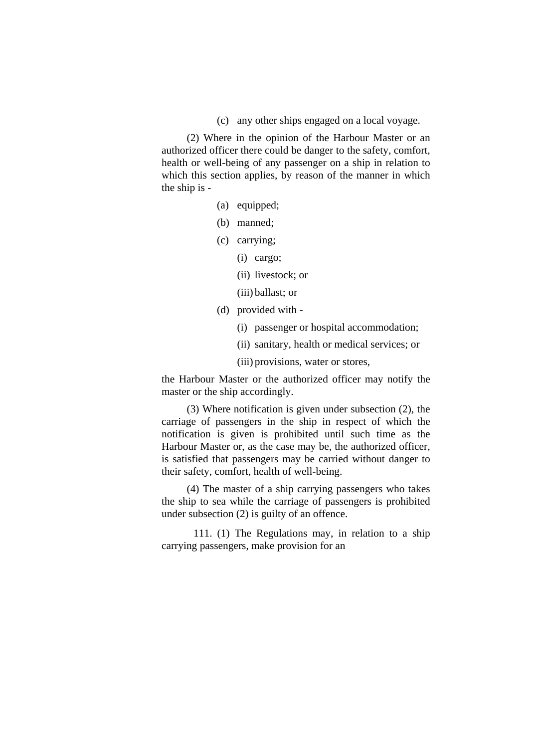(c) any other ships engaged on a local voyage.

(2) Where in the opinion of the Harbour Master or an authorized officer there could be danger to the safety, comfort, health or well-being of any passenger on a ship in relation to which this section applies, by reason of the manner in which the ship is -

- (a) equipped;
- (b) manned;
- (c) carrying;
  - (i) cargo;
  - (ii) livestock; or
  - (iii) ballast; or
- (d) provided with -
  - (i) passenger or hospital accommodation;
  - (ii) sanitary, health or medical services; or
  - (iii) provisions, water or stores,

the Harbour Master or the authorized officer may notify the master or the ship accordingly.

(3) Where notification is given under subsection (2), the carriage of passengers in the ship in respect of which the notification is given is prohibited until such time as the Harbour Master or, as the case may be, the authorized officer, is satisfied that passengers may be carried without danger to their safety, comfort, health of well-being.

(4) The master of a ship carrying passengers who takes the ship to sea while the carriage of passengers is prohibited under subsection (2) is guilty of an offence.

111. (1) The Regulations may, in relation to a ship carrying passengers, make provision for an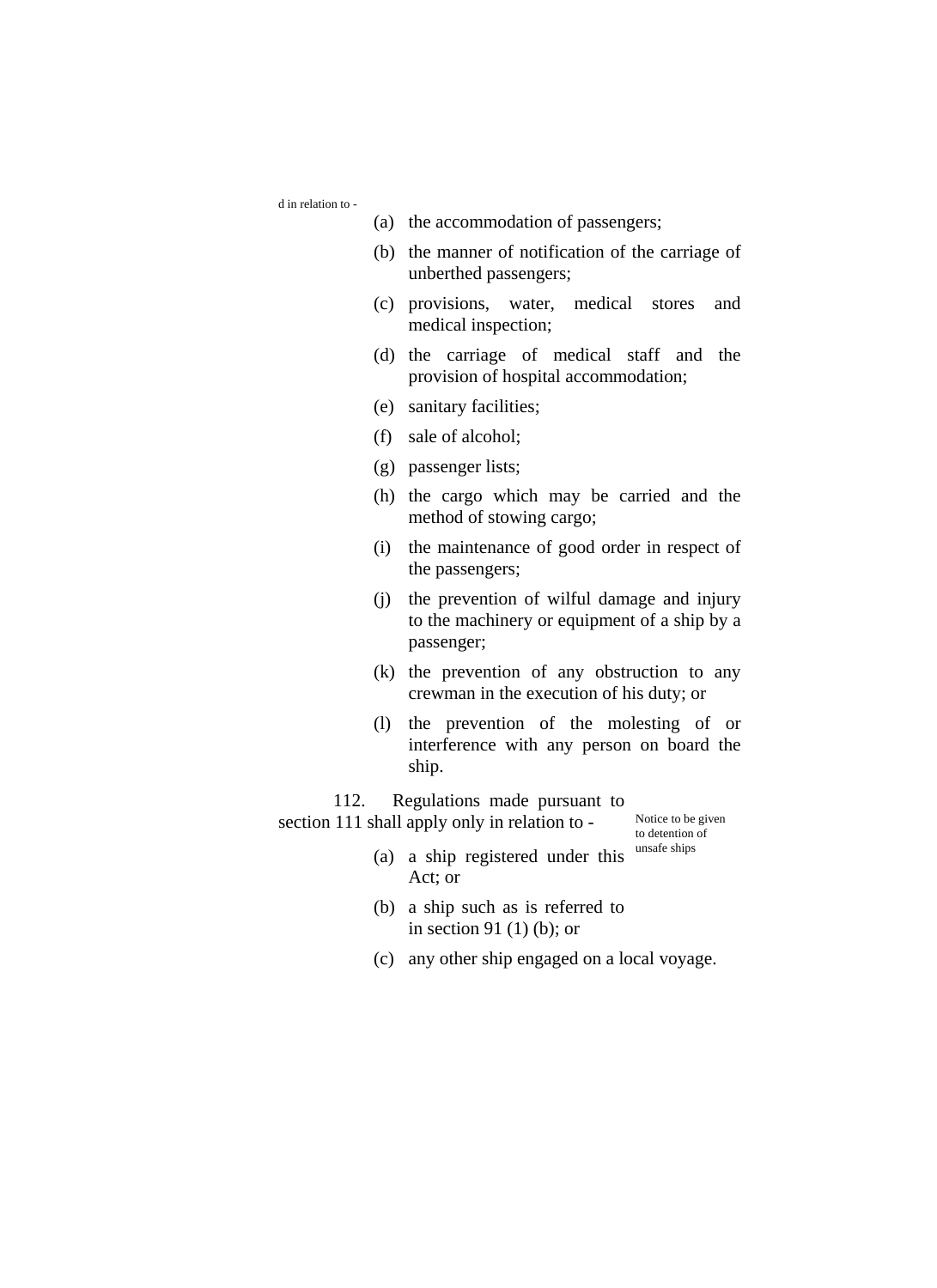d in relation to -

(a) the accommodation of passengers;

(b) the manner of notification of the carriage of unberthed passengers;

(c) provisions, water, medical stores and medical inspection;

(d) the carriage of medical staff and the provision of hospital accommodation;

(e) sanitary facilities;

(f) sale of alcohol;

(g) passenger lists;

(h) the cargo which may be carried and the method of stowing cargo;

(i) the maintenance of good order in respect of the passengers;

(j) the prevention of wilful damage and injury to the machinery or equipment of a ship by a passenger;

(k) the prevention of any obstruction to any crewman in the execution of his duty; or

(l) the prevention of the molesting of or interference with any person on board the ship.

Notice to be given to detention of unsafe ships

112. Regulations made pursuant to section 111 shall apply only in relation to -

(a) a ship registered under this Act; or

(b) a ship such as is referred to in section 91 (1) (b); or

(c) any other ship engaged on a local voyage.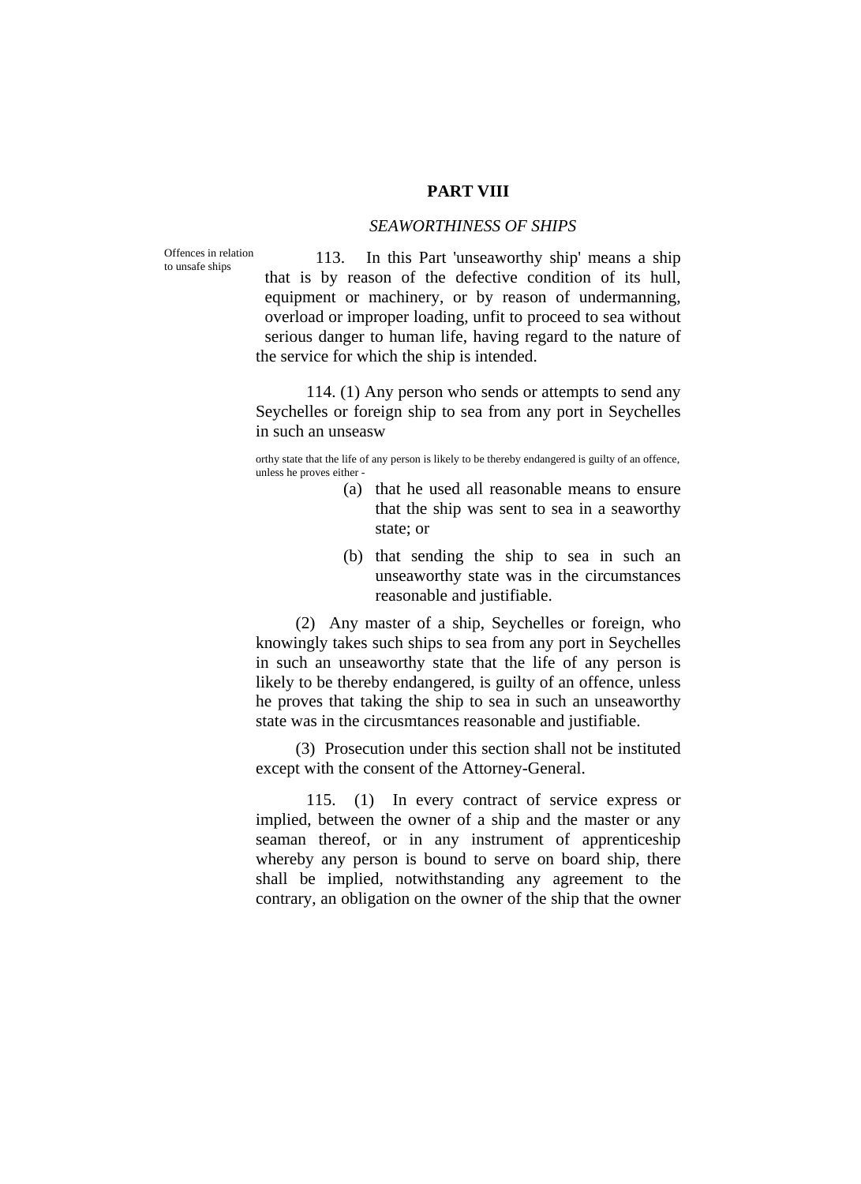## PART VIII

*SEAWORTHINESS OF SHIPS*

Offences in relation to unsafe ships

113. In this Part 'unseaworthy ship' means a ship that is by reason of the defective condition of its hull, equipment or machinery, or by reason of undermanning, overload or improper loading, unfit to proceed to sea without serious danger to human life, having regard to the nature of the service for which the ship is intended.

114. (1) Any person who sends or attempts to send any Seychelles or foreign ship to sea from any port in Seychelles in such an unseasw

orthy state that the life of any person is likely to be thereby endangered is guilty of an offence, unless he proves either -

(a) that he used all reasonable means to ensure that the ship was sent to sea in a seaworthy state; or

(b) that sending the ship to sea in such an unseaworthy state was in the circumstances reasonable and justifiable.

(2) Any master of a ship, Seychelles or foreign, who knowingly takes such ships to sea from any port in Seychelles in such an unseaworthy state that the life of any person is likely to be thereby endangered, is guilty of an offence, unless he proves that taking the ship to sea in such an unseaworthy state was in the circusmtances reasonable and justifiable.

(3) Prosecution under this section shall not be instituted except with the consent of the Attorney-General.

115. (1) In every contract of service express or implied, between the owner of a ship and the master or any seaman thereof, or in any instrument of apprenticeship whereby any person is bound to serve on board ship, there shall be implied, notwithstanding any agreement to the contrary, an obligation on the owner of the ship that the owner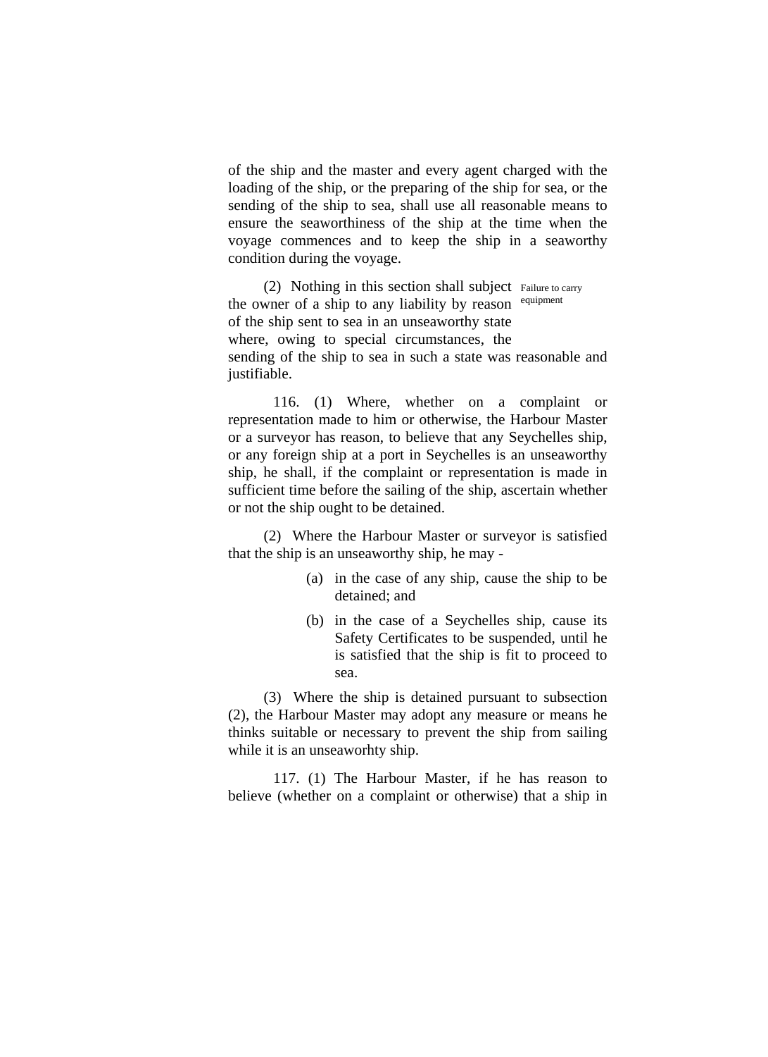of the ship and the master and every agent charged with the loading of the ship, or the preparing of the ship for sea, or the sending of the ship to sea, shall use all reasonable means to ensure the seaworthiness of the ship at the time when the voyage commences and to keep the ship in a seaworthy condition during the voyage.

(2) Nothing in this section shall subject the owner of a ship to any liability by reason of the ship sent to sea in an unseaworthy state where, owing to special circumstances, the sending of the ship to sea in such a state was reasonable and justifiable.

Failure to carry equipment

116. (1) Where, whether on a complaint or representation made to him or otherwise, the Harbour Master or a surveyor has reason, to believe that any Seychelles ship, or any foreign ship at a port in Seychelles is an unseaworthy ship, he shall, if the complaint or representation is made in sufficient time before the sailing of the ship, ascertain whether or not the ship ought to be detained.

(2) Where the Harbour Master or surveyor is satisfied that the ship is an unseaworthy ship, he may -

(a) in the case of any ship, cause the ship to be detained; and

(b) in the case of a Seychelles ship, cause its Safety Certificates to be suspended, until he is satisfied that the ship is fit to proceed to sea.

(3) Where the ship is detained pursuant to subsection (2), the Harbour Master may adopt any measure or means he thinks suitable or necessary to prevent the ship from sailing while it is an unseaworhty ship.

117. (1) The Harbour Master, if he has reason to believe (whether on a complaint or otherwise) that a ship in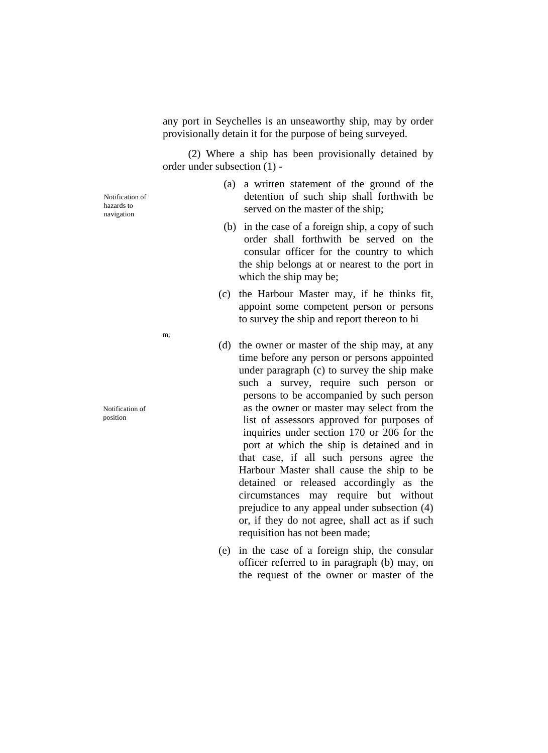any port in Seychelles is an unseaworthy ship, may by order provisionally detain it for the purpose of being surveyed.

(2) Where a ship has been provisionally detained by order under subsection (1) -

Notification of hazards to navigation

(a) a written statement of the ground of the detention of such ship shall forthwith be served on the master of the ship;

(b) in the case of a foreign ship, a copy of such order shall forthwith be served on the consular officer for the country to which the ship belongs at or nearest to the port in which the ship may be;

(c) the Harbour Master may, if he thinks fit, appoint some competent person or persons to survey the ship and report thereon to him;

Notification of position

(d) the owner or master of the ship may, at any time before any person or persons appointed under paragraph (c) to survey the ship make such a survey, require such person or persons to be accompanied by such person as the owner or master may select from the list of assessors approved for purposes of inquiries under section 170 or 206 for the port at which the ship is detained and in that case, if all such persons agree the Harbour Master shall cause the ship to be detained or released accordingly as the circumstances may require but without prejudice to any appeal under subsection (4) or, if they do not agree, shall act as if such requisition has not been made;

(e) in the case of a foreign ship, the consular officer referred to in paragraph (b) may, on the request of the owner or master of the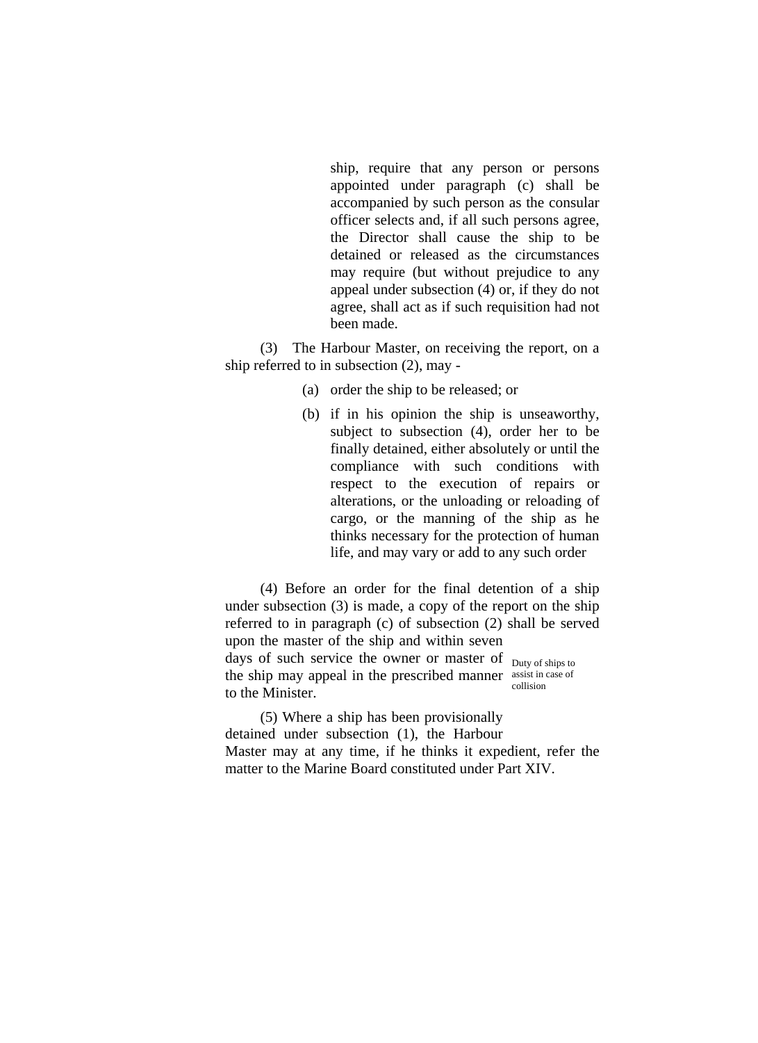ship, require that any person or persons appointed under paragraph (c) shall be accompanied by such person as the consular officer selects and, if all such persons agree, the Director shall cause the ship to be detained or released as the circumstances may require (but without prejudice to any appeal under subsection (4) or, if they do not agree, shall act as if such requisition had not been made.

(3) The Harbour Master, on receiving the report, on a ship referred to in subsection (2), may -

(a) order the ship to be released; or

(b) if in his opinion the ship is unseaworthy, subject to subsection (4), order her to be finally detained, either absolutely or until the compliance with such conditions with respect to the execution of repairs or alterations, or the unloading or reloading of cargo, or the manning of the ship as he thinks necessary for the protection of human life, and may vary or add to any such order

(4) Before an order for the final detention of a ship under subsection (3) is made, a copy of the report on the ship referred to in paragraph (c) of subsection (2) shall be served upon the master of the ship and within seven days of such service the owner or master of the ship may appeal in the prescribed manner to the Minister.

Duty of ships to assist in case of collision

(5) Where a ship has been provisionally detained under subsection (1), the Harbour Master may at any time, if he thinks it expedient, refer the matter to the Marine Board constituted under Part XIV.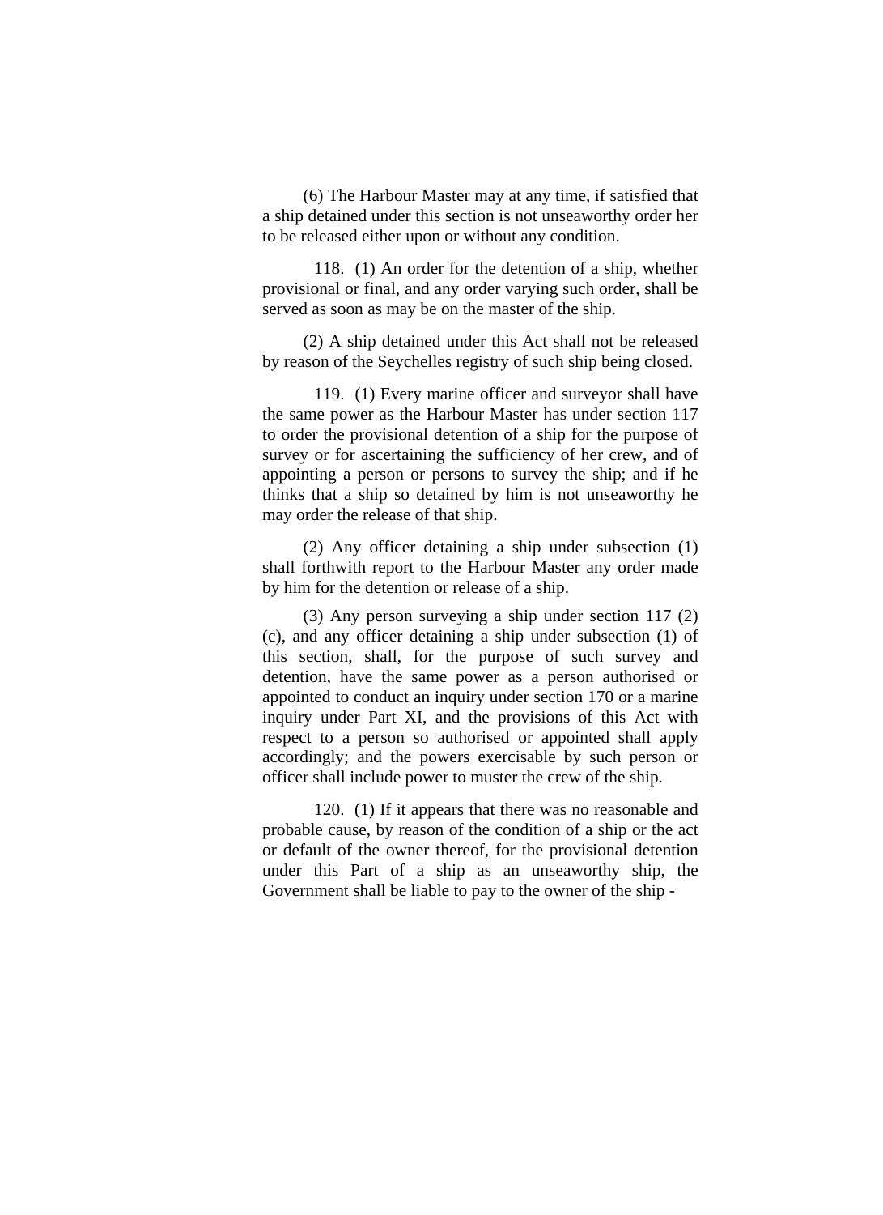(6) The Harbour Master may at any time, if satisfied that a ship detained under this section is not unseaworthy order her to be released either upon or without any condition.

118. (1) An order for the detention of a ship, whether provisional or final, and any order varying such order, shall be served as soon as may be on the master of the ship.

(2) A ship detained under this Act shall not be released by reason of the Seychelles registry of such ship being closed.

119. (1) Every marine officer and surveyor shall have the same power as the Harbour Master has under section 117 to order the provisional detention of a ship for the purpose of survey or for ascertaining the sufficiency of her crew, and of appointing a person or persons to survey the ship; and if he thinks that a ship so detained by him is not unseaworthy he may order the release of that ship.

(2) Any officer detaining a ship under subsection (1) shall forthwith report to the Harbour Master any order made by him for the detention or release of a ship.

(3) Any person surveying a ship under section 117 (2) (c), and any officer detaining a ship under subsection (1) of this section, shall, for the purpose of such survey and detention, have the same power as a person authorised or appointed to conduct an inquiry under section 170 or a marine inquiry under Part XI, and the provisions of this Act with respect to a person so authorised or appointed shall apply accordingly; and the powers exercisable by such person or officer shall include power to muster the crew of the ship.

120. (1) If it appears that there was no reasonable and probable cause, by reason of the condition of a ship or the act or default of the owner thereof, for the provisional detention under this Part of a ship as an unseaworthy ship, the Government shall be liable to pay to the owner of the ship -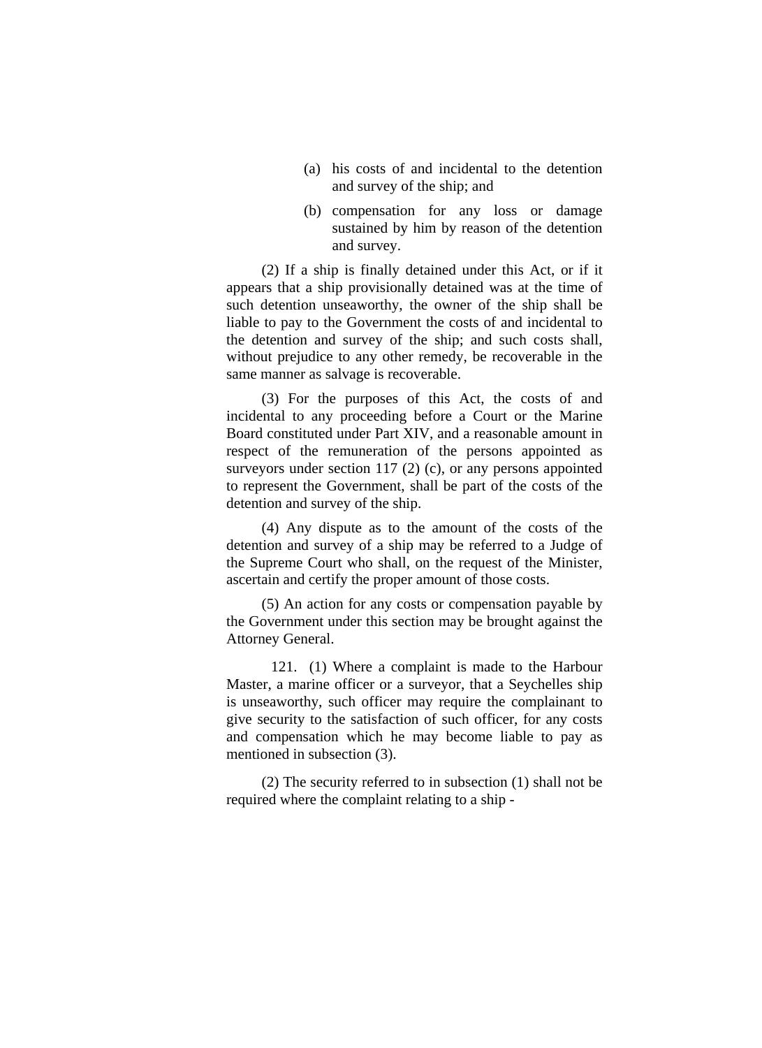(a) his costs of and incidental to the detention and survey of the ship; and

(b) compensation for any loss or damage sustained by him by reason of the detention and survey.

(2) If a ship is finally detained under this Act, or if it appears that a ship provisionally detained was at the time of such detention unseaworthy, the owner of the ship shall be liable to pay to the Government the costs of and incidental to the detention and survey of the ship; and such costs shall, without prejudice to any other remedy, be recoverable in the same manner as salvage is recoverable.

(3) For the purposes of this Act, the costs of and incidental to any proceeding before a Court or the Marine Board constituted under Part XIV, and a reasonable amount in respect of the remuneration of the persons appointed as surveyors under section 117 (2) (c), or any persons appointed to represent the Government, shall be part of the costs of the detention and survey of the ship.

(4) Any dispute as to the amount of the costs of the detention and survey of a ship may be referred to a Judge of the Supreme Court who shall, on the request of the Minister, ascertain and certify the proper amount of those costs.

(5) An action for any costs or compensation payable by the Government under this section may be brought against the Attorney General.

121. (1) Where a complaint is made to the Harbour Master, a marine officer or a surveyor, that a Seychelles ship is unseaworthy, such officer may require the complainant to give security to the satisfaction of such officer, for any costs and compensation which he may become liable to pay as mentioned in subsection (3).

(2) The security referred to in subsection (1) shall not be required where the complaint relating to a ship -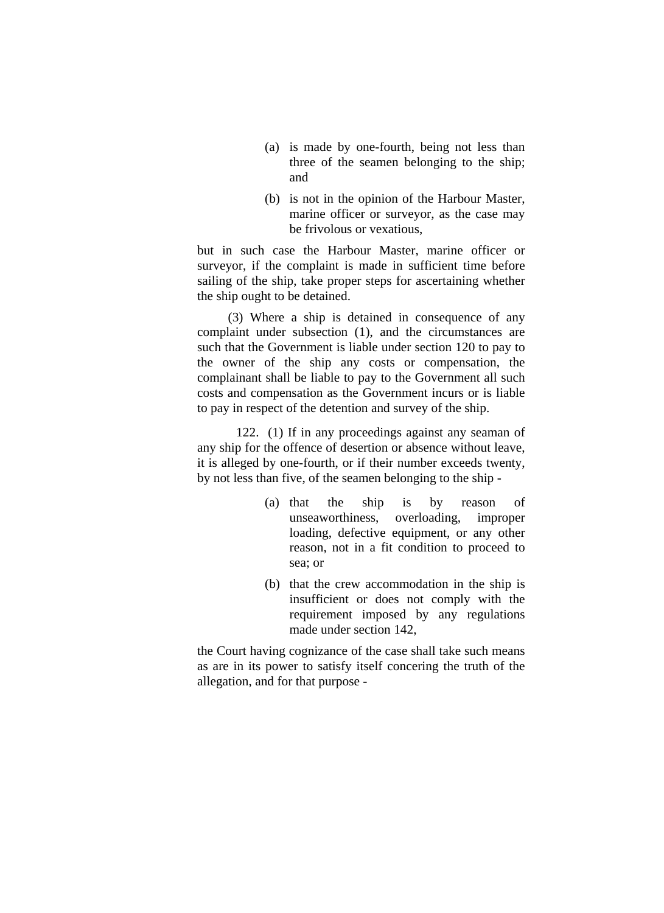(a) is made by one-fourth, being not less than three of the seamen belonging to the ship; and

(b) is not in the opinion of the Harbour Master, marine officer or surveyor, as the case may be frivolous or vexatious,

but in such case the Harbour Master, marine officer or surveyor, if the complaint is made in sufficient time before sailing of the ship, take proper steps for ascertaining whether the ship ought to be detained.

(3) Where a ship is detained in consequence of any complaint under subsection (1), and the circumstances are such that the Government is liable under section 120 to pay to the owner of the ship any costs or compensation, the complainant shall be liable to pay to the Government all such costs and compensation as the Government incurs or is liable to pay in respect of the detention and survey of the ship.

122. (1) If in any proceedings against any seaman of any ship for the offence of desertion or absence without leave, it is alleged by one-fourth, or if their number exceeds twenty, by not less than five, of the seamen belonging to the ship -

(a) that the ship is by reason of unseaworthiness, overloading, improper loading, defective equipment, or any other reason, not in a fit condition to proceed to sea; or

(b) that the crew accommodation in the ship is insufficient or does not comply with the requirement imposed by any regulations made under section 142,

the Court having cognizance of the case shall take such means as are in its power to satisfy itself concering the truth of the allegation, and for that purpose -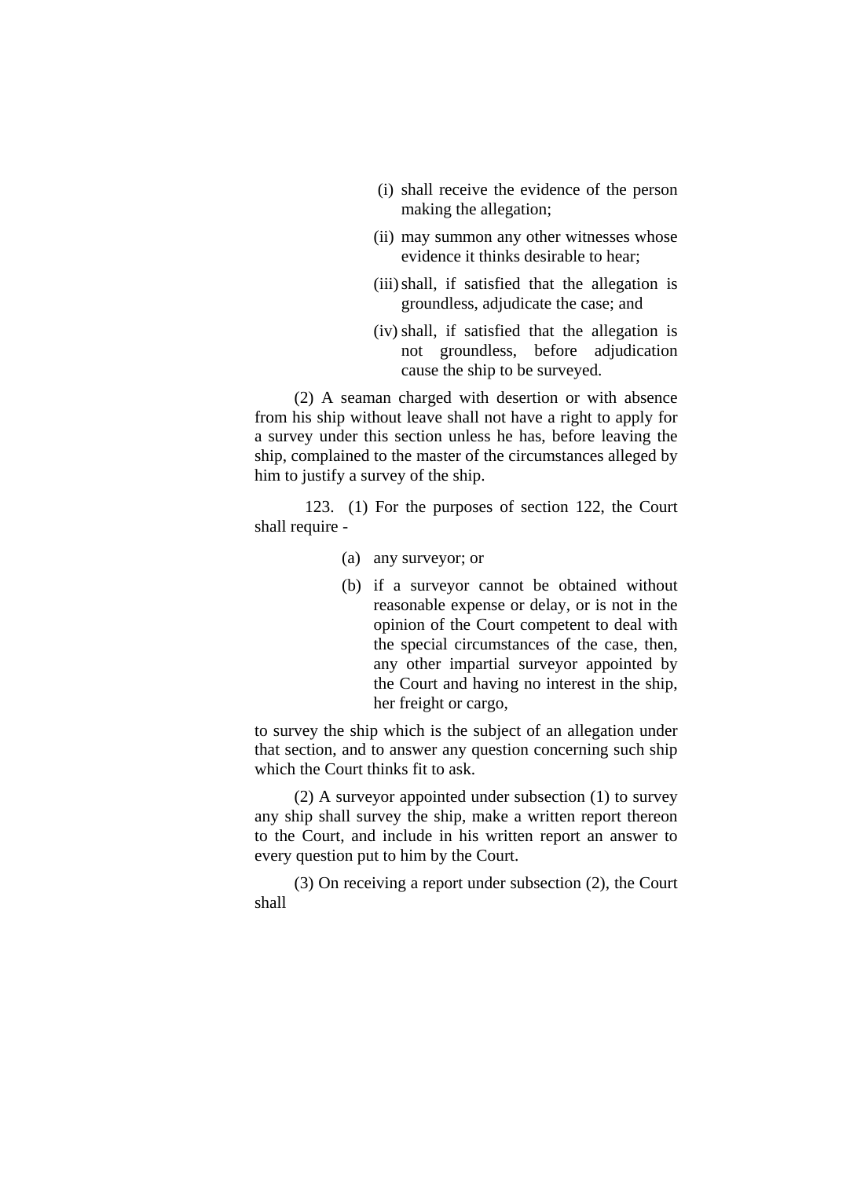(i) shall receive the evidence of the person making the allegation;

(ii) may summon any other witnesses whose evidence it thinks desirable to hear;

(iii) shall, if satisfied that the allegation is groundless, adjudicate the case; and

(iv) shall, if satisfied that the allegation is not groundless, before adjudication cause the ship to be surveyed.

(2) A seaman charged with desertion or with absence from his ship without leave shall not have a right to apply for a survey under this section unless he has, before leaving the ship, complained to the master of the circumstances alleged by him to justify a survey of the ship.

123. (1) For the purposes of section 122, the Court shall require -

(a) any surveyor; or

(b) if a surveyor cannot be obtained without reasonable expense or delay, or is not in the opinion of the Court competent to deal with the special circumstances of the case, then, any other impartial surveyor appointed by the Court and having no interest in the ship, her freight or cargo,

to survey the ship which is the subject of an allegation under that section, and to answer any question concerning such ship which the Court thinks fit to ask.

(2) A surveyor appointed under subsection (1) to survey any ship shall survey the ship, make a written report thereon to the Court, and include in his written report an answer to every question put to him by the Court.

(3) On receiving a report under subsection (2), the Court shall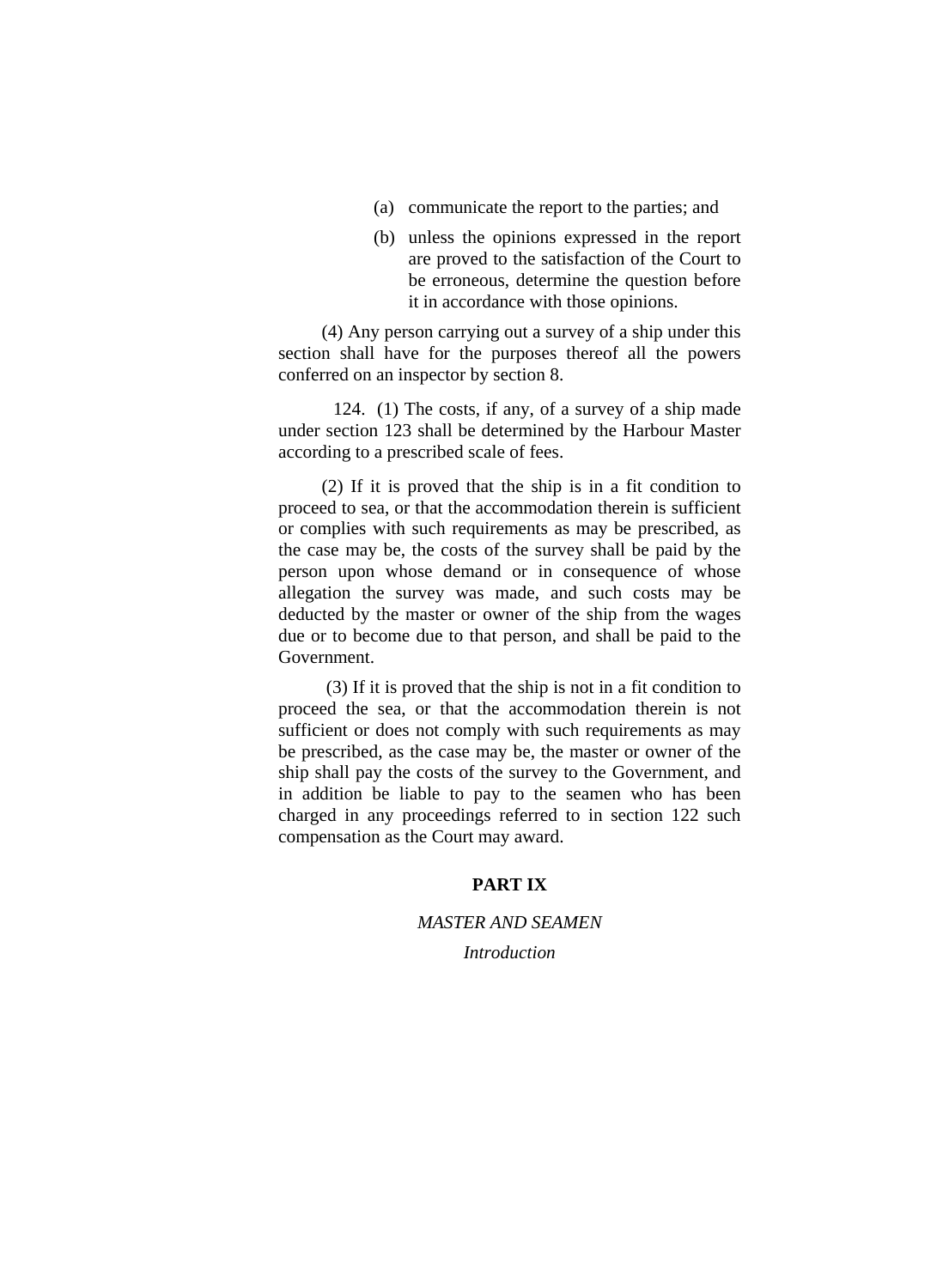(a) communicate the report to the parties; and

(b) unless the opinions expressed in the report are proved to the satisfaction of the Court to be erroneous, determine the question before it in accordance with those opinions.

(4) Any person carrying out a survey of a ship under this section shall have for the purposes thereof all the powers conferred on an inspector by section 8.

124. (1) The costs, if any, of a survey of a ship made under section 123 shall be determined by the Harbour Master according to a prescribed scale of fees.

(2) If it is proved that the ship is in a fit condition to proceed to sea, or that the accommodation therein is sufficient or complies with such requirements as may be prescribed, as the case may be, the costs of the survey shall be paid by the person upon whose demand or in consequence of whose allegation the survey was made, and such costs may be deducted by the master or owner of the ship from the wages due or to become due to that person, and shall be paid to the Government.

(3) If it is proved that the ship is not in a fit condition to proceed the sea, or that the accommodation therein is not sufficient or does not comply with such requirements as may be prescribed, as the case may be, the master or owner of the ship shall pay the costs of the survey to the Government, and in addition be liable to pay to the seamen who has been charged in any proceedings referred to in section 122 such compensation as the Court may award.

## PART IX

*MASTER AND SEAMEN*

*Introduction*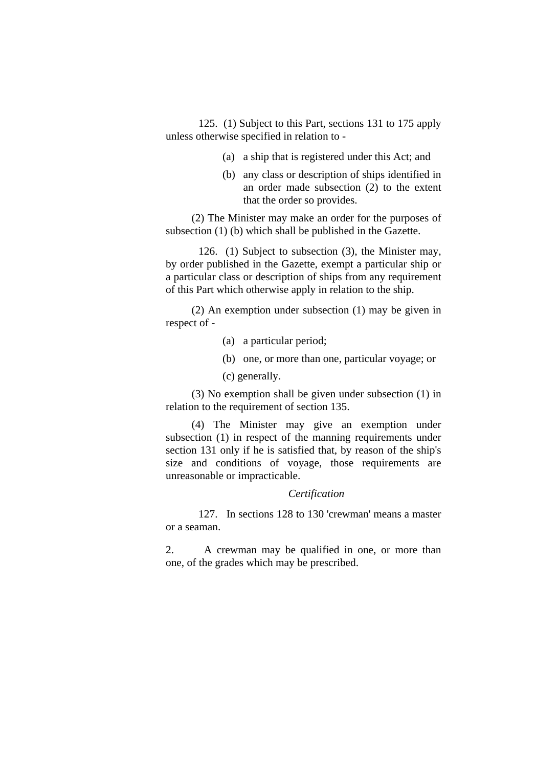125. (1) Subject to this Part, sections 131 to 175 apply unless otherwise specified in relation to -

(a) a ship that is registered under this Act; and

(b) any class or description of ships identified in an order made subsection (2) to the extent that the order so provides.

(2) The Minister may make an order for the purposes of subsection (1) (b) which shall be published in the Gazette.

126. (1) Subject to subsection (3), the Minister may, by order published in the Gazette, exempt a particular ship or a particular class or description of ships from any requirement of this Part which otherwise apply in relation to the ship.

(2) An exemption under subsection (1) may be given in respect of -

(a) a particular period;

(b) one, or more than one, particular voyage; or

(c) generally.

(3) No exemption shall be given under subsection (1) in relation to the requirement of section 135.

(4) The Minister may give an exemption under subsection (1) in respect of the manning requirements under section 131 only if he is satisfied that, by reason of the ship's size and conditions of voyage, those requirements are unreasonable or impracticable.

*Certification*

127. In sections 128 to 130 'crewman' means a master or a seaman.

2. A crewman may be qualified in one, or more than one, of the grades which may be prescribed.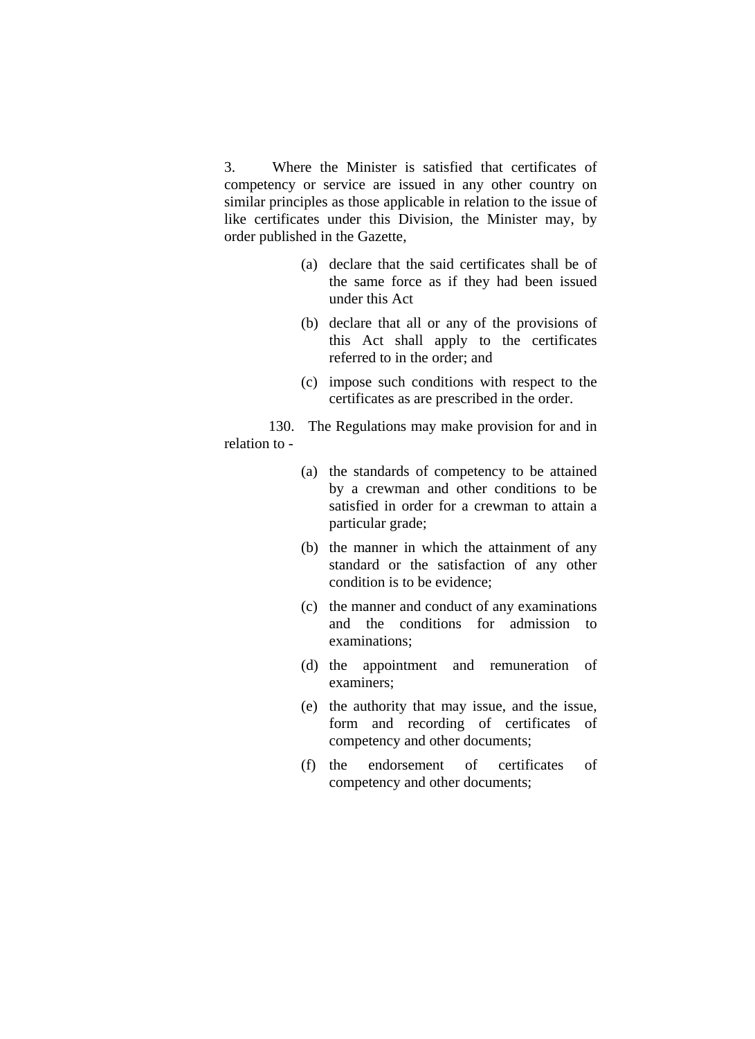3. Where the Minister is satisfied that certificates of competency or service are issued in any other country on similar principles as those applicable in relation to the issue of like certificates under this Division, the Minister may, by order published in the Gazette,

(a) declare that the said certificates shall be of the same force as if they had been issued under this Act

(b) declare that all or any of the provisions of this Act shall apply to the certificates referred to in the order; and

(c) impose such conditions with respect to the certificates as are prescribed in the order.

130. The Regulations may make provision for and in relation to -

(a) the standards of competency to be attained by a crewman and other conditions to be satisfied in order for a crewman to attain a particular grade;

(b) the manner in which the attainment of any standard or the satisfaction of any other condition is to be evidence;

(c) the manner and conduct of any examinations and the conditions for admission to examinations;

(d) the appointment and remuneration of examiners;

(e) the authority that may issue, and the issue, form and recording of certificates of competency and other documents;

(f) the endorsement of certificates of competency and other documents;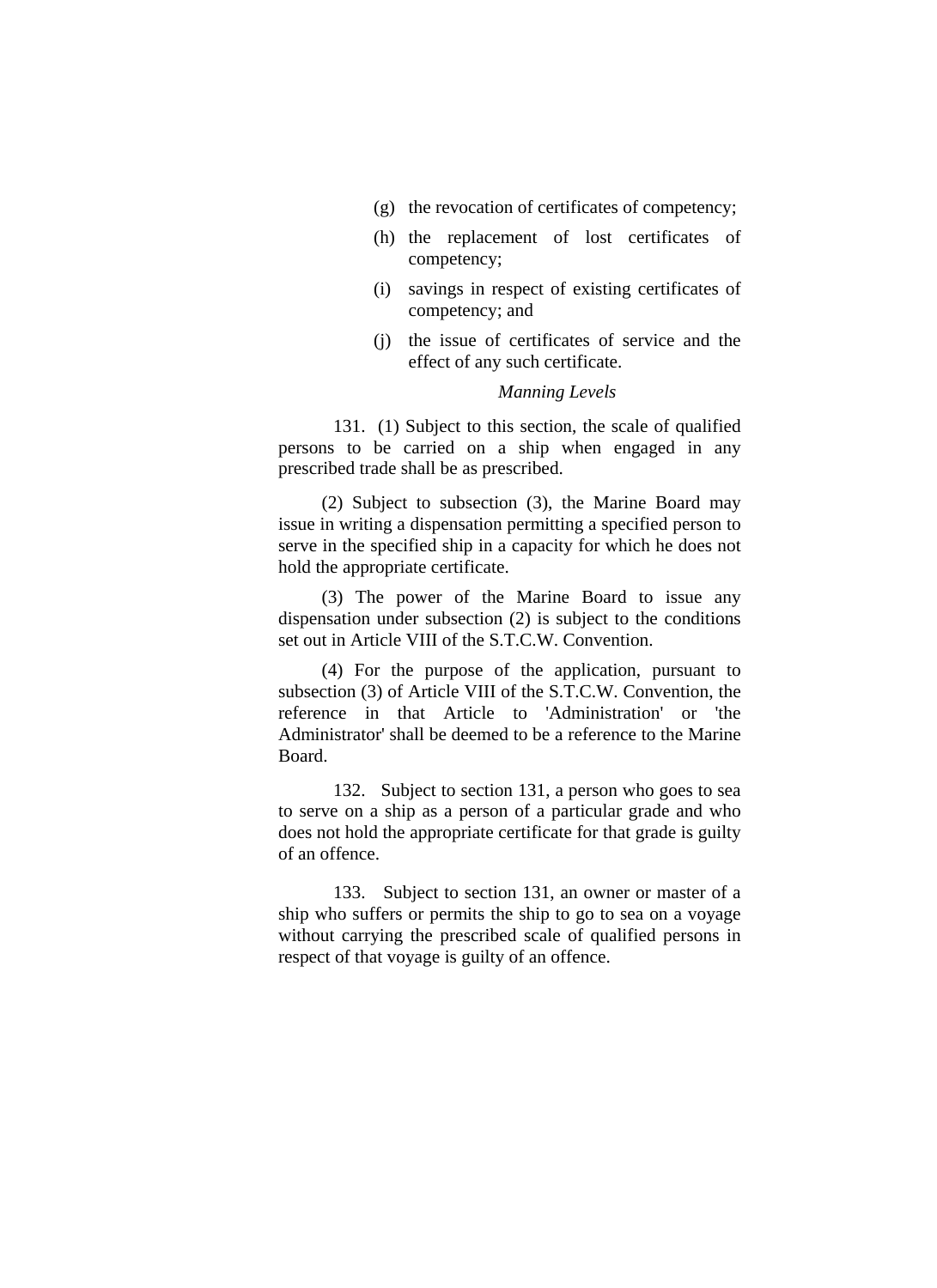(g) the revocation of certificates of competency;

(h) the replacement of lost certificates of competency;

(i) savings in respect of existing certificates of competency; and

(j) the issue of certificates of service and the effect of any such certificate.

*Manning Levels*

131. (1) Subject to this section, the scale of qualified persons to be carried on a ship when engaged in any prescribed trade shall be as prescribed.

(2) Subject to subsection (3), the Marine Board may issue in writing a dispensation permitting a specified person to serve in the specified ship in a capacity for which he does not hold the appropriate certificate.

(3) The power of the Marine Board to issue any dispensation under subsection (2) is subject to the conditions set out in Article VIII of the S.T.C.W. Convention.

(4) For the purpose of the application, pursuant to subsection (3) of Article VIII of the S.T.C.W. Convention, the reference in that Article to 'Administration' or 'the Administrator' shall be deemed to be a reference to the Marine Board.

132. Subject to section 131, a person who goes to sea to serve on a ship as a person of a particular grade and who does not hold the appropriate certificate for that grade is guilty of an offence.

133. Subject to section 131, an owner or master of a ship who suffers or permits the ship to go to sea on a voyage without carrying the prescribed scale of qualified persons in respect of that voyage is guilty of an offence.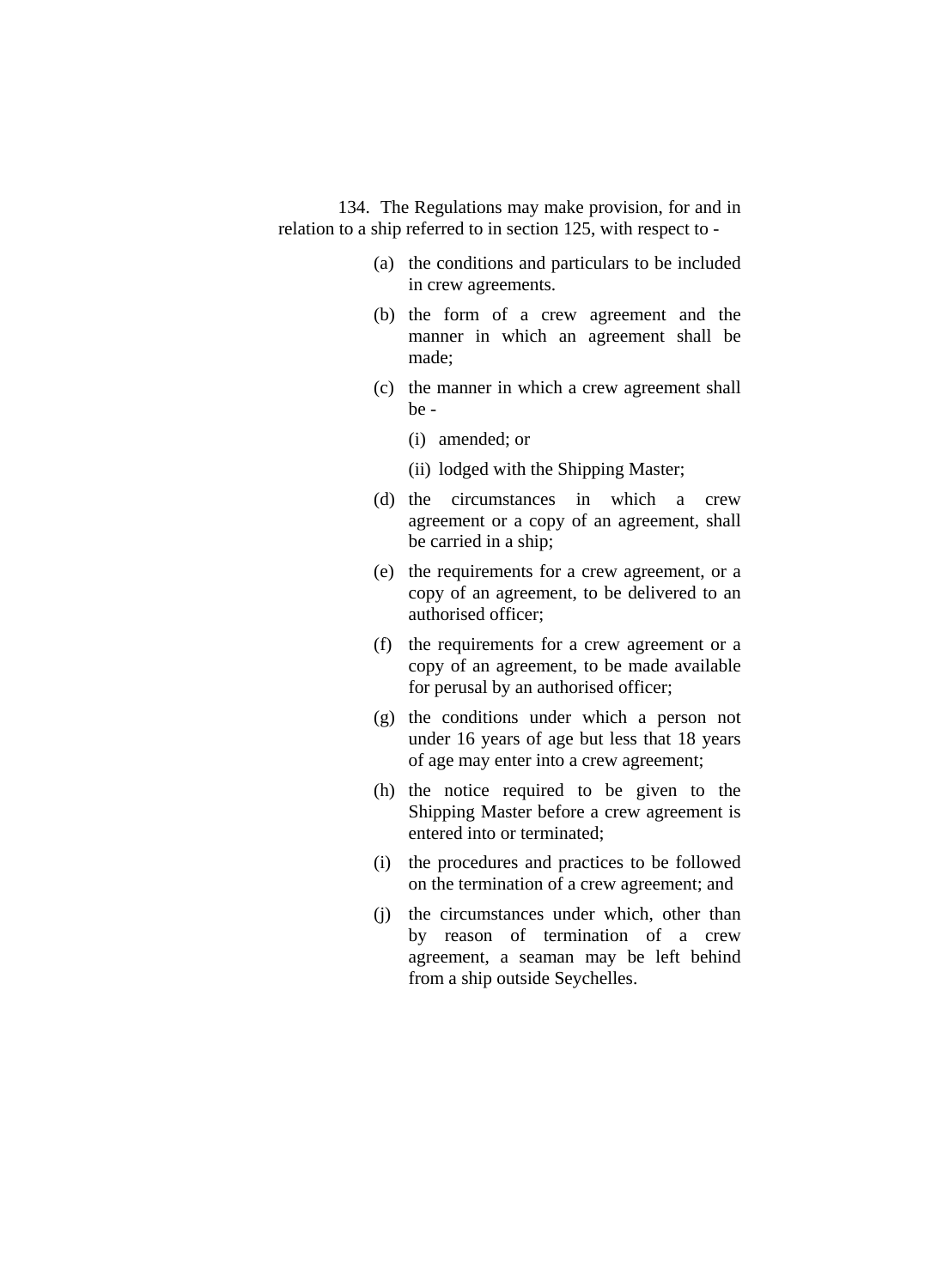134. The Regulations may make provision, for and in relation to a ship referred to in section 125, with respect to -

(a) the conditions and particulars to be included in crew agreements.

(b) the form of a crew agreement and the manner in which an agreement shall be made;

(c) the manner in which a crew agreement shall be -

 (i) amended; or

 (ii) lodged with the Shipping Master;

(d) the circumstances in which a crew agreement or a copy of an agreement, shall be carried in a ship;

(e) the requirements for a crew agreement, or a copy of an agreement, to be delivered to an authorised officer;

(f) the requirements for a crew agreement or a copy of an agreement, to be made available for perusal by an authorised officer;

(g) the conditions under which a person not under 16 years of age but less that 18 years of age may enter into a crew agreement;

(h) the notice required to be given to the Shipping Master before a crew agreement is entered into or terminated;

(i) the procedures and practices to be followed on the termination of a crew agreement; and

(j) the circumstances under which, other than by reason of termination of a crew agreement, a seaman may be left behind from a ship outside Seychelles.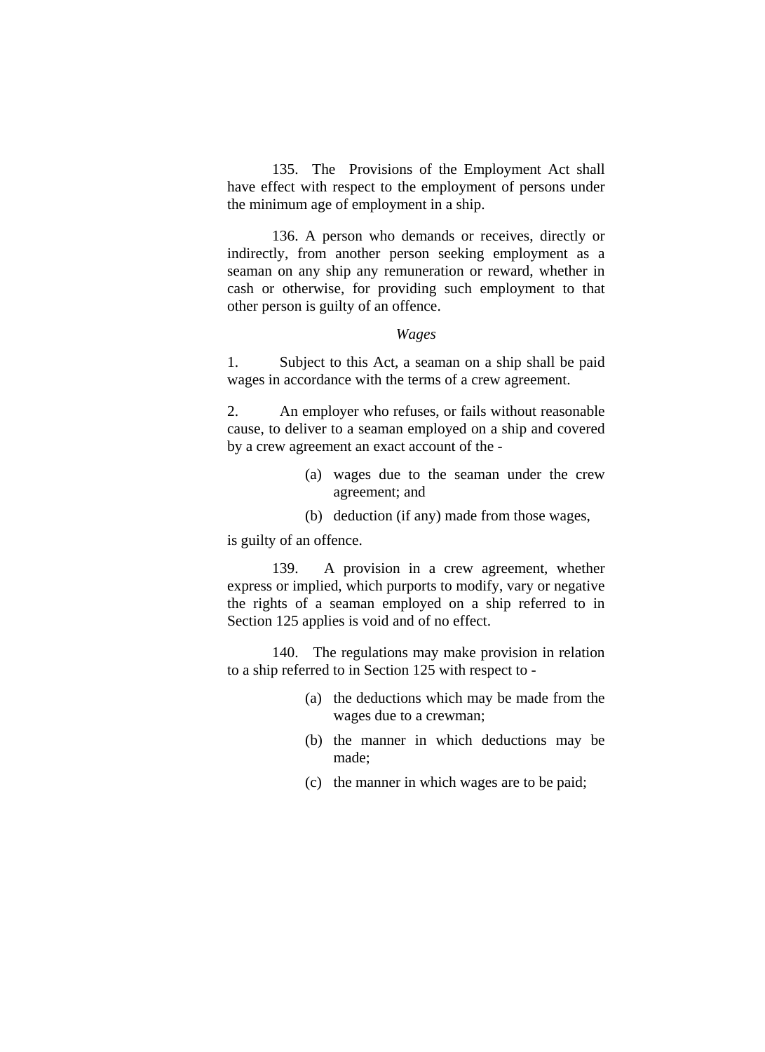135. The Provisions of the Employment Act shall have effect with respect to the employment of persons under the minimum age of employment in a ship.

136. A person who demands or receives, directly or indirectly, from another person seeking employment as a seaman on any ship any remuneration or reward, whether in cash or otherwise, for providing such employment to that other person is guilty of an offence.

*Wages*

1. Subject to this Act, a seaman on a ship shall be paid wages in accordance with the terms of a crew agreement.

2. An employer who refuses, or fails without reasonable cause, to deliver to a seaman employed on a ship and covered by a crew agreement an exact account of the -

(a) wages due to the seaman under the crew agreement; and

(b) deduction (if any) made from those wages,

is guilty of an offence.

139. A provision in a crew agreement, whether express or implied, which purports to modify, vary or negative the rights of a seaman employed on a ship referred to in Section 125 applies is void and of no effect.

140. The regulations may make provision in relation to a ship referred to in Section 125 with respect to -

(a) the deductions which may be made from the wages due to a crewman;

(b) the manner in which deductions may be made;

(c) the manner in which wages are to be paid;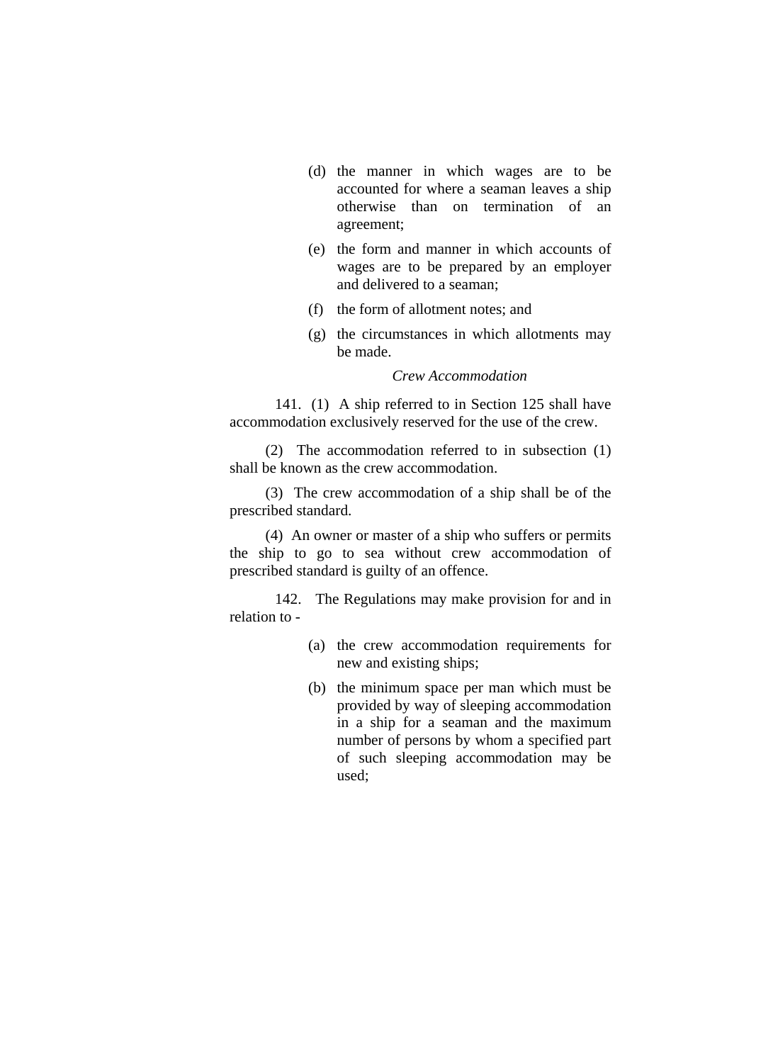(d) the manner in which wages are to be accounted for where a seaman leaves a ship otherwise than on termination of an agreement;

(e) the form and manner in which accounts of wages are to be prepared by an employer and delivered to a seaman;

(f) the form of allotment notes; and

(g) the circumstances in which allotments may be made.

*Crew Accommodation*

141. (1) A ship referred to in Section 125 shall have accommodation exclusively reserved for the use of the crew.

(2) The accommodation referred to in subsection (1) shall be known as the crew accommodation.

(3) The crew accommodation of a ship shall be of the prescribed standard.

(4) An owner or master of a ship who suffers or permits the ship to go to sea without crew accommodation of prescribed standard is guilty of an offence.

142. The Regulations may make provision for and in relation to -

(a) the crew accommodation requirements for new and existing ships;

(b) the minimum space per man which must be provided by way of sleeping accommodation in a ship for a seaman and the maximum number of persons by whom a specified part of such sleeping accommodation may be used;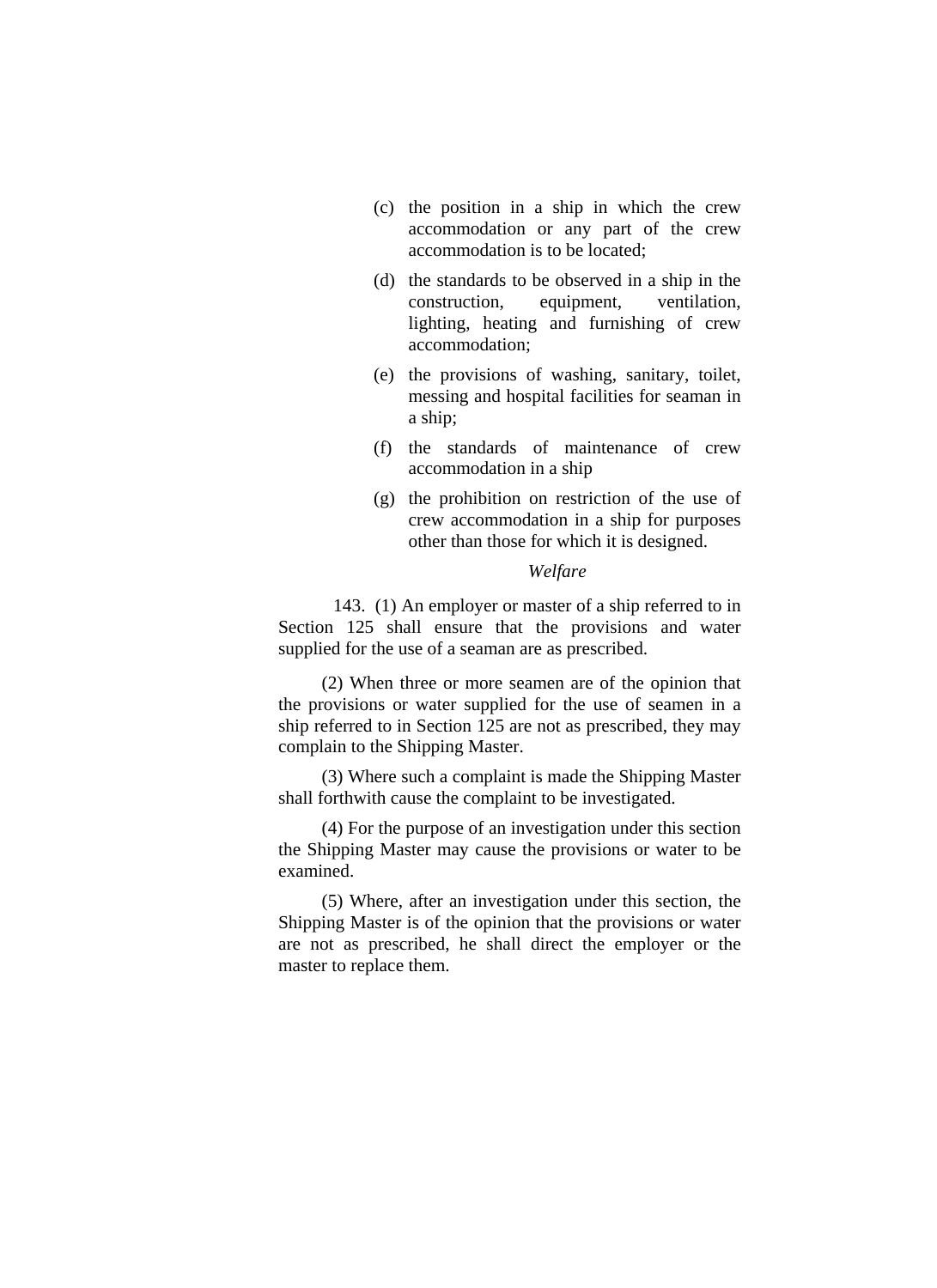(c) the position in a ship in which the crew accommodation or any part of the crew accommodation is to be located;

(d) the standards to be observed in a ship in the construction, equipment, ventilation, lighting, heating and furnishing of crew accommodation;

(e) the provisions of washing, sanitary, toilet, messing and hospital facilities for seaman in a ship;

(f) the standards of maintenance of crew accommodation in a ship

(g) the prohibition on restriction of the use of crew accommodation in a ship for purposes other than those for which it is designed.

*Welfare*

143. (1) An employer or master of a ship referred to in Section 125 shall ensure that the provisions and water supplied for the use of a seaman are as prescribed.

(2) When three or more seamen are of the opinion that the provisions or water supplied for the use of seamen in a ship referred to in Section 125 are not as prescribed, they may complain to the Shipping Master.

(3) Where such a complaint is made the Shipping Master shall forthwith cause the complaint to be investigated.

(4) For the purpose of an investigation under this section the Shipping Master may cause the provisions or water to be examined.

(5) Where, after an investigation under this section, the Shipping Master is of the opinion that the provisions or water are not as prescribed, he shall direct the employer or the master to replace them.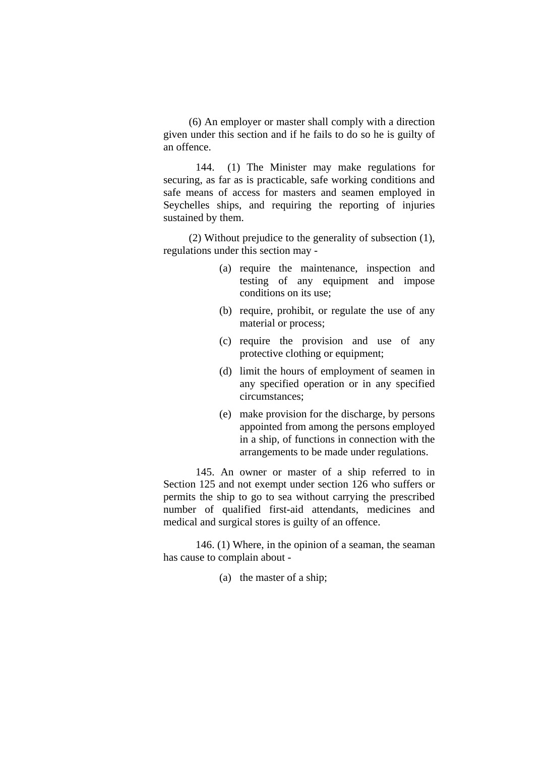(6) An employer or master shall comply with a direction given under this section and if he fails to do so he is guilty of an offence.

144. (1) The Minister may make regulations for securing, as far as is practicable, safe working conditions and safe means of access for masters and seamen employed in Seychelles ships, and requiring the reporting of injuries sustained by them.

(2) Without prejudice to the generality of subsection (1), regulations under this section may -

(a) require the maintenance, inspection and testing of any equipment and impose conditions on its use;

(b) require, prohibit, or regulate the use of any material or process;

(c) require the provision and use of any protective clothing or equipment;

(d) limit the hours of employment of seamen in any specified operation or in any specified circumstances;

(e) make provision for the discharge, by persons appointed from among the persons employed in a ship, of functions in connection with the arrangements to be made under regulations.

145. An owner or master of a ship referred to in Section 125 and not exempt under section 126 who suffers or permits the ship to go to sea without carrying the prescribed number of qualified first-aid attendants, medicines and medical and surgical stores is guilty of an offence.

146. (1) Where, in the opinion of a seaman, the seaman has cause to complain about -

(a) the master of a ship;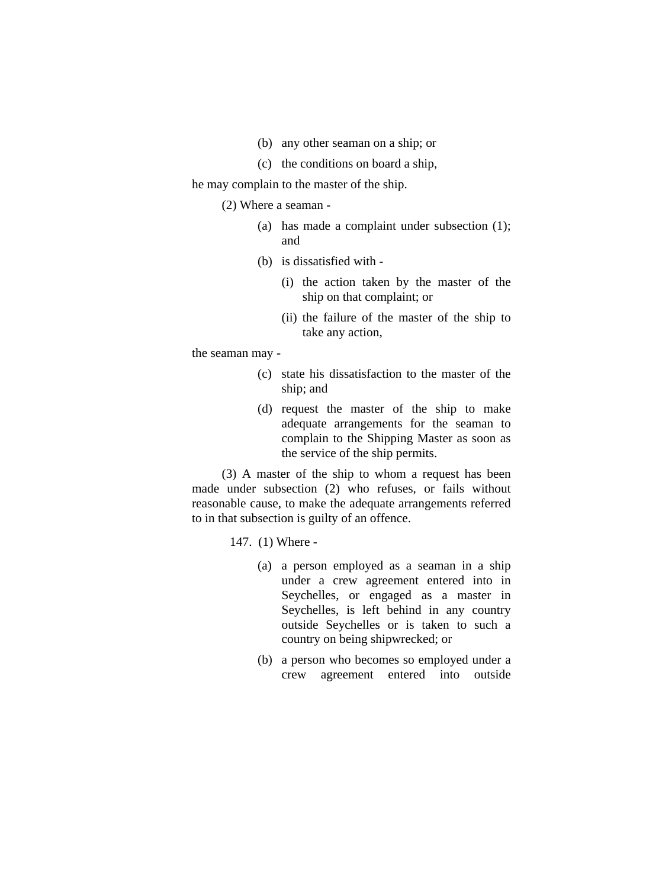(b) any other seaman on a ship; or

(c) the conditions on board a ship,

he may complain to the master of the ship.

(2) Where a seaman -

(a) has made a complaint under subsection (1); and

(b) is dissatisfied with -

(i) the action taken by the master of the ship on that complaint; or

(ii) the failure of the master of the ship to take any action,

the seaman may -

(c) state his dissatisfaction to the master of the ship; and

(d) request the master of the ship to make adequate arrangements for the seaman to complain to the Shipping Master as soon as the service of the ship permits.

(3) A master of the ship to whom a request has been made under subsection (2) who refuses, or fails without reasonable cause, to make the adequate arrangements referred to in that subsection is guilty of an offence.

147. (1) Where -

(a) a person employed as a seaman in a ship under a crew agreement entered into in Seychelles, or engaged as a master in Seychelles, is left behind in any country outside Seychelles or is taken to such a country on being shipwrecked; or

(b) a person who becomes so employed under a crew agreement entered into outside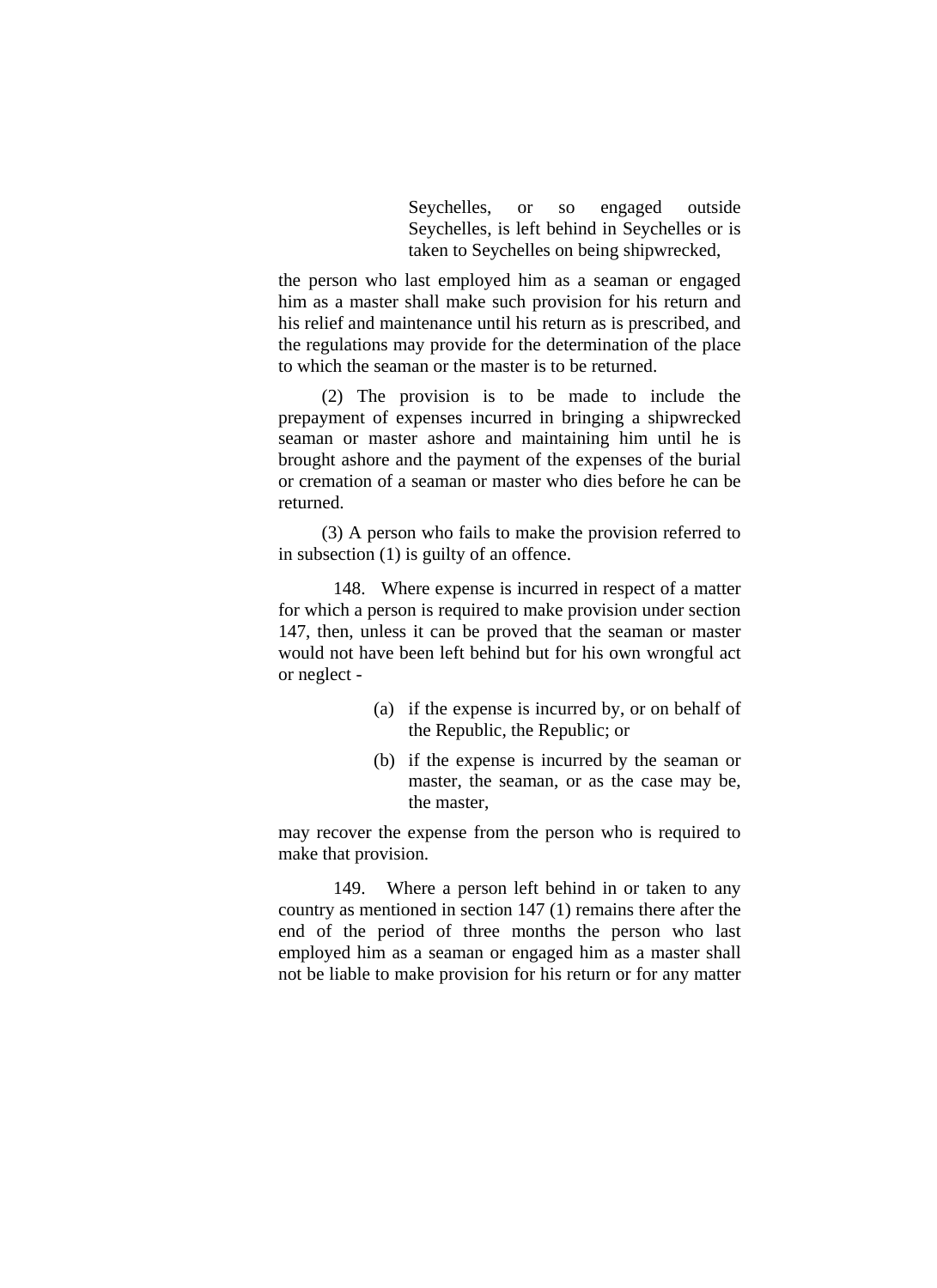Seychelles, or so engaged outside Seychelles, is left behind in Seychelles or is taken to Seychelles on being shipwrecked,

the person who last employed him as a seaman or engaged him as a master shall make such provision for his return and his relief and maintenance until his return as is prescribed, and the regulations may provide for the determination of the place to which the seaman or the master is to be returned.

(2) The provision is to be made to include the prepayment of expenses incurred in bringing a shipwrecked seaman or master ashore and maintaining him until he is brought ashore and the payment of the expenses of the burial or cremation of a seaman or master who dies before he can be returned.

(3) A person who fails to make the provision referred to in subsection (1) is guilty of an offence.

148. Where expense is incurred in respect of a matter for which a person is required to make provision under section 147, then, unless it can be proved that the seaman or master would not have been left behind but for his own wrongful act or neglect -

(a) if the expense is incurred by, or on behalf of the Republic, the Republic; or

(b) if the expense is incurred by the seaman or master, the seaman, or as the case may be, the master,

may recover the expense from the person who is required to make that provision.

149. Where a person left behind in or taken to any country as mentioned in section 147 (1) remains there after the end of the period of three months the person who last employed him as a seaman or engaged him as a master shall not be liable to make provision for his return or for any matter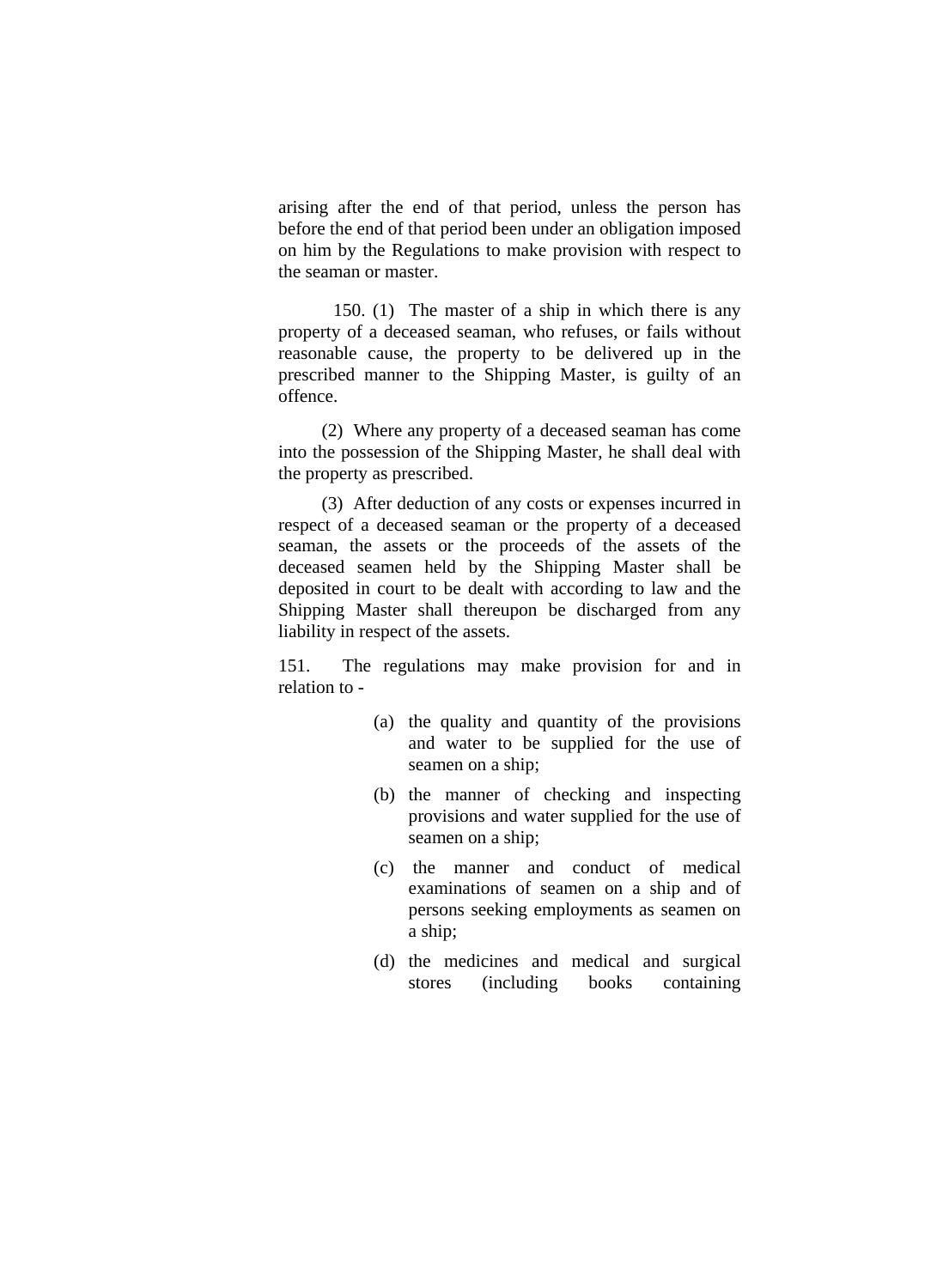arising after the end of that period, unless the person has before the end of that period been under an obligation imposed on him by the Regulations to make provision with respect to the seaman or master.

150. (1) The master of a ship in which there is any property of a deceased seaman, who refuses, or fails without reasonable cause, the property to be delivered up in the prescribed manner to the Shipping Master, is guilty of an offence.

(2) Where any property of a deceased seaman has come into the possession of the Shipping Master, he shall deal with the property as prescribed.

(3) After deduction of any costs or expenses incurred in respect of a deceased seaman or the property of a deceased seaman, the assets or the proceeds of the assets of the deceased seamen held by the Shipping Master shall be deposited in court to be dealt with according to law and the Shipping Master shall thereupon be discharged from any liability in respect of the assets.

151. The regulations may make provision for and in relation to -

(a) the quality and quantity of the provisions and water to be supplied for the use of seamen on a ship;

(b) the manner of checking and inspecting provisions and water supplied for the use of seamen on a ship;

(c) the manner and conduct of medical examinations of seamen on a ship and of persons seeking employments as seamen on a ship;

(d) the medicines and medical and surgical stores (including books containing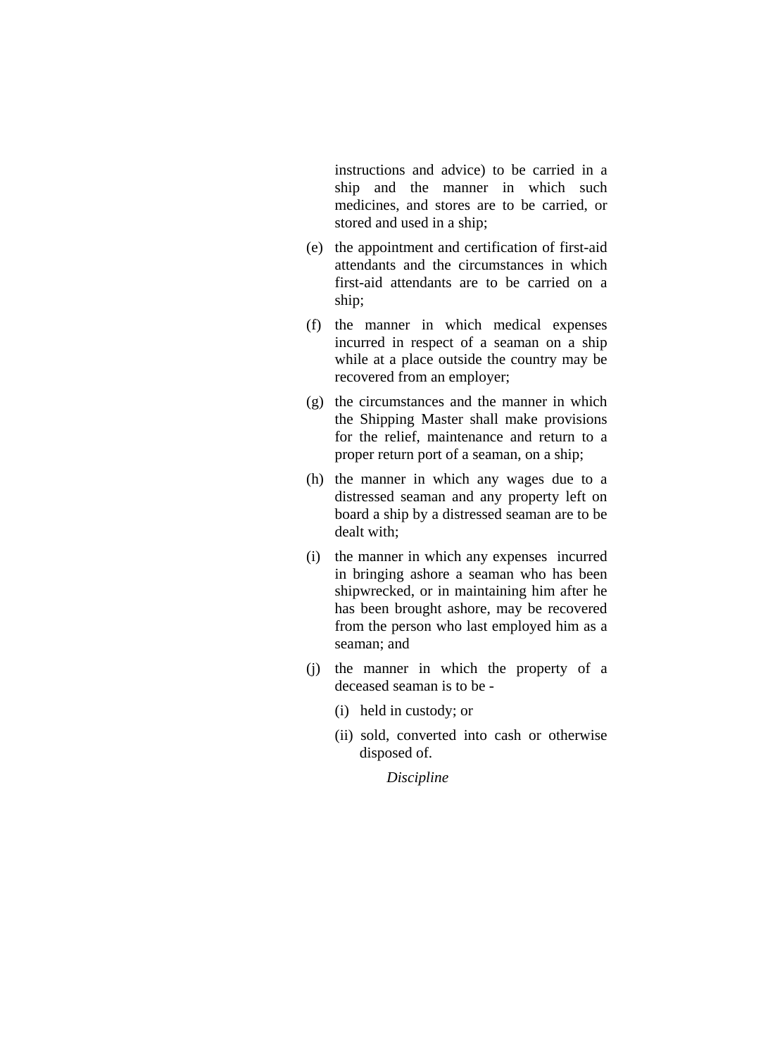instructions and advice) to be carried in a ship and the manner in which such medicines, and stores are to be carried, or stored and used in a ship;

(e) the appointment and certification of first-aid attendants and the circumstances in which first-aid attendants are to be carried on a ship;

(f) the manner in which medical expenses incurred in respect of a seaman on a ship while at a place outside the country may be recovered from an employer;

(g) the circumstances and the manner in which the Shipping Master shall make provisions for the relief, maintenance and return to a proper return port of a seaman, on a ship;

(h) the manner in which any wages due to a distressed seaman and any property left on board a ship by a distressed seaman are to be dealt with;

(i) the manner in which any expenses incurred in bringing ashore a seaman who has been shipwrecked, or in maintaining him after he has been brought ashore, may be recovered from the person who last employed him as a seaman; and

(j) the manner in which the property of a deceased seaman is to be -

  (i) held in custody; or

  (ii) sold, converted into cash or otherwise disposed of.

*Discipline*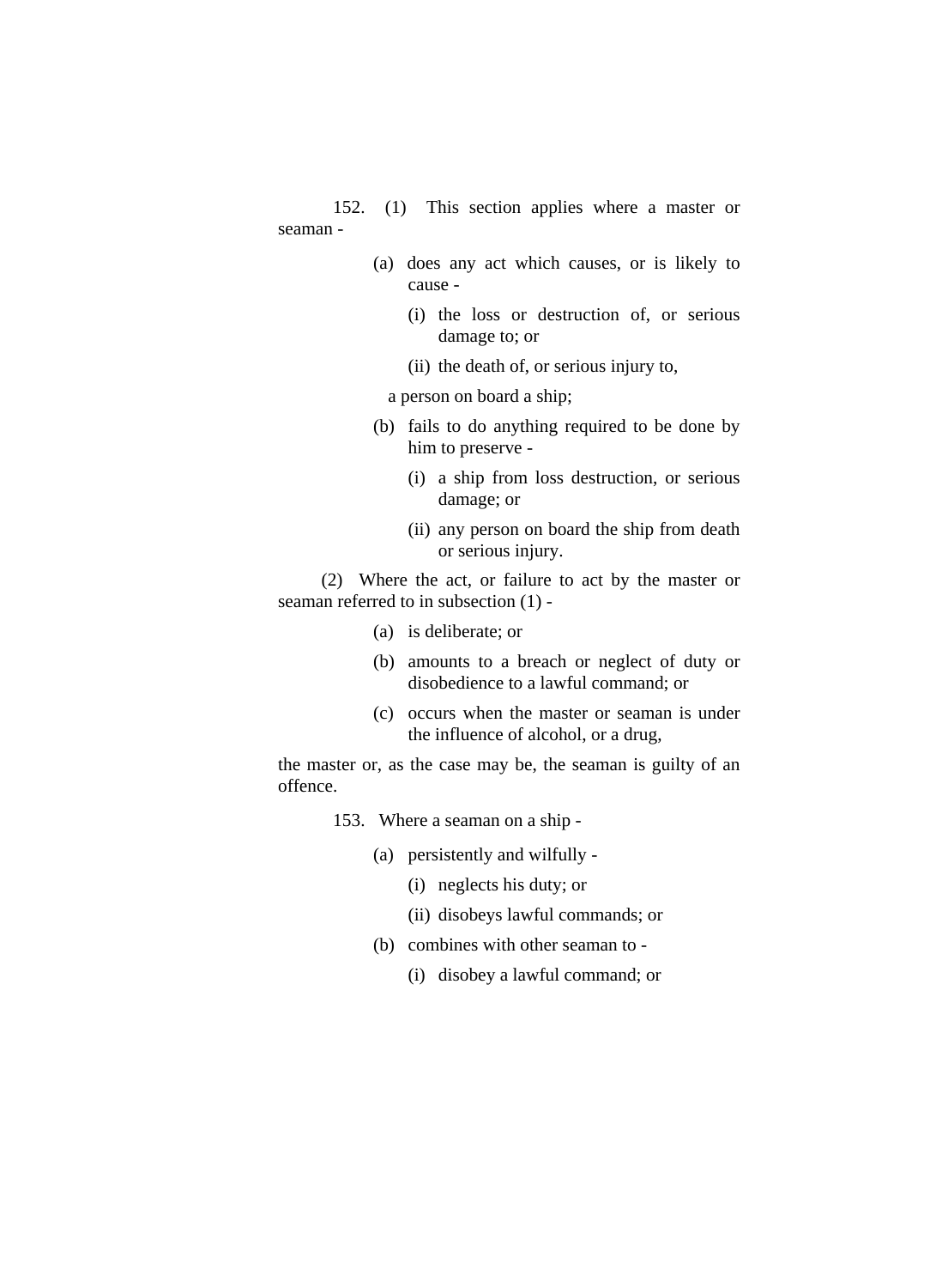152. (1) This section applies where a master or seaman -

(a) does any act which causes, or is likely to cause -

(i) the loss or destruction of, or serious damage to; or

(ii) the death of, or serious injury to,

a person on board a ship;

(b) fails to do anything required to be done by him to preserve -

(i) a ship from loss destruction, or serious damage; or

(ii) any person on board the ship from death or serious injury.

(2) Where the act, or failure to act by the master or seaman referred to in subsection (1) -

(a) is deliberate; or

(b) amounts to a breach or neglect of duty or disobedience to a lawful command; or

(c) occurs when the master or seaman is under the influence of alcohol, or a drug,

the master or, as the case may be, the seaman is guilty of an offence.

153. Where a seaman on a ship -

(a) persistently and wilfully -

(i) neglects his duty; or

(ii) disobeys lawful commands; or

(b) combines with other seaman to -

(i) disobey a lawful command; or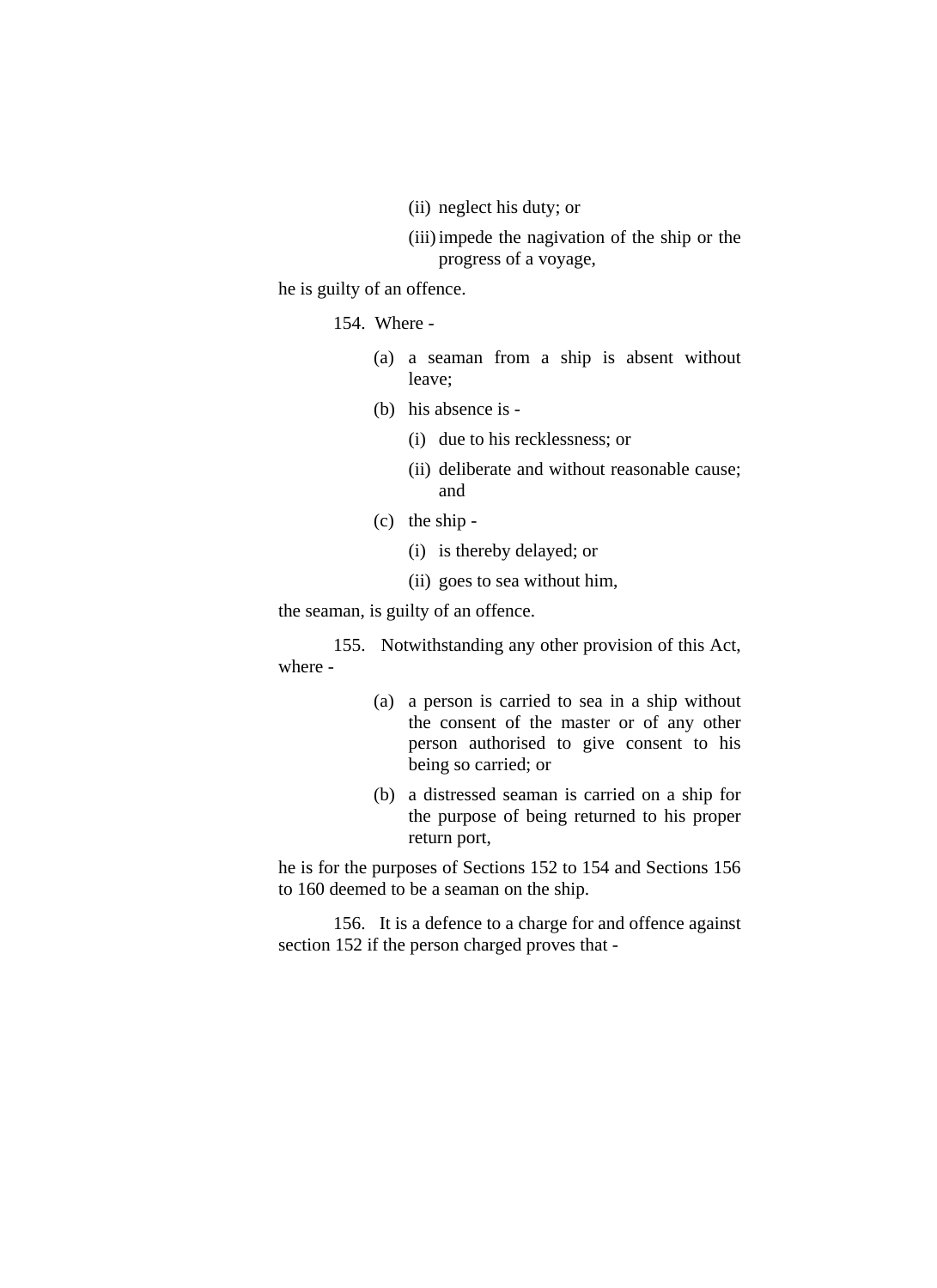(ii) neglect his duty; or

(iii) impede the nagivation of the ship or the progress of a voyage,

he is guilty of an offence.

154. Where -

(a) a seaman from a ship is absent without leave;

(b) his absence is -

(i) due to his recklessness; or

(ii) deliberate and without reasonable cause; and

(c) the ship -

(i) is thereby delayed; or

(ii) goes to sea without him,

the seaman, is guilty of an offence.

155. Notwithstanding any other provision of this Act, where -

(a) a person is carried to sea in a ship without the consent of the master or of any other person authorised to give consent to his being so carried; or

(b) a distressed seaman is carried on a ship for the purpose of being returned to his proper return port,

he is for the purposes of Sections 152 to 154 and Sections 156 to 160 deemed to be a seaman on the ship.

156. It is a defence to a charge for and offence against section 152 if the person charged proves that -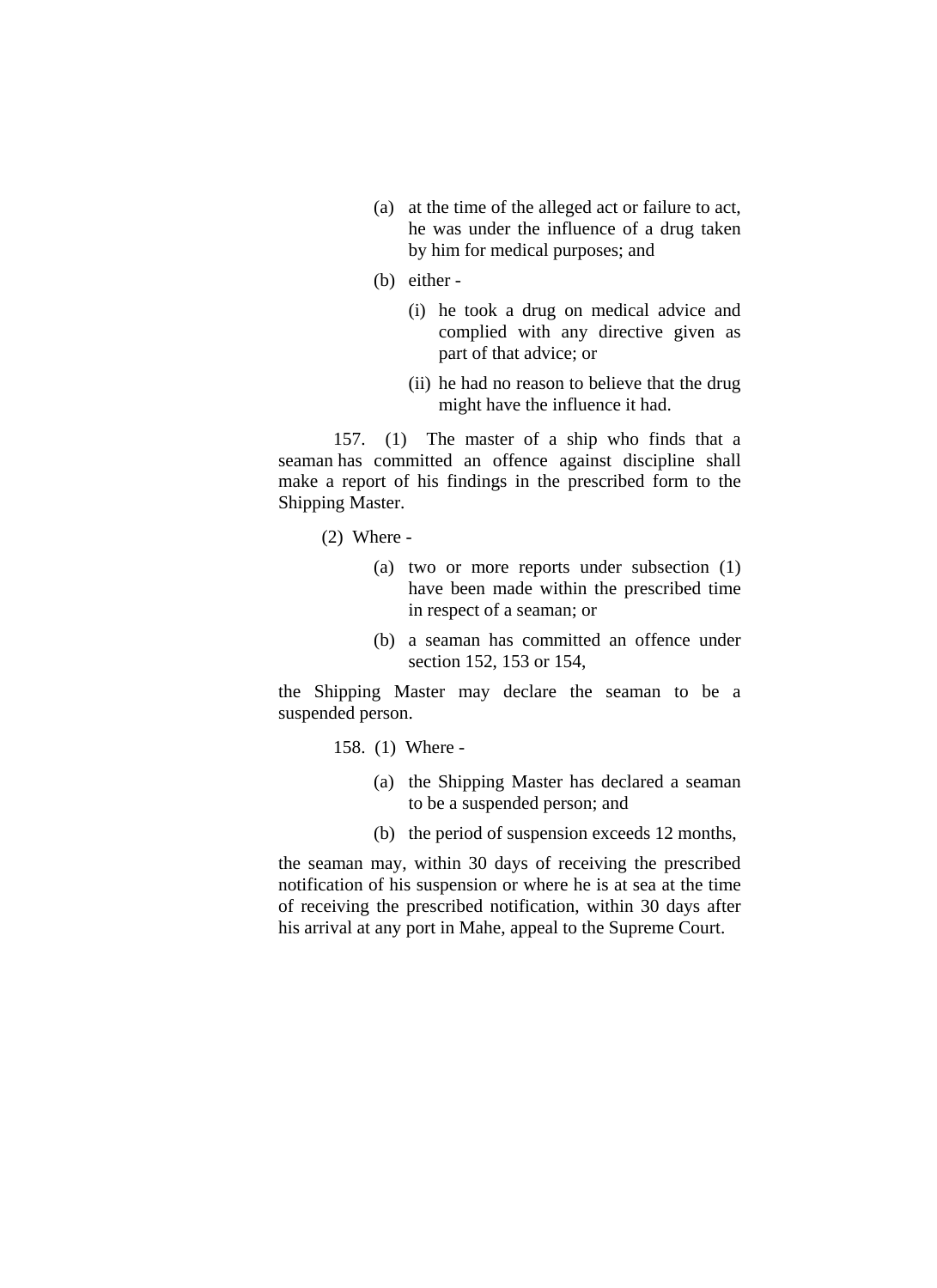(a) at the time of the alleged act or failure to act, he was under the influence of a drug taken by him for medical purposes; and

(b) either -

(i) he took a drug on medical advice and complied with any directive given as part of that advice; or

(ii) he had no reason to believe that the drug might have the influence it had.

157. (1) The master of a ship who finds that a seaman has committed an offence against discipline shall make a report of his findings in the prescribed form to the Shipping Master.

(2) Where -

(a) two or more reports under subsection (1) have been made within the prescribed time in respect of a seaman; or

(b) a seaman has committed an offence under section 152, 153 or 154,

the Shipping Master may declare the seaman to be a suspended person.

158. (1) Where -

(a) the Shipping Master has declared a seaman to be a suspended person; and

(b) the period of suspension exceeds 12 months,

the seaman may, within 30 days of receiving the prescribed notification of his suspension or where he is at sea at the time of receiving the prescribed notification, within 30 days after his arrival at any port in Mahe, appeal to the Supreme Court.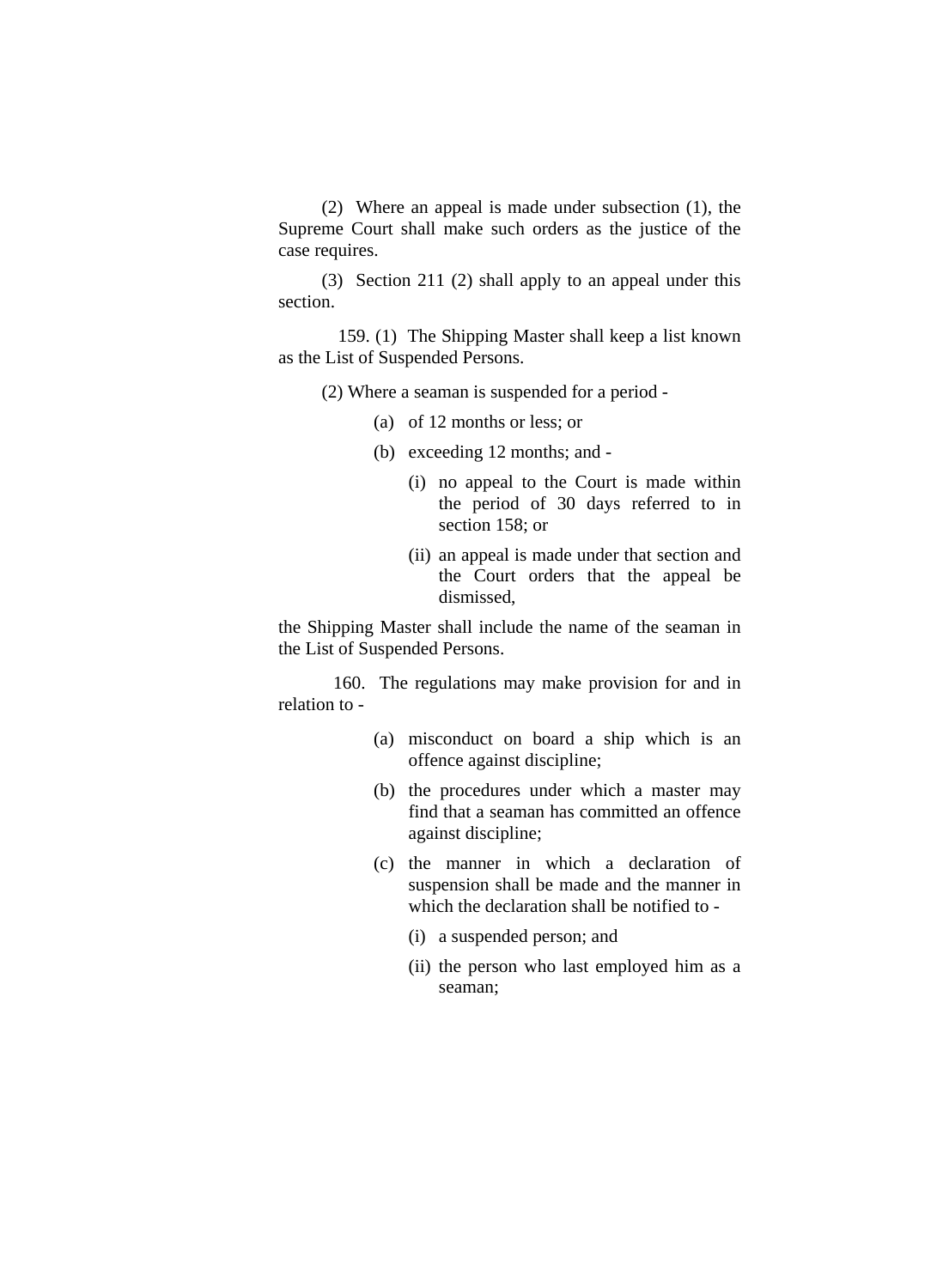(2) Where an appeal is made under subsection (1), the Supreme Court shall make such orders as the justice of the case requires.

(3) Section 211 (2) shall apply to an appeal under this section.

159. (1) The Shipping Master shall keep a list known as the List of Suspended Persons.

(2) Where a seaman is suspended for a period -

- (a) of 12 months or less; or
- (b) exceeding 12 months; and -
  - (i) no appeal to the Court is made within the period of 30 days referred to in section 158; or
  - (ii) an appeal is made under that section and the Court orders that the appeal be dismissed,

the Shipping Master shall include the name of the seaman in the List of Suspended Persons.

160. The regulations may make provision for and in relation to -

- (a) misconduct on board a ship which is an offence against discipline;
- (b) the procedures under which a master may find that a seaman has committed an offence against discipline;
- (c) the manner in which a declaration of suspension shall be made and the manner in which the declaration shall be notified to -
  - (i) a suspended person; and
  - (ii) the person who last employed him as a seaman;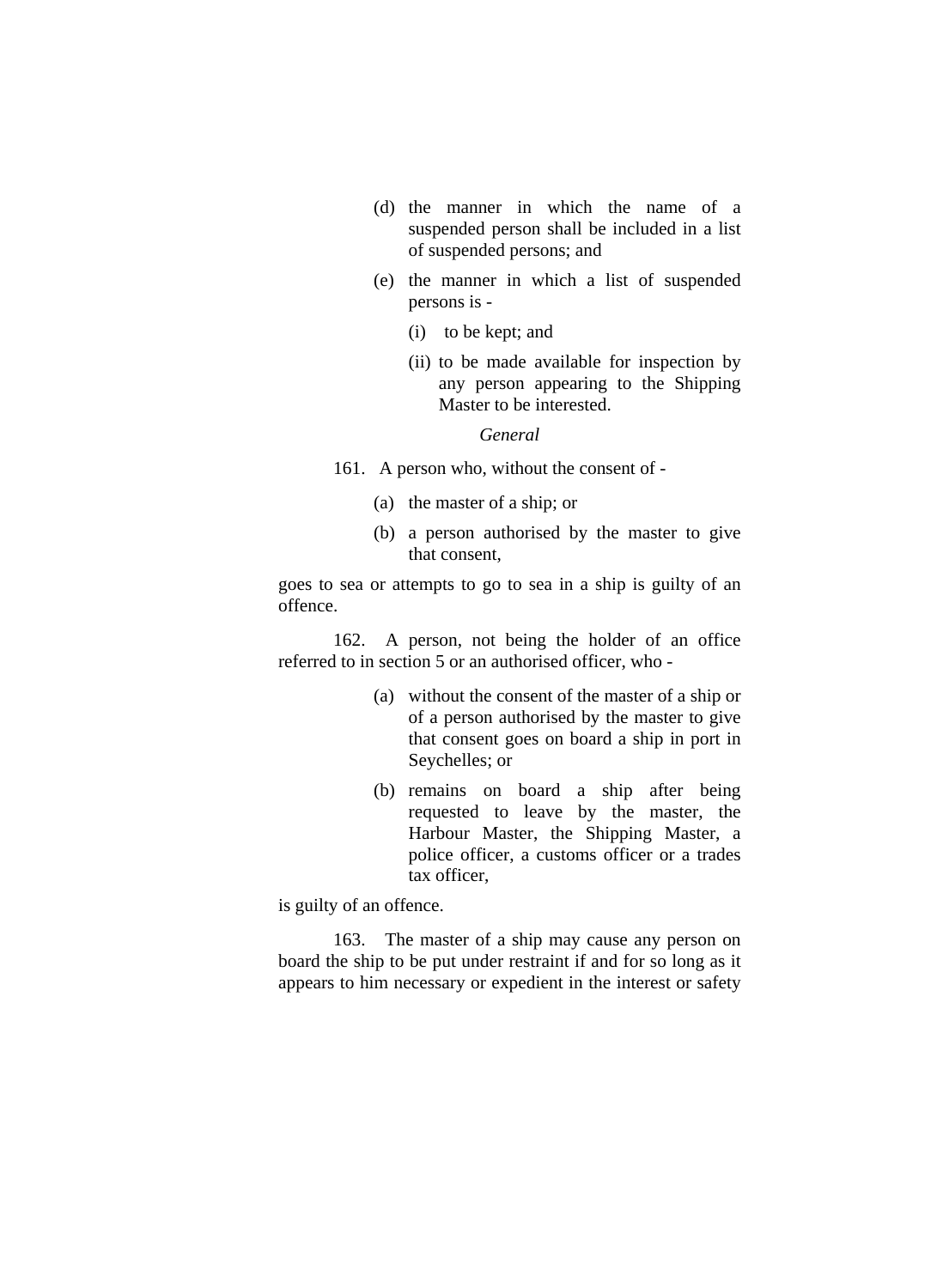(d) the manner in which the name of a suspended person shall be included in a list of suspended persons; and

(e) the manner in which a list of suspended persons is -

(i) to be kept; and

(ii) to be made available for inspection by any person appearing to the Shipping Master to be interested.

*General*

161. A person who, without the consent of -

(a) the master of a ship; or

(b) a person authorised by the master to give that consent,

goes to sea or attempts to go to sea in a ship is guilty of an offence.

162. A person, not being the holder of an office referred to in section 5 or an authorised officer, who -

(a) without the consent of the master of a ship or of a person authorised by the master to give that consent goes on board a ship in port in Seychelles; or

(b) remains on board a ship after being requested to leave by the master, the Harbour Master, the Shipping Master, a police officer, a customs officer or a trades tax officer,

is guilty of an offence.

163. The master of a ship may cause any person on board the ship to be put under restraint if and for so long as it appears to him necessary or expedient in the interest or safety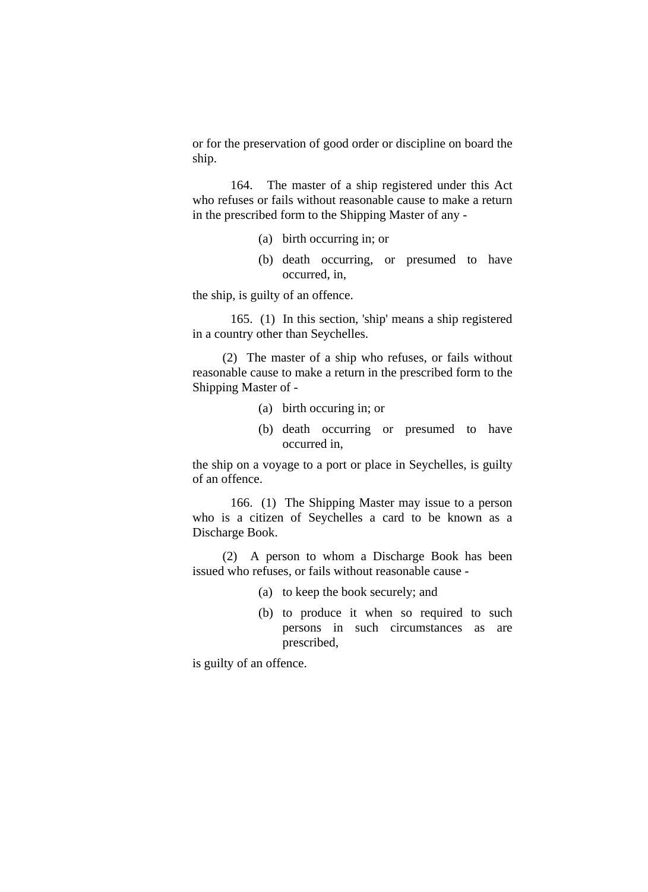or for the preservation of good order or discipline on board the ship.

164. The master of a ship registered under this Act who refuses or fails without reasonable cause to make a return in the prescribed form to the Shipping Master of any -

(a) birth occurring in; or

(b) death occurring, or presumed to have occurred, in,

the ship, is guilty of an offence.

165. (1) In this section, 'ship' means a ship registered in a country other than Seychelles.

(2) The master of a ship who refuses, or fails without reasonable cause to make a return in the prescribed form to the Shipping Master of -

(a) birth occuring in; or

(b) death occurring or presumed to have occurred in,

the ship on a voyage to a port or place in Seychelles, is guilty of an offence.

166. (1) The Shipping Master may issue to a person who is a citizen of Seychelles a card to be known as a Discharge Book.

(2) A person to whom a Discharge Book has been issued who refuses, or fails without reasonable cause -

(a) to keep the book securely; and

(b) to produce it when so required to such persons in such circumstances as are prescribed,

is guilty of an offence.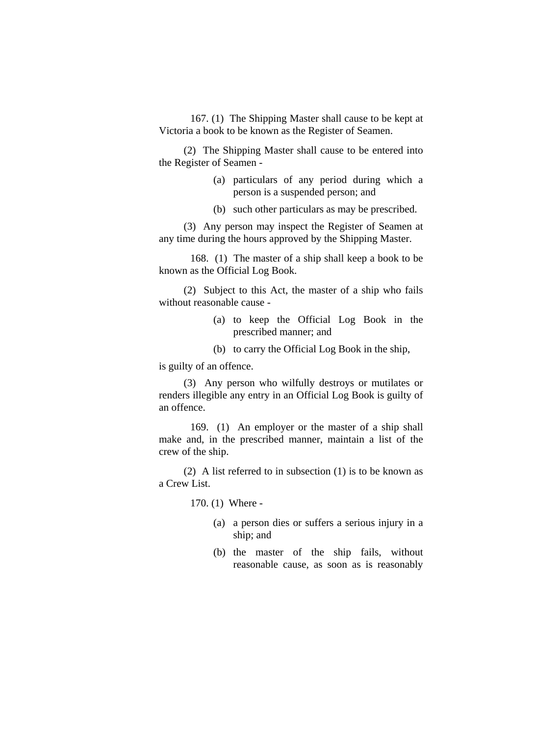167. (1) The Shipping Master shall cause to be kept at Victoria a book to be known as the Register of Seamen.

(2) The Shipping Master shall cause to be entered into the Register of Seamen -

- (a) particulars of any period during which a person is a suspended person; and
- (b) such other particulars as may be prescribed.

(3) Any person may inspect the Register of Seamen at any time during the hours approved by the Shipping Master.

168. (1) The master of a ship shall keep a book to be known as the Official Log Book.

(2) Subject to this Act, the master of a ship who fails without reasonable cause -

- (a) to keep the Official Log Book in the prescribed manner; and
- (b) to carry the Official Log Book in the ship,

is guilty of an offence.

(3) Any person who wilfully destroys or mutilates or renders illegible any entry in an Official Log Book is guilty of an offence.

169. (1) An employer or the master of a ship shall make and, in the prescribed manner, maintain a list of the crew of the ship.

(2) A list referred to in subsection (1) is to be known as a Crew List.

170. (1) Where -

- (a) a person dies or suffers a serious injury in a ship; and
- (b) the master of the ship fails, without reasonable cause, as soon as is reasonably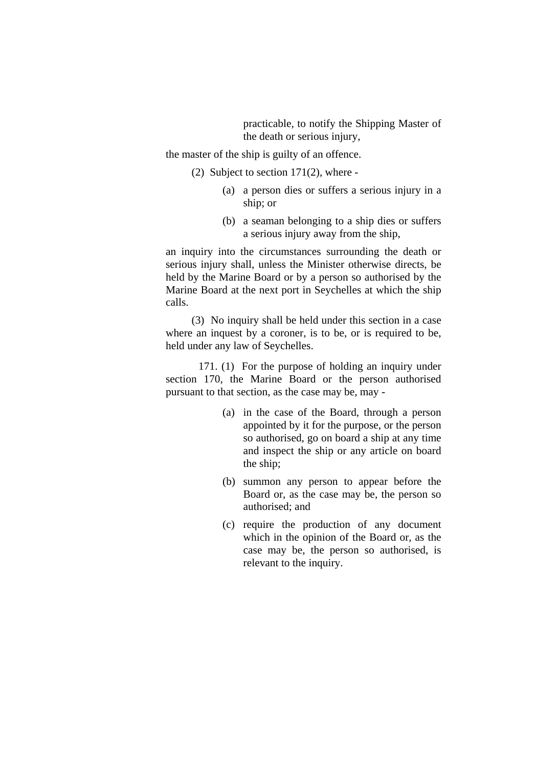practicable, to notify the Shipping Master of the death or serious injury,

the master of the ship is guilty of an offence.

(2) Subject to section 171(2), where -

(a) a person dies or suffers a serious injury in a ship; or

(b) a seaman belonging to a ship dies or suffers a serious injury away from the ship,

an inquiry into the circumstances surrounding the death or serious injury shall, unless the Minister otherwise directs, be held by the Marine Board or by a person so authorised by the Marine Board at the next port in Seychelles at which the ship calls.

(3) No inquiry shall be held under this section in a case where an inquest by a coroner, is to be, or is required to be, held under any law of Seychelles.

171. (1) For the purpose of holding an inquiry under section 170, the Marine Board or the person authorised pursuant to that section, as the case may be, may -

(a) in the case of the Board, through a person appointed by it for the purpose, or the person so authorised, go on board a ship at any time and inspect the ship or any article on board the ship;

(b) summon any person to appear before the Board or, as the case may be, the person so authorised; and

(c) require the production of any document which in the opinion of the Board or, as the case may be, the person so authorised, is relevant to the inquiry.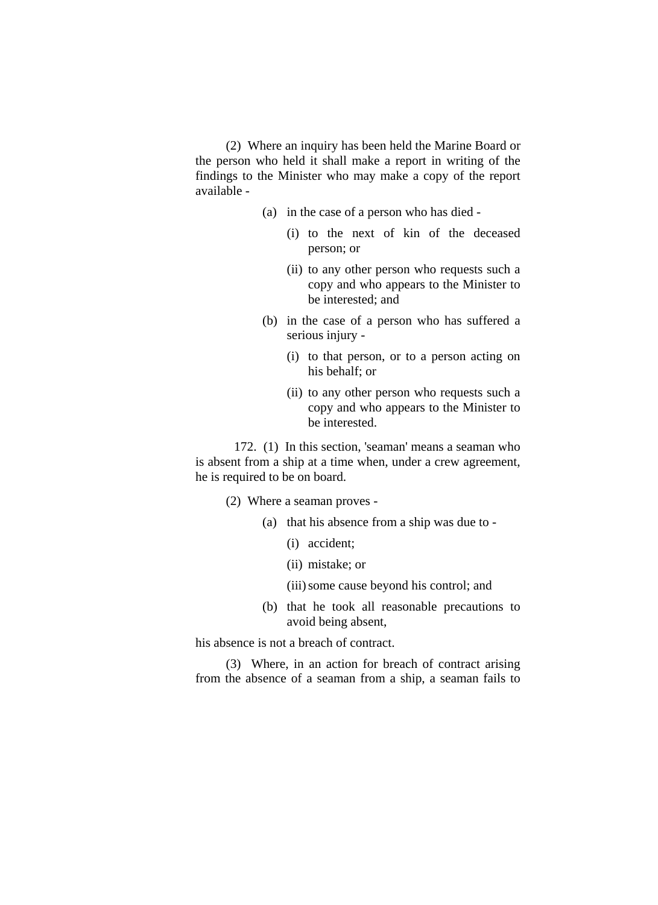(2) Where an inquiry has been held the Marine Board or the person who held it shall make a report in writing of the findings to the Minister who may make a copy of the report available -

(a) in the case of a person who has died -

(i) to the next of kin of the deceased person; or

(ii) to any other person who requests such a copy and who appears to the Minister to be interested; and

(b) in the case of a person who has suffered a serious injury -

(i) to that person, or to a person acting on his behalf; or

(ii) to any other person who requests such a copy and who appears to the Minister to be interested.

172. (1) In this section, 'seaman' means a seaman who is absent from a ship at a time when, under a crew agreement, he is required to be on board.

(2) Where a seaman proves -

(a) that his absence from a ship was due to -

(i) accident;

(ii) mistake; or

(iii) some cause beyond his control; and

(b) that he took all reasonable precautions to avoid being absent,

his absence is not a breach of contract.

(3) Where, in an action for breach of contract arising from the absence of a seaman from a ship, a seaman fails to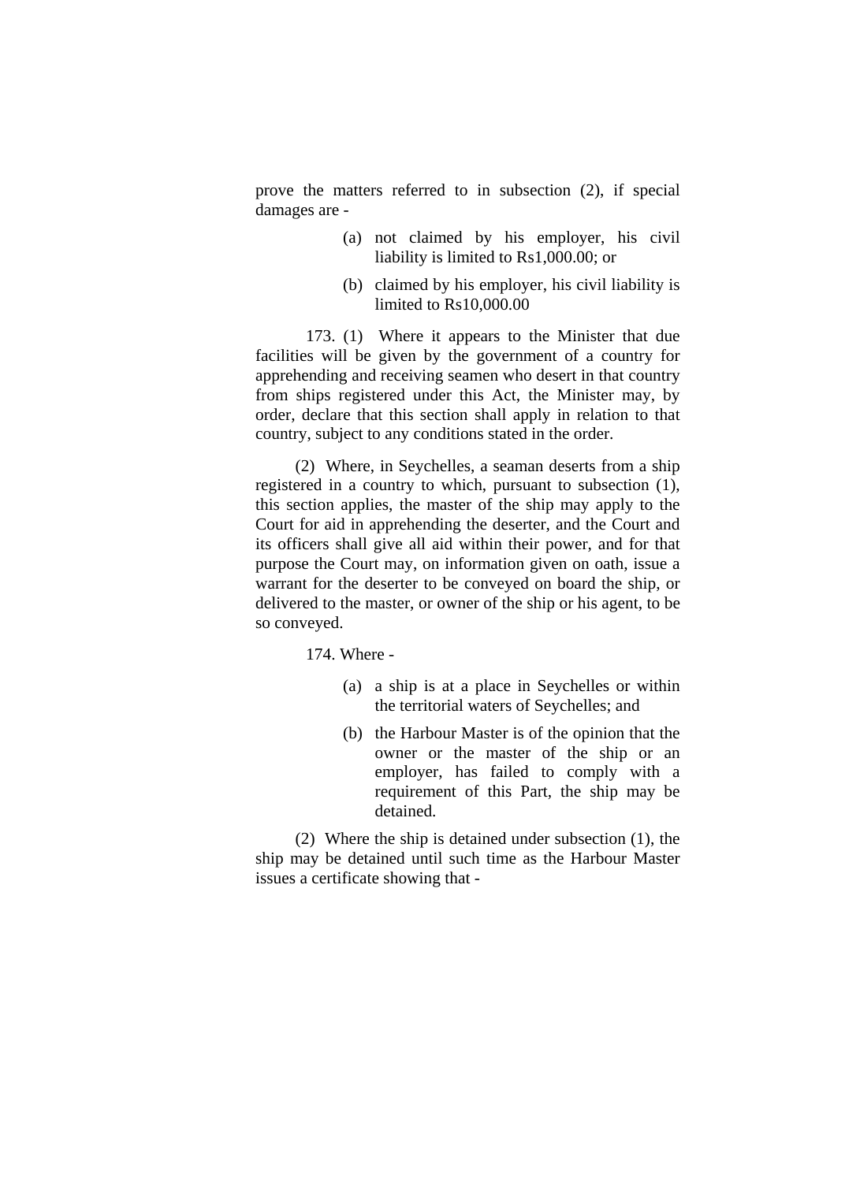prove the matters referred to in subsection (2), if special damages are -

(a) not claimed by his employer, his civil liability is limited to Rs1,000.00; or

(b) claimed by his employer, his civil liability is limited to Rs10,000.00

173. (1) Where it appears to the Minister that due facilities will be given by the government of a country for apprehending and receiving seamen who desert in that country from ships registered under this Act, the Minister may, by order, declare that this section shall apply in relation to that country, subject to any conditions stated in the order.

(2) Where, in Seychelles, a seaman deserts from a ship registered in a country to which, pursuant to subsection (1), this section applies, the master of the ship may apply to the Court for aid in apprehending the deserter, and the Court and its officers shall give all aid within their power, and for that purpose the Court may, on information given on oath, issue a warrant for the deserter to be conveyed on board the ship, or delivered to the master, or owner of the ship or his agent, to be so conveyed.

174. Where -

(a) a ship is at a place in Seychelles or within the territorial waters of Seychelles; and

(b) the Harbour Master is of the opinion that the owner or the master of the ship or an employer, has failed to comply with a requirement of this Part, the ship may be detained.

(2) Where the ship is detained under subsection (1), the ship may be detained until such time as the Harbour Master issues a certificate showing that -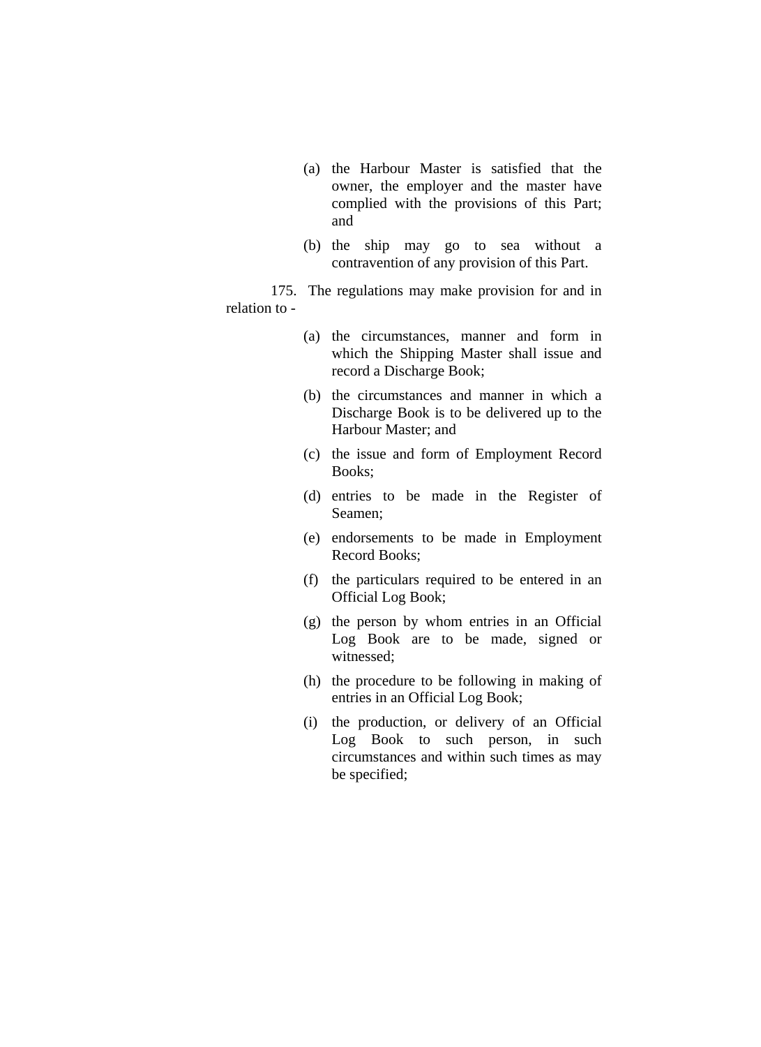(a) the Harbour Master is satisfied that the owner, the employer and the master have complied with the provisions of this Part; and

(b) the ship may go to sea without a contravention of any provision of this Part.

175. The regulations may make provision for and in relation to -

(a) the circumstances, manner and form in which the Shipping Master shall issue and record a Discharge Book;

(b) the circumstances and manner in which a Discharge Book is to be delivered up to the Harbour Master; and

(c) the issue and form of Employment Record Books;

(d) entries to be made in the Register of Seamen;

(e) endorsements to be made in Employment Record Books;

(f) the particulars required to be entered in an Official Log Book;

(g) the person by whom entries in an Official Log Book are to be made, signed or witnessed;

(h) the procedure to be following in making of entries in an Official Log Book;

(i) the production, or delivery of an Official Log Book to such person, in such circumstances and within such times as may be specified;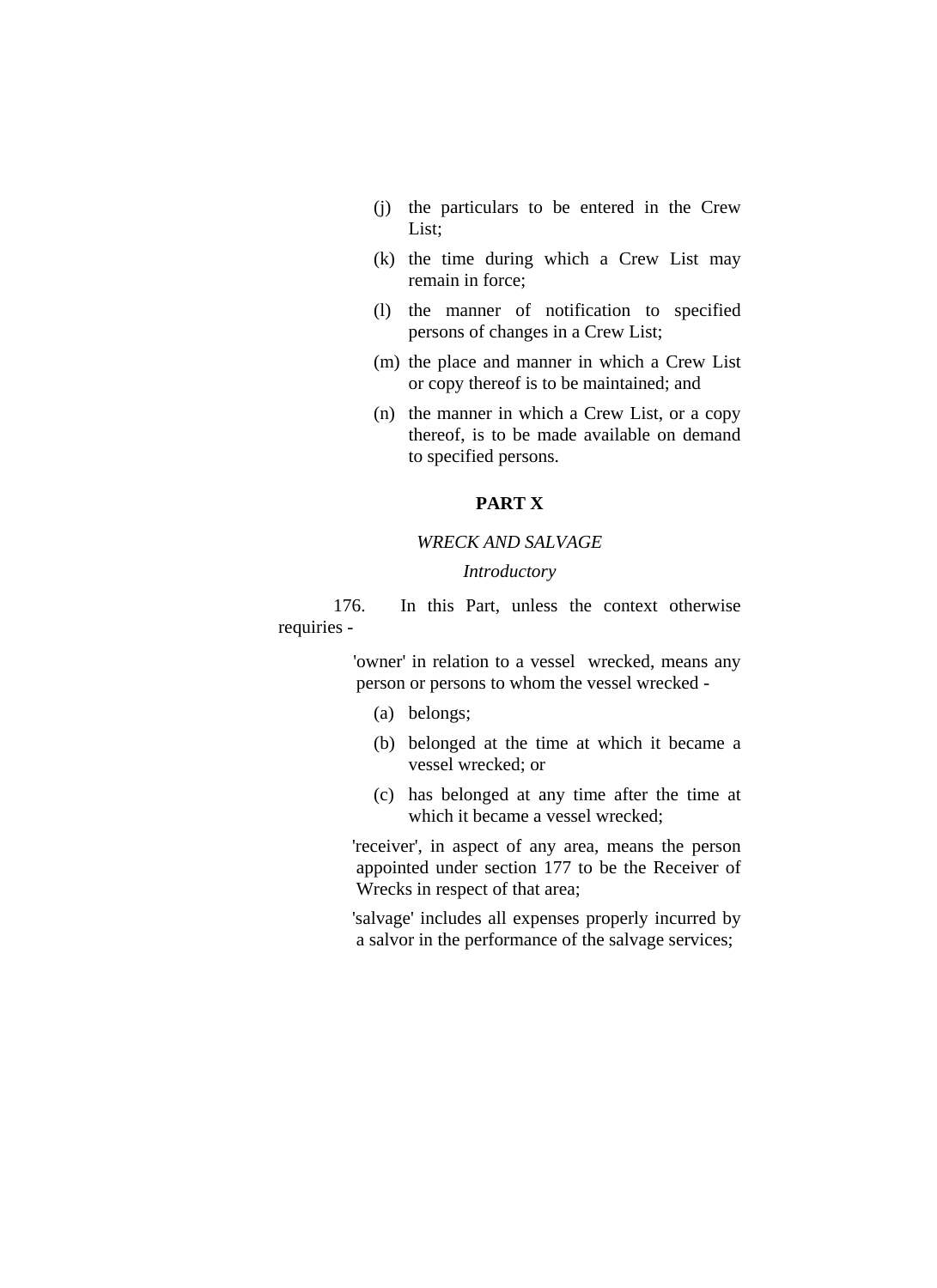(j) the particulars to be entered in the Crew List;

(k) the time during which a Crew List may remain in force;

(l) the manner of notification to specified persons of changes in a Crew List;

(m) the place and manner in which a Crew List or copy thereof is to be maintained; and

(n) the manner in which a Crew List, or a copy thereof, is to be made available on demand to specified persons.

## PART X

### *WRECK AND SALVAGE*

#### *Introductory*

176. In this Part, unless the context otherwise requiries -

'owner' in relation to a vessel wrecked, means any person or persons to whom the vessel wrecked -

(a) belongs;

(b) belonged at the time at which it became a vessel wrecked; or

(c) has belonged at any time after the time at which it became a vessel wrecked;

'receiver', in aspect of any area, means the person appointed under section 177 to be the Receiver of Wrecks in respect of that area;

'salvage' includes all expenses properly incurred by a salvor in the performance of the salvage services;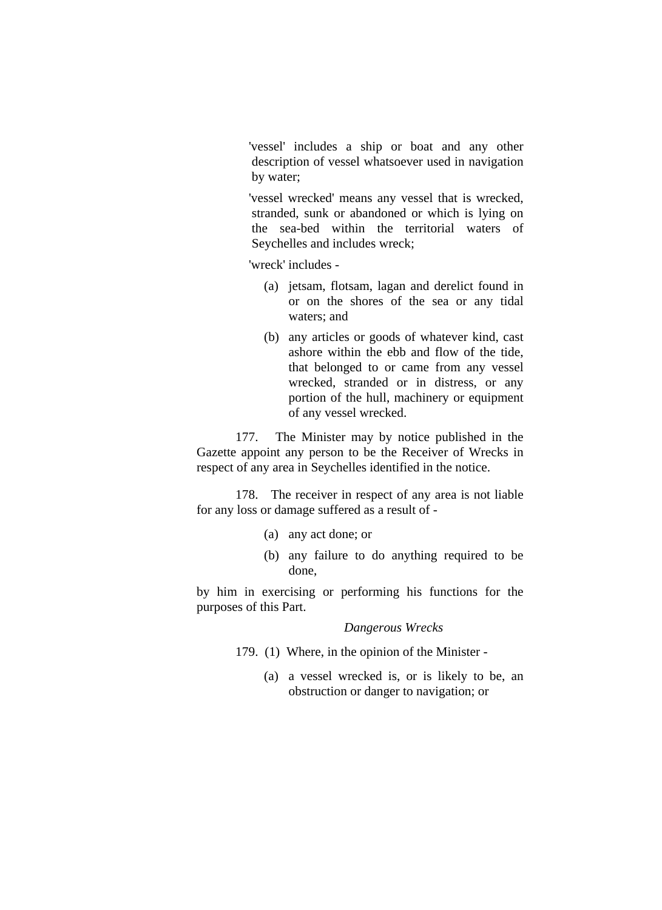'vessel' includes a ship or boat and any other description of vessel whatsoever used in navigation by water;

'vessel wrecked' means any vessel that is wrecked, stranded, sunk or abandoned or which is lying on the sea-bed within the territorial waters of Seychelles and includes wreck;

'wreck' includes -

(a) jetsam, flotsam, lagan and derelict found in or on the shores of the sea or any tidal waters; and

(b) any articles or goods of whatever kind, cast ashore within the ebb and flow of the tide, that belonged to or came from any vessel wrecked, stranded or in distress, or any portion of the hull, machinery or equipment of any vessel wrecked.

177. The Minister may by notice published in the Gazette appoint any person to be the Receiver of Wrecks in respect of any area in Seychelles identified in the notice.

178. The receiver in respect of any area is not liable for any loss or damage suffered as a result of -

(a) any act done; or

(b) any failure to do anything required to be done,

by him in exercising or performing his functions for the purposes of this Part.

*Dangerous Wrecks*

179. (1) Where, in the opinion of the Minister -

(a) a vessel wrecked is, or is likely to be, an obstruction or danger to navigation; or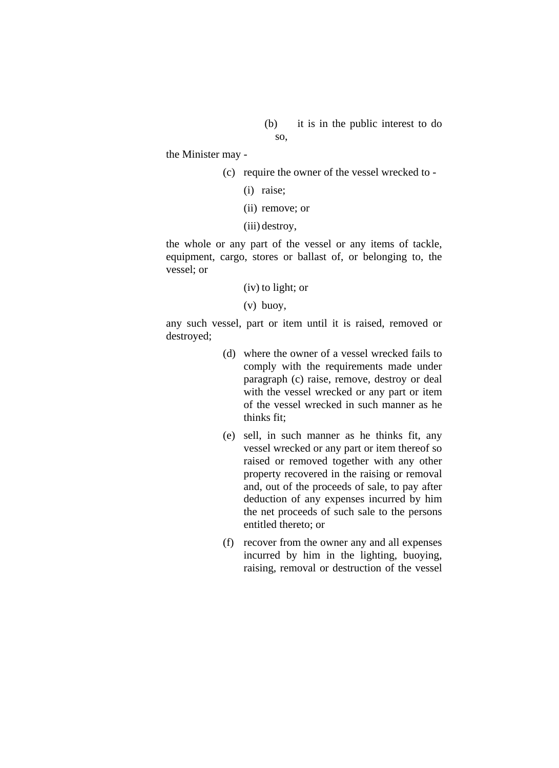(b) it is in the public interest to do so,

the Minister may -

(c) require the owner of the vessel wrecked to -

(i) raise;

(ii) remove; or

(iii) destroy,

the whole or any part of the vessel or any items of tackle, equipment, cargo, stores or ballast of, or belonging to, the vessel; or

(iv) to light; or

(v) buoy,

any such vessel, part or item until it is raised, removed or destroyed;

(d) where the owner of a vessel wrecked fails to comply with the requirements made under paragraph (c) raise, remove, destroy or deal with the vessel wrecked or any part or item of the vessel wrecked in such manner as he thinks fit;

(e) sell, in such manner as he thinks fit, any vessel wrecked or any part or item thereof so raised or removed together with any other property recovered in the raising or removal and, out of the proceeds of sale, to pay after deduction of any expenses incurred by him the net proceeds of such sale to the persons entitled thereto; or

(f) recover from the owner any and all expenses incurred by him in the lighting, buoying, raising, removal or destruction of the vessel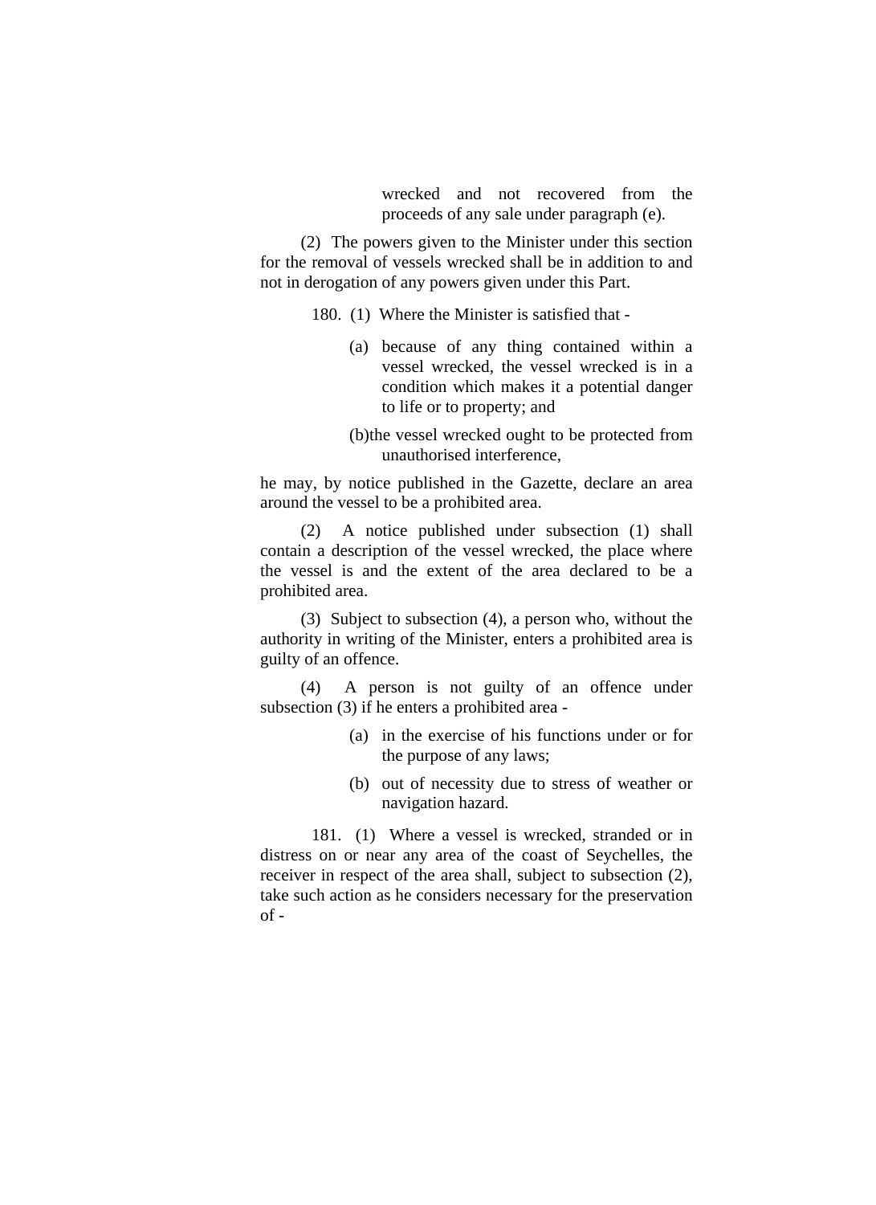wrecked and not recovered from the proceeds of any sale under paragraph (e).

(2) The powers given to the Minister under this section for the removal of vessels wrecked shall be in addition to and not in derogation of any powers given under this Part.

180. (1) Where the Minister is satisfied that -

- (a) because of any thing contained within a vessel wrecked, the vessel wrecked is in a condition which makes it a potential danger to life or to property; and
- (b) the vessel wrecked ought to be protected from unauthorised interference,

he may, by notice published in the Gazette, declare an area around the vessel to be a prohibited area.

(2) A notice published under subsection (1) shall contain a description of the vessel wrecked, the place where the vessel is and the extent of the area declared to be a prohibited area.

(3) Subject to subsection (4), a person who, without the authority in writing of the Minister, enters a prohibited area is guilty of an offence.

(4) A person is not guilty of an offence under subsection (3) if he enters a prohibited area -

- (a) in the exercise of his functions under or for the purpose of any laws;
- (b) out of necessity due to stress of weather or navigation hazard.

181. (1) Where a vessel is wrecked, stranded or in distress on or near any area of the coast of Seychelles, the receiver in respect of the area shall, subject to subsection (2), take such action as he considers necessary for the preservation of -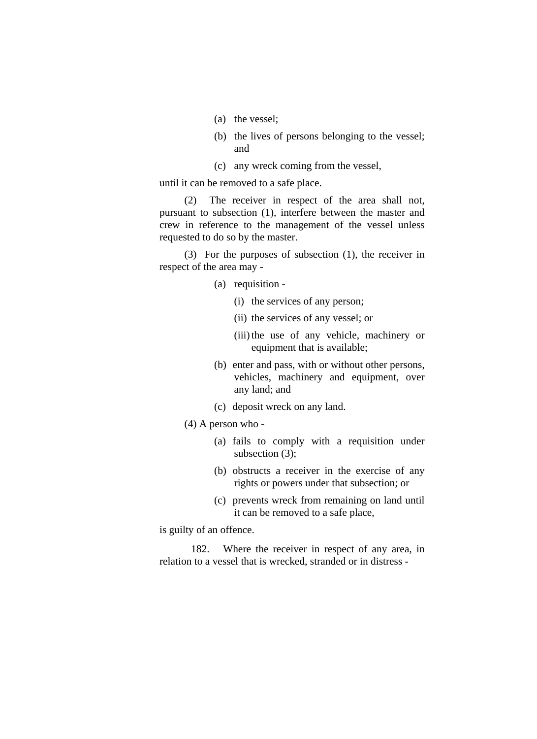(a) the vessel;

(b) the lives of persons belonging to the vessel; and

(c) any wreck coming from the vessel,

until it can be removed to a safe place.

(2) The receiver in respect of the area shall not, pursuant to subsection (1), interfere between the master and crew in reference to the management of the vessel unless requested to do so by the master.

(3) For the purposes of subsection (1), the receiver in respect of the area may -

(a) requisition -

(i) the services of any person;

(ii) the services of any vessel; or

(iii) the use of any vehicle, machinery or equipment that is available;

(b) enter and pass, with or without other persons, vehicles, machinery and equipment, over any land; and

(c) deposit wreck on any land.

(4) A person who -

(a) fails to comply with a requisition under subsection (3);

(b) obstructs a receiver in the exercise of any rights or powers under that subsection; or

(c) prevents wreck from remaining on land until it can be removed to a safe place,

is guilty of an offence.

182. Where the receiver in respect of any area, in relation to a vessel that is wrecked, stranded or in distress -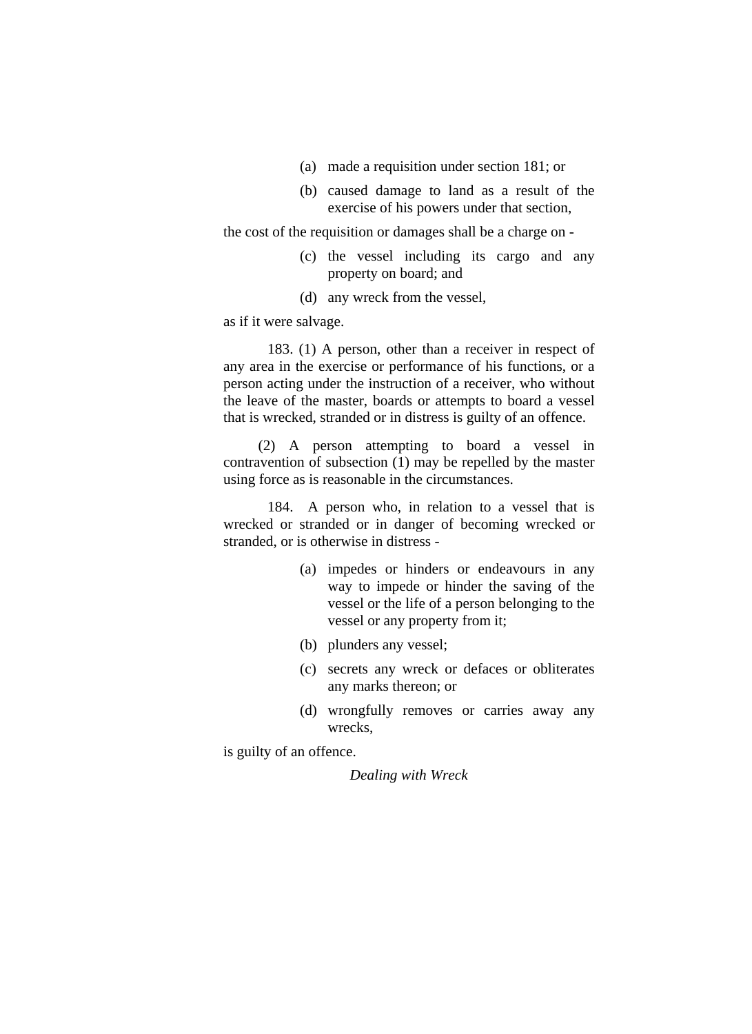(a) made a requisition under section 181; or

(b) caused damage to land as a result of the exercise of his powers under that section,

the cost of the requisition or damages shall be a charge on -

(c) the vessel including its cargo and any property on board; and

(d) any wreck from the vessel,

as if it were salvage.

183. (1) A person, other than a receiver in respect of any area in the exercise or performance of his functions, or a person acting under the instruction of a receiver, who without the leave of the master, boards or attempts to board a vessel that is wrecked, stranded or in distress is guilty of an offence.

(2) A person attempting to board a vessel in contravention of subsection (1) may be repelled by the master using force as is reasonable in the circumstances.

184. A person who, in relation to a vessel that is wrecked or stranded or in danger of becoming wrecked or stranded, or is otherwise in distress -

(a) impedes or hinders or endeavours in any way to impede or hinder the saving of the vessel or the life of a person belonging to the vessel or any property from it;

(b) plunders any vessel;

(c) secrets any wreck or defaces or obliterates any marks thereon; or

(d) wrongfully removes or carries away any wrecks,

is guilty of an offence.

*Dealing with Wreck*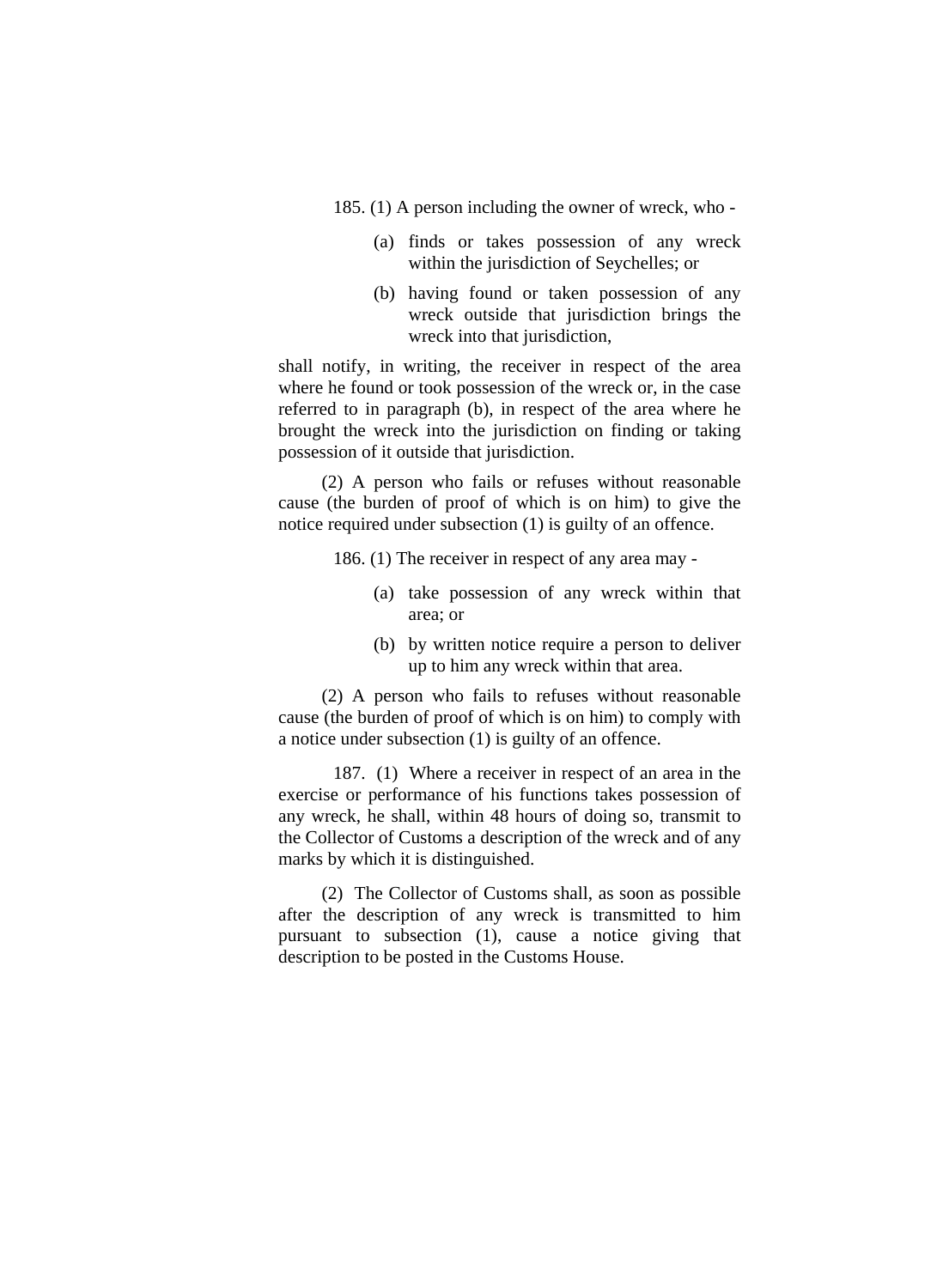185. (1) A person including the owner of wreck, who -

(a) finds or takes possession of any wreck within the jurisdiction of Seychelles; or

(b) having found or taken possession of any wreck outside that jurisdiction brings the wreck into that jurisdiction,

shall notify, in writing, the receiver in respect of the area where he found or took possession of the wreck or, in the case referred to in paragraph (b), in respect of the area where he brought the wreck into the jurisdiction on finding or taking possession of it outside that jurisdiction.

(2) A person who fails or refuses without reasonable cause (the burden of proof of which is on him) to give the notice required under subsection (1) is guilty of an offence.

186. (1) The receiver in respect of any area may -

(a) take possession of any wreck within that area; or

(b) by written notice require a person to deliver up to him any wreck within that area.

(2) A person who fails to refuses without reasonable cause (the burden of proof of which is on him) to comply with a notice under subsection (1) is guilty of an offence.

187. (1) Where a receiver in respect of an area in the exercise or performance of his functions takes possession of any wreck, he shall, within 48 hours of doing so, transmit to the Collector of Customs a description of the wreck and of any marks by which it is distinguished.

(2) The Collector of Customs shall, as soon as possible after the description of any wreck is transmitted to him pursuant to subsection (1), cause a notice giving that description to be posted in the Customs House.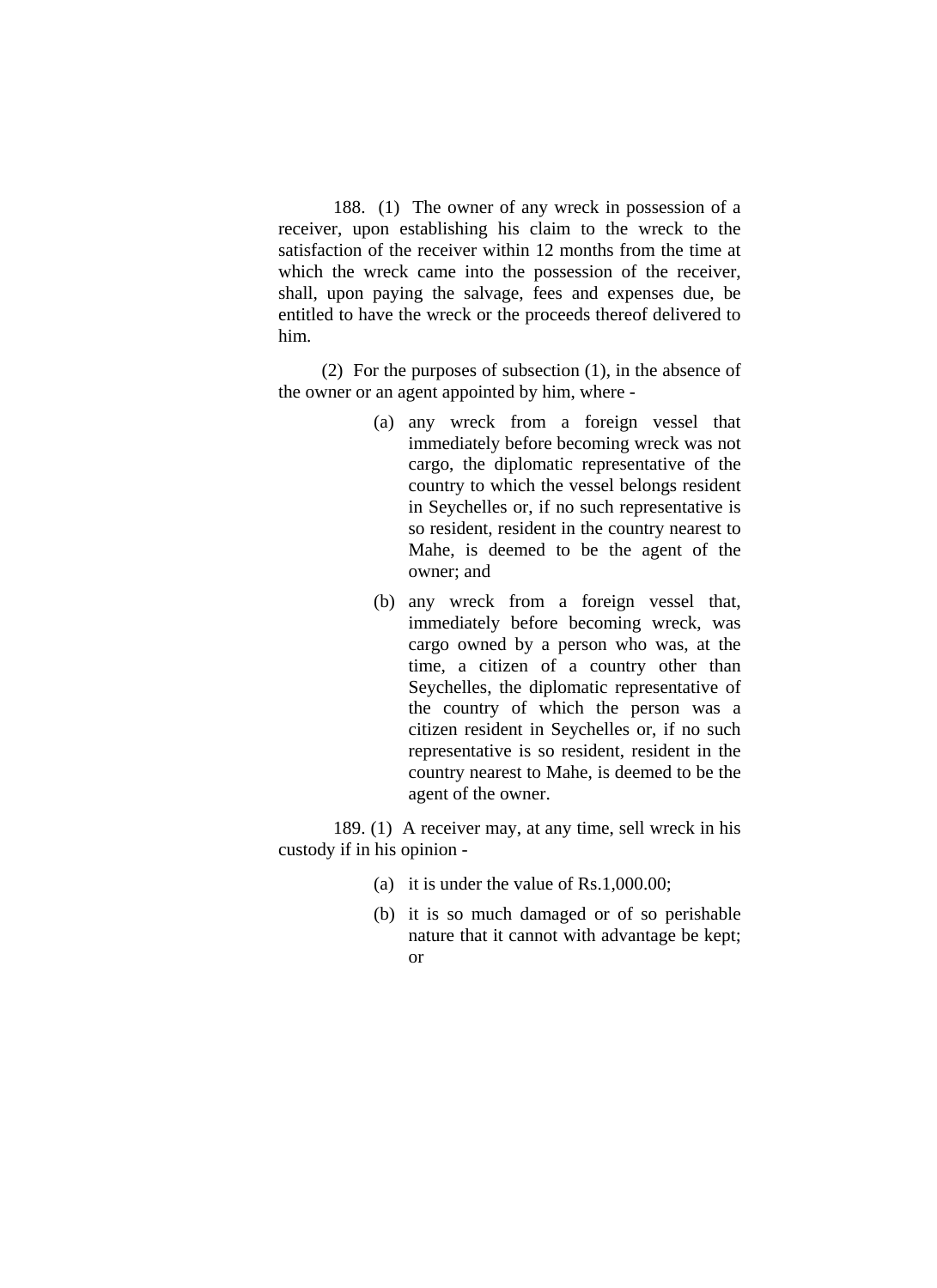188. (1) The owner of any wreck in possession of a receiver, upon establishing his claim to the wreck to the satisfaction of the receiver within 12 months from the time at which the wreck came into the possession of the receiver, shall, upon paying the salvage, fees and expenses due, be entitled to have the wreck or the proceeds thereof delivered to him.

(2) For the purposes of subsection (1), in the absence of the owner or an agent appointed by him, where -

(a) any wreck from a foreign vessel that immediately before becoming wreck was not cargo, the diplomatic representative of the country to which the vessel belongs resident in Seychelles or, if no such representative is so resident, resident in the country nearest to Mahe, is deemed to be the agent of the owner; and

(b) any wreck from a foreign vessel that, immediately before becoming wreck, was cargo owned by a person who was, at the time, a citizen of a country other than Seychelles, the diplomatic representative of the country of which the person was a citizen resident in Seychelles or, if no such representative is so resident, resident in the country nearest to Mahe, is deemed to be the agent of the owner.

189. (1) A receiver may, at any time, sell wreck in his custody if in his opinion -

(a) it is under the value of Rs.1,000.00;

(b) it is so much damaged or of so perishable nature that it cannot with advantage be kept; or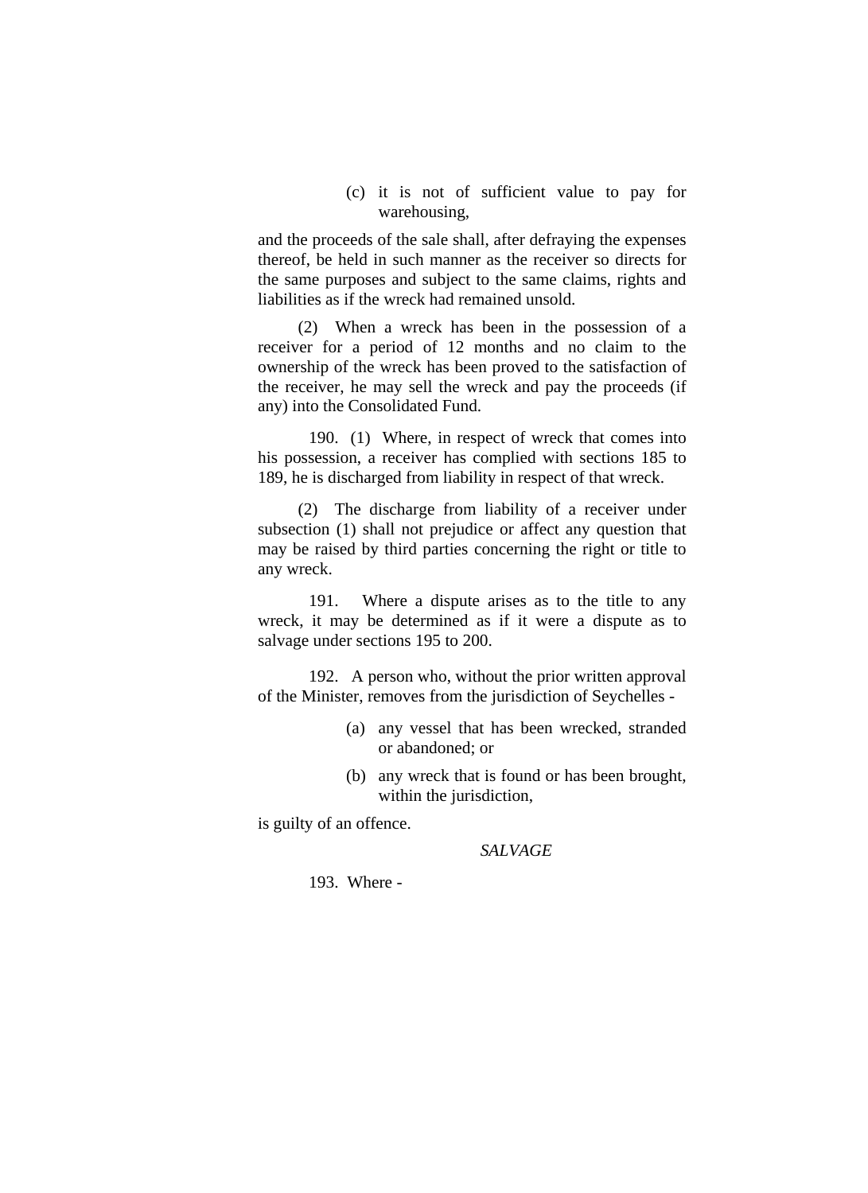(c) it is not of sufficient value to pay for warehousing,

and the proceeds of the sale shall, after defraying the expenses thereof, be held in such manner as the receiver so directs for the same purposes and subject to the same claims, rights and liabilities as if the wreck had remained unsold.

(2) When a wreck has been in the possession of a receiver for a period of 12 months and no claim to the ownership of the wreck has been proved to the satisfaction of the receiver, he may sell the wreck and pay the proceeds (if any) into the Consolidated Fund.

190. (1) Where, in respect of wreck that comes into his possession, a receiver has complied with sections 185 to 189, he is discharged from liability in respect of that wreck.

(2) The discharge from liability of a receiver under subsection (1) shall not prejudice or affect any question that may be raised by third parties concerning the right or title to any wreck.

191. Where a dispute arises as to the title to any wreck, it may be determined as if it were a dispute as to salvage under sections 195 to 200.

192. A person who, without the prior written approval of the Minister, removes from the jurisdiction of Seychelles -

(a) any vessel that has been wrecked, stranded or abandoned; or

(b) any wreck that is found or has been brought, within the jurisdiction,

is guilty of an offence.

*SALVAGE*

193. Where -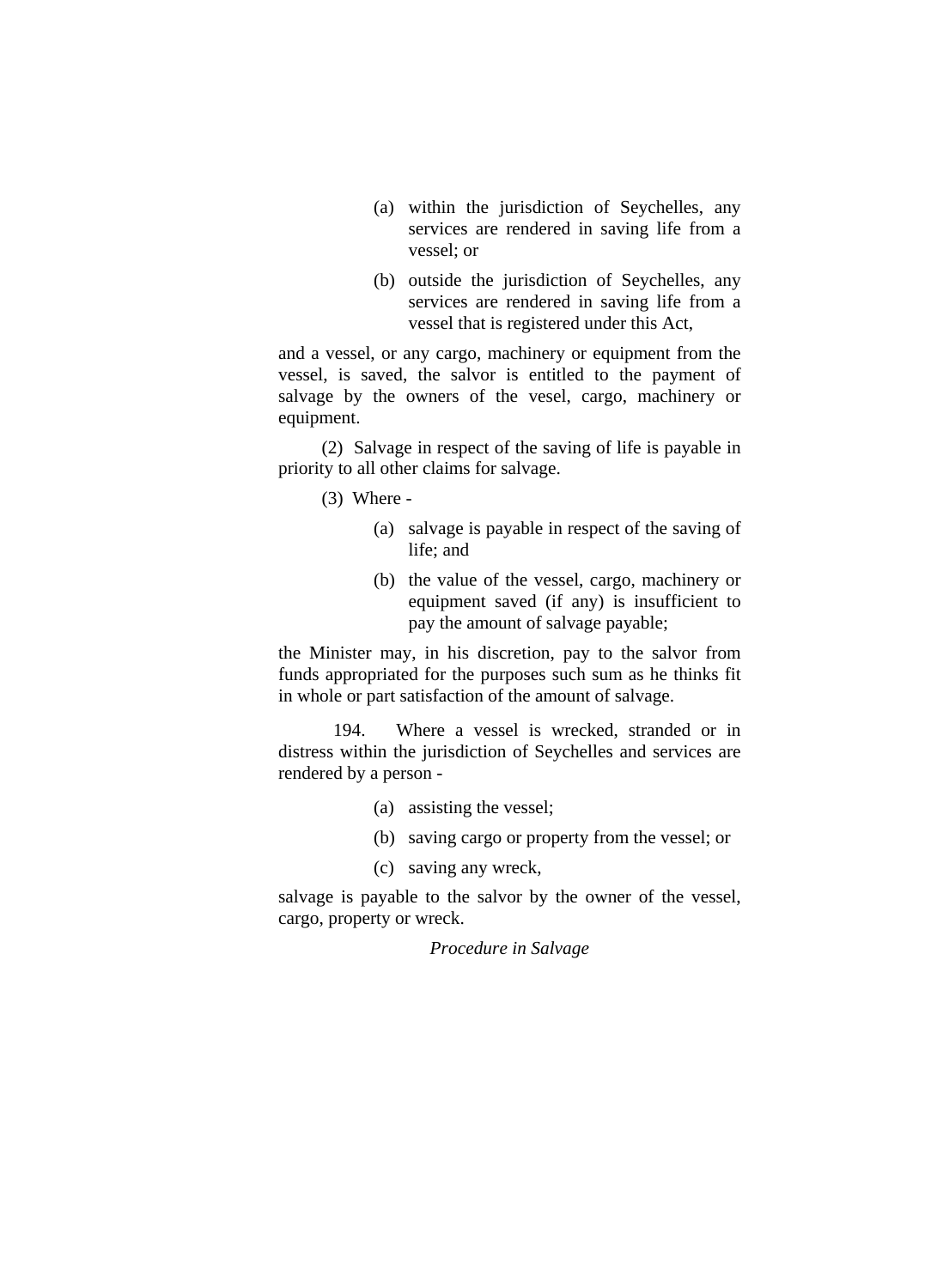(a) within the jurisdiction of Seychelles, any services are rendered in saving life from a vessel; or

(b) outside the jurisdiction of Seychelles, any services are rendered in saving life from a vessel that is registered under this Act,

and a vessel, or any cargo, machinery or equipment from the vessel, is saved, the salvor is entitled to the payment of salvage by the owners of the vesel, cargo, machinery or equipment.

(2) Salvage in respect of the saving of life is payable in priority to all other claims for salvage.

(3) Where -

(a) salvage is payable in respect of the saving of life; and

(b) the value of the vessel, cargo, machinery or equipment saved (if any) is insufficient to pay the amount of salvage payable;

the Minister may, in his discretion, pay to the salvor from funds appropriated for the purposes such sum as he thinks fit in whole or part satisfaction of the amount of salvage.

194. Where a vessel is wrecked, stranded or in distress within the jurisdiction of Seychelles and services are rendered by a person -

(a) assisting the vessel;

(b) saving cargo or property from the vessel; or

(c) saving any wreck,

salvage is payable to the salvor by the owner of the vessel, cargo, property or wreck.

*Procedure in Salvage*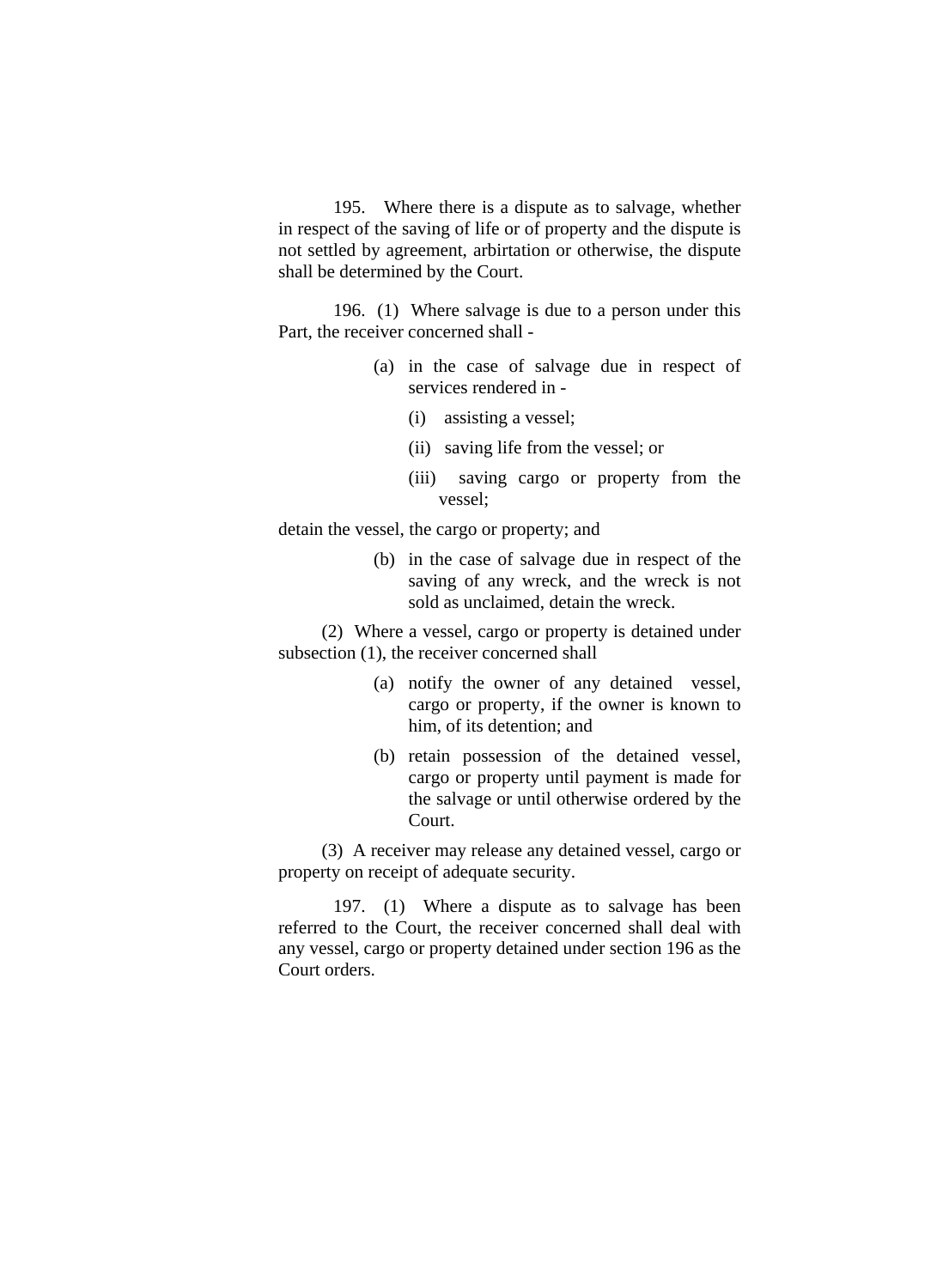195. Where there is a dispute as to salvage, whether in respect of the saving of life or of property and the dispute is not settled by agreement, arbirtation or otherwise, the dispute shall be determined by the Court.

196. (1) Where salvage is due to a person under this Part, the receiver concerned shall -

(a) in the case of salvage due in respect of services rendered in -

(i) assisting a vessel;

(ii) saving life from the vessel; or

(iii) saving cargo or property from the vessel;

detain the vessel, the cargo or property; and

(b) in the case of salvage due in respect of the saving of any wreck, and the wreck is not sold as unclaimed, detain the wreck.

(2) Where a vessel, cargo or property is detained under subsection (1), the receiver concerned shall

(a) notify the owner of any detained vessel, cargo or property, if the owner is known to him, of its detention; and

(b) retain possession of the detained vessel, cargo or property until payment is made for the salvage or until otherwise ordered by the Court.

(3) A receiver may release any detained vessel, cargo or property on receipt of adequate security.

197. (1) Where a dispute as to salvage has been referred to the Court, the receiver concerned shall deal with any vessel, cargo or property detained under section 196 as the Court orders.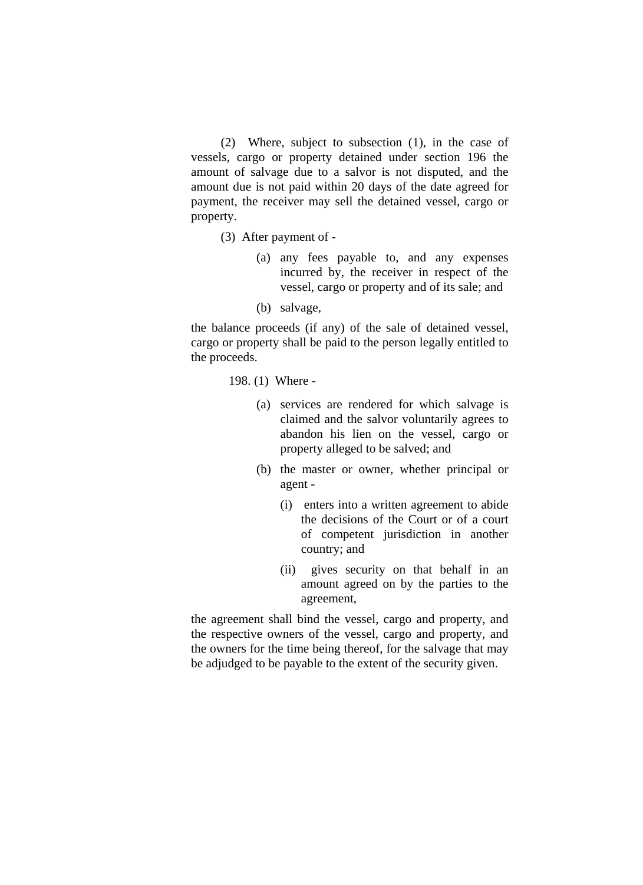(2) Where, subject to subsection (1), in the case of vessels, cargo or property detained under section 196 the amount of salvage due to a salvor is not disputed, and the amount due is not paid within 20 days of the date agreed for payment, the receiver may sell the detained vessel, cargo or property.

(3) After payment of -

(a) any fees payable to, and any expenses incurred by, the receiver in respect of the vessel, cargo or property and of its sale; and

(b) salvage,

the balance proceeds (if any) of the sale of detained vessel, cargo or property shall be paid to the person legally entitled to the proceeds.

198. (1) Where -

(a) services are rendered for which salvage is claimed and the salvor voluntarily agrees to abandon his lien on the vessel, cargo or property alleged to be salved; and

(b) the master or owner, whether principal or agent -

(i) enters into a written agreement to abide the decisions of the Court or of a court of competent jurisdiction in another country; and

(ii) gives security on that behalf in an amount agreed on by the parties to the agreement,

the agreement shall bind the vessel, cargo and property, and the respective owners of the vessel, cargo and property, and the owners for the time being thereof, for the salvage that may be adjudged to be payable to the extent of the security given.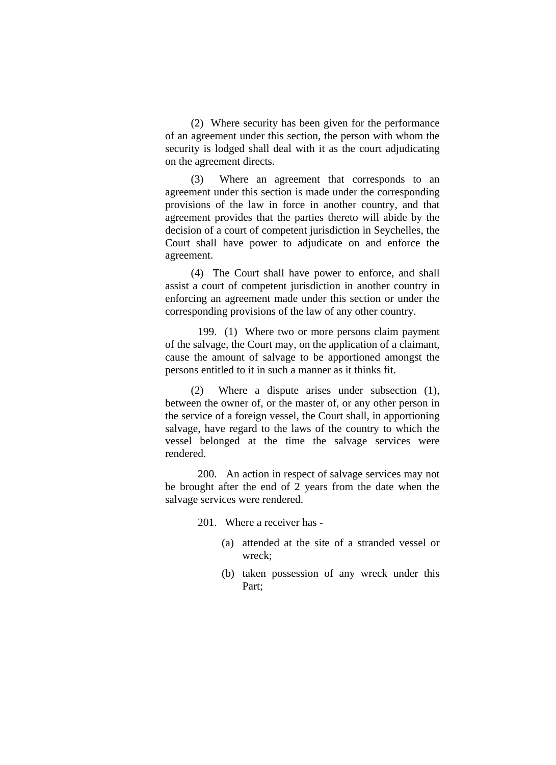(2) Where security has been given for the performance of an agreement under this section, the person with whom the security is lodged shall deal with it as the court adjudicating on the agreement directs.

(3) Where an agreement that corresponds to an agreement under this section is made under the corresponding provisions of the law in force in another country, and that agreement provides that the parties thereto will abide by the decision of a court of competent jurisdiction in Seychelles, the Court shall have power to adjudicate on and enforce the agreement.

(4) The Court shall have power to enforce, and shall assist a court of competent jurisdiction in another country in enforcing an agreement made under this section or under the corresponding provisions of the law of any other country.

199. (1) Where two or more persons claim payment of the salvage, the Court may, on the application of a claimant, cause the amount of salvage to be apportioned amongst the persons entitled to it in such a manner as it thinks fit.

(2) Where a dispute arises under subsection (1), between the owner of, or the master of, or any other person in the service of a foreign vessel, the Court shall, in apportioning salvage, have regard to the laws of the country to which the vessel belonged at the time the salvage services were rendered.

200. An action in respect of salvage services may not be brought after the end of 2 years from the date when the salvage services were rendered.

201. Where a receiver has -

(a) attended at the site of a stranded vessel or wreck;

(b) taken possession of any wreck under this Part;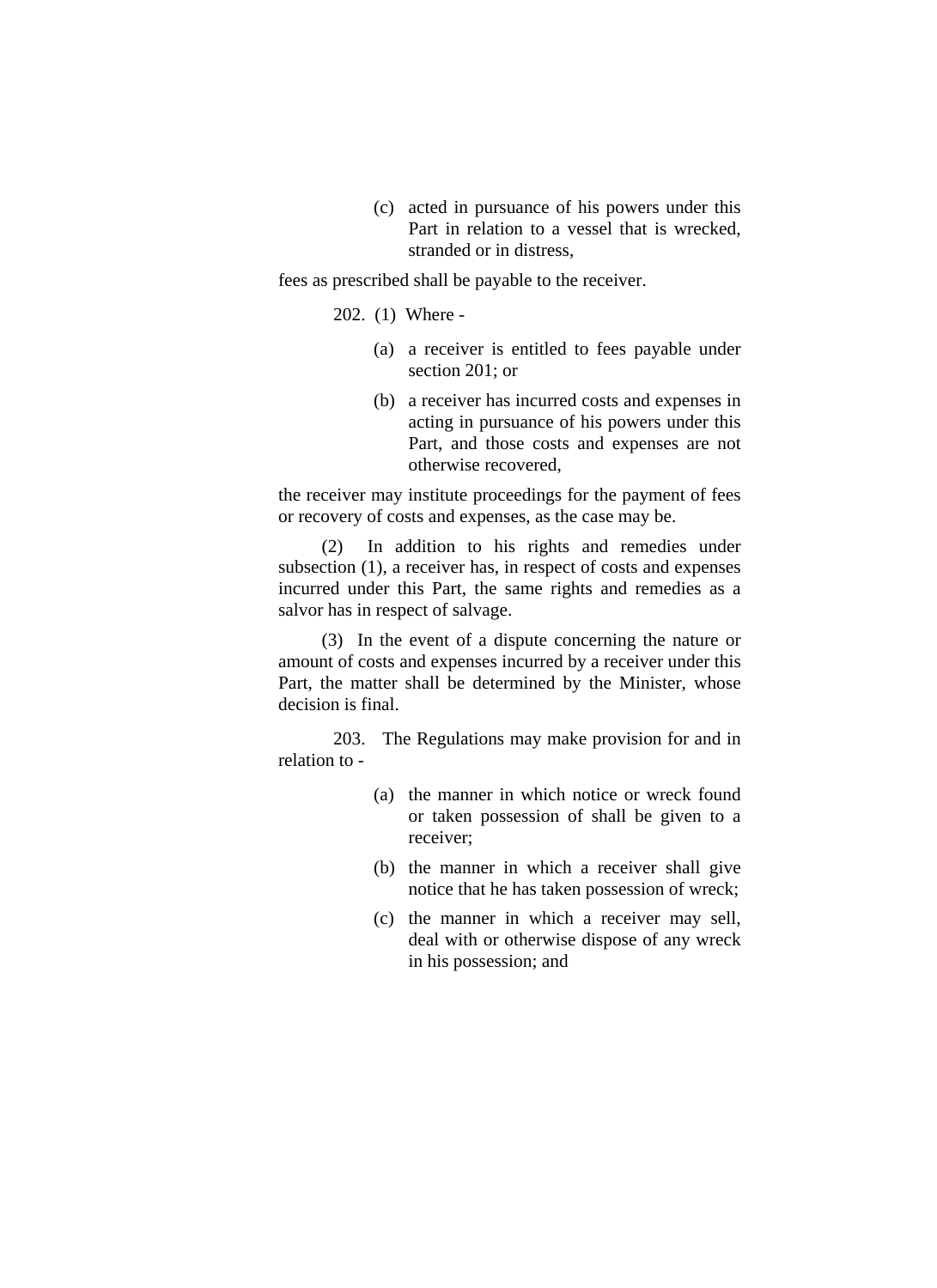(c) acted in pursuance of his powers under this Part in relation to a vessel that is wrecked, stranded or in distress,

fees as prescribed shall be payable to the receiver.

202. (1) Where -

(a) a receiver is entitled to fees payable under section 201; or

(b) a receiver has incurred costs and expenses in acting in pursuance of his powers under this Part, and those costs and expenses are not otherwise recovered,

the receiver may institute proceedings for the payment of fees or recovery of costs and expenses, as the case may be.

(2) In addition to his rights and remedies under subsection (1), a receiver has, in respect of costs and expenses incurred under this Part, the same rights and remedies as a salvor has in respect of salvage.

(3) In the event of a dispute concerning the nature or amount of costs and expenses incurred by a receiver under this Part, the matter shall be determined by the Minister, whose decision is final.

203. The Regulations may make provision for and in relation to -

(a) the manner in which notice or wreck found or taken possession of shall be given to a receiver;

(b) the manner in which a receiver shall give notice that he has taken possession of wreck;

(c) the manner in which a receiver may sell, deal with or otherwise dispose of any wreck in his possession; and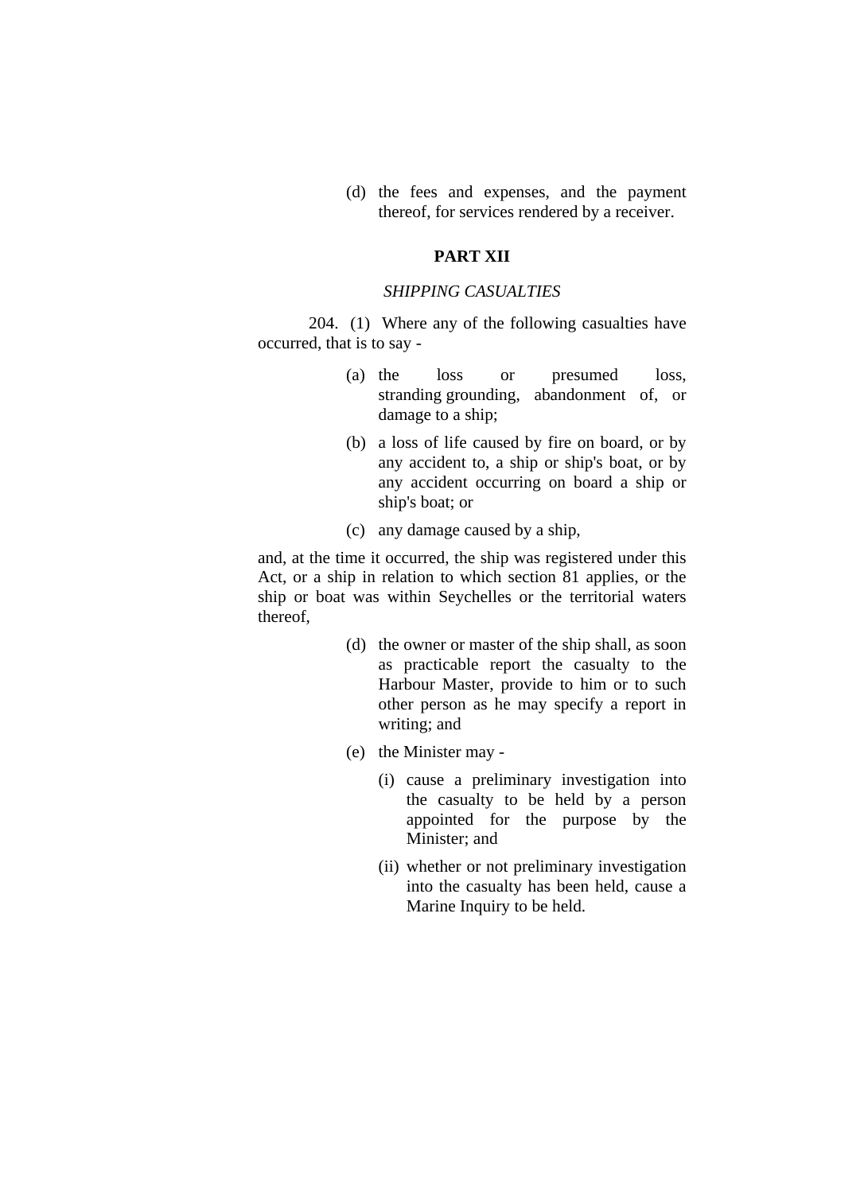(d) the fees and expenses, and the payment thereof, for services rendered by a receiver.

## PART XII

### *SHIPPING CASUALTIES*

204. (1) Where any of the following casualties have occurred, that is to say -

(a) the loss or presumed loss, stranding grounding, abandonment of, or damage to a ship;

(b) a loss of life caused by fire on board, or by any accident to, a ship or ship's boat, or by any accident occurring on board a ship or ship's boat; or

(c) any damage caused by a ship,

and, at the time it occurred, the ship was registered under this Act, or a ship in relation to which section 81 applies, or the ship or boat was within Seychelles or the territorial waters thereof,

(d) the owner or master of the ship shall, as soon as practicable report the casualty to the Harbour Master, provide to him or to such other person as he may specify a report in writing; and

(e) the Minister may -

(i) cause a preliminary investigation into the casualty to be held by a person appointed for the purpose by the Minister; and

(ii) whether or not preliminary investigation into the casualty has been held, cause a Marine Inquiry to be held.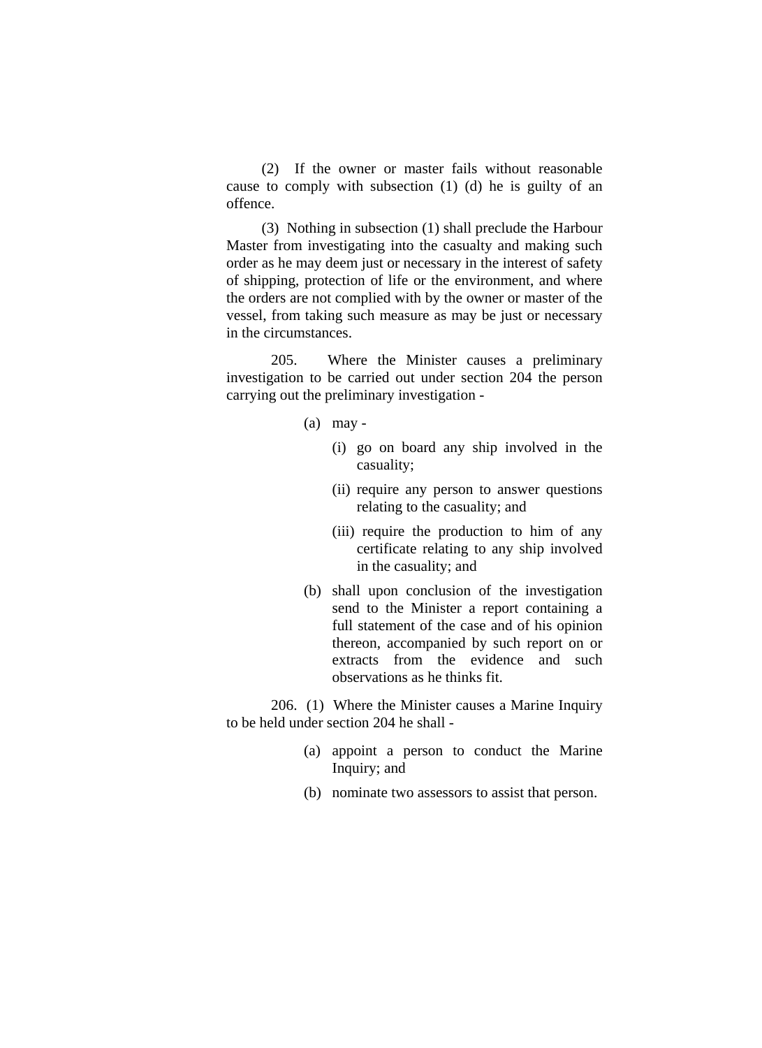(2) If the owner or master fails without reasonable cause to comply with subsection (1) (d) he is guilty of an offence.

(3) Nothing in subsection (1) shall preclude the Harbour Master from investigating into the casualty and making such order as he may deem just or necessary in the interest of safety of shipping, protection of life or the environment, and where the orders are not complied with by the owner or master of the vessel, from taking such measure as may be just or necessary in the circumstances.

205. Where the Minister causes a preliminary investigation to be carried out under section 204 the person carrying out the preliminary investigation -

(a) may -

  (i) go on board any ship involved in the casuality;

  (ii) require any person to answer questions relating to the casuality; and

  (iii) require the production to him of any certificate relating to any ship involved in the casuality; and

(b) shall upon conclusion of the investigation send to the Minister a report containing a full statement of the case and of his opinion thereon, accompanied by such report on or extracts from the evidence and such observations as he thinks fit.

206. (1) Where the Minister causes a Marine Inquiry to be held under section 204 he shall -

(a) appoint a person to conduct the Marine Inquiry; and

(b) nominate two assessors to assist that person.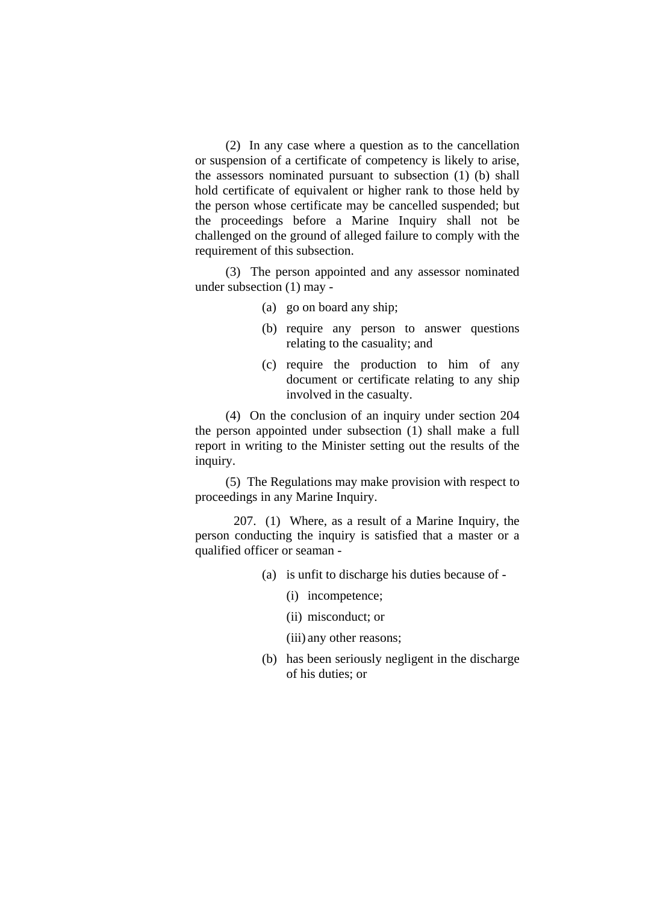(2) In any case where a question as to the cancellation or suspension of a certificate of competency is likely to arise, the assessors nominated pursuant to subsection (1) (b) shall hold certificate of equivalent or higher rank to those held by the person whose certificate may be cancelled suspended; but the proceedings before a Marine Inquiry shall not be challenged on the ground of alleged failure to comply with the requirement of this subsection.

(3) The person appointed and any assessor nominated under subsection (1) may -

(a) go on board any ship;

(b) require any person to answer questions relating to the casuality; and

(c) require the production to him of any document or certificate relating to any ship involved in the casualty.

(4) On the conclusion of an inquiry under section 204 the person appointed under subsection (1) shall make a full report in writing to the Minister setting out the results of the inquiry.

(5) The Regulations may make provision with respect to proceedings in any Marine Inquiry.

207. (1) Where, as a result of a Marine Inquiry, the person conducting the inquiry is satisfied that a master or a qualified officer or seaman -

(a) is unfit to discharge his duties because of -

(i) incompetence;

(ii) misconduct; or

(iii) any other reasons;

(b) has been seriously negligent in the discharge of his duties; or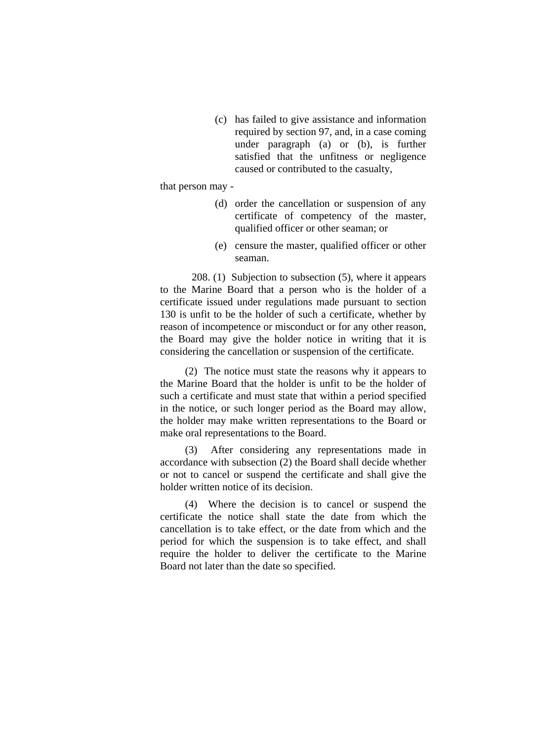(c) has failed to give assistance and information required by section 97, and, in a case coming under paragraph (a) or (b), is further satisfied that the unfitness or negligence caused or contributed to the casualty,

that person may -

(d) order the cancellation or suspension of any certificate of competency of the master, qualified officer or other seaman; or

(e) censure the master, qualified officer or other seaman.

208. (1) Subjection to subsection (5), where it appears to the Marine Board that a person who is the holder of a certificate issued under regulations made pursuant to section 130 is unfit to be the holder of such a certificate, whether by reason of incompetence or misconduct or for any other reason, the Board may give the holder notice in writing that it is considering the cancellation or suspension of the certificate.

(2) The notice must state the reasons why it appears to the Marine Board that the holder is unfit to be the holder of such a certificate and must state that within a period specified in the notice, or such longer period as the Board may allow, the holder may make written representations to the Board or make oral representations to the Board.

(3) After considering any representations made in accordance with subsection (2) the Board shall decide whether or not to cancel or suspend the certificate and shall give the holder written notice of its decision.

(4) Where the decision is to cancel or suspend the certificate the notice shall state the date from which the cancellation is to take effect, or the date from which and the period for which the suspension is to take effect, and shall require the holder to deliver the certificate to the Marine Board not later than the date so specified.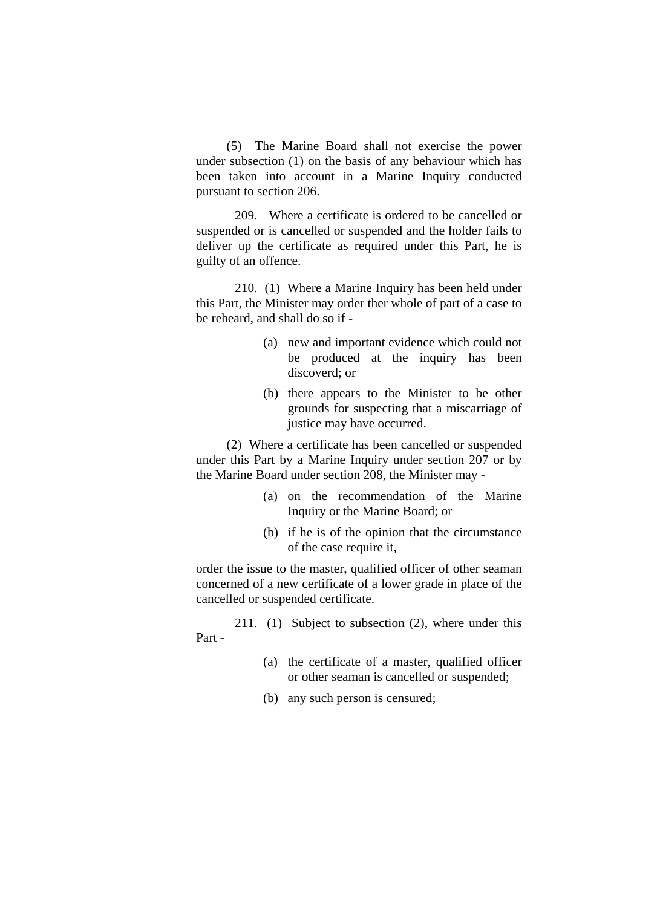(5) The Marine Board shall not exercise the power under subsection (1) on the basis of any behaviour which has been taken into account in a Marine Inquiry conducted pursuant to section 206.

209. Where a certificate is ordered to be cancelled or suspended or is cancelled or suspended and the holder fails to deliver up the certificate as required under this Part, he is guilty of an offence.

210. (1) Where a Marine Inquiry has been held under this Part, the Minister may order ther whole of part of a case to be reheard, and shall do so if -

- (a) new and important evidence which could not be produced at the inquiry has been discoverd; or
- (b) there appears to the Minister to be other grounds for suspecting that a miscarriage of justice may have occurred.

(2) Where a certificate has been cancelled or suspended under this Part by a Marine Inquiry under section 207 or by the Marine Board under section 208, the Minister may -

- (a) on the recommendation of the Marine Inquiry or the Marine Board; or
- (b) if he is of the opinion that the circumstance of the case require it,

order the issue to the master, qualified officer of other seaman concerned of a new certificate of a lower grade in place of the cancelled or suspended certificate.

211. (1) Subject to subsection (2), where under this Part -

- (a) the certificate of a master, qualified officer or other seaman is cancelled or suspended;
- (b) any such person is censured;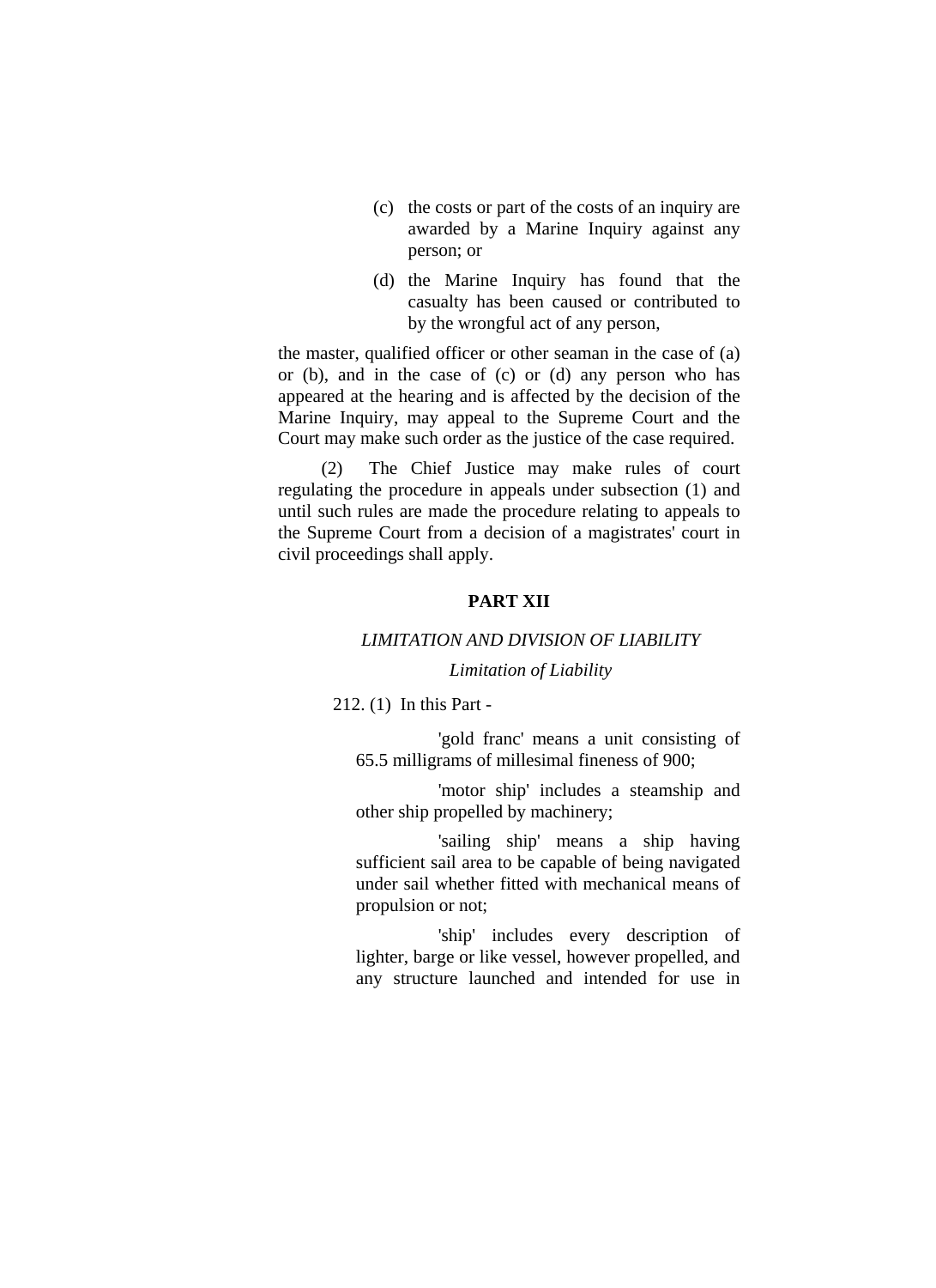(c) the costs or part of the costs of an inquiry are awarded by a Marine Inquiry against any person; or

(d) the Marine Inquiry has found that the casualty has been caused or contributed to by the wrongful act of any person,

the master, qualified officer or other seaman in the case of (a) or (b), and in the case of (c) or (d) any person who has appeared at the hearing and is affected by the decision of the Marine Inquiry, may appeal to the Supreme Court and the Court may make such order as the justice of the case required.

(2) The Chief Justice may make rules of court regulating the procedure in appeals under subsection (1) and until such rules are made the procedure relating to appeals to the Supreme Court from a decision of a magistrates' court in civil proceedings shall apply.

## PART XII

*LIMITATION AND DIVISION OF LIABILITY*

*Limitation of Liability*

212. (1) In this Part -

'gold franc' means a unit consisting of 65.5 milligrams of millesimal fineness of 900;

'motor ship' includes a steamship and other ship propelled by machinery;

'sailing ship' means a ship having sufficient sail area to be capable of being navigated under sail whether fitted with mechanical means of propulsion or not;

'ship' includes every description of lighter, barge or like vessel, however propelled, and any structure launched and intended for use in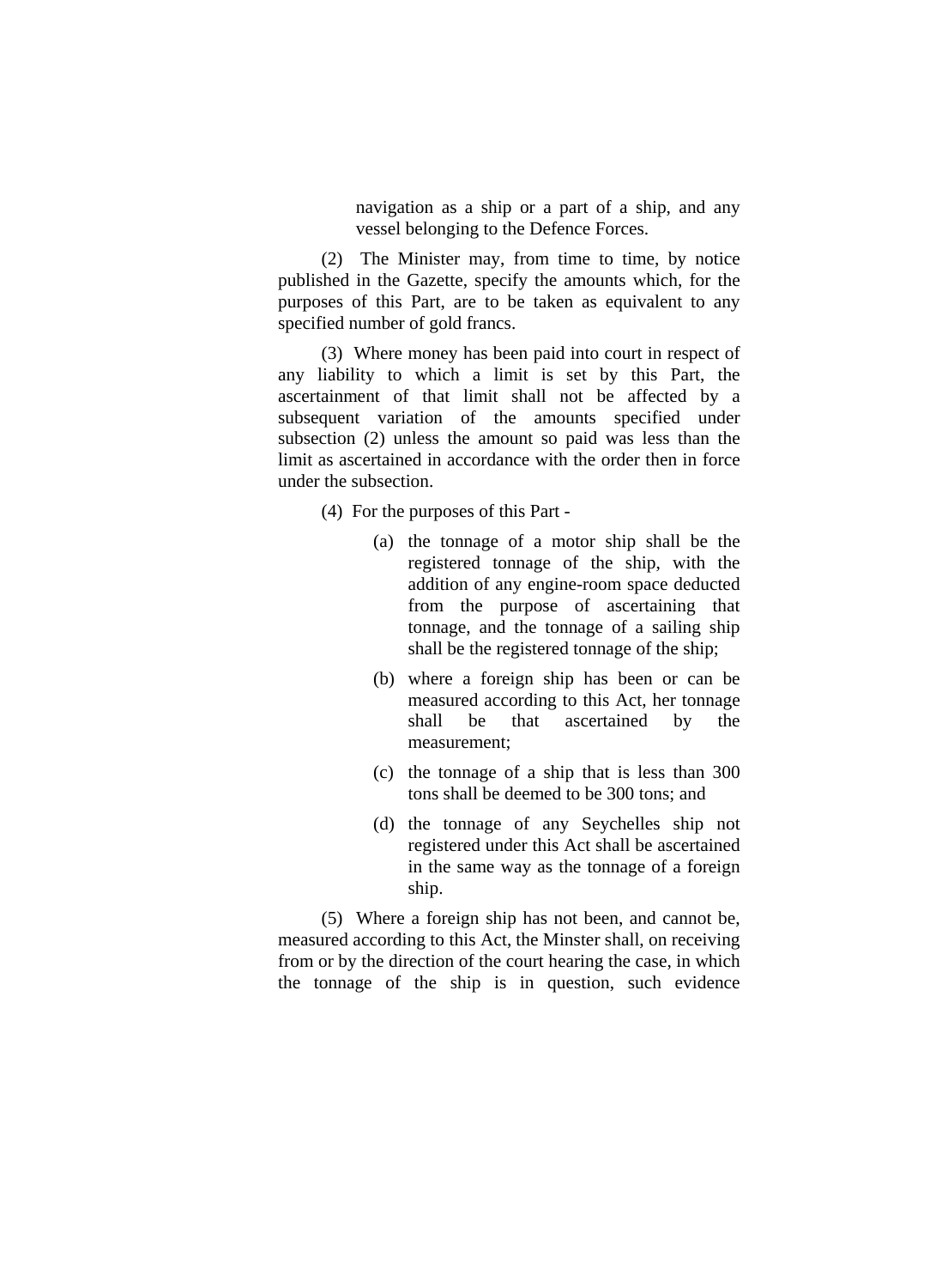navigation as a ship or a part of a ship, and any vessel belonging to the Defence Forces.

(2) The Minister may, from time to time, by notice published in the Gazette, specify the amounts which, for the purposes of this Part, are to be taken as equivalent to any specified number of gold francs.

(3) Where money has been paid into court in respect of any liability to which a limit is set by this Part, the ascertainment of that limit shall not be affected by a subsequent variation of the amounts specified under subsection (2) unless the amount so paid was less than the limit as ascertained in accordance with the order then in force under the subsection.

(4) For the purposes of this Part -

- (a) the tonnage of a motor ship shall be the registered tonnage of the ship, with the addition of any engine-room space deducted from the purpose of ascertaining that tonnage, and the tonnage of a sailing ship shall be the registered tonnage of the ship;
- (b) where a foreign ship has been or can be measured according to this Act, her tonnage shall be that ascertained by the measurement;
- (c) the tonnage of a ship that is less than 300 tons shall be deemed to be 300 tons; and
- (d) the tonnage of any Seychelles ship not registered under this Act shall be ascertained in the same way as the tonnage of a foreign ship.

(5) Where a foreign ship has not been, and cannot be, measured according to this Act, the Minster shall, on receiving from or by the direction of the court hearing the case, in which the tonnage of the ship is in question, such evidence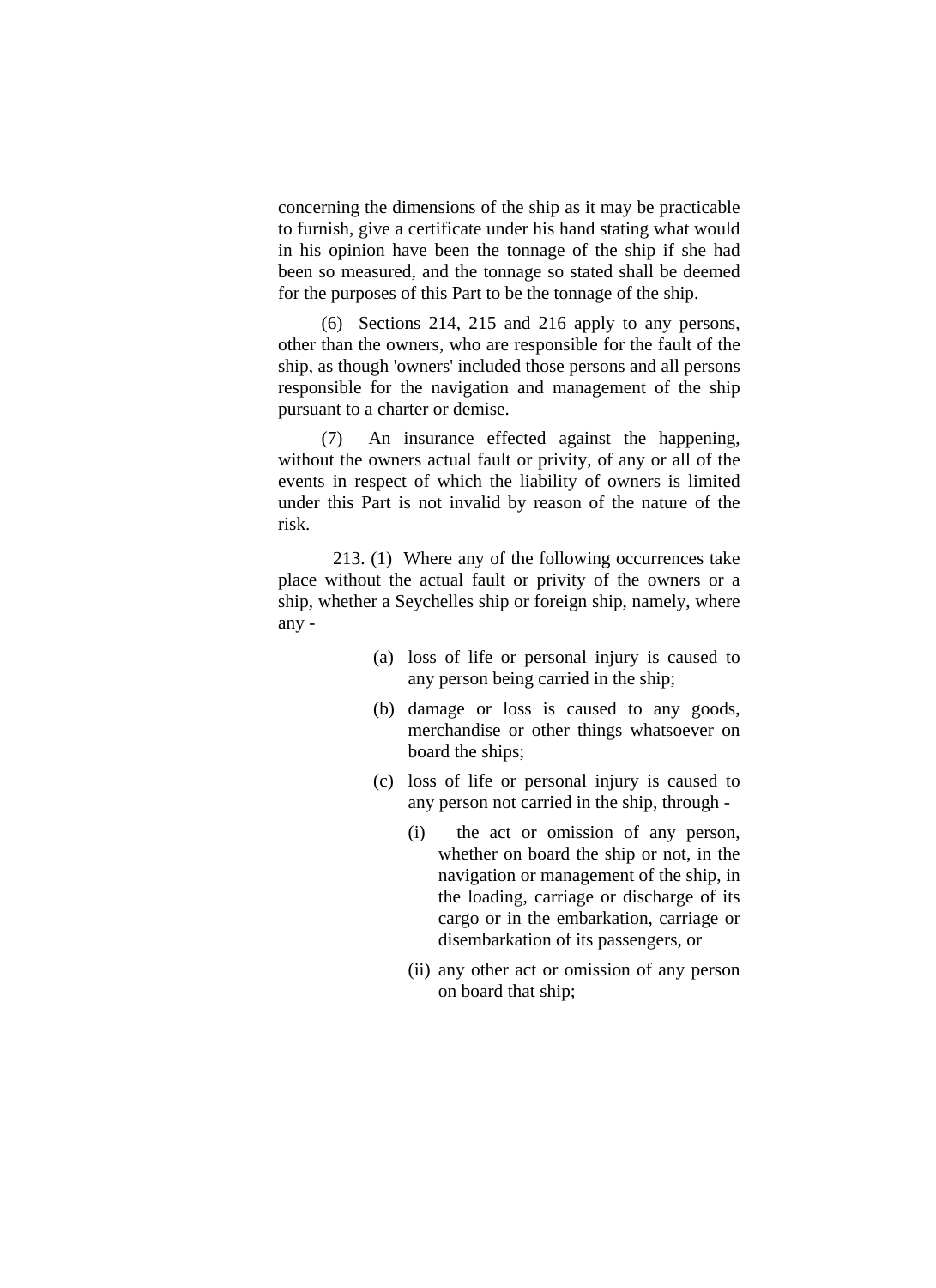concerning the dimensions of the ship as it may be practicable to furnish, give a certificate under his hand stating what would in his opinion have been the tonnage of the ship if she had been so measured, and the tonnage so stated shall be deemed for the purposes of this Part to be the tonnage of the ship.

(6) Sections 214, 215 and 216 apply to any persons, other than the owners, who are responsible for the fault of the ship, as though 'owners' included those persons and all persons responsible for the navigation and management of the ship pursuant to a charter or demise.

(7) An insurance effected against the happening, without the owners actual fault or privity, of any or all of the events in respect of which the liability of owners is limited under this Part is not invalid by reason of the nature of the risk.

213. (1) Where any of the following occurrences take place without the actual fault or privity of the owners or a ship, whether a Seychelles ship or foreign ship, namely, where any -

- (a) loss of life or personal injury is caused to any person being carried in the ship;
- (b) damage or loss is caused to any goods, merchandise or other things whatsoever on board the ships;
- (c) loss of life or personal injury is caused to any person not carried in the ship, through -
  - (i) the act or omission of any person, whether on board the ship or not, in the navigation or management of the ship, in the loading, carriage or discharge of its cargo or in the embarkation, carriage or disembarkation of its passengers, or
  - (ii) any other act or omission of any person on board that ship;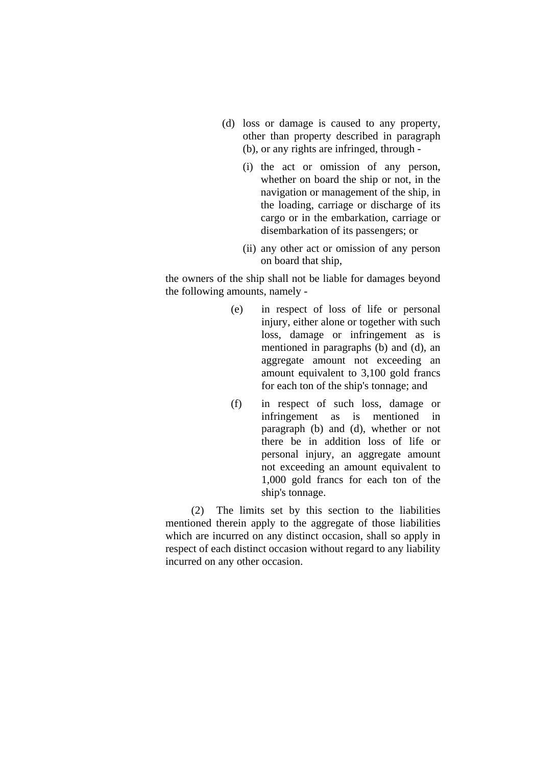(d) loss or damage is caused to any property, other than property described in paragraph (b), or any rights are infringed, through -

(i) the act or omission of any person, whether on board the ship or not, in the navigation or management of the ship, in the loading, carriage or discharge of its cargo or in the embarkation, carriage or disembarkation of its passengers; or

(ii) any other act or omission of any person on board that ship,

the owners of the ship shall not be liable for damages beyond the following amounts, namely -

(e) in respect of loss of life or personal injury, either alone or together with such loss, damage or infringement as is mentioned in paragraphs (b) and (d), an aggregate amount not exceeding an amount equivalent to 3,100 gold francs for each ton of the ship's tonnage; and

(f) in respect of such loss, damage or infringement as is mentioned in paragraph (b) and (d), whether or not there be in addition loss of life or personal injury, an aggregate amount not exceeding an amount equivalent to 1,000 gold francs for each ton of the ship's tonnage.

(2) The limits set by this section to the liabilities mentioned therein apply to the aggregate of those liabilities which are incurred on any distinct occasion, shall so apply in respect of each distinct occasion without regard to any liability incurred on any other occasion.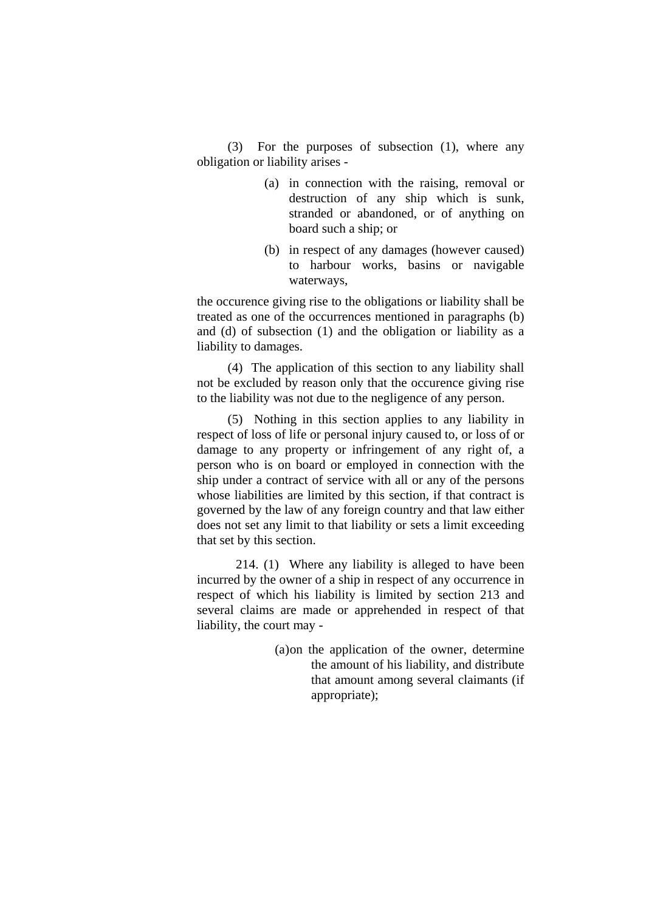(3) For the purposes of subsection (1), where any obligation or liability arises -

(a) in connection with the raising, removal or destruction of any ship which is sunk, stranded or abandoned, or of anything on board such a ship; or

(b) in respect of any damages (however caused) to harbour works, basins or navigable waterways,

the occurence giving rise to the obligations or liability shall be treated as one of the occurrences mentioned in paragraphs (b) and (d) of subsection (1) and the obligation or liability as a liability to damages.

(4) The application of this section to any liability shall not be excluded by reason only that the occurence giving rise to the liability was not due to the negligence of any person.

(5) Nothing in this section applies to any liability in respect of loss of life or personal injury caused to, or loss of or damage to any property or infringement of any right of, a person who is on board or employed in connection with the ship under a contract of service with all or any of the persons whose liabilities are limited by this section, if that contract is governed by the law of any foreign country and that law either does not set any limit to that liability or sets a limit exceeding that set by this section.

214. (1) Where any liability is alleged to have been incurred by the owner of a ship in respect of any occurrence in respect of which his liability is limited by section 213 and several claims are made or apprehended in respect of that liability, the court may -

(a) on the application of the owner, determine the amount of his liability, and distribute that amount among several claimants (if appropriate);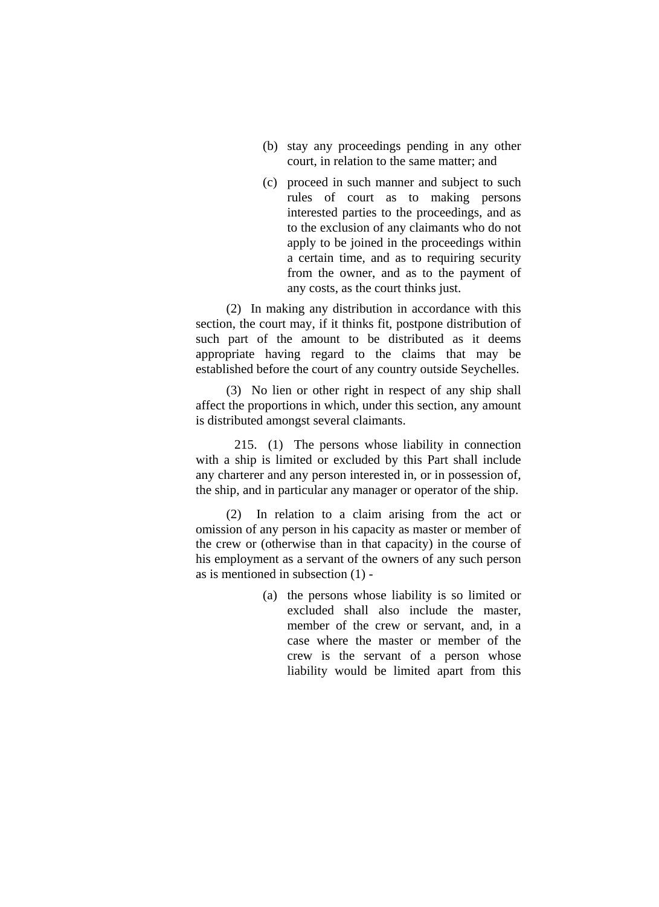(b) stay any proceedings pending in any other court, in relation to the same matter; and

(c) proceed in such manner and subject to such rules of court as to making persons interested parties to the proceedings, and as to the exclusion of any claimants who do not apply to be joined in the proceedings within a certain time, and as to requiring security from the owner, and as to the payment of any costs, as the court thinks just.

(2) In making any distribution in accordance with this section, the court may, if it thinks fit, postpone distribution of such part of the amount to be distributed as it deems appropriate having regard to the claims that may be established before the court of any country outside Seychelles.

(3) No lien or other right in respect of any ship shall affect the proportions in which, under this section, any amount is distributed amongst several claimants.

215. (1) The persons whose liability in connection with a ship is limited or excluded by this Part shall include any charterer and any person interested in, or in possession of, the ship, and in particular any manager or operator of the ship.

(2) In relation to a claim arising from the act or omission of any person in his capacity as master or member of the crew or (otherwise than in that capacity) in the course of his employment as a servant of the owners of any such person as is mentioned in subsection (1) -

(a) the persons whose liability is so limited or excluded shall also include the master, member of the crew or servant, and, in a case where the master or member of the crew is the servant of a person whose liability would be limited apart from this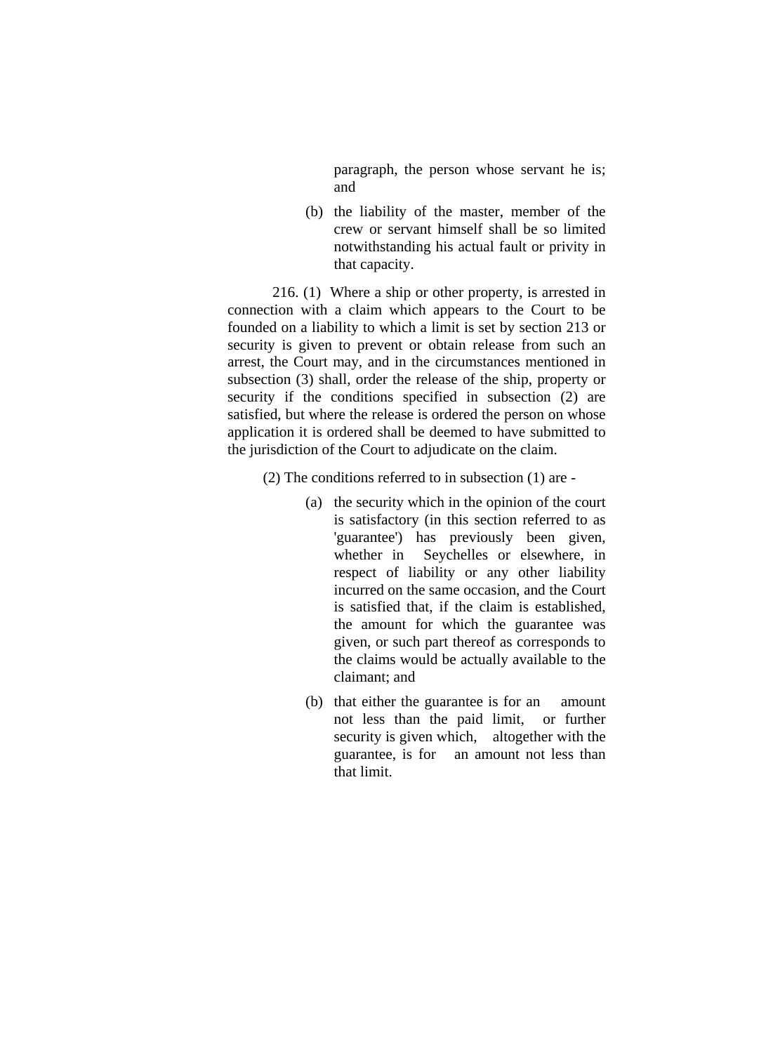paragraph, the person whose servant he is; and

(b) the liability of the master, member of the crew or servant himself shall be so limited notwithstanding his actual fault or privity in that capacity.

216. (1) Where a ship or other property, is arrested in connection with a claim which appears to the Court to be founded on a liability to which a limit is set by section 213 or security is given to prevent or obtain release from such an arrest, the Court may, and in the circumstances mentioned in subsection (3) shall, order the release of the ship, property or security if the conditions specified in subsection (2) are satisfied, but where the release is ordered the person on whose application it is ordered shall be deemed to have submitted to the jurisdiction of the Court to adjudicate on the claim.

(2) The conditions referred to in subsection (1) are -

(a) the security which in the opinion of the court is satisfactory (in this section referred to as 'guarantee') has previously been given, whether in Seychelles or elsewhere, in respect of liability or any other liability incurred on the same occasion, and the Court is satisfied that, if the claim is established, the amount for which the guarantee was given, or such part thereof as corresponds to the claims would be actually available to the claimant; and

(b) that either the guarantee is for an amount not less than the paid limit, or further security is given which, altogether with the guarantee, is for an amount not less than that limit.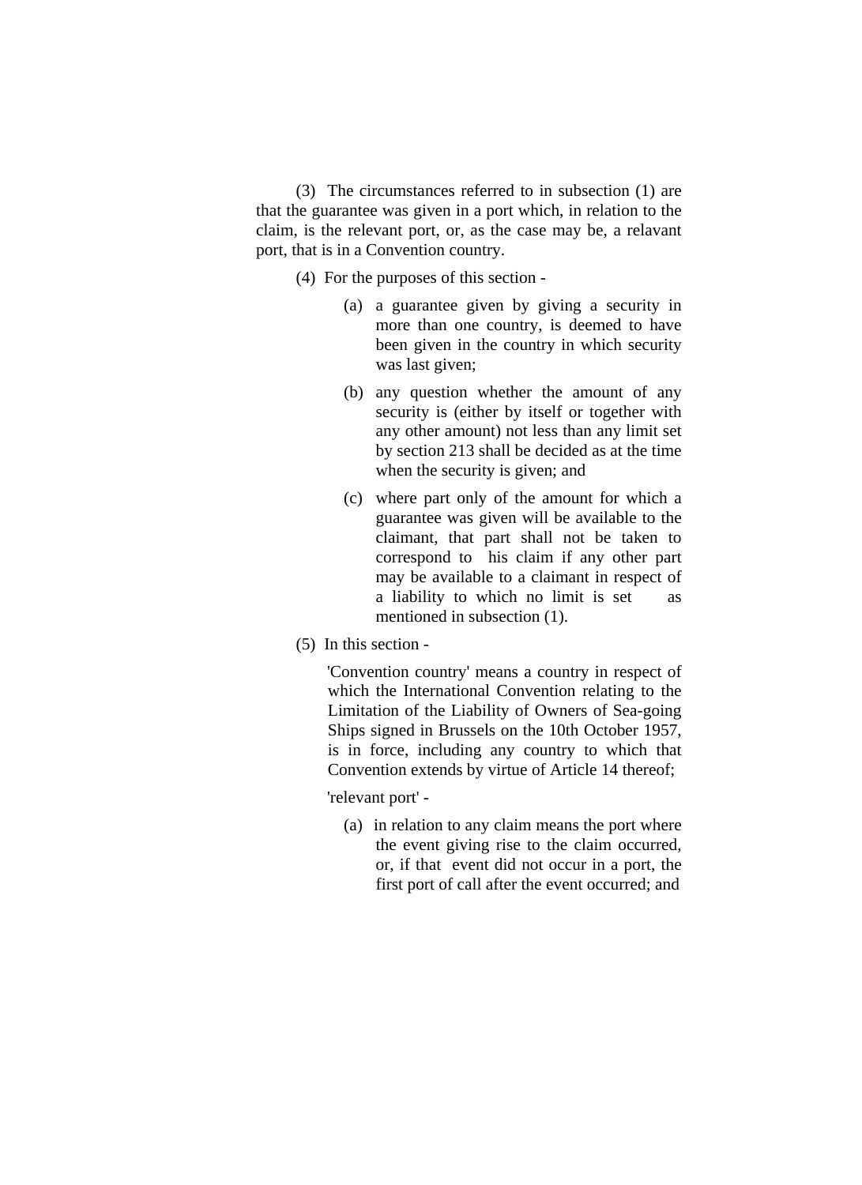(3) The circumstances referred to in subsection (1) are that the guarantee was given in a port which, in relation to the claim, is the relevant port, or, as the case may be, a relavant port, that is in a Convention country.

(4) For the purposes of this section -

(a) a guarantee given by giving a security in more than one country, is deemed to have been given in the country in which security was last given;

(b) any question whether the amount of any security is (either by itself or together with any other amount) not less than any limit set by section 213 shall be decided as at the time when the security is given; and

(c) where part only of the amount for which a guarantee was given will be available to the claimant, that part shall not be taken to correspond to his claim if any other part may be available to a claimant in respect of a liability to which no limit is set as mentioned in subsection (1).

(5) In this section -

'Convention country' means a country in respect of which the International Convention relating to the Limitation of the Liability of Owners of Sea-going Ships signed in Brussels on the 10th October 1957, is in force, including any country to which that Convention extends by virtue of Article 14 thereof;

'relevant port' -

(a) in relation to any claim means the port where the event giving rise to the claim occurred, or, if that event did not occur in a port, the first port of call after the event occurred; and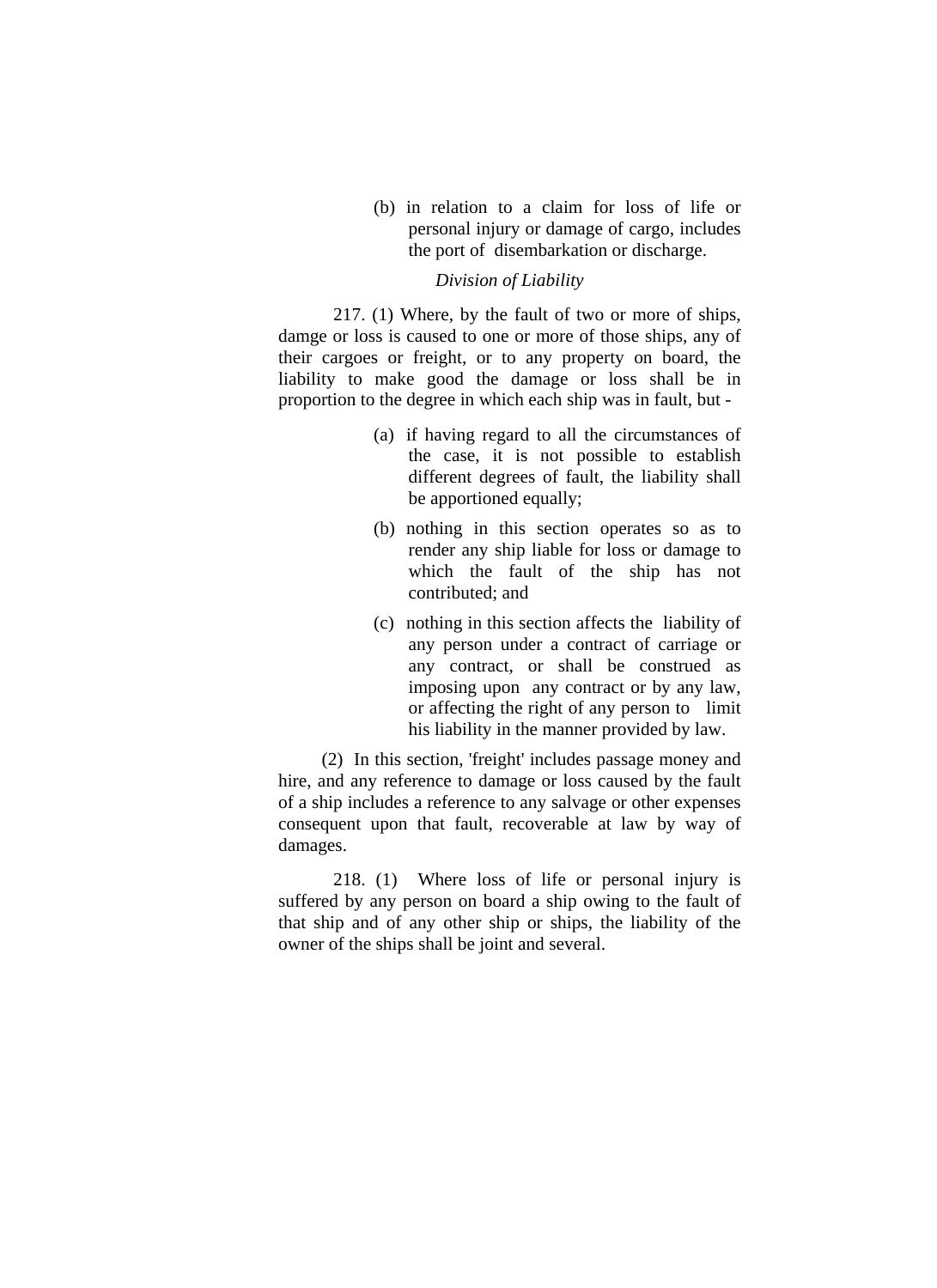(b) in relation to a claim for loss of life or personal injury or damage of cargo, includes the port of disembarkation or discharge.

*Division of Liability*

217. (1) Where, by the fault of two or more of ships, damge or loss is caused to one or more of those ships, any of their cargoes or freight, or to any property on board, the liability to make good the damage or loss shall be in proportion to the degree in which each ship was in fault, but -

(a) if having regard to all the circumstances of the case, it is not possible to establish different degrees of fault, the liability shall be apportioned equally;

(b) nothing in this section operates so as to render any ship liable for loss or damage to which the fault of the ship has not contributed; and

(c) nothing in this section affects the liability of any person under a contract of carriage or any contract, or shall be construed as imposing upon any contract or by any law, or affecting the right of any person to limit his liability in the manner provided by law.

(2) In this section, 'freight' includes passage money and hire, and any reference to damage or loss caused by the fault of a ship includes a reference to any salvage or other expenses consequent upon that fault, recoverable at law by way of damages.

218. (1) Where loss of life or personal injury is suffered by any person on board a ship owing to the fault of that ship and of any other ship or ships, the liability of the owner of the ships shall be joint and several.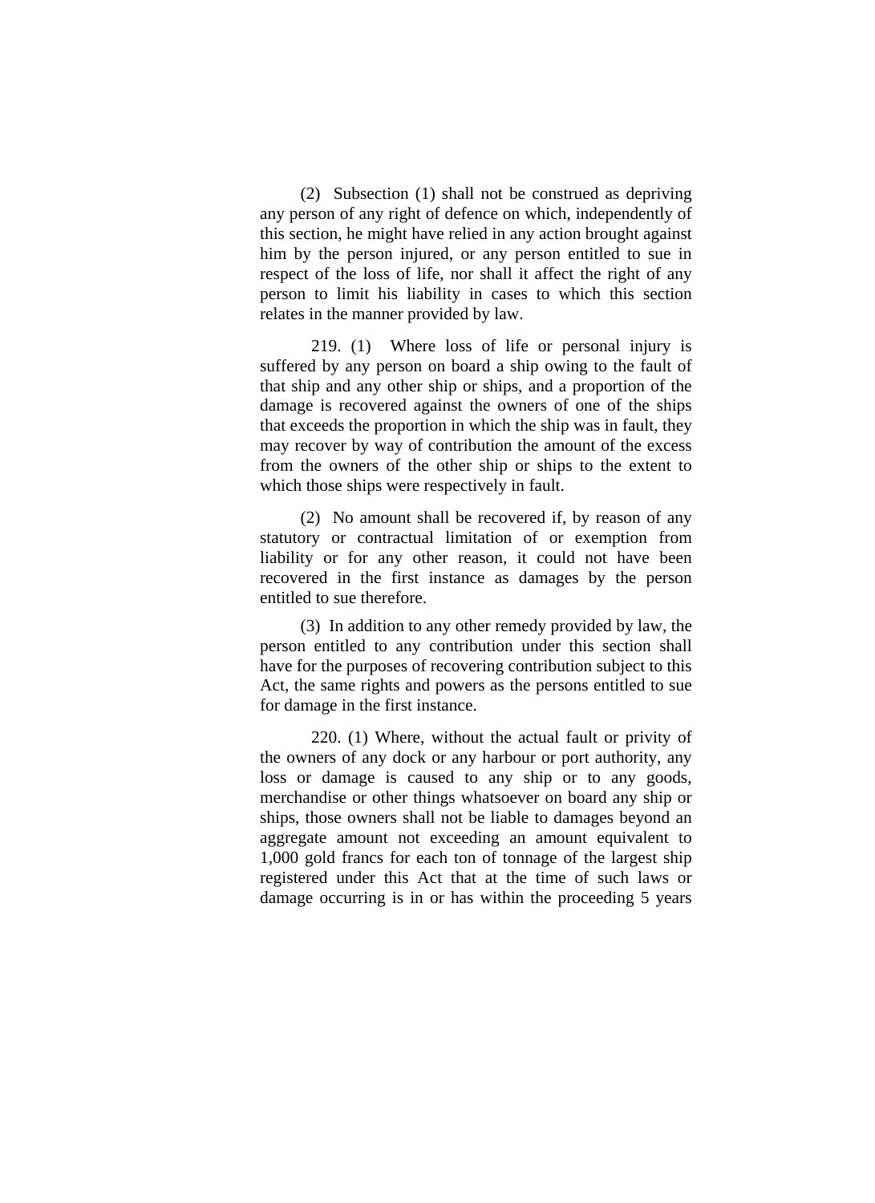(2) Subsection (1) shall not be construed as depriving any person of any right of defence on which, independently of this section, he might have relied in any action brought against him by the person injured, or any person entitled to sue in respect of the loss of life, nor shall it affect the right of any person to limit his liability in cases to which this section relates in the manner provided by law.

219. (1) Where loss of life or personal injury is suffered by any person on board a ship owing to the fault of that ship and any other ship or ships, and a proportion of the damage is recovered against the owners of one of the ships that exceeds the proportion in which the ship was in fault, they may recover by way of contribution the amount of the excess from the owners of the other ship or ships to the extent to which those ships were respectively in fault.

(2) No amount shall be recovered if, by reason of any statutory or contractual limitation of or exemption from liability or for any other reason, it could not have been recovered in the first instance as damages by the person entitled to sue therefore.

(3) In addition to any other remedy provided by law, the person entitled to any contribution under this section shall have for the purposes of recovering contribution subject to this Act, the same rights and powers as the persons entitled to sue for damage in the first instance.

220. (1) Where, without the actual fault or privity of the owners of any dock or any harbour or port authority, any loss or damage is caused to any ship or to any goods, merchandise or other things whatsoever on board any ship or ships, those owners shall not be liable to damages beyond an aggregate amount not exceeding an amount equivalent to 1,000 gold francs for each ton of tonnage of the largest ship registered under this Act that at the time of such laws or damage occurring is in or has within the proceeding 5 years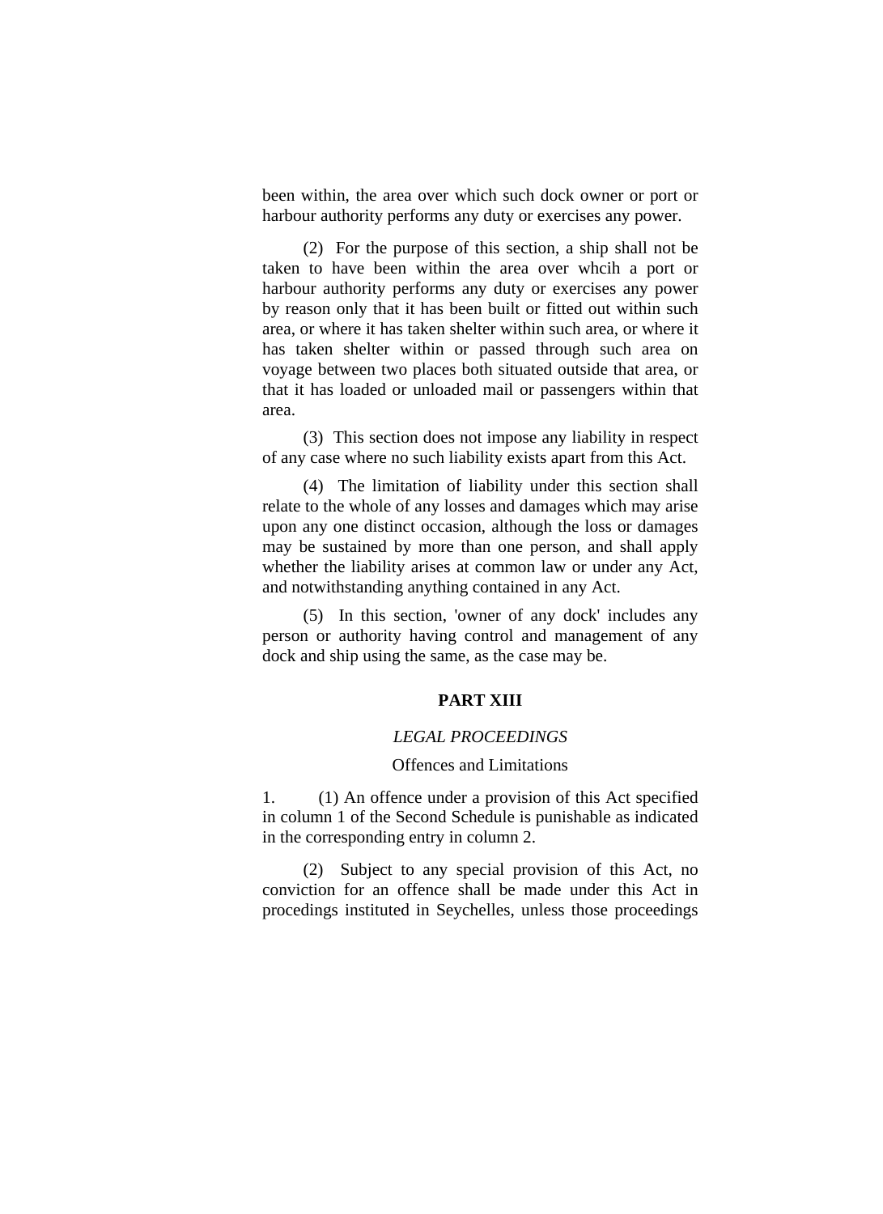been within, the area over which such dock owner or port or harbour authority performs any duty or exercises any power.

(2) For the purpose of this section, a ship shall not be taken to have been within the area over whcih a port or harbour authority performs any duty or exercises any power by reason only that it has been built or fitted out within such area, or where it has taken shelter within such area, or where it has taken shelter within or passed through such area on voyage between two places both situated outside that area, or that it has loaded or unloaded mail or passengers within that area.

(3) This section does not impose any liability in respect of any case where no such liability exists apart from this Act.

(4) The limitation of liability under this section shall relate to the whole of any losses and damages which may arise upon any one distinct occasion, although the loss or damages may be sustained by more than one person, and shall apply whether the liability arises at common law or under any Act, and notwithstanding anything contained in any Act.

(5) In this section, 'owner of any dock' includes any person or authority having control and management of any dock and ship using the same, as the case may be.

## PART XIII

### *LEGAL PROCEEDINGS*

#### Offences and Limitations

1. (1) An offence under a provision of this Act specified in column 1 of the Second Schedule is punishable as indicated in the corresponding entry in column 2.

(2) Subject to any special provision of this Act, no conviction for an offence shall be made under this Act in procedings instituted in Seychelles, unless those proceedings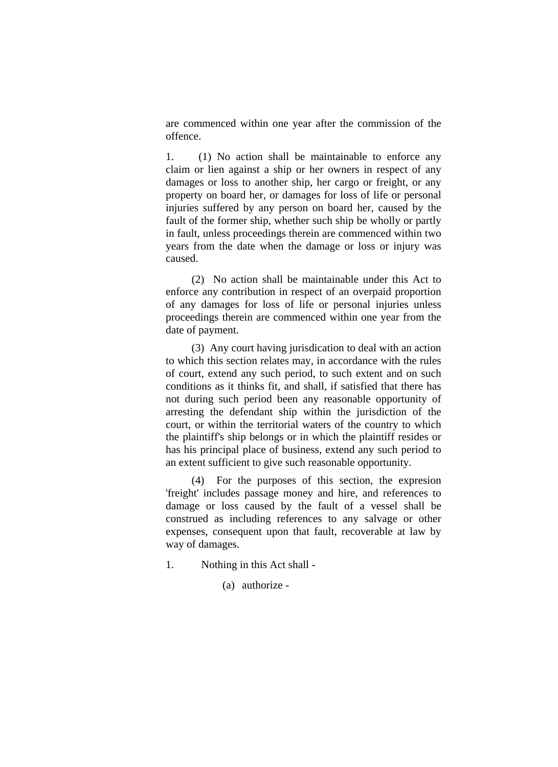are commenced within one year after the commission of the offence.

1. (1) No action shall be maintainable to enforce any claim or lien against a ship or her owners in respect of any damages or loss to another ship, her cargo or freight, or any property on board her, or damages for loss of life or personal injuries suffered by any person on board her, caused by the fault of the former ship, whether such ship be wholly or partly in fault, unless proceedings therein are commenced within two years from the date when the damage or loss or injury was caused.

(2) No action shall be maintainable under this Act to enforce any contribution in respect of an overpaid proportion of any damages for loss of life or personal injuries unless proceedings therein are commenced within one year from the date of payment.

(3) Any court having jurisdication to deal with an action to which this section relates may, in accordance with the rules of court, extend any such period, to such extent and on such conditions as it thinks fit, and shall, if satisfied that there has not during such period been any reasonable opportunity of arresting the defendant ship within the jurisdiction of the court, or within the territorial waters of the country to which the plaintiff's ship belongs or in which the plaintiff resides or has his principal place of business, extend any such period to an extent sufficient to give such reasonable opportunity.

(4) For the purposes of this section, the expresion 'freight' includes passage money and hire, and references to damage or loss caused by the fault of a vessel shall be construed as including references to any salvage or other expenses, consequent upon that fault, recoverable at law by way of damages.

1. Nothing in this Act shall -

(a) authorize -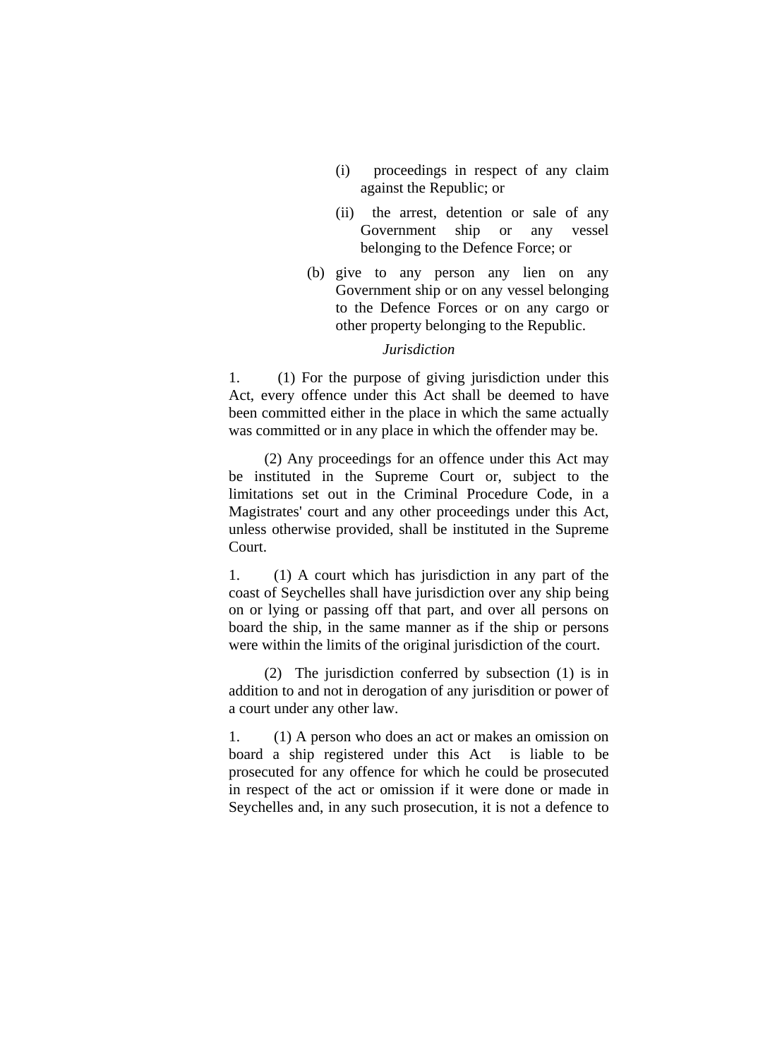(i) proceedings in respect of any claim against the Republic; or

(ii) the arrest, detention or sale of any Government ship or any vessel belonging to the Defence Force; or

(b) give to any person any lien on any Government ship or on any vessel belonging to the Defence Forces or on any cargo or other property belonging to the Republic.

*Jurisdiction*

1. (1) For the purpose of giving jurisdiction under this Act, every offence under this Act shall be deemed to have been committed either in the place in which the same actually was committed or in any place in which the offender may be.

(2) Any proceedings for an offence under this Act may be instituted in the Supreme Court or, subject to the limitations set out in the Criminal Procedure Code, in a Magistrates' court and any other proceedings under this Act, unless otherwise provided, shall be instituted in the Supreme Court.

1. (1) A court which has jurisdiction in any part of the coast of Seychelles shall have jurisdiction over any ship being on or lying or passing off that part, and over all persons on board the ship, in the same manner as if the ship or persons were within the limits of the original jurisdiction of the court.

(2) The jurisdiction conferred by subsection (1) is in addition to and not in derogation of any jurisdition or power of a court under any other law.

1. (1) A person who does an act or makes an omission on board a ship registered under this Act is liable to be prosecuted for any offence for which he could be prosecuted in respect of the act or omission if it were done or made in Seychelles and, in any such prosecution, it is not a defence to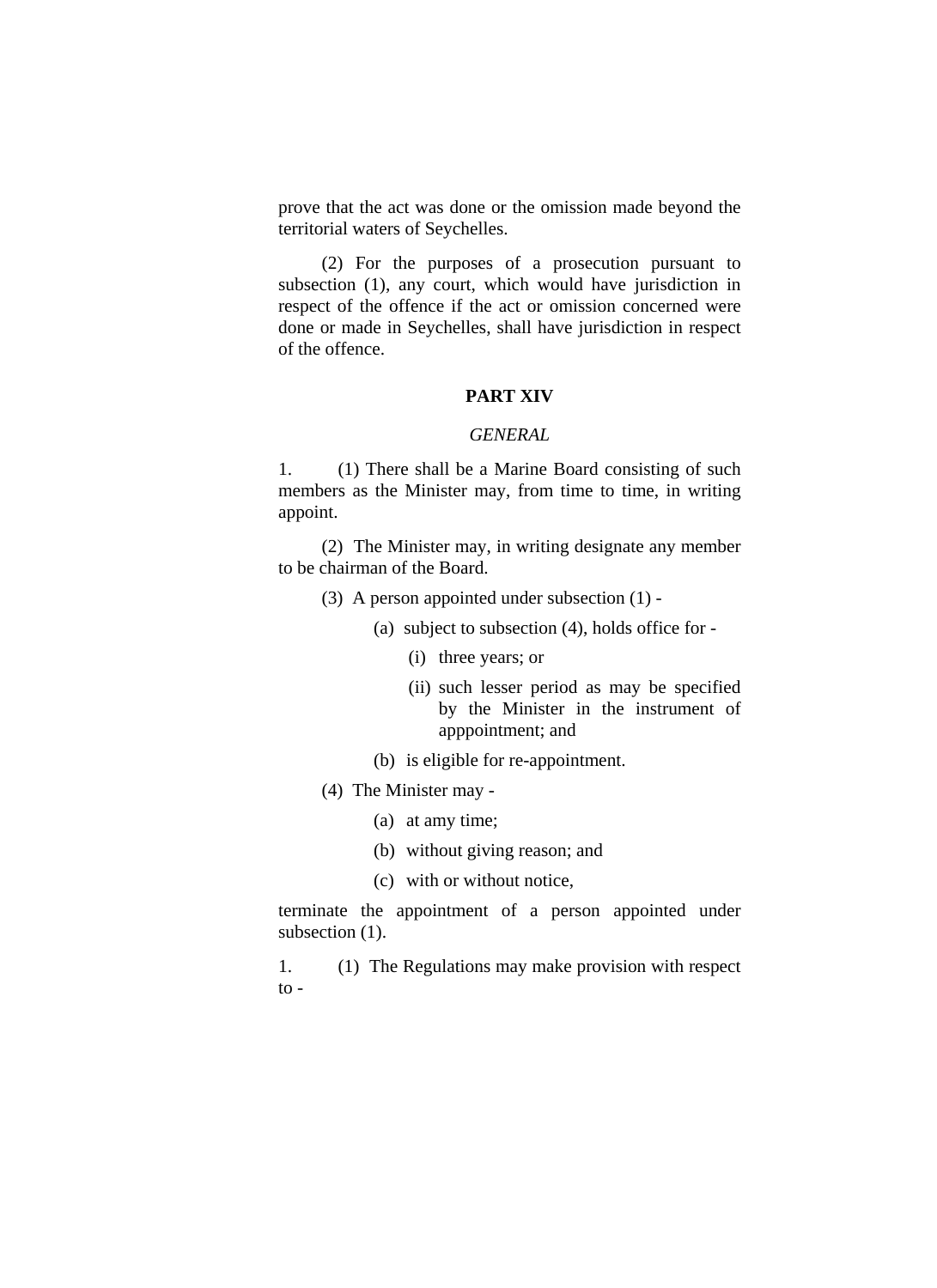prove that the act was done or the omission made beyond the territorial waters of Seychelles.

(2) For the purposes of a prosecution pursuant to subsection (1), any court, which would have jurisdiction in respect of the offence if the act or omission concerned were done or made in Seychelles, shall have jurisdiction in respect of the offence.

## PART XIV

### *GENERAL*

1. (1) There shall be a Marine Board consisting of such members as the Minister may, from time to time, in writing appoint.

(2) The Minister may, in writing designate any member to be chairman of the Board.

(3) A person appointed under subsection (1) -

(a) subject to subsection (4), holds office for -

(i) three years; or

(ii) such lesser period as may be specified by the Minister in the instrument of apppointment; and

(b) is eligible for re-appointment.

(4) The Minister may -

(a) at amy time;

(b) without giving reason; and

(c) with or without notice,

terminate the appointment of a person appointed under subsection (1).

1. (1) The Regulations may make provision with respect to -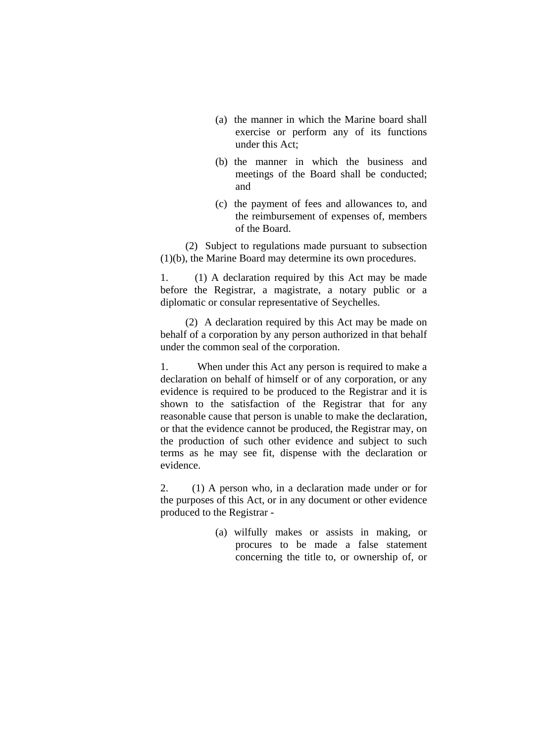(a) the manner in which the Marine board shall exercise or perform any of its functions under this Act;

(b) the manner in which the business and meetings of the Board shall be conducted; and

(c) the payment of fees and allowances to, and the reimbursement of expenses of, members of the Board.

(2) Subject to regulations made pursuant to subsection (1)(b), the Marine Board may determine its own procedures.

1. (1) A declaration required by this Act may be made before the Registrar, a magistrate, a notary public or a diplomatic or consular representative of Seychelles.

(2) A declaration required by this Act may be made on behalf of a corporation by any person authorized in that behalf under the common seal of the corporation.

1. When under this Act any person is required to make a declaration on behalf of himself or of any corporation, or any evidence is required to be produced to the Registrar and it is shown to the satisfaction of the Registrar that for any reasonable cause that person is unable to make the declaration, or that the evidence cannot be produced, the Registrar may, on the production of such other evidence and subject to such terms as he may see fit, dispense with the declaration or evidence.

2. (1) A person who, in a declaration made under or for the purposes of this Act, or in any document or other evidence produced to the Registrar -

(a) wilfully makes or assists in making, or procures to be made a false statement concerning the title to, or ownership of, or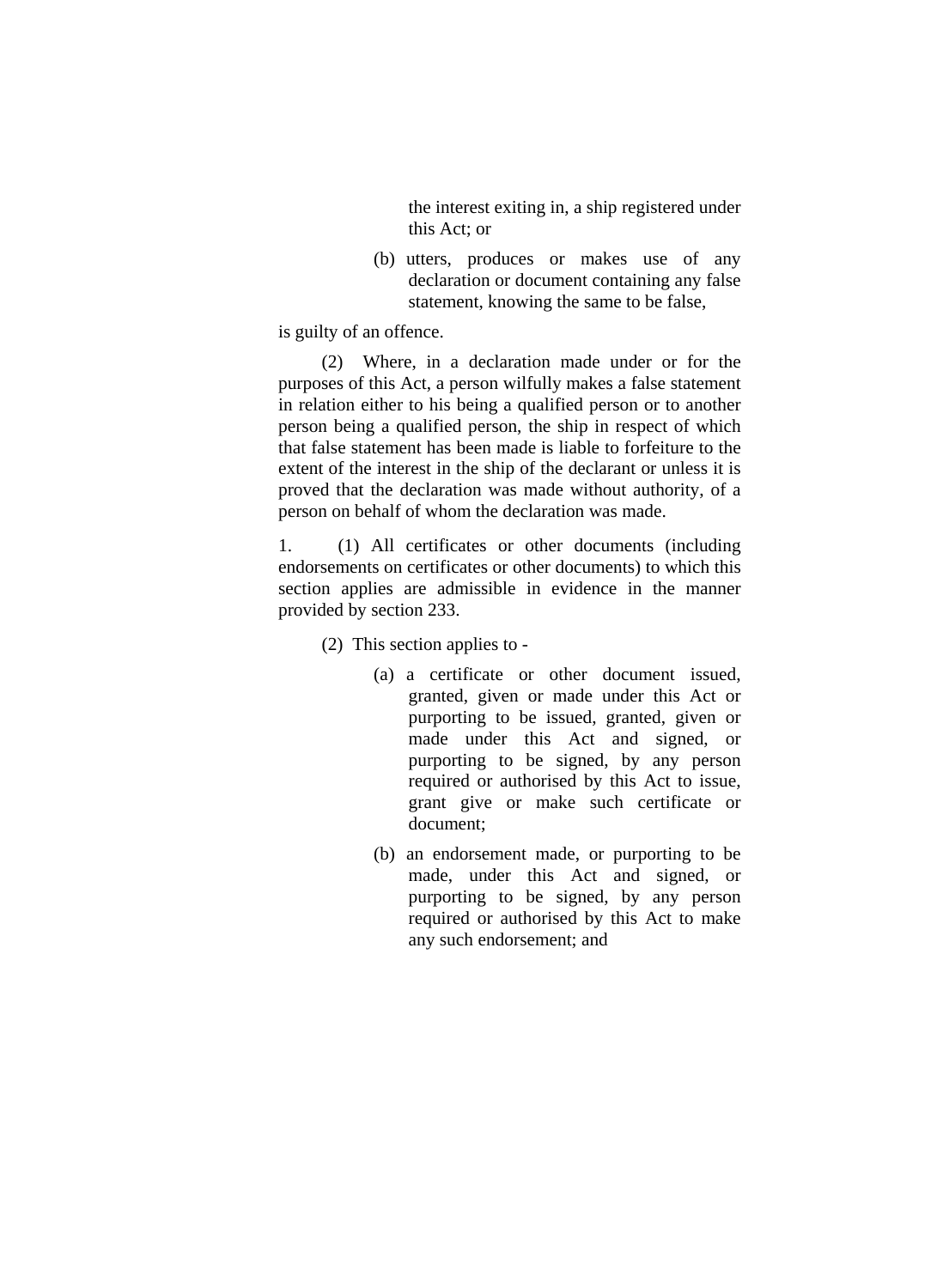the interest exiting in, a ship registered under this Act; or

(b) utters, produces or makes use of any declaration or document containing any false statement, knowing the same to be false,

is guilty of an offence.

(2) Where, in a declaration made under or for the purposes of this Act, a person wilfully makes a false statement in relation either to his being a qualified person or to another person being a qualified person, the ship in respect of which that false statement has been made is liable to forfeiture to the extent of the interest in the ship of the declarant or unless it is proved that the declaration was made without authority, of a person on behalf of whom the declaration was made.

1. (1) All certificates or other documents (including endorsements on certificates or other documents) to which this section applies are admissible in evidence in the manner provided by section 233.

(2) This section applies to -

(a) a certificate or other document issued, granted, given or made under this Act or purporting to be issued, granted, given or made under this Act and signed, or purporting to be signed, by any person required or authorised by this Act to issue, grant give or make such certificate or document;

(b) an endorsement made, or purporting to be made, under this Act and signed, or purporting to be signed, by any person required or authorised by this Act to make any such endorsement; and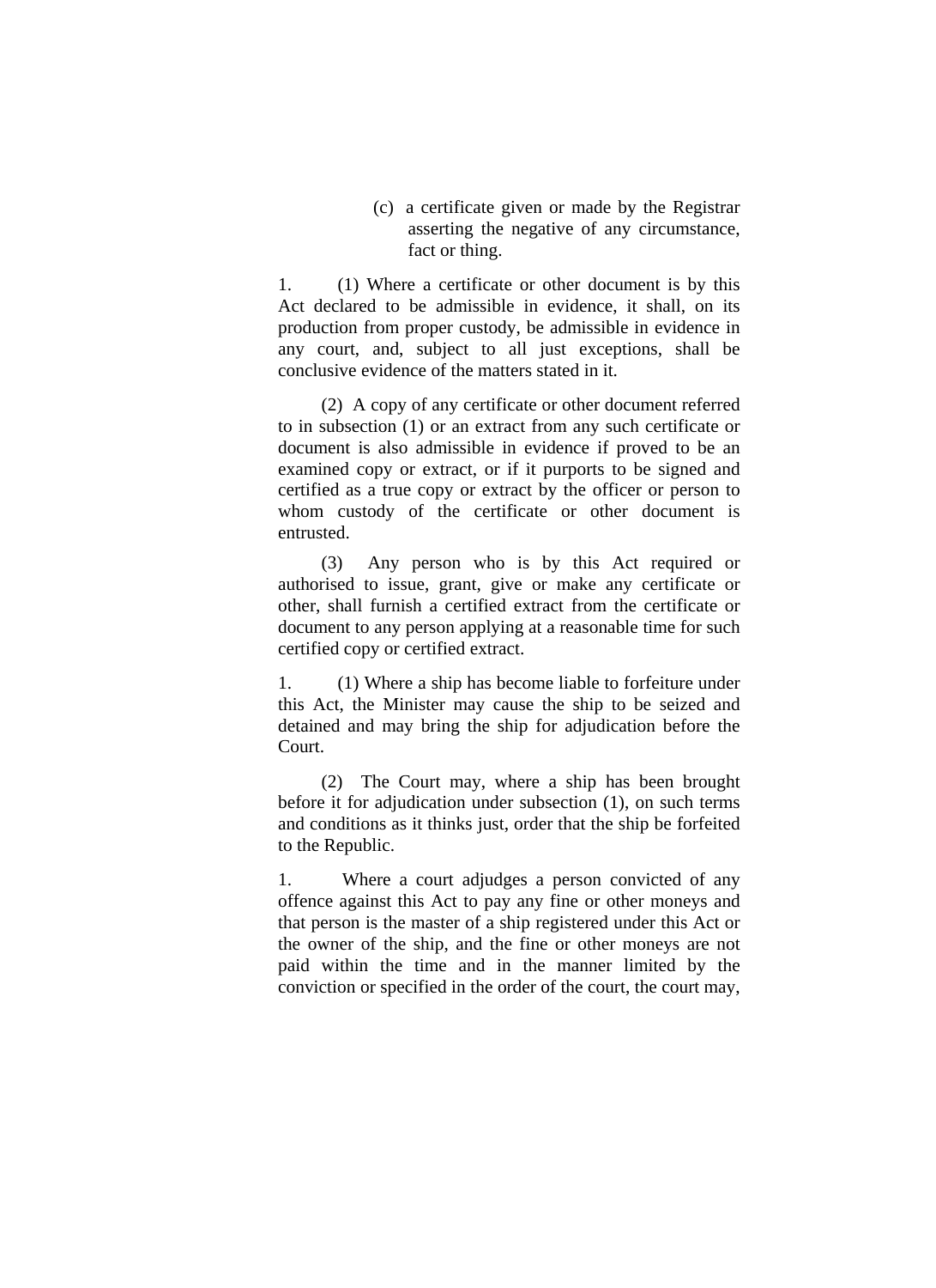(c) a certificate given or made by the Registrar asserting the negative of any circumstance, fact or thing.

1. (1) Where a certificate or other document is by this Act declared to be admissible in evidence, it shall, on its production from proper custody, be admissible in evidence in any court, and, subject to all just exceptions, shall be conclusive evidence of the matters stated in it.

(2) A copy of any certificate or other document referred to in subsection (1) or an extract from any such certificate or document is also admissible in evidence if proved to be an examined copy or extract, or if it purports to be signed and certified as a true copy or extract by the officer or person to whom custody of the certificate or other document is entrusted.

(3) Any person who is by this Act required or authorised to issue, grant, give or make any certificate or other, shall furnish a certified extract from the certificate or document to any person applying at a reasonable time for such certified copy or certified extract.

1. (1) Where a ship has become liable to forfeiture under this Act, the Minister may cause the ship to be seized and detained and may bring the ship for adjudication before the Court.

(2) The Court may, where a ship has been brought before it for adjudication under subsection (1), on such terms and conditions as it thinks just, order that the ship be forfeited to the Republic.

1. Where a court adjudges a person convicted of any offence against this Act to pay any fine or other moneys and that person is the master of a ship registered under this Act or the owner of the ship, and the fine or other moneys are not paid within the time and in the manner limited by the conviction or specified in the order of the court, the court may,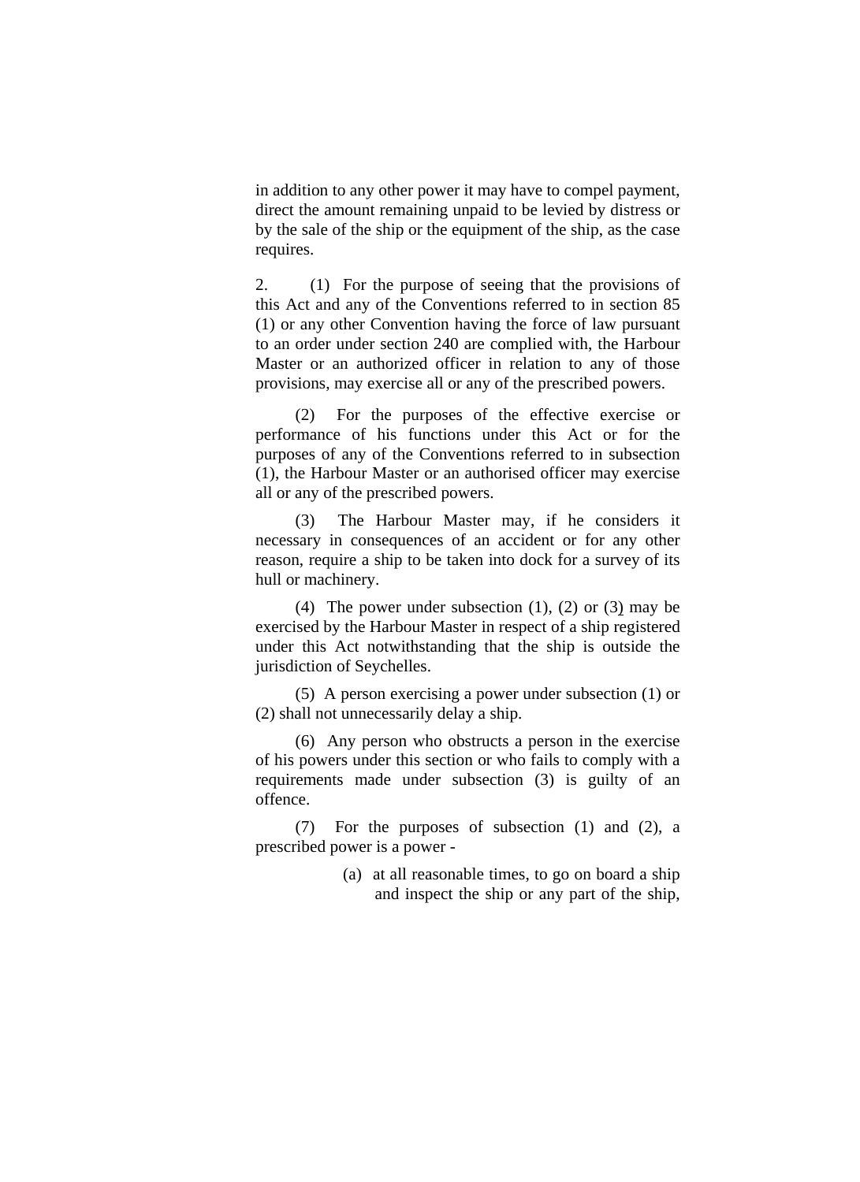in addition to any other power it may have to compel payment, direct the amount remaining unpaid to be levied by distress or by the sale of the ship or the equipment of the ship, as the case requires.

2. (1) For the purpose of seeing that the provisions of this Act and any of the Conventions referred to in section 85 (1) or any other Convention having the force of law pursuant to an order under section 240 are complied with, the Harbour Master or an authorized officer in relation to any of those provisions, may exercise all or any of the prescribed powers.

(2) For the purposes of the effective exercise or performance of his functions under this Act or for the purposes of any of the Conventions referred to in subsection (1), the Harbour Master or an authorised officer may exercise all or any of the prescribed powers.

(3) The Harbour Master may, if he considers it necessary in consequences of an accident or for any other reason, require a ship to be taken into dock for a survey of its hull or machinery.

(4) The power under subsection (1), (2) or (3) may be exercised by the Harbour Master in respect of a ship registered under this Act notwithstanding that the ship is outside the jurisdiction of Seychelles.

(5) A person exercising a power under subsection (1) or (2) shall not unnecessarily delay a ship.

(6) Any person who obstructs a person in the exercise of his powers under this section or who fails to comply with a requirements made under subsection (3) is guilty of an offence.

(7) For the purposes of subsection (1) and (2), a prescribed power is a power -

(a) at all reasonable times, to go on board a ship and inspect the ship or any part of the ship,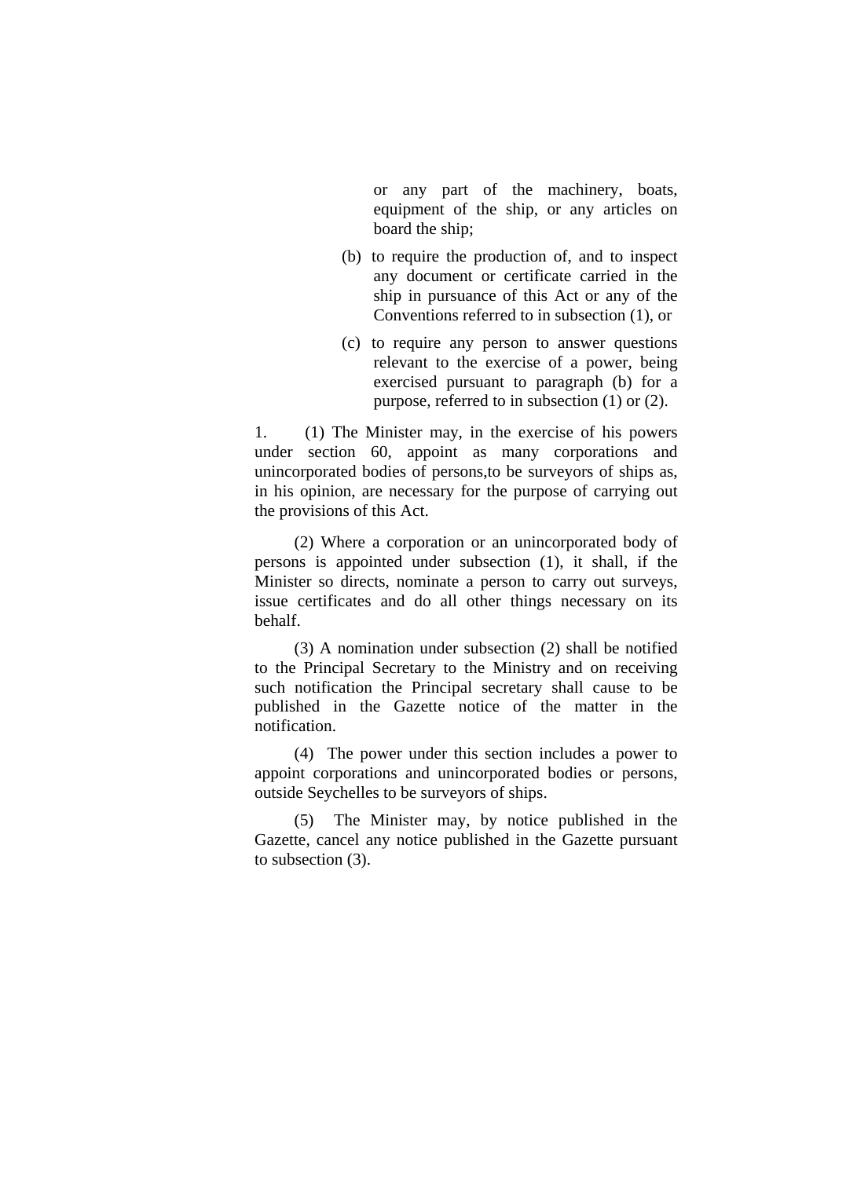or any part of the machinery, boats, equipment of the ship, or any articles on board the ship;

(b) to require the production of, and to inspect any document or certificate carried in the ship in pursuance of this Act or any of the Conventions referred to in subsection (1), or

(c) to require any person to answer questions relevant to the exercise of a power, being exercised pursuant to paragraph (b) for a purpose, referred to in subsection (1) or (2).

1. (1) The Minister may, in the exercise of his powers under section 60, appoint as many corporations and unincorporated bodies of persons,to be surveyors of ships as, in his opinion, are necessary for the purpose of carrying out the provisions of this Act.

(2) Where a corporation or an unincorporated body of persons is appointed under subsection (1), it shall, if the Minister so directs, nominate a person to carry out surveys, issue certificates and do all other things necessary on its behalf.

(3) A nomination under subsection (2) shall be notified to the Principal Secretary to the Ministry and on receiving such notification the Principal secretary shall cause to be published in the Gazette notice of the matter in the notification.

(4) The power under this section includes a power to appoint corporations and unincorporated bodies or persons, outside Seychelles to be surveyors of ships.

(5) The Minister may, by notice published in the Gazette, cancel any notice published in the Gazette pursuant to subsection (3).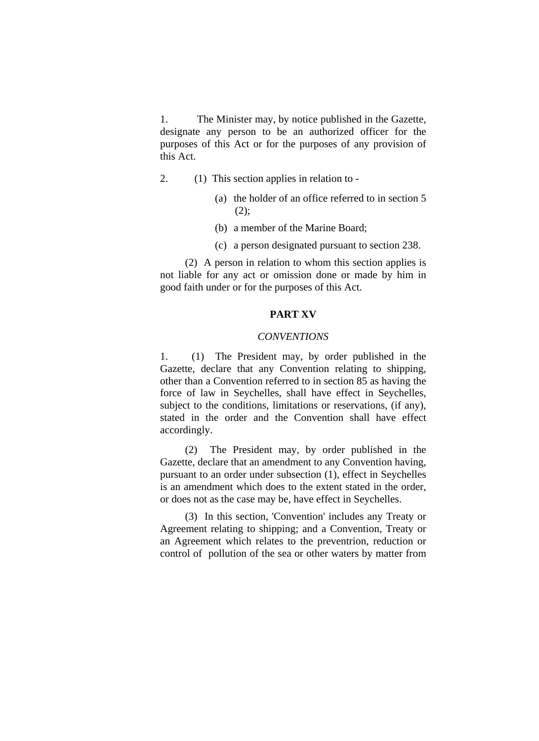1. The Minister may, by notice published in the Gazette, designate any person to be an authorized officer for the purposes of this Act or for the purposes of any provision of this Act.

2. (1) This section applies in relation to -

(a) the holder of an office referred to in section 5 (2);

(b) a member of the Marine Board;

(c) a person designated pursuant to section 238.

(2) A person in relation to whom this section applies is not liable for any act or omission done or made by him in good faith under or for the purposes of this Act.

## PART XV

*CONVENTIONS*

1. (1) The President may, by order published in the Gazette, declare that any Convention relating to shipping, other than a Convention referred to in section 85 as having the force of law in Seychelles, shall have effect in Seychelles, subject to the conditions, limitations or reservations, (if any), stated in the order and the Convention shall have effect accordingly.

(2) The President may, by order published in the Gazette, declare that an amendment to any Convention having, pursuant to an order under subsection (1), effect in Seychelles is an amendment which does to the extent stated in the order, or does not as the case may be, have effect in Seychelles.

(3) In this section, 'Convention' includes any Treaty or Agreement relating to shipping; and a Convention, Treaty or an Agreement which relates to the preventrion, reduction or control of pollution of the sea or other waters by matter from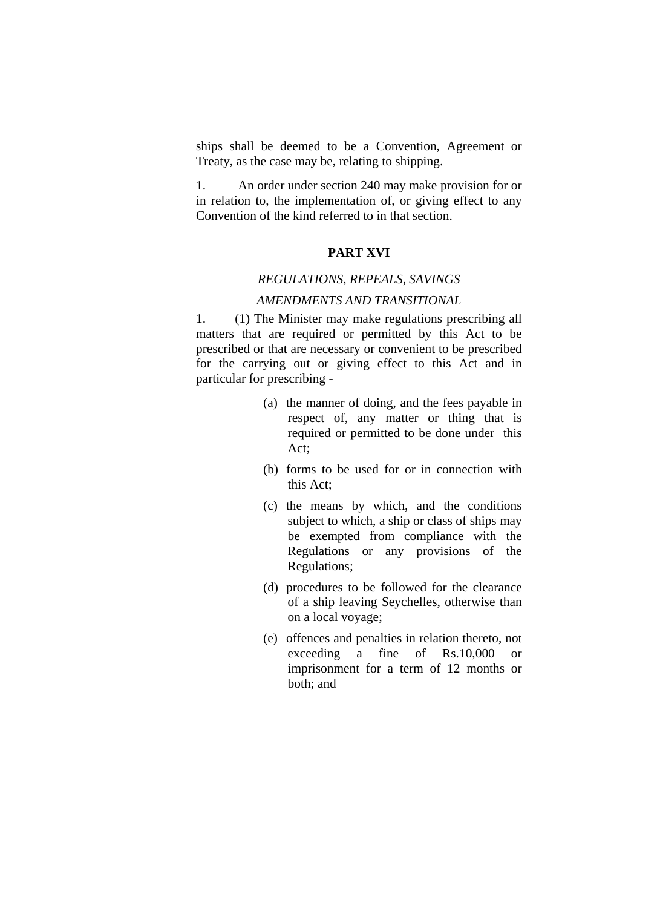ships shall be deemed to be a Convention, Agreement or Treaty, as the case may be, relating to shipping.

1. An order under section 240 may make provision for or in relation to, the implementation of, or giving effect to any Convention of the kind referred to in that section.

## PART XVI

*REGULATIONS, REPEALS, SAVINGS*

*AMENDMENTS AND TRANSITIONAL*

1. (1) The Minister may make regulations prescribing all matters that are required or permitted by this Act to be prescribed or that are necessary or convenient to be prescribed for the carrying out or giving effect to this Act and in particular for prescribing -

(a) the manner of doing, and the fees payable in respect of, any matter or thing that is required or permitted to be done under this Act;

(b) forms to be used for or in connection with this Act;

(c) the means by which, and the conditions subject to which, a ship or class of ships may be exempted from compliance with the Regulations or any provisions of the Regulations;

(d) procedures to be followed for the clearance of a ship leaving Seychelles, otherwise than on a local voyage;

(e) offences and penalties in relation thereto, not exceeding a fine of Rs.10,000 or imprisonment for a term of 12 months or both; and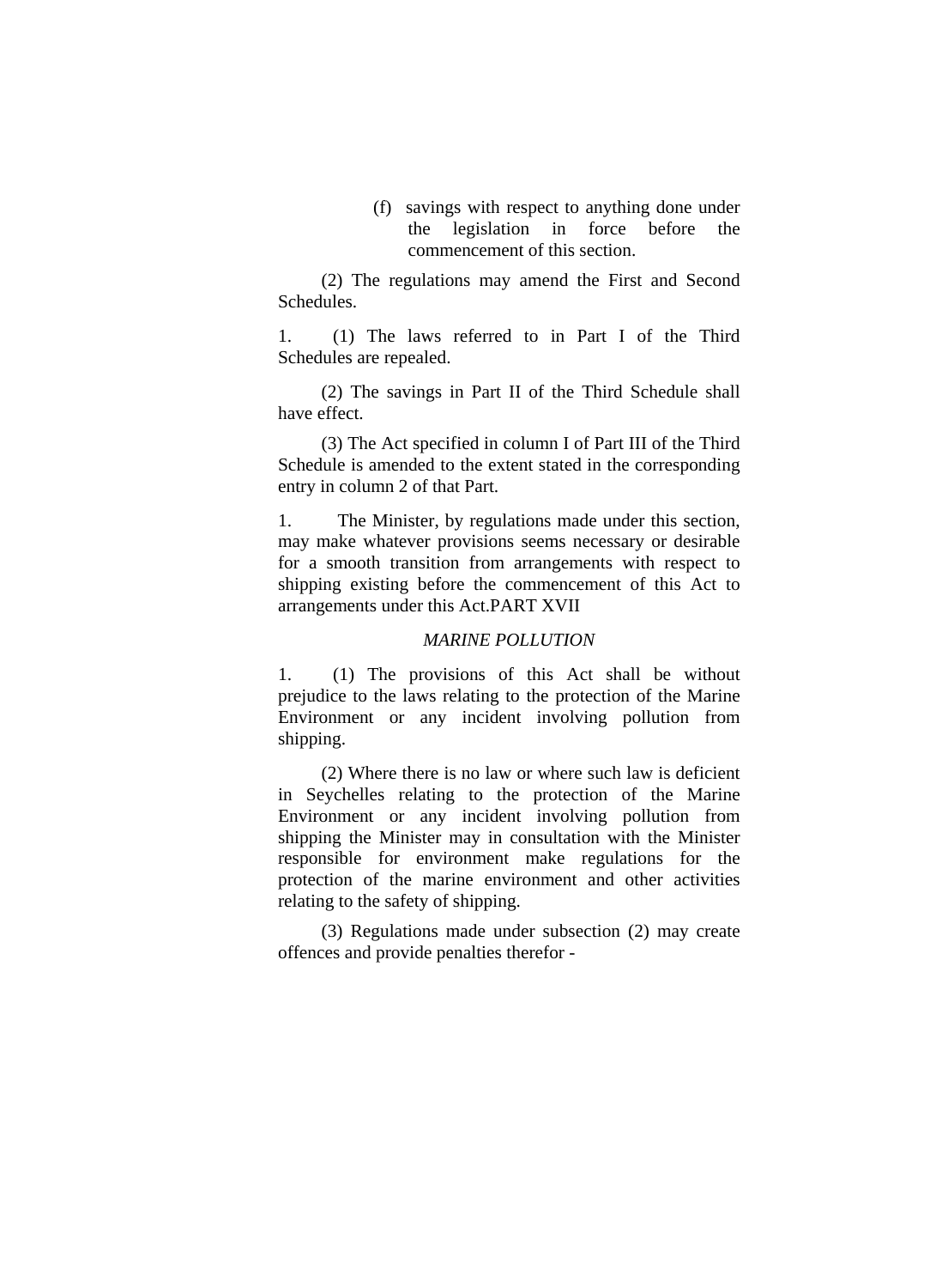(f) savings with respect to anything done under the legislation in force before the commencement of this section.

(2) The regulations may amend the First and Second Schedules.

1. (1) The laws referred to in Part I of the Third Schedules are repealed.

(2) The savings in Part II of the Third Schedule shall have effect.

(3) The Act specified in column I of Part III of the Third Schedule is amended to the extent stated in the corresponding entry in column 2 of that Part.

1. The Minister, by regulations made under this section, may make whatever provisions seems necessary or desirable for a smooth transition from arrangements with respect to shipping existing before the commencement of this Act to arrangements under this Act.PART XVII

*MARINE POLLUTION*

1. (1) The provisions of this Act shall be without prejudice to the laws relating to the protection of the Marine Environment or any incident involving pollution from shipping.

(2) Where there is no law or where such law is deficient in Seychelles relating to the protection of the Marine Environment or any incident involving pollution from shipping the Minister may in consultation with the Minister responsible for environment make regulations for the protection of the marine environment and other activities relating to the safety of shipping.

(3) Regulations made under subsection (2) may create offences and provide penalties therefor -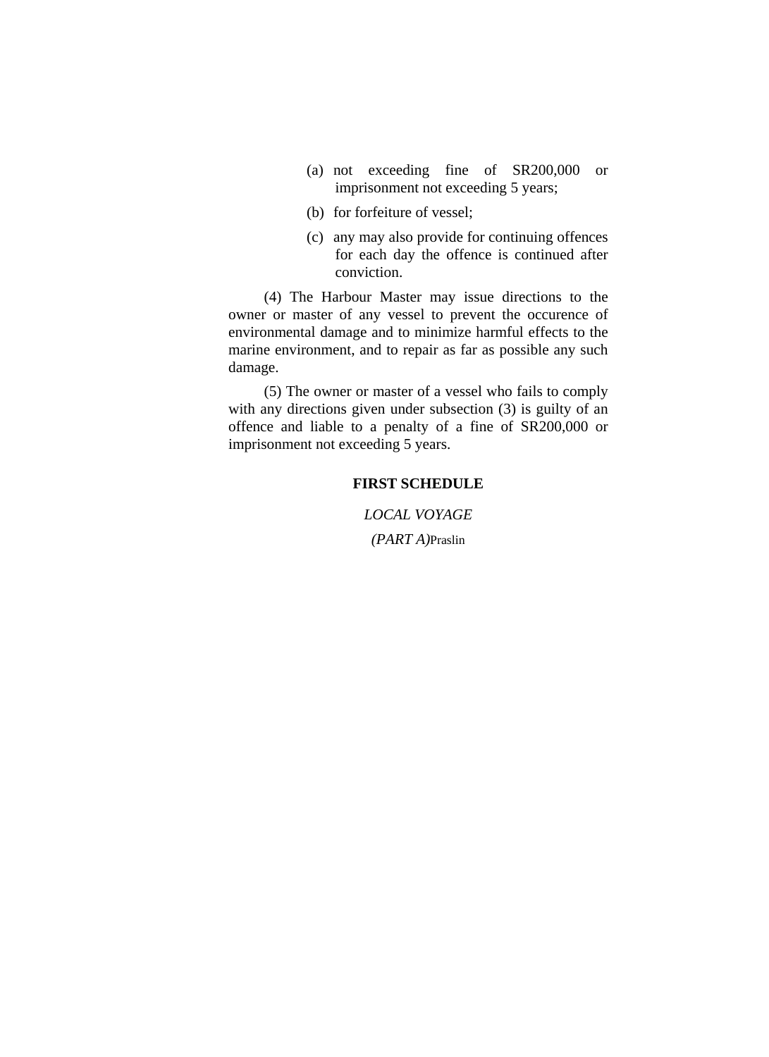(a) not exceeding fine of SR200,000 or imprisonment not exceeding 5 years;

(b) for forfeiture of vessel;

(c) any may also provide for continuing offences for each day the offence is continued after conviction.

(4) The Harbour Master may issue directions to the owner or master of any vessel to prevent the occurence of environmental damage and to minimize harmful effects to the marine environment, and to repair as far as possible any such damage.

(5) The owner or master of a vessel who fails to comply with any directions given under subsection (3) is guilty of an offence and liable to a penalty of a fine of SR200,000 or imprisonment not exceeding 5 years.

## FIRST SCHEDULE

*LOCAL VOYAGE*

*(PART A)*Praslin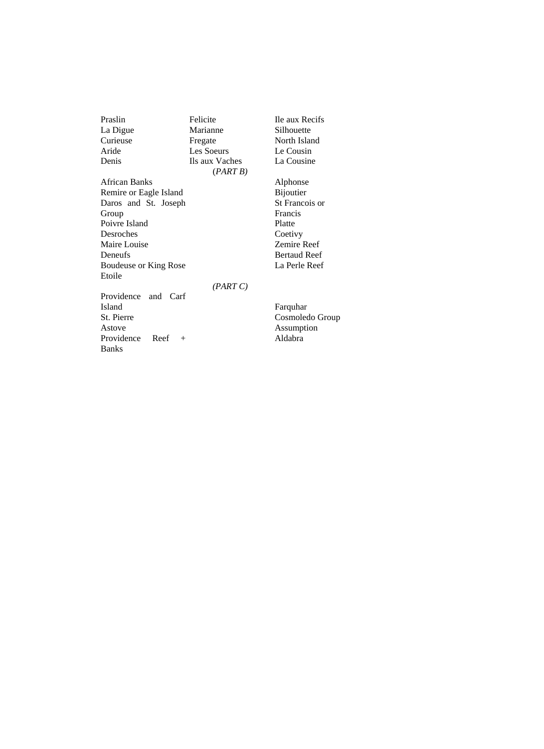| | | |
|---|---|---|
| Praslin | Felicite | Ile aux Recifs |
| La Digue | Marianne | Silhouette |
| Curieuse | Fregate | North Island |
| Aride | Les Soeurs | Le Cousin |
| Denis | Ils aux Vaches | La Cousine |

*(PART B)*

| | |
|---|---|
| African Banks | Alphonse |
| Remire or Eagle Island | Bijoutier |
| Daros and St. Joseph Group | St Francois or Francis |
| Poivre Island | Platte |
| Desroches | Coetivy |
| Maire Louise | Zemire Reef |
| Deneufs | Bertaud Reef |
| Boudeuse or King Rose | La Perle Reef |
| Etoile | |

*(PART C)*

| | |
|---|---|
| Providence and Carf Island | Farquhar |
| St. Pierre | Cosmoledo Group |
| Astove | Assumption |
| Providence Reef + Banks | Aldabra |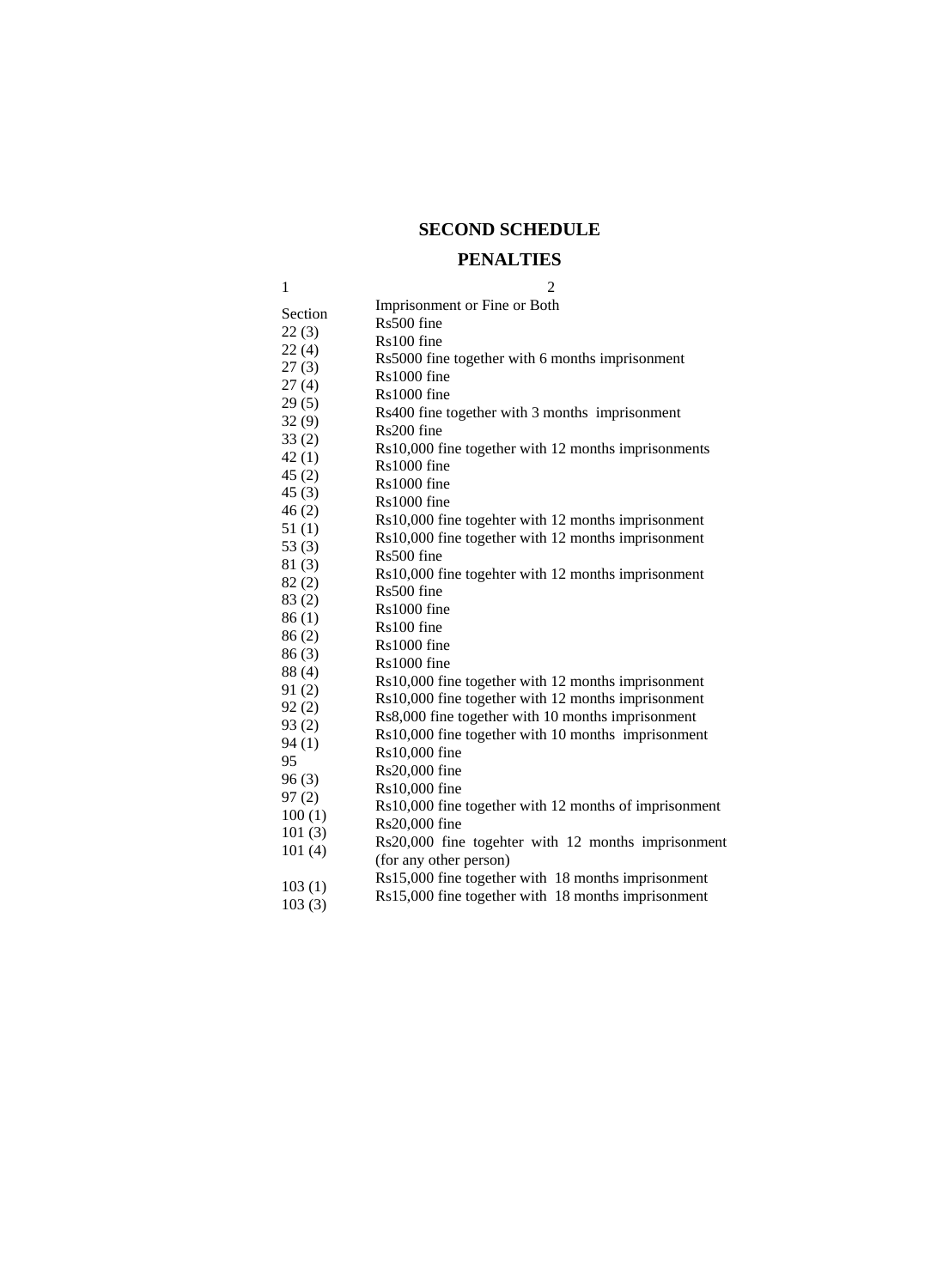# SECOND SCHEDULE

## PENALTIES

| 1 | 2 |
|---|---|
| Section | Imprisonment or Fine or Both |
| 22 (3) | Rs500 fine |
| 22 (4) | Rs100 fine |
| 27 (3) | Rs5000 fine togetther with 6 months imprisonment |
| 27 (4) | Rs1000 fine |
| 29 (5) | Rs1000 fine |
| 32 (9) | Rs400 fine together with 3 months imprisonment |
| 33 (2) | Rs200 fine |
| 42 (1) | Rs10,000 fine together with 12 months imprisonments |
| 45 (2) | Rs1000 fine |
| 45 (3) | Rs1000 fine |
| 46 (2) | Rs1000 fine |
| 51 (1) | Rs10,000 fine togehter with 12 months imprisonment |
| 53 (3) | Rs10,000 fine together with 12 months imprisonment |
| 81 (3) | Rs500 fine |
| 82 (2) | Rs10,000 fine togehter with 12 months imprisonment |
| 83 (2) | Rs500 fine |
| 86 (1) | Rs1000 fine |
| 86 (2) | Rs100 fine |
| 86 (3) | Rs1000 fine |
| 88 (4) | Rs1000 fine |
| 91 (2) | Rs10,000 fine together with 12 months imprisonment |
| 92 (2) | Rs10,000 fine together with 12 months imprisonment |
| 93 (2) | Rs8,000 fine together with 10 months imprisonment |
| 94 (1) | Rs10,000 fine together with 10 months imprisonment |
| 95 | Rs10,000 fine |
| 96 (3) | Rs20,000 fine |
| 97 (2) | Rs10,000 fine |
| 100 (1) | Rs10,000 fine together with 12 months of imprisonment |
| 101 (3) | Rs20,000 fine |
| 101 (4) | Rs20,000 fine togehter with 12 months imprisonment (for any other person) |
| 103 (1) | Rs15,000 fine together with 18 months imprisonment |
| 103 (3) | Rs15,000 fine together with 18 months imprisonment |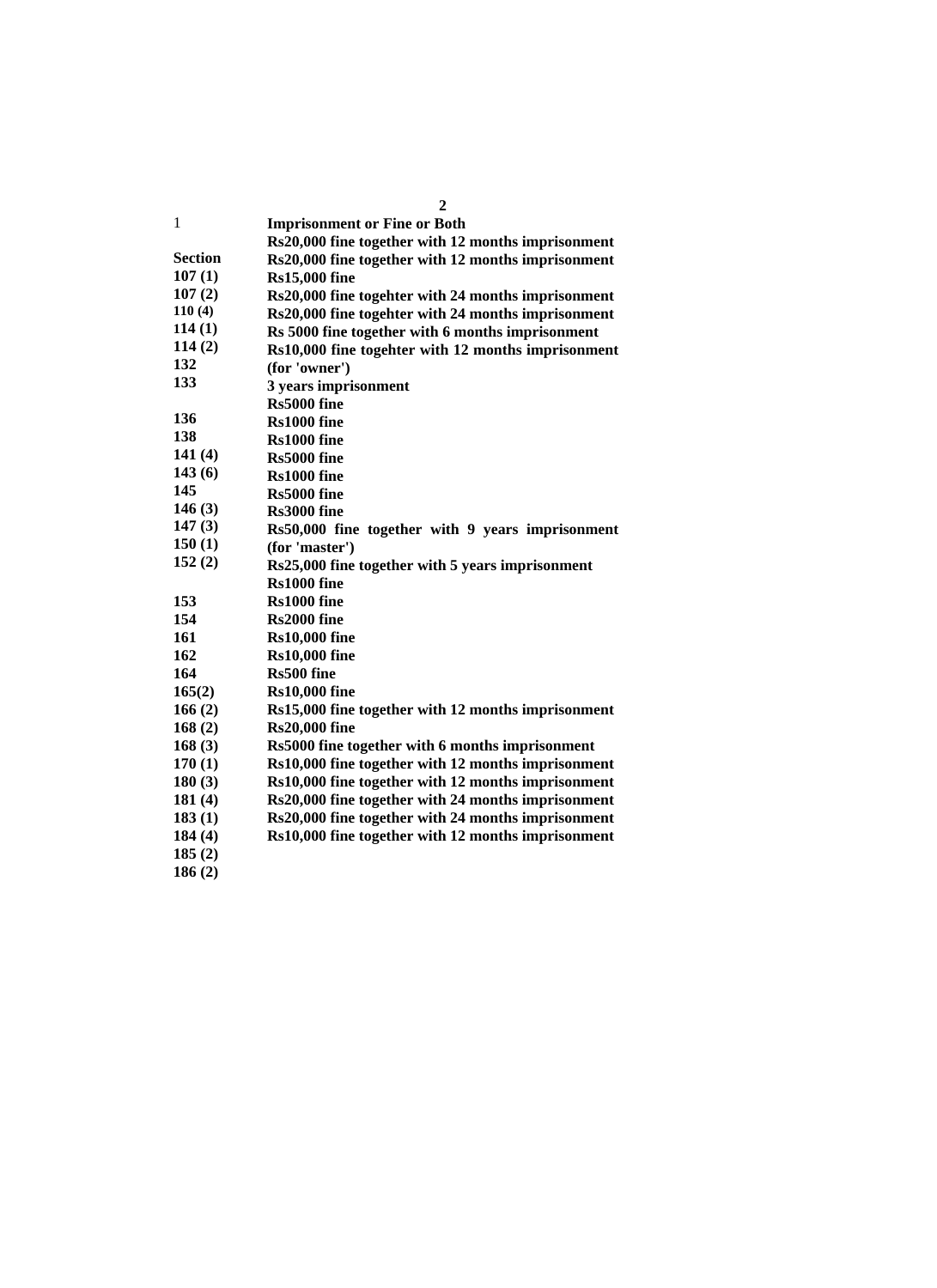| 1 | 2 |
|---|---|
| | Imprisonment or Fine or Both |
| | Rs20,000 fine together with 12 months imprisonment |
| Section | Rs20,000 fine together with 12 months imprisonment |
| 107 (1) | Rs15,000 fine |
| 107 (2) | Rs20,000 fine togehter with 24 months imprisonment |
| 110 (4) | Rs20,000 fine togehter with 24 months imprisonment |
| 114 (1) | Rs 5000 fine together with 6 months imprisonment |
| 114 (2) | Rs10,000 fine togehter with 12 months imprisonment |
| 132 | (for 'owner') |
| 133 | 3 years imprisonment |
| | Rs5000 fine |
| 136 | Rs1000 fine |
| 138 | Rs1000 fine |
| 141 (4) | Rs5000 fine |
| 143 (6) | Rs1000 fine |
| 145 | Rs5000 fine |
| 146 (3) | Rs3000 fine |
| 147 (3) | Rs50,000 fine together with 9 years imprisonment |
| 150 (1) | (for 'master') |
| 152 (2) | Rs25,000 fine together with 5 years imprisonment |
| | Rs1000 fine |
| 153 | Rs1000 fine |
| 154 | Rs2000 fine |
| 161 | Rs10,000 fine |
| 162 | Rs10,000 fine |
| 164 | Rs500 fine |
| 165(2) | Rs10,000 fine |
| 166 (2) | Rs15,000 fine together with 12 months imprisonment |
| 168 (2) | Rs20,000 fine |
| 168 (3) | Rs5000 fine together with 6 months imprisonment |
| 170 (1) | Rs10,000 fine together with 12 months imprisonment |
| 180 (3) | Rs10,000 fine together with 12 months imprisonment |
| 181 (4) | Rs20,000 fine together with 24 months imprisonment |
| 183 (1) | Rs20,000 fine together with 24 months imprisonment |
| 184 (4) | Rs10,000 fine together with 12 months imprisonment |
| 185 (2) | |
| 186 (2) | |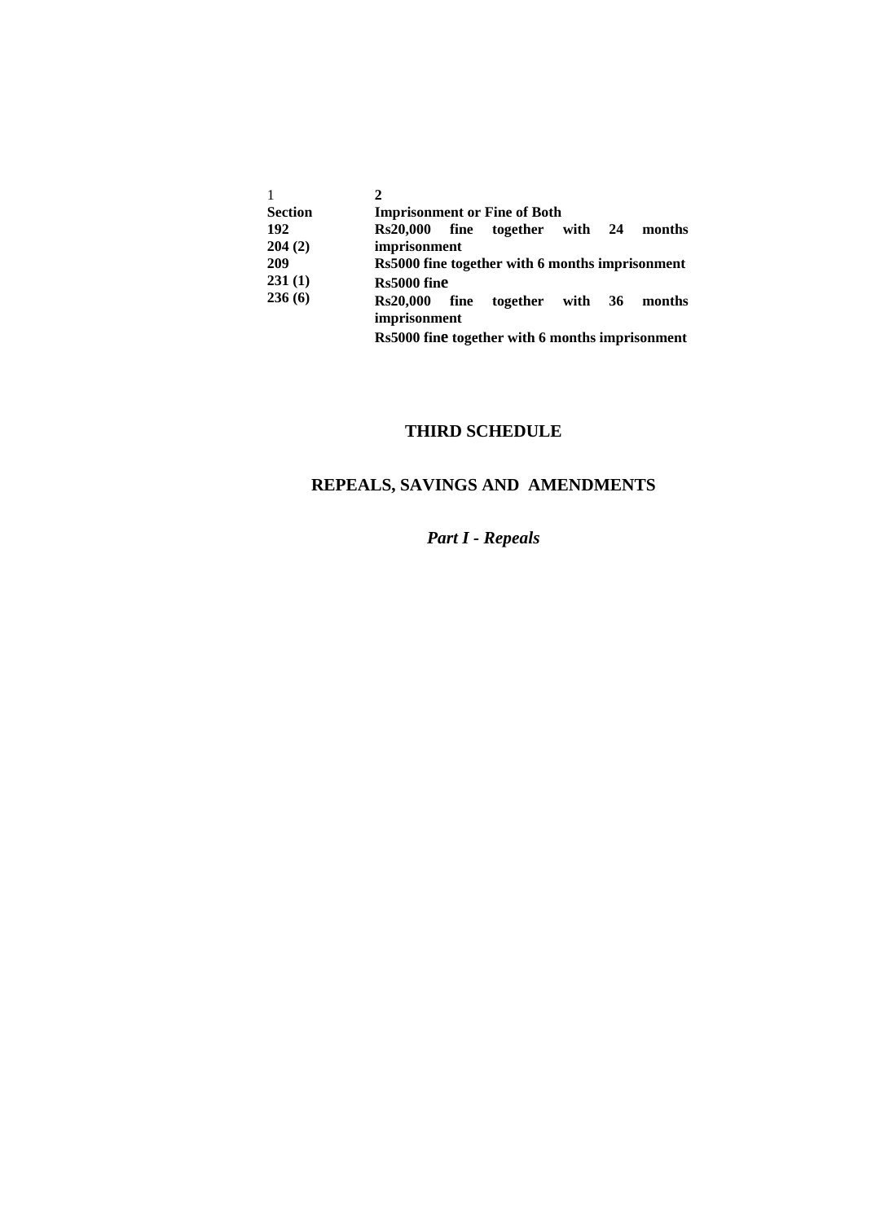| 1 | 2 |
|---|---|
| **Section** | **Imprisonment or Fine of Both** |
| **192** | **Rs20,000 fine together with 24 months imprisonment** |
| **204 (2)** | **Rs5000 fine together with 6 months imprisonment** |
| **209** | **Rs5000 fine** |
| **231 (1)** | **Rs20,000 fine together with 36 months imprisonment** |
| **236 (6)** | **Rs5000 fine together with 6 months imprisonment** |

## THIRD SCHEDULE

## REPEALS, SAVINGS AND AMENDMENTS

### *Part I - Repeals*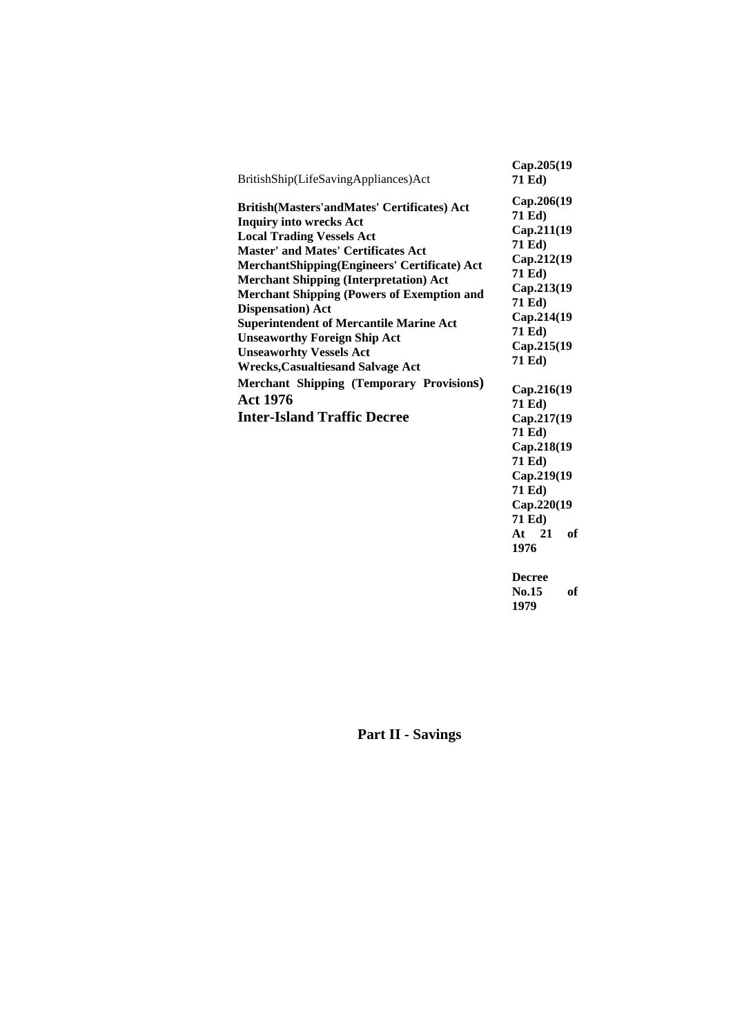| | |
|---|---|
| BritishShip(LifeSavingAppliances)Act | **Cap.205(1971 Ed)** |
| **British(Masters'andMates' Certificates) Act** | **Cap.206(1971 Ed)** |
| **Inquiry into wrecks Act** | **Cap.211(1971 Ed)** |
| **Local Trading Vessels Act** | **Cap.212(1971 Ed)** |
| **Master' and Mates' Certificates Act** | **Cap.213(1971 Ed)** |
| **MerchantShipping(Engineers' Certificate) Act** | **Cap.214(1971 Ed)** |
| **Merchant Shipping (Interpretation) Act** | **Cap.215(1971 Ed)** |
| **Merchant Shipping (Powers of Exemption and Dispensation) Act** | **Cap.216(1971 Ed)** |
| **Superintendent of Mercantile Marine Act** | **Cap.217(1971 Ed)** |
| **Unseaworthy Foreign Ship Act** | **Cap.218(1971 Ed)** |
| **Unseaworhty Vessels Act** | **Cap.219(1971 Ed)** |
| **Wrecks,Casualtiesand Salvage Act** | **Cap.220(1971 Ed)** |
| **Merchant Shipping (Temporary Provisions) Act 1976** | **At 21 of 1976** |
| **Inter-Island Traffic Decree** | **Decree No.15 of 1979** |

## Part II - Savings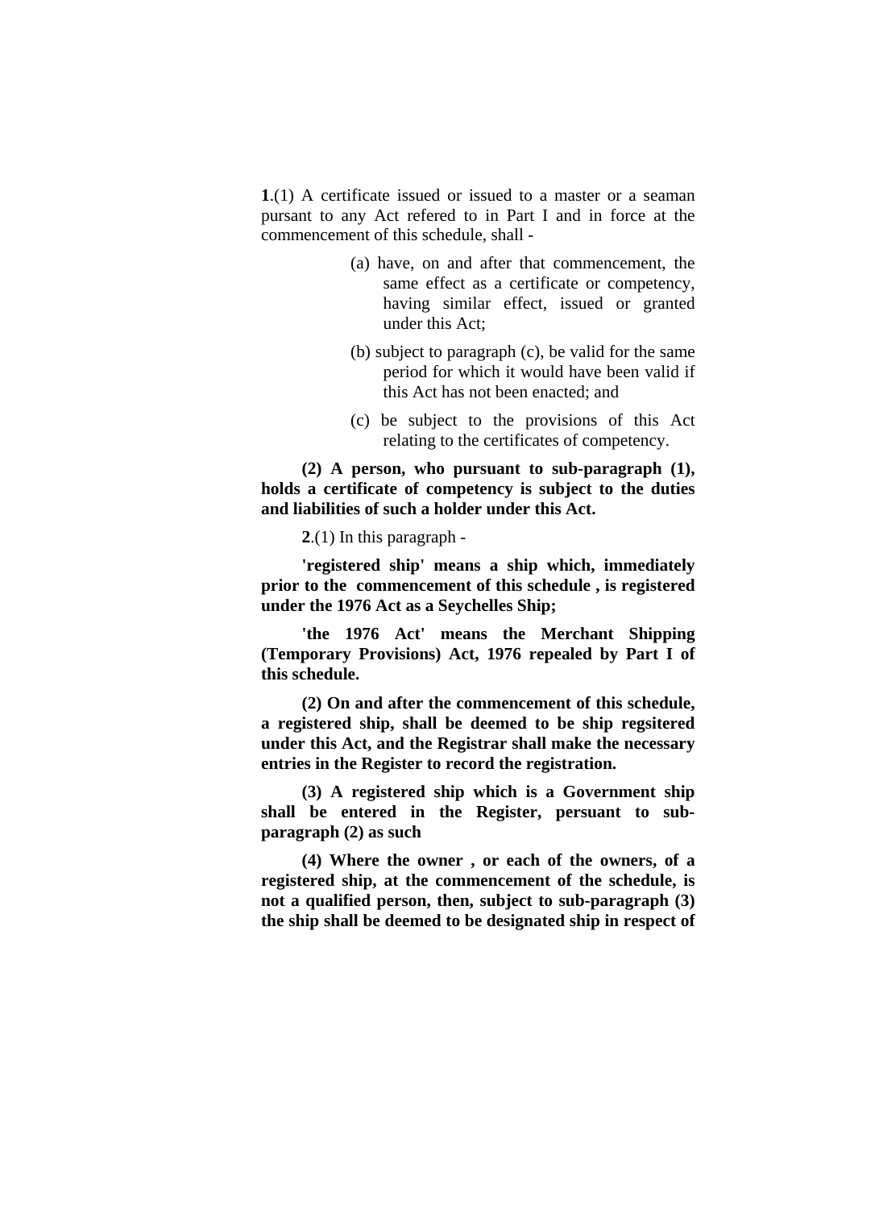**1**.(1) A certificate issued or issued to a master or a seaman pursant to any Act refered to in Part I and in force at the commencement of this schedule, shall -

(a) have, on and after that commencement, the same effect as a certificate or competency, having similar effect, issued or granted under this Act;

(b) subject to paragraph (c), be valid for the same period for which it would have been valid if this Act has not been enacted; and

(c) be subject to the provisions of this Act relating to the certificates of competency.

**(2) A person, who pursuant to sub-paragraph (1), holds a certificate of competency is subject to the duties and liabilities of such a holder under this Act.**

**2**.(1) In this paragraph -

**'registered ship' means a ship which, immediately prior to the commencement of this schedule , is registered under the 1976 Act as a Seychelles Ship;**

**'the 1976 Act' means the Merchant Shipping (Temporary Provisions) Act, 1976 repealed by Part I of this schedule.**

**(2) On and after the commencement of this schedule, a registered ship, shall be deemed to be ship regsitered under this Act, and the Registrar shall make the necessary entries in the Register to record the registration.**

**(3) A registered ship which is a Government ship shall be entered in the Register, persuant to sub-paragraph (2) as such**

**(4) Where the owner , or each of the owners, of a registered ship, at the commencement of the schedule, is not a qualified person, then, subject to sub-paragraph (3) the ship shall be deemed to be designated ship in respect of**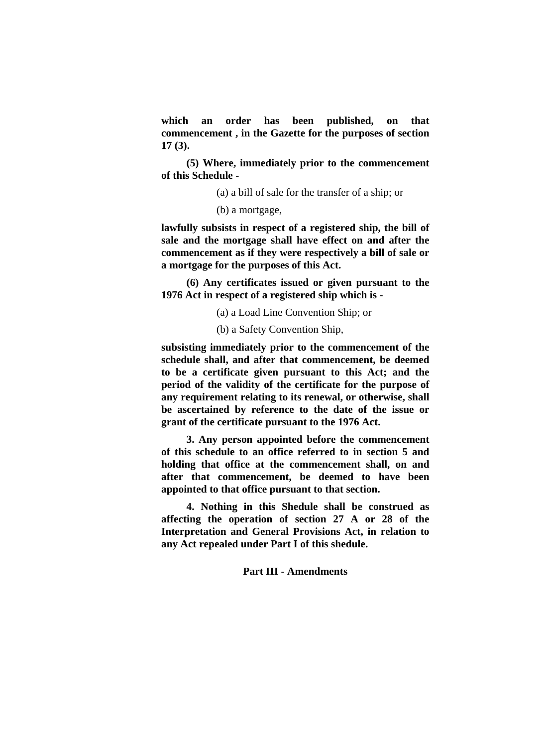**which an order has been published, on that commencement , in the Gazette for the purposes of section 17 (3).**

**(5) Where, immediately prior to the commencement of this Schedule -**

(a) a bill of sale for the transfer of a ship; or

(b) a mortgage,

**lawfully subsists in respect of a registered ship, the bill of sale and the mortgage shall have effect on and after the commencement as if they were respectively a bill of sale or a mortgage for the purposes of this Act.**

**(6) Any certificates issued or given pursuant to the 1976 Act in respect of a registered ship which is -**

(a) a Load Line Convention Ship; or

(b) a Safety Convention Ship,

**subsisting immediately prior to the commencement of the schedule shall, and after that commencement, be deemed to be a certificate given pursuant to this Act; and the period of the validity of the certificate for the purpose of any requirement relating to its renewal, or otherwise, shall be ascertained by reference to the date of the issue or grant of the certificate pursuant to the 1976 Act.**

**3. Any person appointed before the commencement of this schedule to an office referred to in section 5 and holding that office at the commencement shall, on and after that commencement, be deemed to have been appointed to that office pursuant to that section.**

**4. Nothing in this Shedule shall be construed as affecting the operation of section 27 A or 28 of the Interpretation and General Provisions Act, in relation to any Act repealed under Part I of this shedule.**

**Part III - Amendments**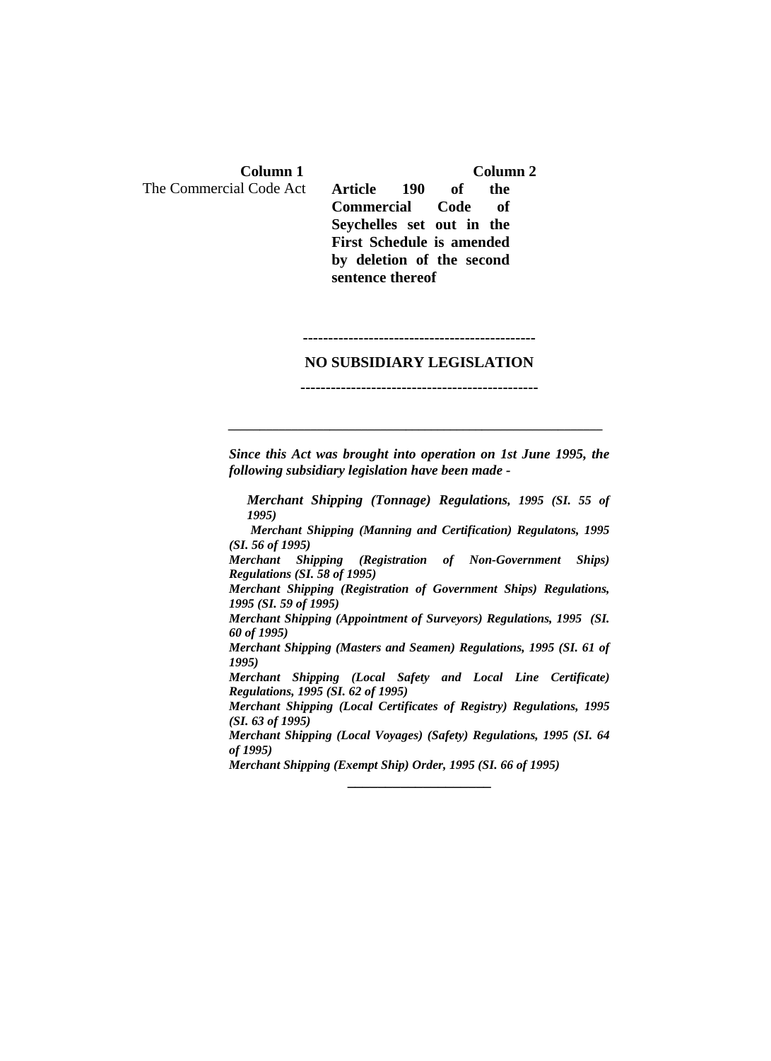| Column 1 | Column 2 |
| --- | --- |
| The Commercial Code Act | **Article 190 of the Commercial Code of Seychelles set out in the First Schedule is amended by deletion of the second sentence thereof** |

---

**NO SUBSIDIARY LEGISLATION**

---

***Since this Act was brought into operation on 1st June 1995, the following subsidiary legislation have been made -***

***Merchant Shipping (Tonnage) Regulations, 1995 (SI. 55 of 1995)***

***Merchant Shipping (Manning and Certification) Regulatons, 1995 (SI. 56 of 1995)***

***Merchant Shipping (Registration of Non-Government Ships) Regulations (SI. 58 of 1995)***

***Merchant Shipping (Registration of Government Ships) Regulations, 1995 (SI. 59 of 1995)***

***Merchant Shipping (Appointment of Surveyors) Regulations, 1995 (SI. 60 of 1995)***

***Merchant Shipping (Masters and Seamen) Regulations, 1995 (SI. 61 of 1995)***

***Merchant Shipping (Local Safety and Local Line Certificate) Regulations, 1995 (SI. 62 of 1995)***

***Merchant Shipping (Local Certificates of Registry) Regulations, 1995 (SI. 63 of 1995)***

***Merchant Shipping (Local Voyages) (Safety) Regulations, 1995 (SI. 64 of 1995)***

***Merchant Shipping (Exempt Ship) Order, 1995 (SI. 66 of 1995)***